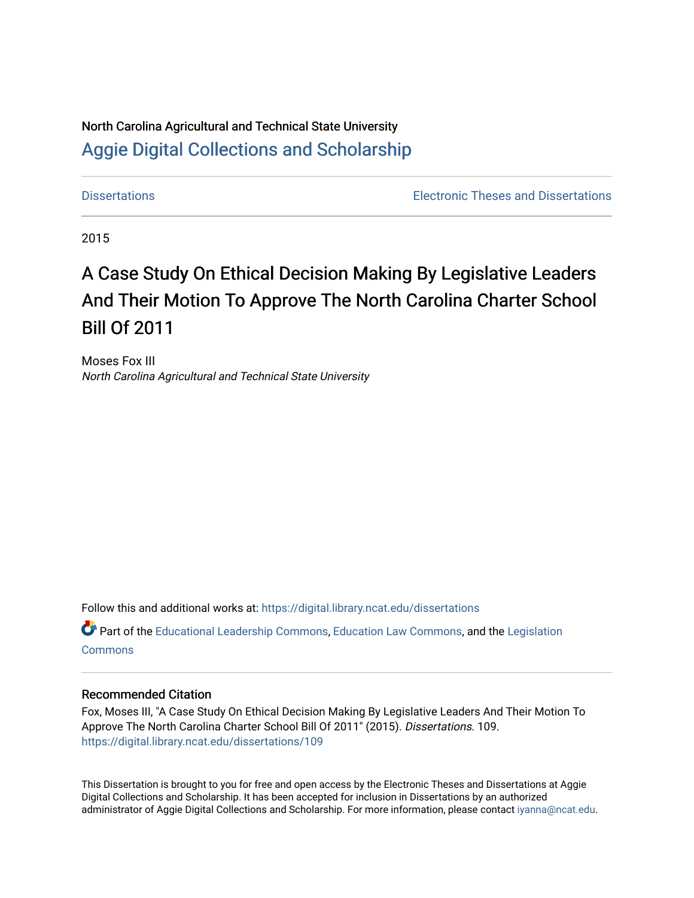North Carolina Agricultural and Technical State University

# Aggie Digital Collections and Scholarship

Dissertations | Electronic Theses and Dissertations

2015

# A Case Study On Ethical Decision Making By Legislative Leaders And Their Motion To Approve The North Carolina Charter School Bill Of 2011

Moses Fox III

*North Carolina Agricultural and Technical State University*

Follow this and additional works at: https://digital.library.ncat.edu/dissertations

Part of the Educational Leadership Commons, Education Law Commons, and the Legislation Commons

### Recommended Citation

Fox, Moses III, "A Case Study On Ethical Decision Making By Legislative Leaders And Their Motion To Approve The North Carolina Charter School Bill Of 2011" (2015). *Dissertations*. 109.
https://digital.library.ncat.edu/dissertations/109

This Dissertation is brought to you for free and open access by the Electronic Theses and Dissertations at Aggie Digital Collections and Scholarship. It has been accepted for inclusion in Dissertations by an authorized administrator of Aggie Digital Collections and Scholarship. For more information, please contact iyanna@ncat.edu.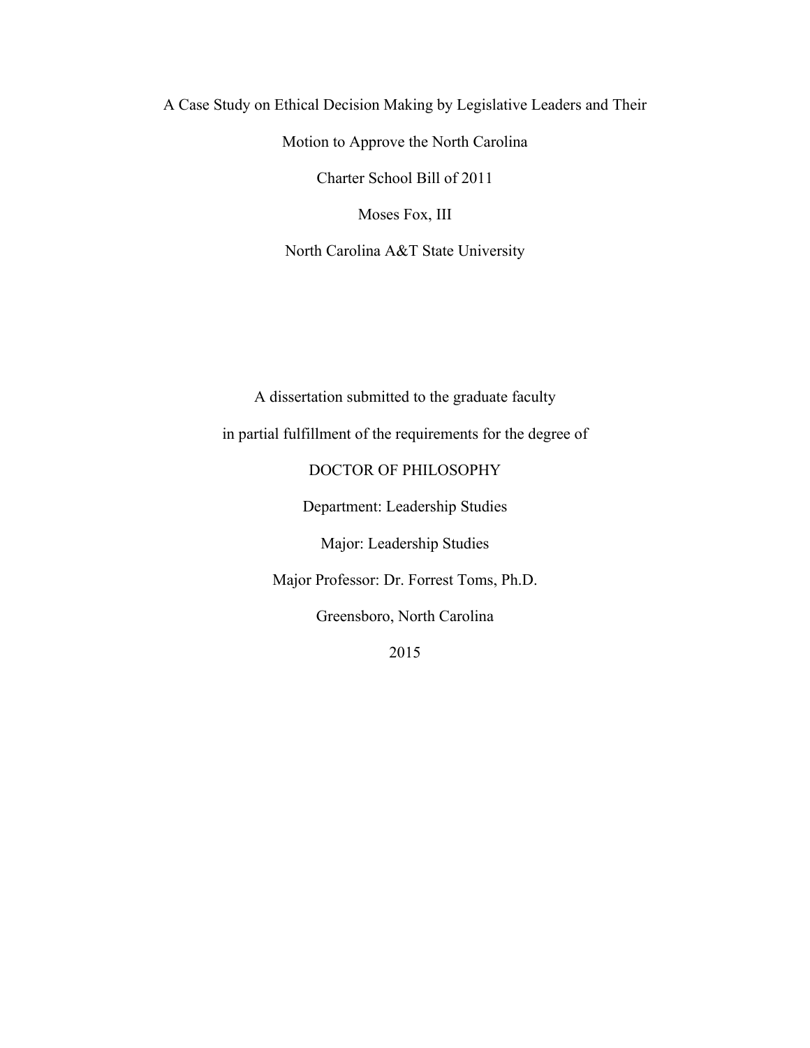A Case Study on Ethical Decision Making by Legislative Leaders and Their

Motion to Approve the North Carolina

Charter School Bill of 2011

Moses Fox, III

North Carolina A&T State University

A dissertation submitted to the graduate faculty

in partial fulfillment of the requirements for the degree of

DOCTOR OF PHILOSOPHY

Department: Leadership Studies

Major: Leadership Studies

Major Professor: Dr. Forrest Toms, Ph.D.

Greensboro, North Carolina

2015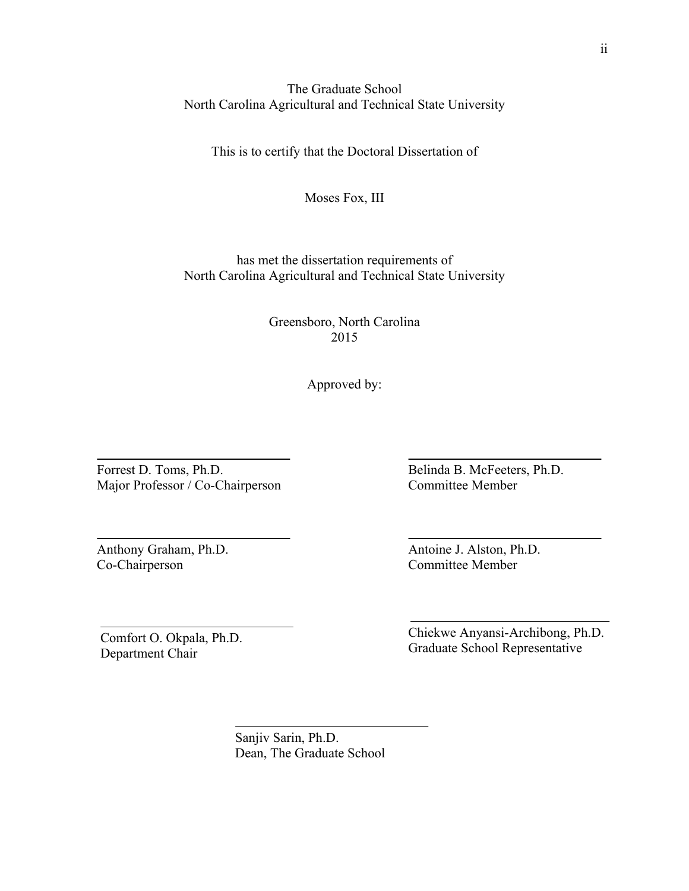The Graduate School
North Carolina Agricultural and Technical State University

This is to certify that the Doctoral Dissertation of

Moses Fox, III

has met the dissertation requirements of
North Carolina Agricultural and Technical State University

Greensboro, North Carolina
2015

Approved by:

Forrest D. Toms, Ph.D.
Major Professor / Co-Chairperson

Belinda B. McFeeters, Ph.D.
Committee Member

Anthony Graham, Ph.D.
Co-Chairperson

Antoine J. Alston, Ph.D.
Committee Member

Comfort O. Okpala, Ph.D.
Department Chair

Chiekwe Anyansi-Archibong, Ph.D.
Graduate School Representative

Sanjiv Sarin, Ph.D.
Dean, The Graduate School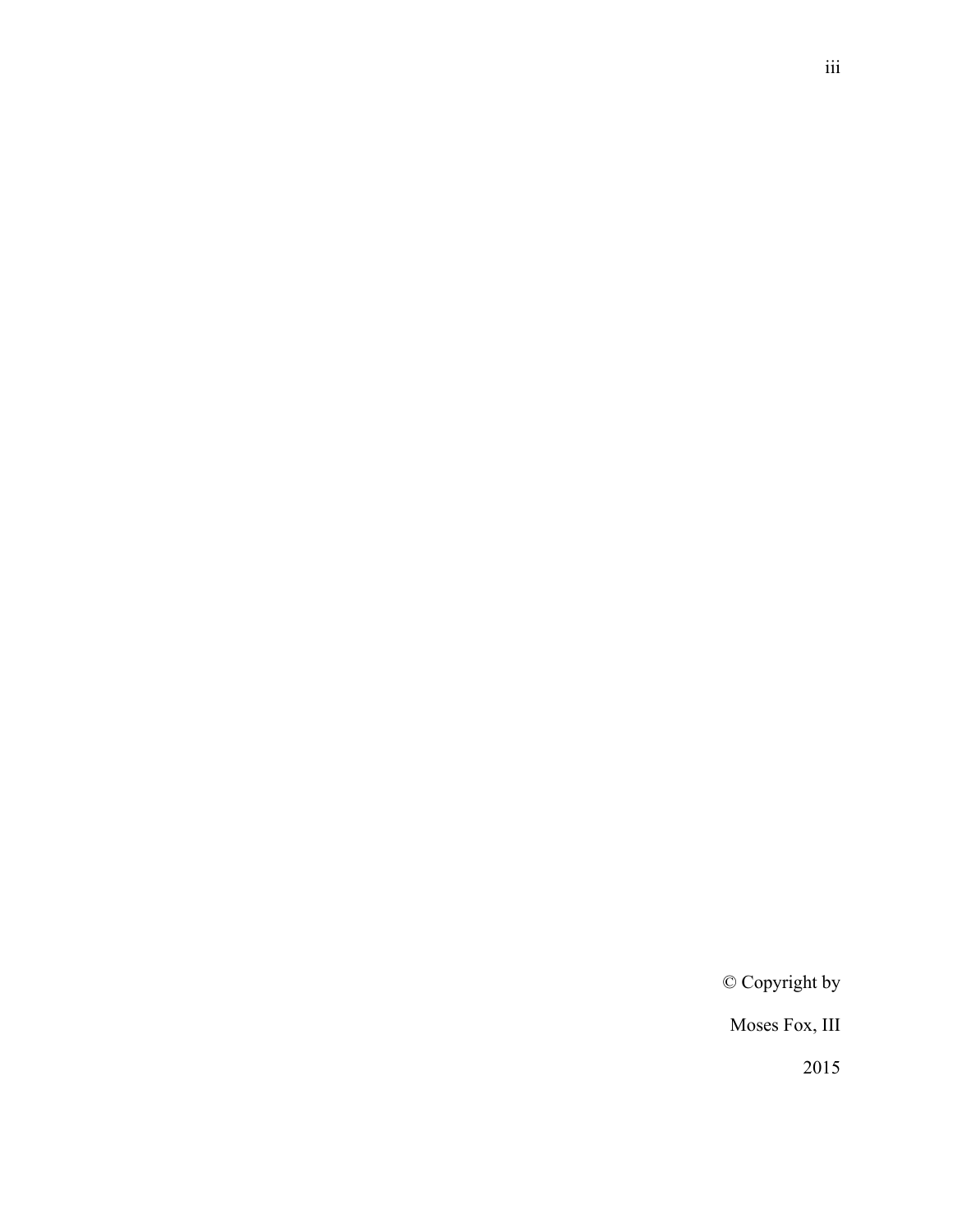© Copyright by

Moses Fox, III

2015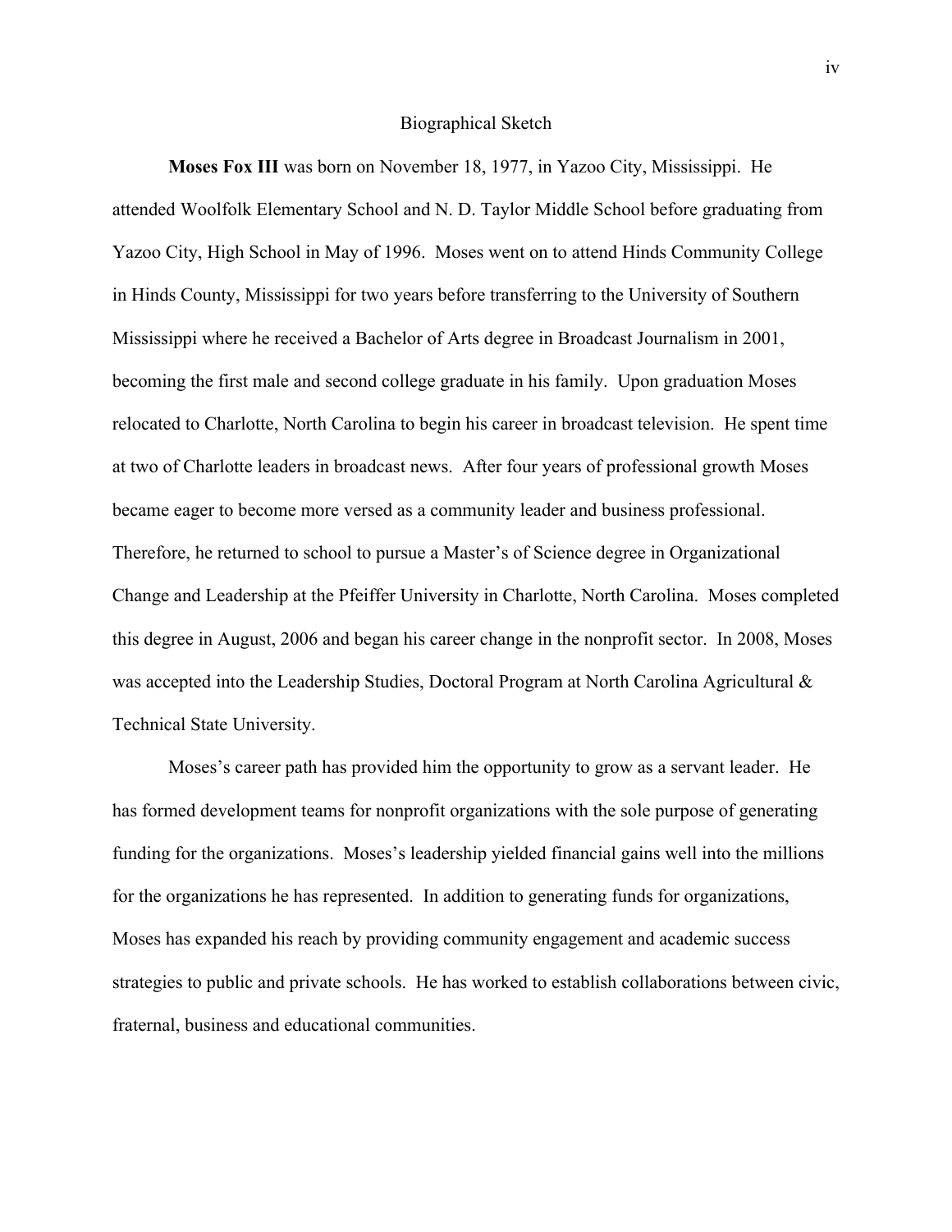# Biographical Sketch

**Moses Fox III** was born on November 18, 1977, in Yazoo City, Mississippi. He attended Woolfolk Elementary School and N. D. Taylor Middle School before graduating from Yazoo City, High School in May of 1996. Moses went on to attend Hinds Community College in Hinds County, Mississippi for two years before transferring to the University of Southern Mississippi where he received a Bachelor of Arts degree in Broadcast Journalism in 2001, becoming the first male and second college graduate in his family. Upon graduation Moses relocated to Charlotte, North Carolina to begin his career in broadcast television. He spent time at two of Charlotte leaders in broadcast news. After four years of professional growth Moses became eager to become more versed as a community leader and business professional. Therefore, he returned to school to pursue a Master's of Science degree in Organizational Change and Leadership at the Pfeiffer University in Charlotte, North Carolina. Moses completed this degree in August, 2006 and began his career change in the nonprofit sector. In 2008, Moses was accepted into the Leadership Studies, Doctoral Program at North Carolina Agricultural & Technical State University.

Moses's career path has provided him the opportunity to grow as a servant leader. He has formed development teams for nonprofit organizations with the sole purpose of generating funding for the organizations. Moses's leadership yielded financial gains well into the millions for the organizations he has represented. In addition to generating funds for organizations, Moses has expanded his reach by providing community engagement and academic success strategies to public and private schools. He has worked to establish collaborations between civic, fraternal, business and educational communities.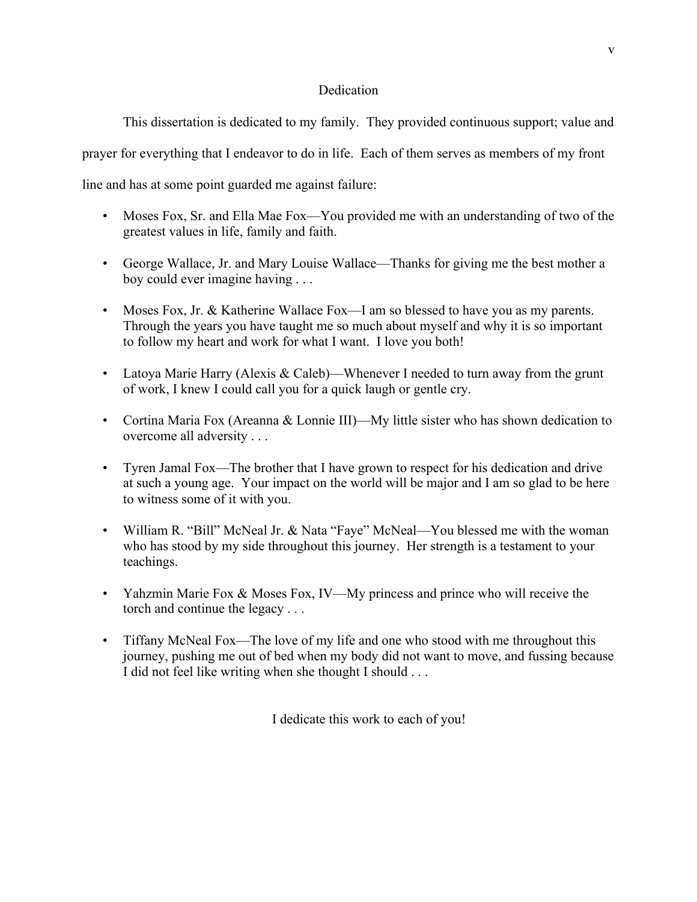# Dedication

This dissertation is dedicated to my family. They provided continuous support; value and prayer for everything that I endeavor to do in life. Each of them serves as members of my front line and has at some point guarded me against failure:

- Moses Fox, Sr. and Ella Mae Fox—You provided me with an understanding of two of the greatest values in life, family and faith.

- George Wallace, Jr. and Mary Louise Wallace—Thanks for giving me the best mother a boy could ever imagine having . . .

- Moses Fox, Jr. & Katherine Wallace Fox—I am so blessed to have you as my parents. Through the years you have taught me so much about myself and why it is so important to follow my heart and work for what I want. I love you both!

- Latoya Marie Harry (Alexis & Caleb)—Whenever I needed to turn away from the grunt of work, I knew I could call you for a quick laugh or gentle cry.

- Cortina Maria Fox (Areanna & Lonnie III)—My little sister who has shown dedication to overcome all adversity . . .

- Tyren Jamal Fox—The brother that I have grown to respect for his dedication and drive at such a young age. Your impact on the world will be major and I am so glad to be here to witness some of it with you.

- William R. "Bill" McNeal Jr. & Nata "Faye" McNeal—You blessed me with the woman who has stood by my side throughout this journey. Her strength is a testament to your teachings.

- Yahzmin Marie Fox & Moses Fox, IV—My princess and prince who will receive the torch and continue the legacy . . .

- Tiffany McNeal Fox—The love of my life and one who stood with me throughout this journey, pushing me out of bed when my body did not want to move, and fussing because I did not feel like writing when she thought I should . . .

I dedicate this work to each of you!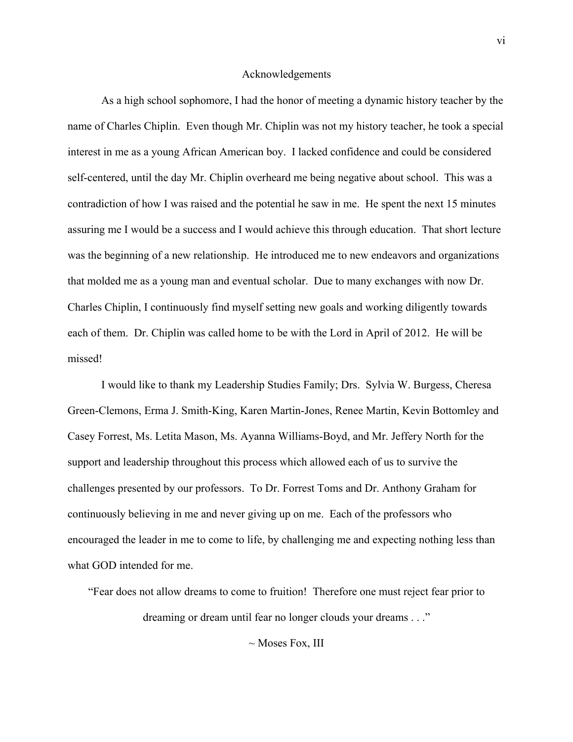# Acknowledgements

As a high school sophomore, I had the honor of meeting a dynamic history teacher by the name of Charles Chiplin. Even though Mr. Chiplin was not my history teacher, he took a special interest in me as a young African American boy. I lacked confidence and could be considered self-centered, until the day Mr. Chiplin overheard me being negative about school. This was a contradiction of how I was raised and the potential he saw in me. He spent the next 15 minutes assuring me I would be a success and I would achieve this through education. That short lecture was the beginning of a new relationship. He introduced me to new endeavors and organizations that molded me as a young man and eventual scholar. Due to many exchanges with now Dr. Charles Chiplin, I continuously find myself setting new goals and working diligently towards each of them. Dr. Chiplin was called home to be with the Lord in April of 2012. He will be missed!

I would like to thank my Leadership Studies Family; Drs. Sylvia W. Burgess, Cheresa Green-Clemons, Erma J. Smith-King, Karen Martin-Jones, Renee Martin, Kevin Bottomley and Casey Forrest, Ms. Letita Mason, Ms. Ayanna Williams-Boyd, and Mr. Jeffery North for the support and leadership throughout this process which allowed each of us to survive the challenges presented by our professors. To Dr. Forrest Toms and Dr. Anthony Graham for continuously believing in me and never giving up on me. Each of the professors who encouraged the leader in me to come to life, by challenging me and expecting nothing less than what GOD intended for me.

"Fear does not allow dreams to come to fruition! Therefore one must reject fear prior to dreaming or dream until fear no longer clouds your dreams . . ."

~ Moses Fox, III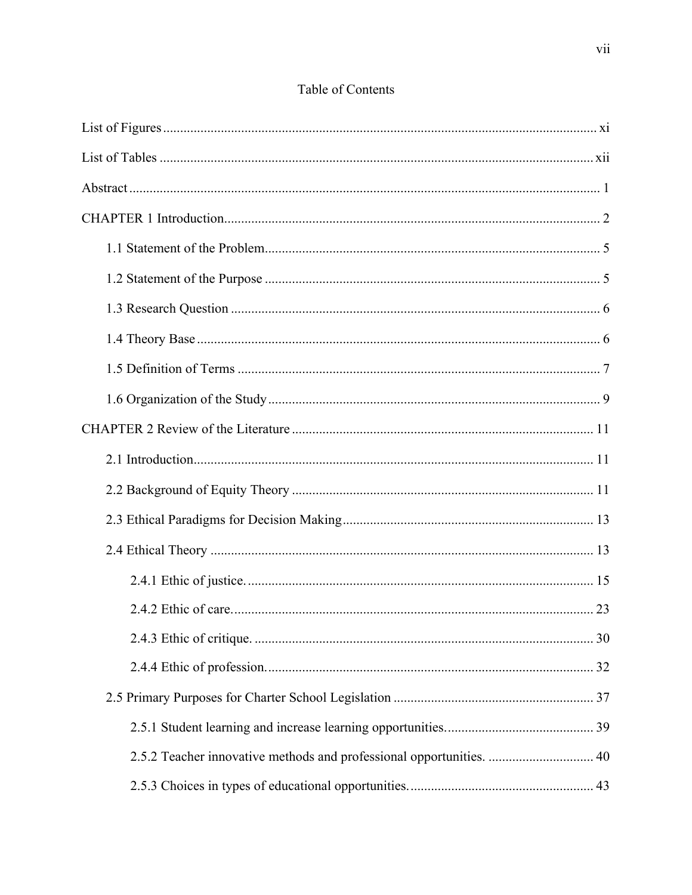# Table of Contents

List of Figures ..... xi

List of Tables ..... xii

Abstract ..... 1

CHAPTER 1 Introduction ..... 2

- 1.1 Statement of the Problem ..... 5
- 1.2 Statement of the Purpose ..... 5
- 1.3 Research Question ..... 6
- 1.4 Theory Base ..... 6
- 1.5 Definition of Terms ..... 7
- 1.6 Organization of the Study ..... 9

CHAPTER 2 Review of the Literature ..... 11

- 2.1 Introduction ..... 11
- 2.2 Background of Equity Theory ..... 11
- 2.3 Ethical Paradigms for Decision Making ..... 13
- 2.4 Ethical Theory ..... 13
  - 2.4.1 Ethic of justice. ..... 15
  - 2.4.2 Ethic of care. ..... 23
  - 2.4.3 Ethic of critique. ..... 30
  - 2.4.4 Ethic of profession. ..... 32
- 2.5 Primary Purposes for Charter School Legislation ..... 37
  - 2.5.1 Student learning and increase learning opportunities. ..... 39
  - 2.5.2 Teacher innovative methods and professional opportunities. ..... 40
  - 2.5.3 Choices in types of educational opportunities. ..... 43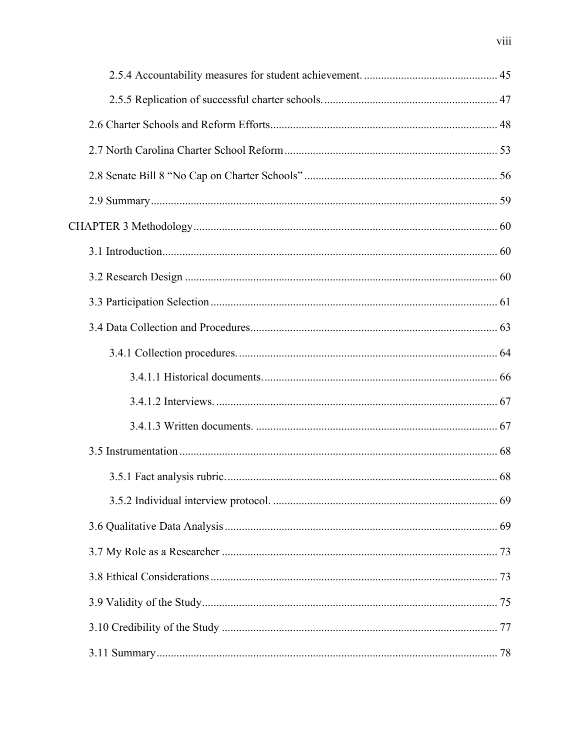2.5.4 Accountability measures for student achievement. .............................................. 45

2.5.5 Replication of successful charter schools. ............................................................ 47

2.6 Charter Schools and Reform Efforts ............................................................................... 48

2.7 North Carolina Charter School Reform .......................................................................... 53

2.8 Senate Bill 8 "No Cap on Charter Schools" ................................................................... 56

2.9 Summary ........................................................................................................................ 59

CHAPTER 3 Methodology .......................................................................................................... 60

3.1 Introduction .................................................................................................................... 60

3.2 Research Design ............................................................................................................ 60

3.3 Participation Selection ................................................................................................... 61

3.4 Data Collection and Procedures ..................................................................................... 63

3.4.1 Collection procedures. .......................................................................................... 64

3.4.1.1 Historical documents. ................................................................................. 66

3.4.1.2 Interviews. .................................................................................................. 67

3.4.1.3 Written documents. .................................................................................... 67

3.5 Instrumentation .............................................................................................................. 68

3.5.1 Fact analysis rubric. .............................................................................................. 68

3.5.2 Individual interview protocol. .............................................................................. 69

3.6 Qualitative Data Analysis .............................................................................................. 69

3.7 My Role as a Researcher ............................................................................................... 73

3.8 Ethical Considerations ................................................................................................... 73

3.9 Validity of the Study ...................................................................................................... 75

3.10 Credibility of the Study ............................................................................................... 77

3.11 Summary ...................................................................................................................... 78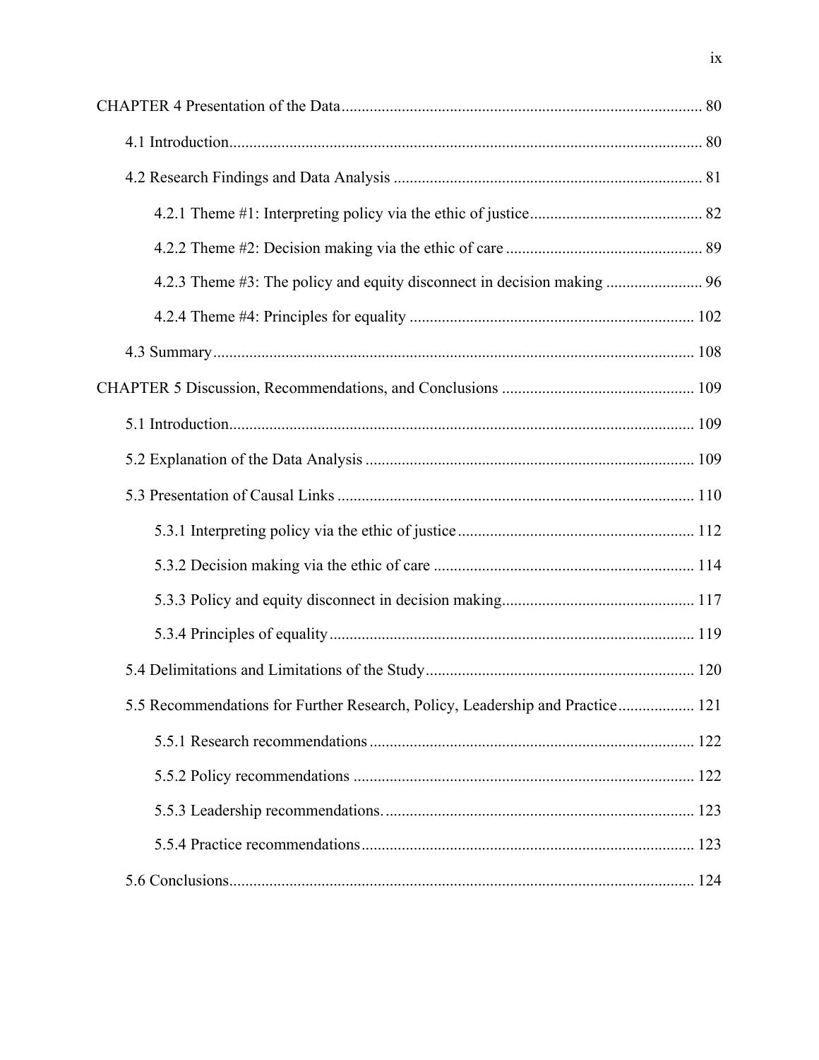CHAPTER 4 Presentation of the Data ........................................................................................ 80

4.1 Introduction..................................................................................................................... 80

4.2 Research Findings and Data Analysis ............................................................................ 81

4.2.1 Theme #1: Interpreting policy via the ethic of justice.......................................... 82

4.2.2 Theme #2: Decision making via the ethic of care ................................................ 89

4.2.3 Theme #3: The policy and equity disconnect in decision making ....................... 96

4.2.4 Theme #4: Principles for equality ...................................................................... 102

4.3 Summary....................................................................................................................... 108

CHAPTER 5 Discussion, Recommendations, and Conclusions ............................................... 109

5.1 Introduction.................................................................................................................. 109

5.2 Explanation of the Data Analysis ................................................................................. 109

5.3 Presentation of Causal Links ........................................................................................ 110

5.3.1 Interpreting policy via the ethic of justice .......................................................... 112

5.3.2 Decision making via the ethic of care ................................................................ 114

5.3.3 Policy and equity disconnect in decision making............................................... 117

5.3.4 Principles of equality .......................................................................................... 119

5.4 Delimitations and Limitations of the Study.................................................................. 120

5.5 Recommendations for Further Research, Policy, Leadership and Practice................... 121

5.5.1 Research recommendations ................................................................................ 122

5.5.2 Policy recommendations .................................................................................... 122

5.5.3 Leadership recommendations............................................................................. 123

5.5.4 Practice recommendations.................................................................................. 123

5.6 Conclusions.................................................................................................................. 124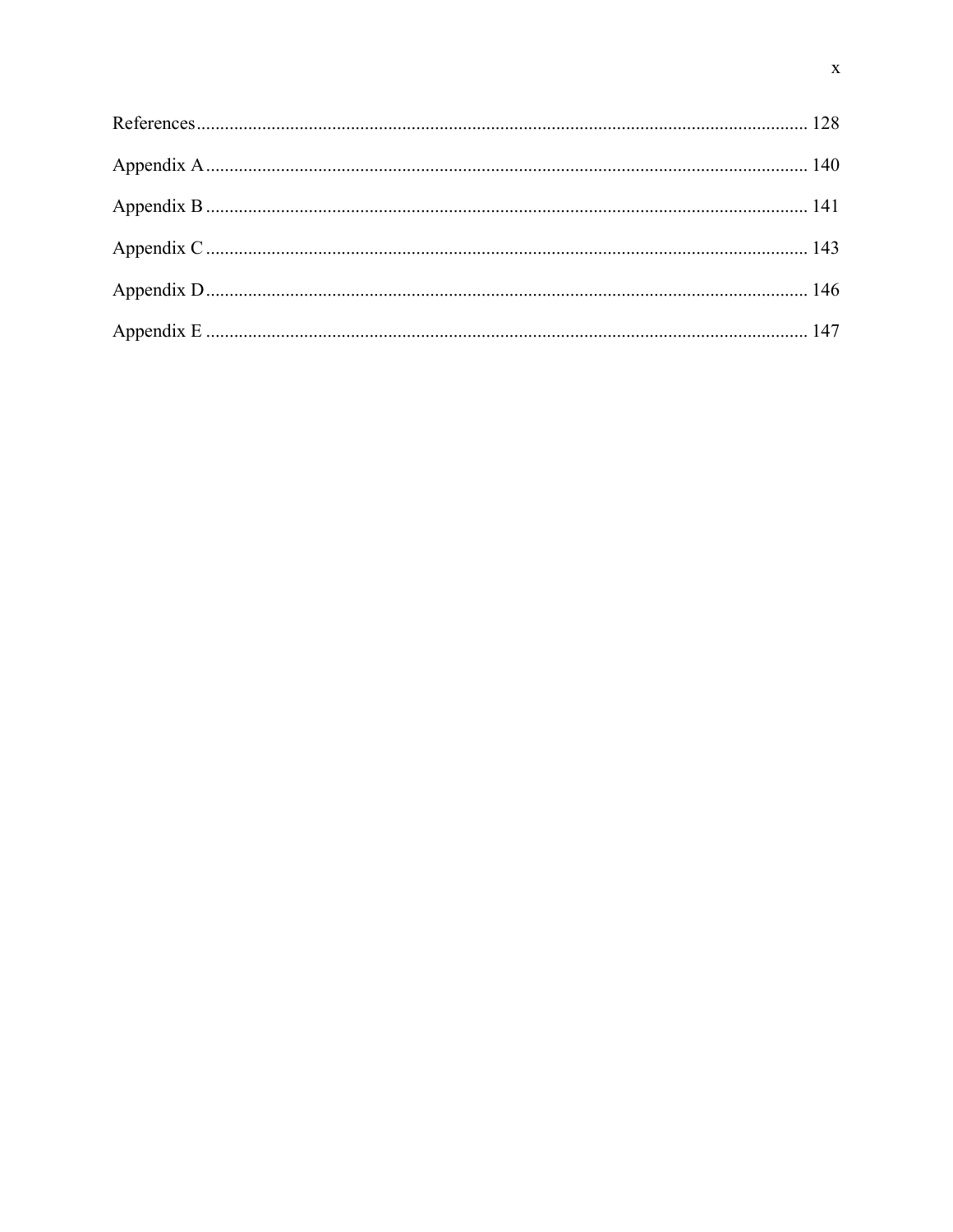References .................................................................................................................................. 128

Appendix A ................................................................................................................................ 140

Appendix B ................................................................................................................................ 141

Appendix C ................................................................................................................................ 143

Appendix D ................................................................................................................................ 146

Appendix E ................................................................................................................................ 147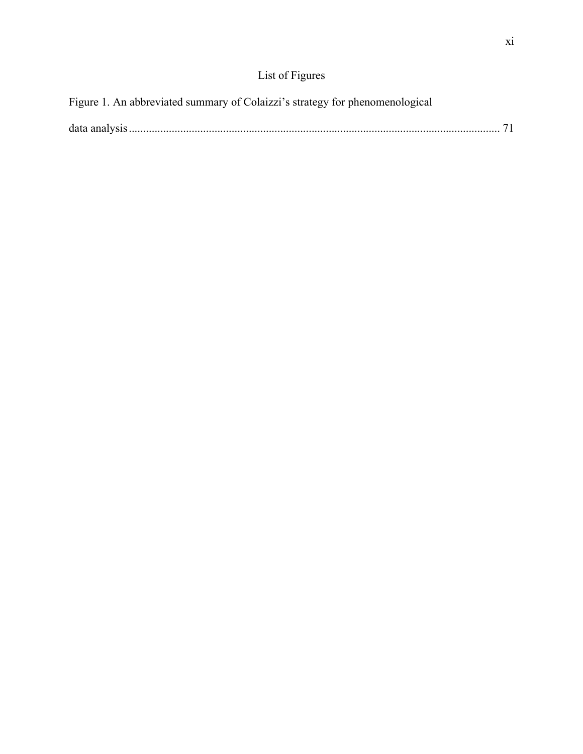# List of Figures

Figure 1. An abbreviated summary of Colaizzi's strategy for phenomenological data analysis ... 71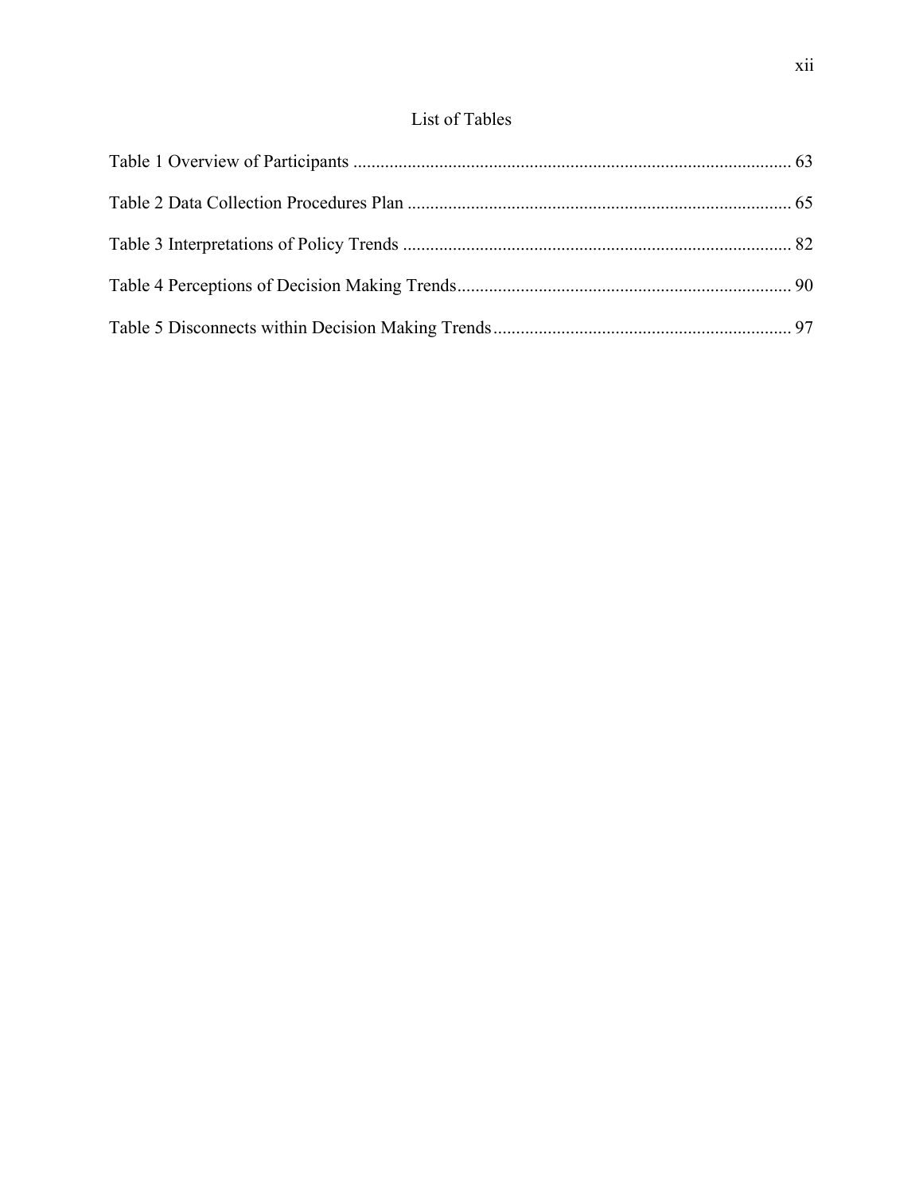# List of Tables

Table 1 Overview of Participants ................................................................................................ 63

Table 2 Data Collection Procedures Plan .................................................................................... 65

Table 3 Interpretations of Policy Trends ..................................................................................... 82

Table 4 Perceptions of Decision Making Trends......................................................................... 90

Table 5 Disconnects within Decision Making Trends................................................................. 97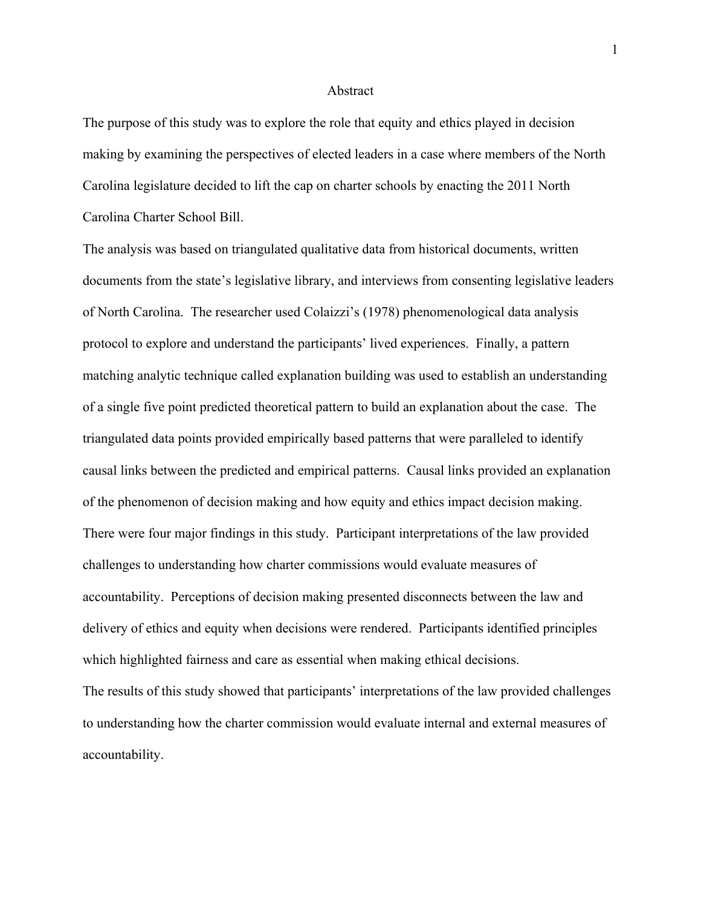# Abstract

The purpose of this study was to explore the role that equity and ethics played in decision making by examining the perspectives of elected leaders in a case where members of the North Carolina legislature decided to lift the cap on charter schools by enacting the 2011 North Carolina Charter School Bill.

The analysis was based on triangulated qualitative data from historical documents, written documents from the state's legislative library, and interviews from consenting legislative leaders of North Carolina. The researcher used Colaizzi's (1978) phenomenological data analysis protocol to explore and understand the participants' lived experiences. Finally, a pattern matching analytic technique called explanation building was used to establish an understanding of a single five point predicted theoretical pattern to build an explanation about the case. The triangulated data points provided empirically based patterns that were paralleled to identify causal links between the predicted and empirical patterns. Causal links provided an explanation of the phenomenon of decision making and how equity and ethics impact decision making. There were four major findings in this study. Participant interpretations of the law provided challenges to understanding how charter commissions would evaluate measures of accountability. Perceptions of decision making presented disconnects between the law and delivery of ethics and equity when decisions were rendered. Participants identified principles which highlighted fairness and care as essential when making ethical decisions.

The results of this study showed that participants' interpretations of the law provided challenges to understanding how the charter commission would evaluate internal and external measures of accountability.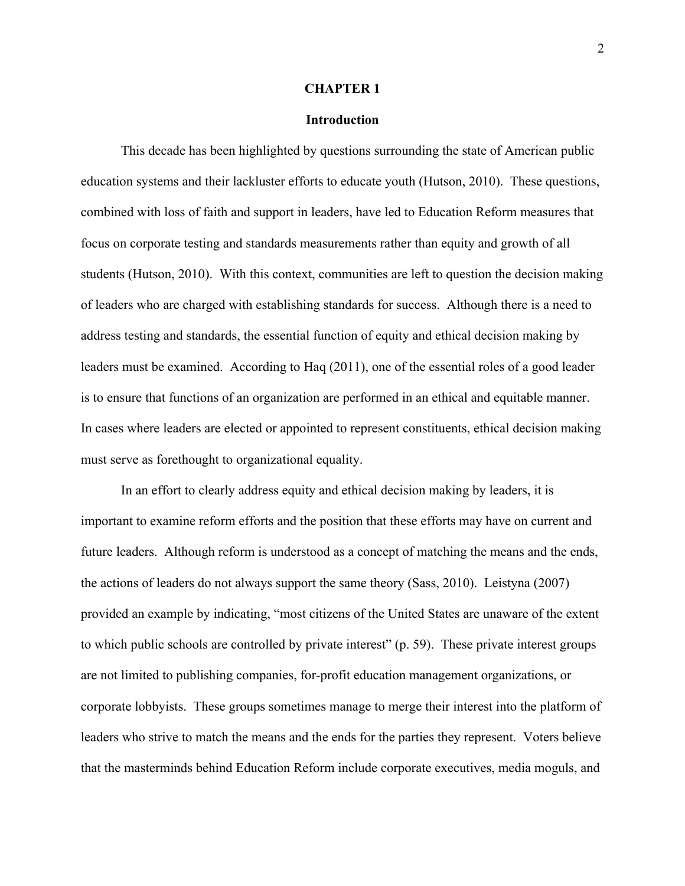# CHAPTER 1

## Introduction

This decade has been highlighted by questions surrounding the state of American public education systems and their lackluster efforts to educate youth (Hutson, 2010). These questions, combined with loss of faith and support in leaders, have led to Education Reform measures that focus on corporate testing and standards measurements rather than equity and growth of all students (Hutson, 2010). With this context, communities are left to question the decision making of leaders who are charged with establishing standards for success. Although there is a need to address testing and standards, the essential function of equity and ethical decision making by leaders must be examined. According to Haq (2011), one of the essential roles of a good leader is to ensure that functions of an organization are performed in an ethical and equitable manner. In cases where leaders are elected or appointed to represent constituents, ethical decision making must serve as forethought to organizational equality.

In an effort to clearly address equity and ethical decision making by leaders, it is important to examine reform efforts and the position that these efforts may have on current and future leaders. Although reform is understood as a concept of matching the means and the ends, the actions of leaders do not always support the same theory (Sass, 2010). Leistyna (2007) provided an example by indicating, "most citizens of the United States are unaware of the extent to which public schools are controlled by private interest" (p. 59). These private interest groups are not limited to publishing companies, for-profit education management organizations, or corporate lobbyists. These groups sometimes manage to merge their interest into the platform of leaders who strive to match the means and the ends for the parties they represent. Voters believe that the masterminds behind Education Reform include corporate executives, media moguls, and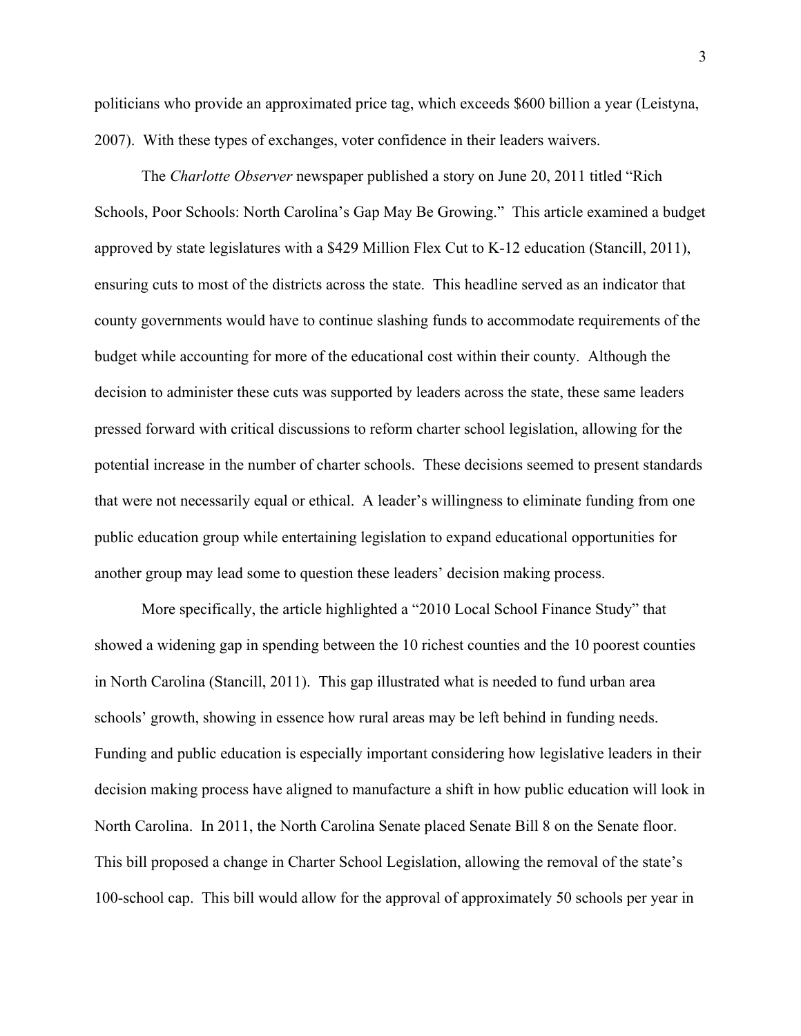politicians who provide an approximated price tag, which exceeds $600 billion a year (Leistyna, 2007). With these types of exchanges, voter confidence in their leaders waivers.

The *Charlotte Observer* newspaper published a story on June 20, 2011 titled "Rich Schools, Poor Schools: North Carolina's Gap May Be Growing." This article examined a budget approved by state legislatures with a $429 Million Flex Cut to K-12 education (Stancill, 2011), ensuring cuts to most of the districts across the state. This headline served as an indicator that county governments would have to continue slashing funds to accommodate requirements of the budget while accounting for more of the educational cost within their county. Although the decision to administer these cuts was supported by leaders across the state, these same leaders pressed forward with critical discussions to reform charter school legislation, allowing for the potential increase in the number of charter schools. These decisions seemed to present standards that were not necessarily equal or ethical. A leader's willingness to eliminate funding from one public education group while entertaining legislation to expand educational opportunities for another group may lead some to question these leaders' decision making process.

More specifically, the article highlighted a "2010 Local School Finance Study" that showed a widening gap in spending between the 10 richest counties and the 10 poorest counties in North Carolina (Stancill, 2011). This gap illustrated what is needed to fund urban area schools' growth, showing in essence how rural areas may be left behind in funding needs. Funding and public education is especially important considering how legislative leaders in their decision making process have aligned to manufacture a shift in how public education will look in North Carolina. In 2011, the North Carolina Senate placed Senate Bill 8 on the Senate floor. This bill proposed a change in Charter School Legislation, allowing the removal of the state's 100-school cap. This bill would allow for the approval of approximately 50 schools per year in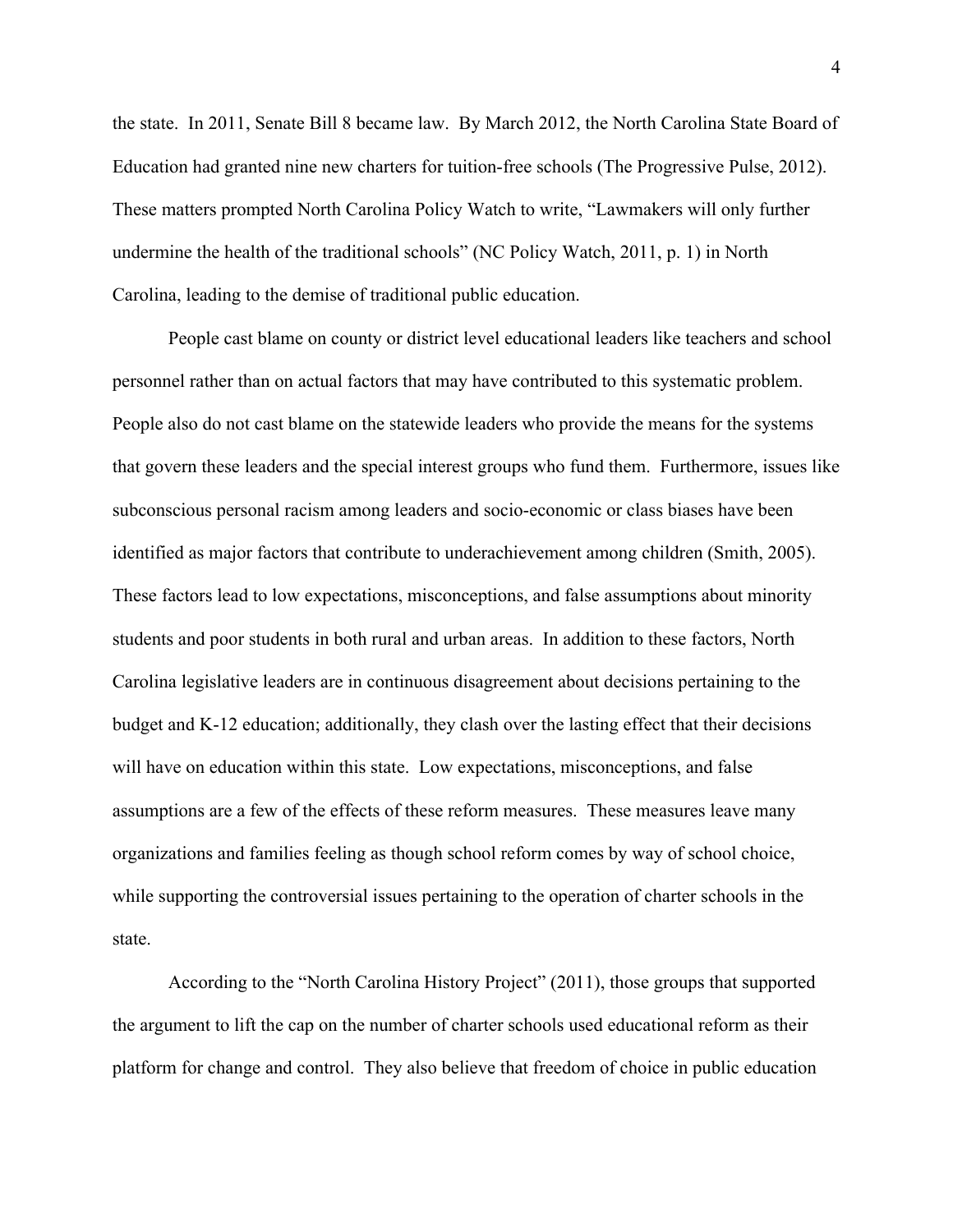the state. In 2011, Senate Bill 8 became law. By March 2012, the North Carolina State Board of Education had granted nine new charters for tuition-free schools (The Progressive Pulse, 2012). These matters prompted North Carolina Policy Watch to write, “Lawmakers will only further undermine the health of the traditional schools” (NC Policy Watch, 2011, p. 1) in North Carolina, leading to the demise of traditional public education.

People cast blame on county or district level educational leaders like teachers and school personnel rather than on actual factors that may have contributed to this systematic problem. People also do not cast blame on the statewide leaders who provide the means for the systems that govern these leaders and the special interest groups who fund them. Furthermore, issues like subconscious personal racism among leaders and socio-economic or class biases have been identified as major factors that contribute to underachievement among children (Smith, 2005). These factors lead to low expectations, misconceptions, and false assumptions about minority students and poor students in both rural and urban areas. In addition to these factors, North Carolina legislative leaders are in continuous disagreement about decisions pertaining to the budget and K-12 education; additionally, they clash over the lasting effect that their decisions will have on education within this state. Low expectations, misconceptions, and false assumptions are a few of the effects of these reform measures. These measures leave many organizations and families feeling as though school reform comes by way of school choice, while supporting the controversial issues pertaining to the operation of charter schools in the state.

According to the “North Carolina History Project” (2011), those groups that supported the argument to lift the cap on the number of charter schools used educational reform as their platform for change and control. They also believe that freedom of choice in public education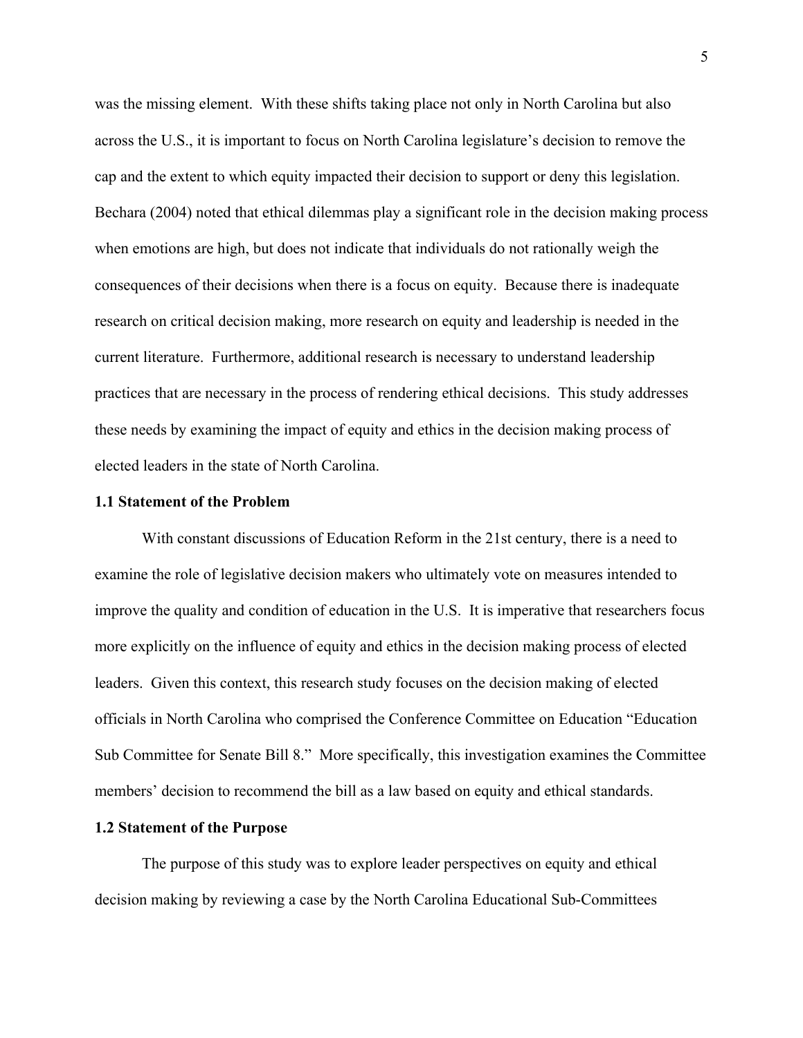was the missing element. With these shifts taking place not only in North Carolina but also across the U.S., it is important to focus on North Carolina legislature's decision to remove the cap and the extent to which equity impacted their decision to support or deny this legislation. Bechara (2004) noted that ethical dilemmas play a significant role in the decision making process when emotions are high, but does not indicate that individuals do not rationally weigh the consequences of their decisions when there is a focus on equity. Because there is inadequate research on critical decision making, more research on equity and leadership is needed in the current literature. Furthermore, additional research is necessary to understand leadership practices that are necessary in the process of rendering ethical decisions. This study addresses these needs by examining the impact of equity and ethics in the decision making process of elected leaders in the state of North Carolina.

### 1.1 Statement of the Problem

With constant discussions of Education Reform in the 21st century, there is a need to examine the role of legislative decision makers who ultimately vote on measures intended to improve the quality and condition of education in the U.S. It is imperative that researchers focus more explicitly on the influence of equity and ethics in the decision making process of elected leaders. Given this context, this research study focuses on the decision making of elected officials in North Carolina who comprised the Conference Committee on Education "Education Sub Committee for Senate Bill 8." More specifically, this investigation examines the Committee members' decision to recommend the bill as a law based on equity and ethical standards.

### 1.2 Statement of the Purpose

The purpose of this study was to explore leader perspectives on equity and ethical decision making by reviewing a case by the North Carolina Educational Sub-Committees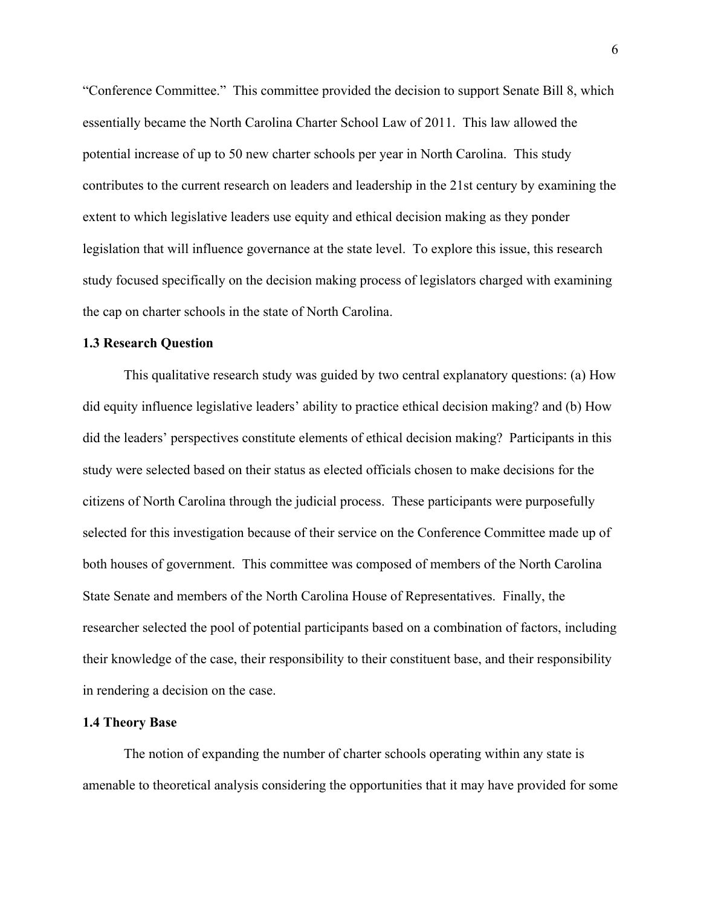"Conference Committee." This committee provided the decision to support Senate Bill 8, which essentially became the North Carolina Charter School Law of 2011. This law allowed the potential increase of up to 50 new charter schools per year in North Carolina. This study contributes to the current research on leaders and leadership in the 21st century by examining the extent to which legislative leaders use equity and ethical decision making as they ponder legislation that will influence governance at the state level. To explore this issue, this research study focused specifically on the decision making process of legislators charged with examining the cap on charter schools in the state of North Carolina.

### 1.3 Research Question

This qualitative research study was guided by two central explanatory questions: (a) How did equity influence legislative leaders' ability to practice ethical decision making? and (b) How did the leaders' perspectives constitute elements of ethical decision making? Participants in this study were selected based on their status as elected officials chosen to make decisions for the citizens of North Carolina through the judicial process. These participants were purposefully selected for this investigation because of their service on the Conference Committee made up of both houses of government. This committee was composed of members of the North Carolina State Senate and members of the North Carolina House of Representatives. Finally, the researcher selected the pool of potential participants based on a combination of factors, including their knowledge of the case, their responsibility to their constituent base, and their responsibility in rendering a decision on the case.

### 1.4 Theory Base

The notion of expanding the number of charter schools operating within any state is amenable to theoretical analysis considering the opportunities that it may have provided for some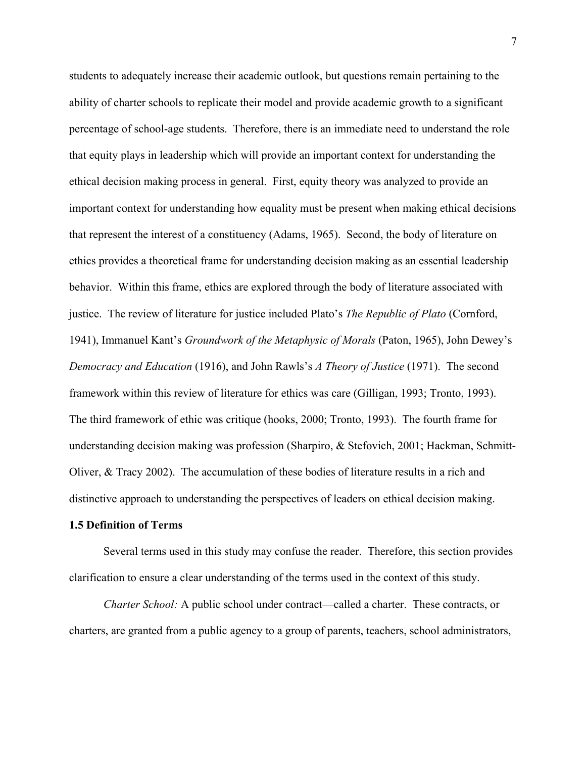students to adequately increase their academic outlook, but questions remain pertaining to the ability of charter schools to replicate their model and provide academic growth to a significant percentage of school-age students. Therefore, there is an immediate need to understand the role that equity plays in leadership which will provide an important context for understanding the ethical decision making process in general. First, equity theory was analyzed to provide an important context for understanding how equality must be present when making ethical decisions that represent the interest of a constituency (Adams, 1965). Second, the body of literature on ethics provides a theoretical frame for understanding decision making as an essential leadership behavior. Within this frame, ethics are explored through the body of literature associated with justice. The review of literature for justice included Plato's *The Republic of Plato* (Cornford, 1941), Immanuel Kant's *Groundwork of the Metaphysic of Morals* (Paton, 1965), John Dewey's *Democracy and Education* (1916), and John Rawls's *A Theory of Justice* (1971). The second framework within this review of literature for ethics was care (Gilligan, 1993; Tronto, 1993). The third framework of ethic was critique (hooks, 2000; Tronto, 1993). The fourth frame for understanding decision making was profession (Sharpiro, & Stefovich, 2001; Hackman, Schmitt-Oliver, & Tracy 2002). The accumulation of these bodies of literature results in a rich and distinctive approach to understanding the perspectives of leaders on ethical decision making.

**1.5 Definition of Terms**

Several terms used in this study may confuse the reader. Therefore, this section provides clarification to ensure a clear understanding of the terms used in the context of this study.

*Charter School:* A public school under contract—called a charter. These contracts, or charters, are granted from a public agency to a group of parents, teachers, school administrators,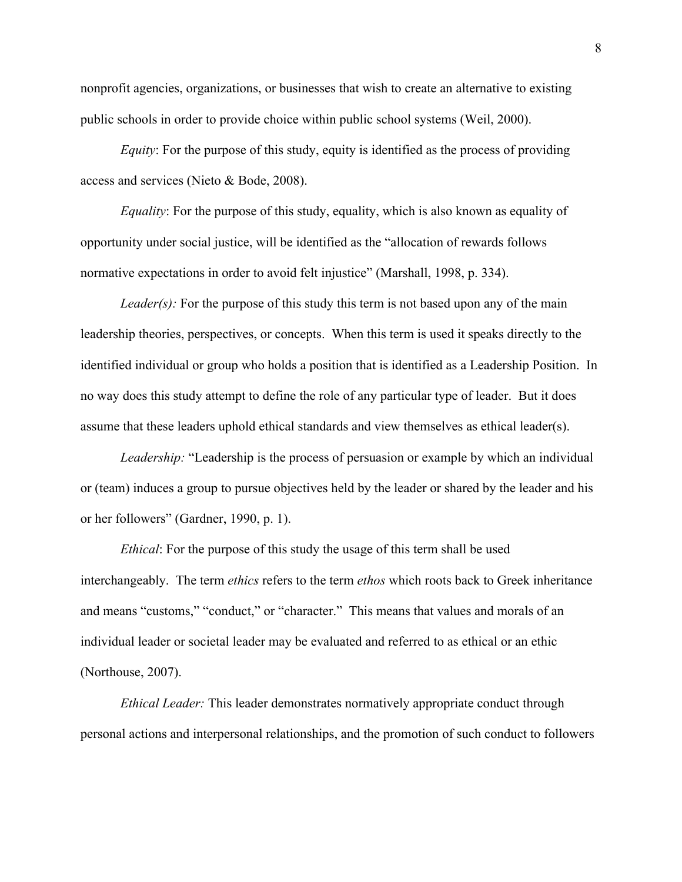nonprofit agencies, organizations, or businesses that wish to create an alternative to existing public schools in order to provide choice within public school systems (Weil, 2000).

*Equity*: For the purpose of this study, equity is identified as the process of providing access and services (Nieto & Bode, 2008).

*Equality*: For the purpose of this study, equality, which is also known as equality of opportunity under social justice, will be identified as the "allocation of rewards follows normative expectations in order to avoid felt injustice" (Marshall, 1998, p. 334).

*Leader(s):* For the purpose of this study this term is not based upon any of the main leadership theories, perspectives, or concepts. When this term is used it speaks directly to the identified individual or group who holds a position that is identified as a Leadership Position. In no way does this study attempt to define the role of any particular type of leader. But it does assume that these leaders uphold ethical standards and view themselves as ethical leader(s).

*Leadership:* "Leadership is the process of persuasion or example by which an individual or (team) induces a group to pursue objectives held by the leader or shared by the leader and his or her followers" (Gardner, 1990, p. 1).

*Ethical*: For the purpose of this study the usage of this term shall be used interchangeably. The term *ethics* refers to the term *ethos* which roots back to Greek inheritance and means "customs," "conduct," or "character." This means that values and morals of an individual leader or societal leader may be evaluated and referred to as ethical or an ethic (Northouse, 2007).

*Ethical Leader:* This leader demonstrates normatively appropriate conduct through personal actions and interpersonal relationships, and the promotion of such conduct to followers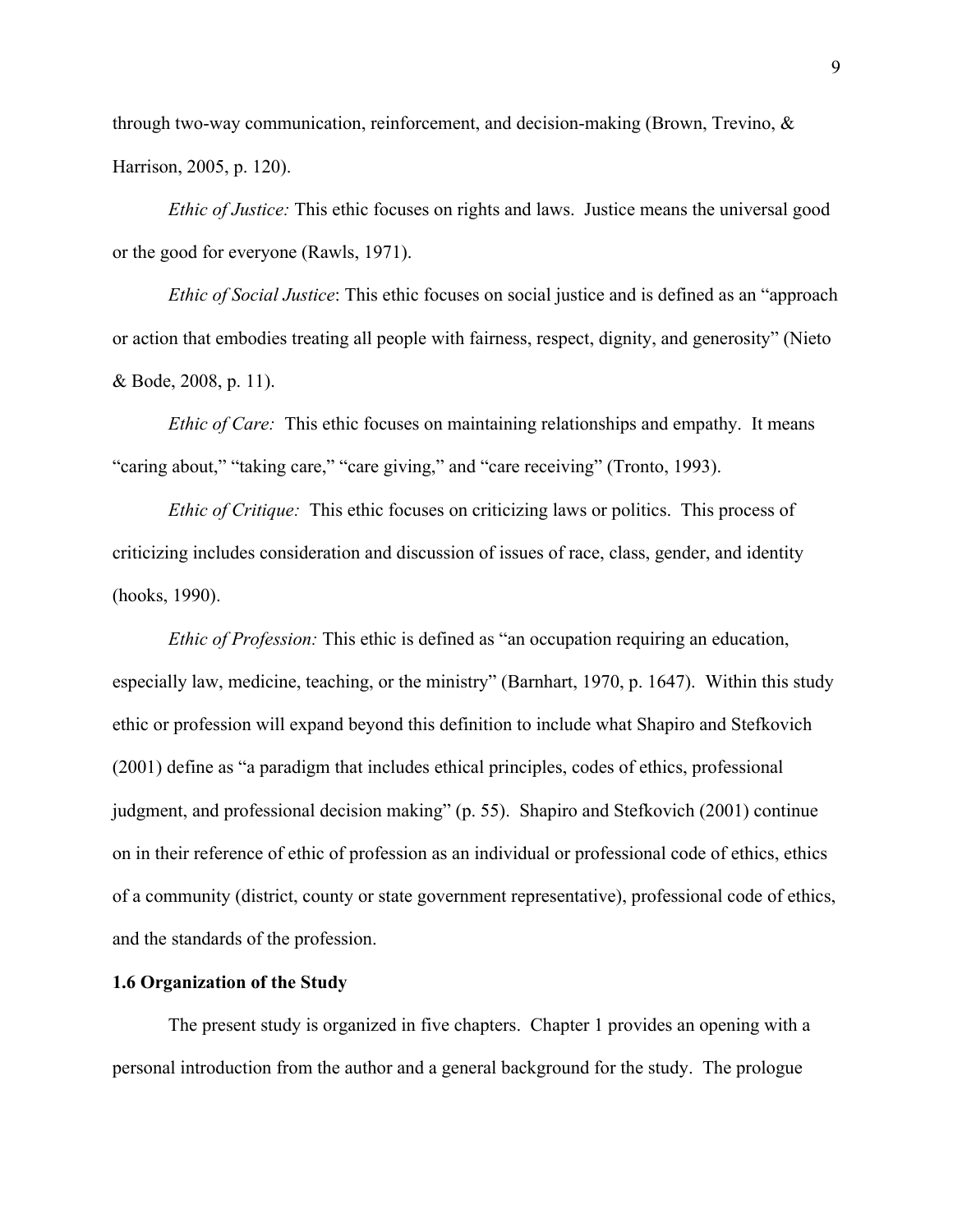through two-way communication, reinforcement, and decision-making (Brown, Trevino, & Harrison, 2005, p. 120).

*Ethic of Justice:* This ethic focuses on rights and laws. Justice means the universal good or the good for everyone (Rawls, 1971).

*Ethic of Social Justice*: This ethic focuses on social justice and is defined as an "approach or action that embodies treating all people with fairness, respect, dignity, and generosity" (Nieto & Bode, 2008, p. 11).

*Ethic of Care:* This ethic focuses on maintaining relationships and empathy. It means "caring about," "taking care," "care giving," and "care receiving" (Tronto, 1993).

*Ethic of Critique:* This ethic focuses on criticizing laws or politics. This process of criticizing includes consideration and discussion of issues of race, class, gender, and identity (hooks, 1990).

*Ethic of Profession:* This ethic is defined as "an occupation requiring an education, especially law, medicine, teaching, or the ministry" (Barnhart, 1970, p. 1647). Within this study ethic or profession will expand beyond this definition to include what Shapiro and Stefkovich (2001) define as "a paradigm that includes ethical principles, codes of ethics, professional judgment, and professional decision making" (p. 55). Shapiro and Stefkovich (2001) continue on in their reference of ethic of profession as an individual or professional code of ethics, ethics of a community (district, county or state government representative), professional code of ethics, and the standards of the profession.

### 1.6 Organization of the Study

The present study is organized in five chapters. Chapter 1 provides an opening with a personal introduction from the author and a general background for the study. The prologue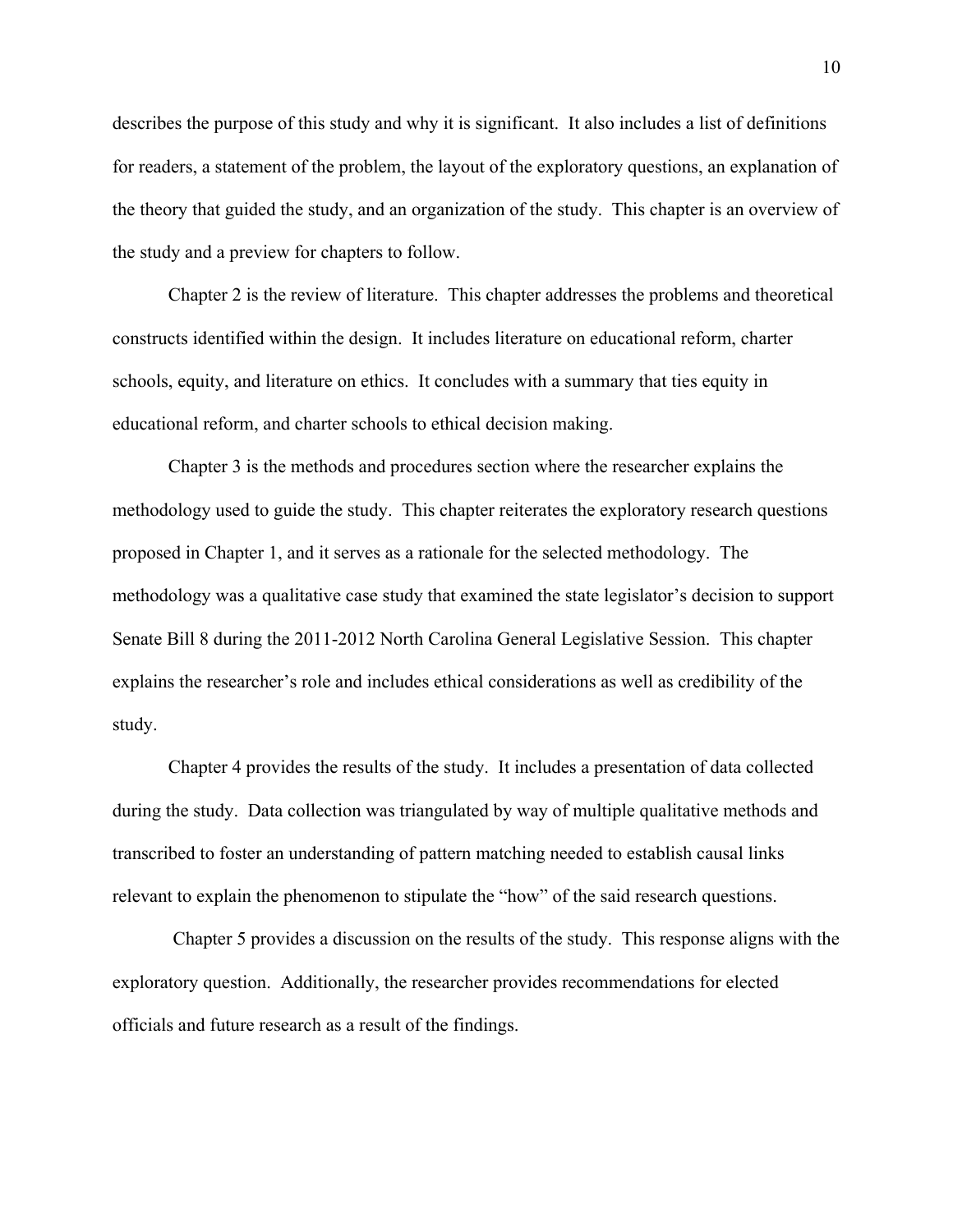describes the purpose of this study and why it is significant. It also includes a list of definitions for readers, a statement of the problem, the layout of the exploratory questions, an explanation of the theory that guided the study, and an organization of the study. This chapter is an overview of the study and a preview for chapters to follow.

Chapter 2 is the review of literature. This chapter addresses the problems and theoretical constructs identified within the design. It includes literature on educational reform, charter schools, equity, and literature on ethics. It concludes with a summary that ties equity in educational reform, and charter schools to ethical decision making.

Chapter 3 is the methods and procedures section where the researcher explains the methodology used to guide the study. This chapter reiterates the exploratory research questions proposed in Chapter 1, and it serves as a rationale for the selected methodology. The methodology was a qualitative case study that examined the state legislator's decision to support Senate Bill 8 during the 2011-2012 North Carolina General Legislative Session. This chapter explains the researcher's role and includes ethical considerations as well as credibility of the study.

Chapter 4 provides the results of the study. It includes a presentation of data collected during the study. Data collection was triangulated by way of multiple qualitative methods and transcribed to foster an understanding of pattern matching needed to establish causal links relevant to explain the phenomenon to stipulate the "how" of the said research questions.

Chapter 5 provides a discussion on the results of the study. This response aligns with the exploratory question. Additionally, the researcher provides recommendations for elected officials and future research as a result of the findings.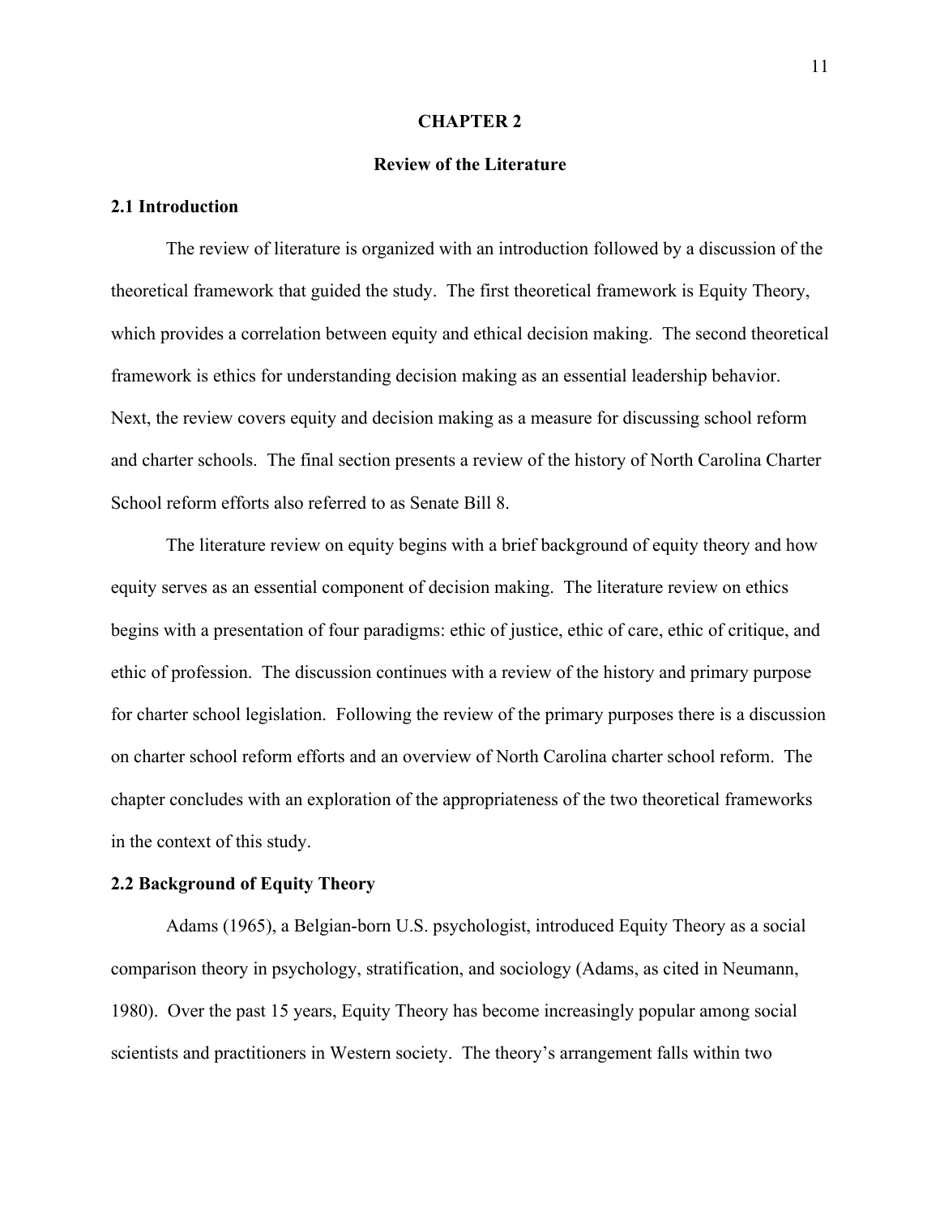# CHAPTER 2

## Review of the Literature

### 2.1 Introduction

The review of literature is organized with an introduction followed by a discussion of the theoretical framework that guided the study. The first theoretical framework is Equity Theory, which provides a correlation between equity and ethical decision making. The second theoretical framework is ethics for understanding decision making as an essential leadership behavior. Next, the review covers equity and decision making as a measure for discussing school reform and charter schools. The final section presents a review of the history of North Carolina Charter School reform efforts also referred to as Senate Bill 8.

The literature review on equity begins with a brief background of equity theory and how equity serves as an essential component of decision making. The literature review on ethics begins with a presentation of four paradigms: ethic of justice, ethic of care, ethic of critique, and ethic of profession. The discussion continues with a review of the history and primary purpose for charter school legislation. Following the review of the primary purposes there is a discussion on charter school reform efforts and an overview of North Carolina charter school reform. The chapter concludes with an exploration of the appropriateness of the two theoretical frameworks in the context of this study.

### 2.2 Background of Equity Theory

Adams (1965), a Belgian-born U.S. psychologist, introduced Equity Theory as a social comparison theory in psychology, stratification, and sociology (Adams, as cited in Neumann, 1980). Over the past 15 years, Equity Theory has become increasingly popular among social scientists and practitioners in Western society. The theory's arrangement falls within two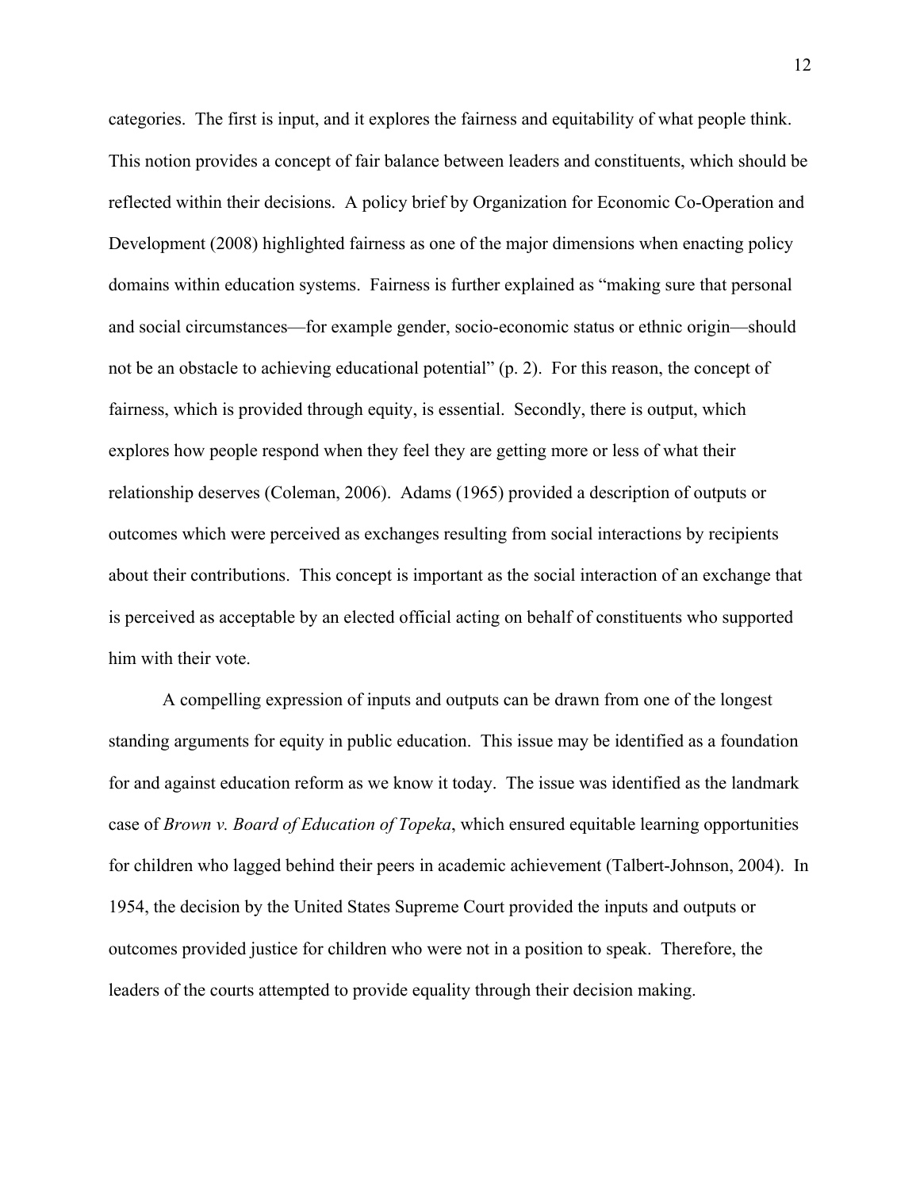categories. The first is input, and it explores the fairness and equitability of what people think. This notion provides a concept of fair balance between leaders and constituents, which should be reflected within their decisions. A policy brief by Organization for Economic Co-Operation and Development (2008) highlighted fairness as one of the major dimensions when enacting policy domains within education systems. Fairness is further explained as "making sure that personal and social circumstances—for example gender, socio-economic status or ethnic origin—should not be an obstacle to achieving educational potential" (p. 2). For this reason, the concept of fairness, which is provided through equity, is essential. Secondly, there is output, which explores how people respond when they feel they are getting more or less of what their relationship deserves (Coleman, 2006). Adams (1965) provided a description of outputs or outcomes which were perceived as exchanges resulting from social interactions by recipients about their contributions. This concept is important as the social interaction of an exchange that is perceived as acceptable by an elected official acting on behalf of constituents who supported him with their vote.

A compelling expression of inputs and outputs can be drawn from one of the longest standing arguments for equity in public education. This issue may be identified as a foundation for and against education reform as we know it today. The issue was identified as the landmark case of *Brown v. Board of Education of Topeka*, which ensured equitable learning opportunities for children who lagged behind their peers in academic achievement (Talbert-Johnson, 2004). In 1954, the decision by the United States Supreme Court provided the inputs and outputs or outcomes provided justice for children who were not in a position to speak. Therefore, the leaders of the courts attempted to provide equality through their decision making.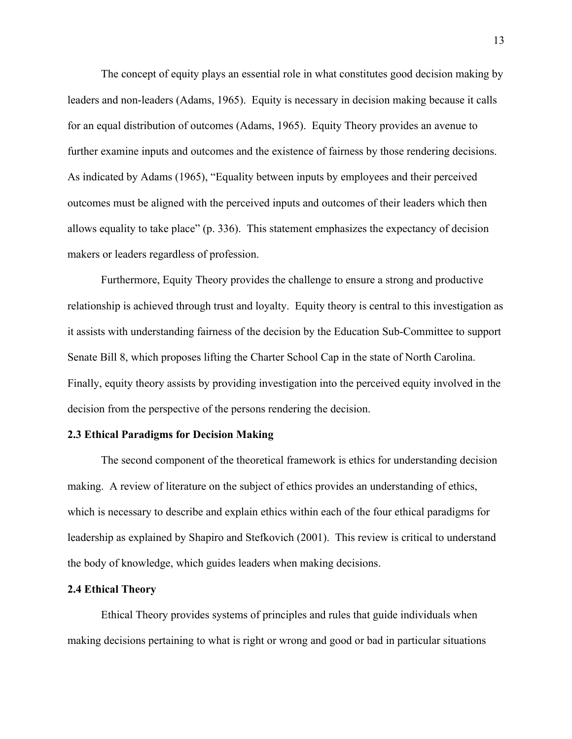The concept of equity plays an essential role in what constitutes good decision making by leaders and non-leaders (Adams, 1965). Equity is necessary in decision making because it calls for an equal distribution of outcomes (Adams, 1965). Equity Theory provides an avenue to further examine inputs and outcomes and the existence of fairness by those rendering decisions. As indicated by Adams (1965), "Equality between inputs by employees and their perceived outcomes must be aligned with the perceived inputs and outcomes of their leaders which then allows equality to take place" (p. 336). This statement emphasizes the expectancy of decision makers or leaders regardless of profession.

Furthermore, Equity Theory provides the challenge to ensure a strong and productive relationship is achieved through trust and loyalty. Equity theory is central to this investigation as it assists with understanding fairness of the decision by the Education Sub-Committee to support Senate Bill 8, which proposes lifting the Charter School Cap in the state of North Carolina. Finally, equity theory assists by providing investigation into the perceived equity involved in the decision from the perspective of the persons rendering the decision.

**2.3 Ethical Paradigms for Decision Making**

The second component of the theoretical framework is ethics for understanding decision making. A review of literature on the subject of ethics provides an understanding of ethics, which is necessary to describe and explain ethics within each of the four ethical paradigms for leadership as explained by Shapiro and Stefkovich (2001). This review is critical to understand the body of knowledge, which guides leaders when making decisions.

**2.4 Ethical Theory**

Ethical Theory provides systems of principles and rules that guide individuals when making decisions pertaining to what is right or wrong and good or bad in particular situations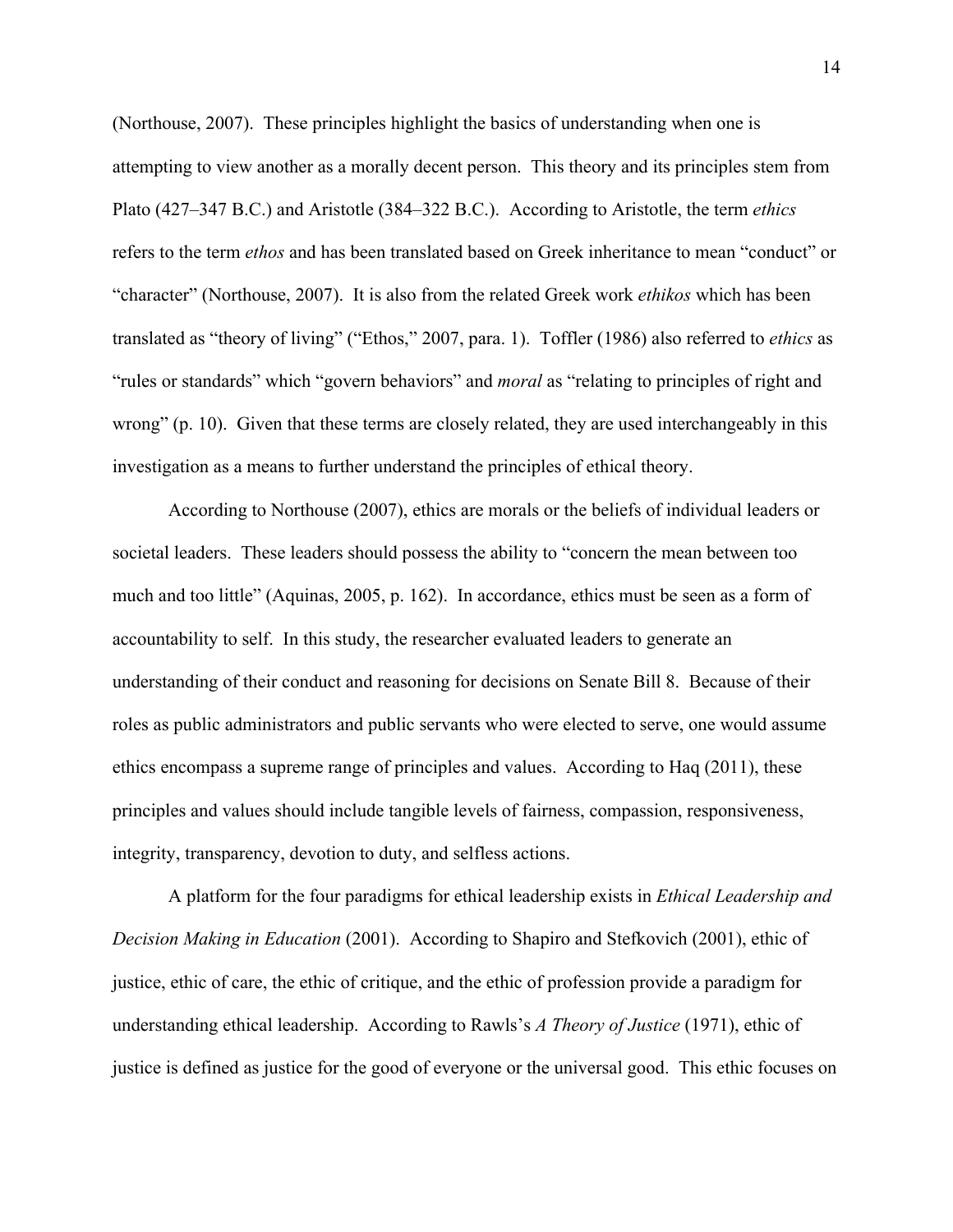(Northouse, 2007). These principles highlight the basics of understanding when one is attempting to view another as a morally decent person. This theory and its principles stem from Plato (427–347 B.C.) and Aristotle (384–322 B.C.). According to Aristotle, the term *ethics* refers to the term *ethos* and has been translated based on Greek inheritance to mean "conduct" or "character" (Northouse, 2007). It is also from the related Greek work *ethikos* which has been translated as "theory of living" ("Ethos," 2007, para. 1). Toffler (1986) also referred to *ethics* as "rules or standards" which "govern behaviors" and *moral* as "relating to principles of right and wrong" (p. 10). Given that these terms are closely related, they are used interchangeably in this investigation as a means to further understand the principles of ethical theory.

According to Northouse (2007), ethics are morals or the beliefs of individual leaders or societal leaders. These leaders should possess the ability to "concern the mean between too much and too little" (Aquinas, 2005, p. 162). In accordance, ethics must be seen as a form of accountability to self. In this study, the researcher evaluated leaders to generate an understanding of their conduct and reasoning for decisions on Senate Bill 8. Because of their roles as public administrators and public servants who were elected to serve, one would assume ethics encompass a supreme range of principles and values. According to Haq (2011), these principles and values should include tangible levels of fairness, compassion, responsiveness, integrity, transparency, devotion to duty, and selfless actions.

A platform for the four paradigms for ethical leadership exists in *Ethical Leadership and Decision Making in Education* (2001). According to Shapiro and Stefkovich (2001), ethic of justice, ethic of care, the ethic of critique, and the ethic of profession provide a paradigm for understanding ethical leadership. According to Rawls's *A Theory of Justice* (1971), ethic of justice is defined as justice for the good of everyone or the universal good. This ethic focuses on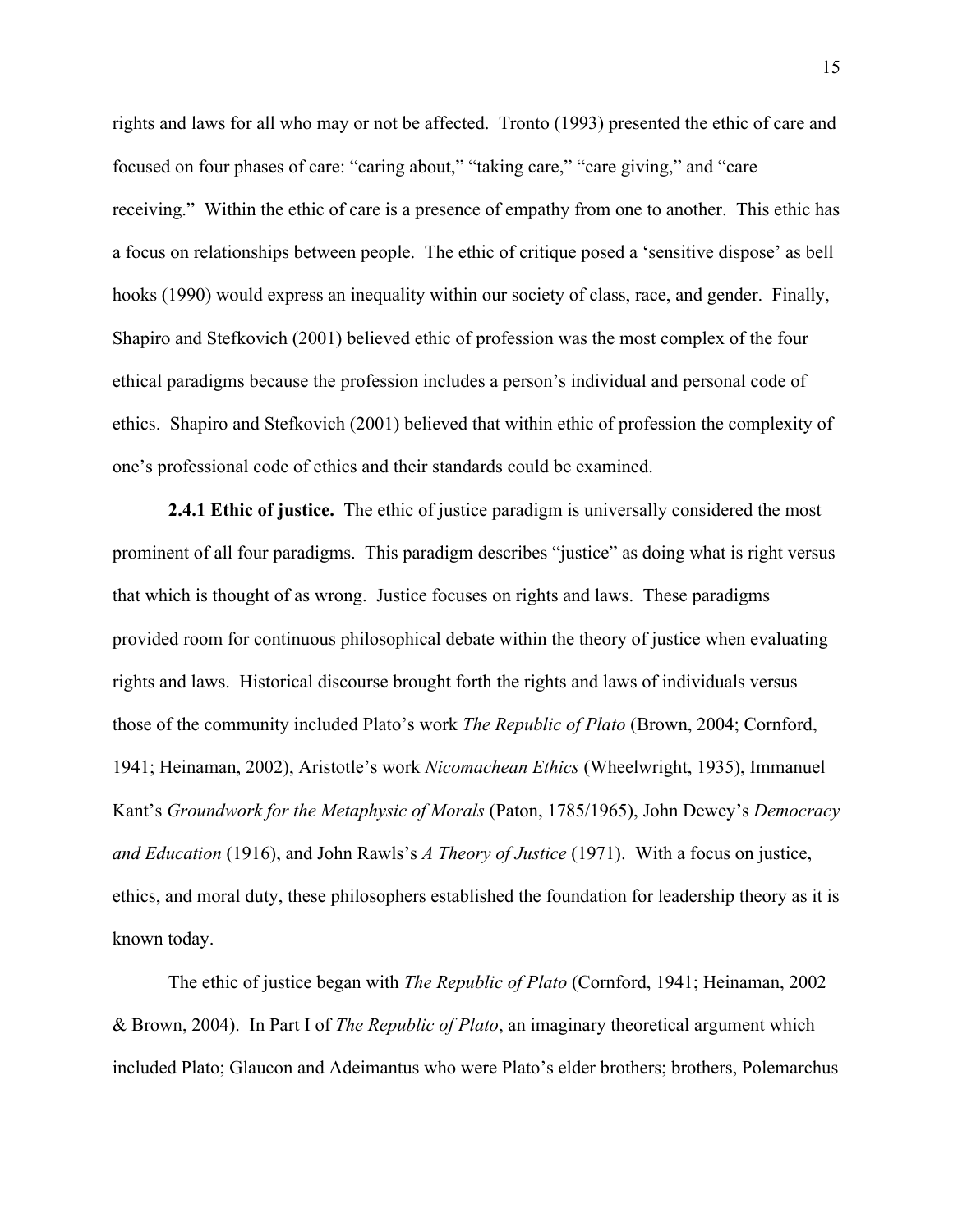rights and laws for all who may or not be affected. Tronto (1993) presented the ethic of care and focused on four phases of care: “caring about,” “taking care,” “care giving,” and “care receiving.” Within the ethic of care is a presence of empathy from one to another. This ethic has a focus on relationships between people. The ethic of critique posed a ‘sensitive dispose’ as bell hooks (1990) would express an inequality within our society of class, race, and gender. Finally, Shapiro and Stefkovich (2001) believed ethic of profession was the most complex of the four ethical paradigms because the profession includes a person’s individual and personal code of ethics. Shapiro and Stefkovich (2001) believed that within ethic of profession the complexity of one’s professional code of ethics and their standards could be examined.

**2.4.1 Ethic of justice.** The ethic of justice paradigm is universally considered the most prominent of all four paradigms. This paradigm describes “justice” as doing what is right versus that which is thought of as wrong. Justice focuses on rights and laws. These paradigms provided room for continuous philosophical debate within the theory of justice when evaluating rights and laws. Historical discourse brought forth the rights and laws of individuals versus those of the community included Plato’s work *The Republic of Plato* (Brown, 2004; Cornford, 1941; Heinaman, 2002), Aristotle’s work *Nicomachean Ethics* (Wheelwright, 1935), Immanuel Kant’s *Groundwork for the Metaphysic of Morals* (Paton, 1785/1965), John Dewey’s *Democracy and Education* (1916), and John Rawls’s *A Theory of Justice* (1971). With a focus on justice, ethics, and moral duty, these philosophers established the foundation for leadership theory as it is known today.

The ethic of justice began with *The Republic of Plato* (Cornford, 1941; Heinaman, 2002 & Brown, 2004). In Part I of *The Republic of Plato*, an imaginary theoretical argument which included Plato; Glaucon and Adeimantus who were Plato’s elder brothers; brothers, Polemarchus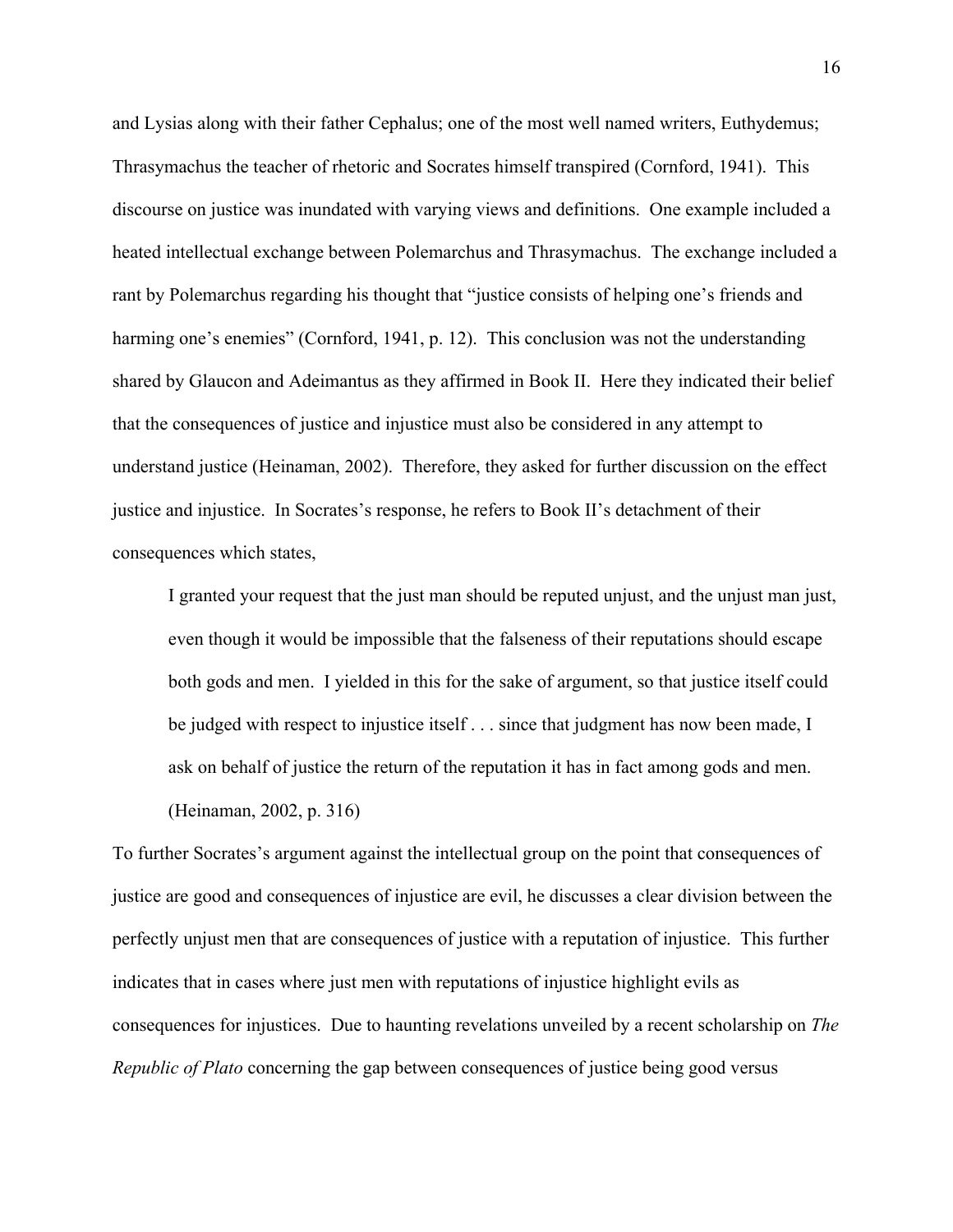and Lysias along with their father Cephalus; one of the most well named writers, Euthydemus; Thrasymachus the teacher of rhetoric and Socrates himself transpired (Cornford, 1941). This discourse on justice was inundated with varying views and definitions. One example included a heated intellectual exchange between Polemarchus and Thrasymachus. The exchange included a rant by Polemarchus regarding his thought that "justice consists of helping one's friends and harming one's enemies" (Cornford, 1941, p. 12). This conclusion was not the understanding shared by Glaucon and Adeimantus as they affirmed in Book II. Here they indicated their belief that the consequences of justice and injustice must also be considered in any attempt to understand justice (Heinaman, 2002). Therefore, they asked for further discussion on the effect justice and injustice. In Socrates's response, he refers to Book II's detachment of their consequences which states,

> I granted your request that the just man should be reputed unjust, and the unjust man just, even though it would be impossible that the falseness of their reputations should escape both gods and men. I yielded in this for the sake of argument, so that justice itself could be judged with respect to injustice itself . . . since that judgment has now been made, I ask on behalf of justice the return of the reputation it has in fact among gods and men. (Heinaman, 2002, p. 316)

To further Socrates's argument against the intellectual group on the point that consequences of justice are good and consequences of injustice are evil, he discusses a clear division between the perfectly unjust men that are consequences of justice with a reputation of injustice. This further indicates that in cases where just men with reputations of injustice highlight evils as consequences for injustices. Due to haunting revelations unveiled by a recent scholarship on *The Republic of Plato* concerning the gap between consequences of justice being good versus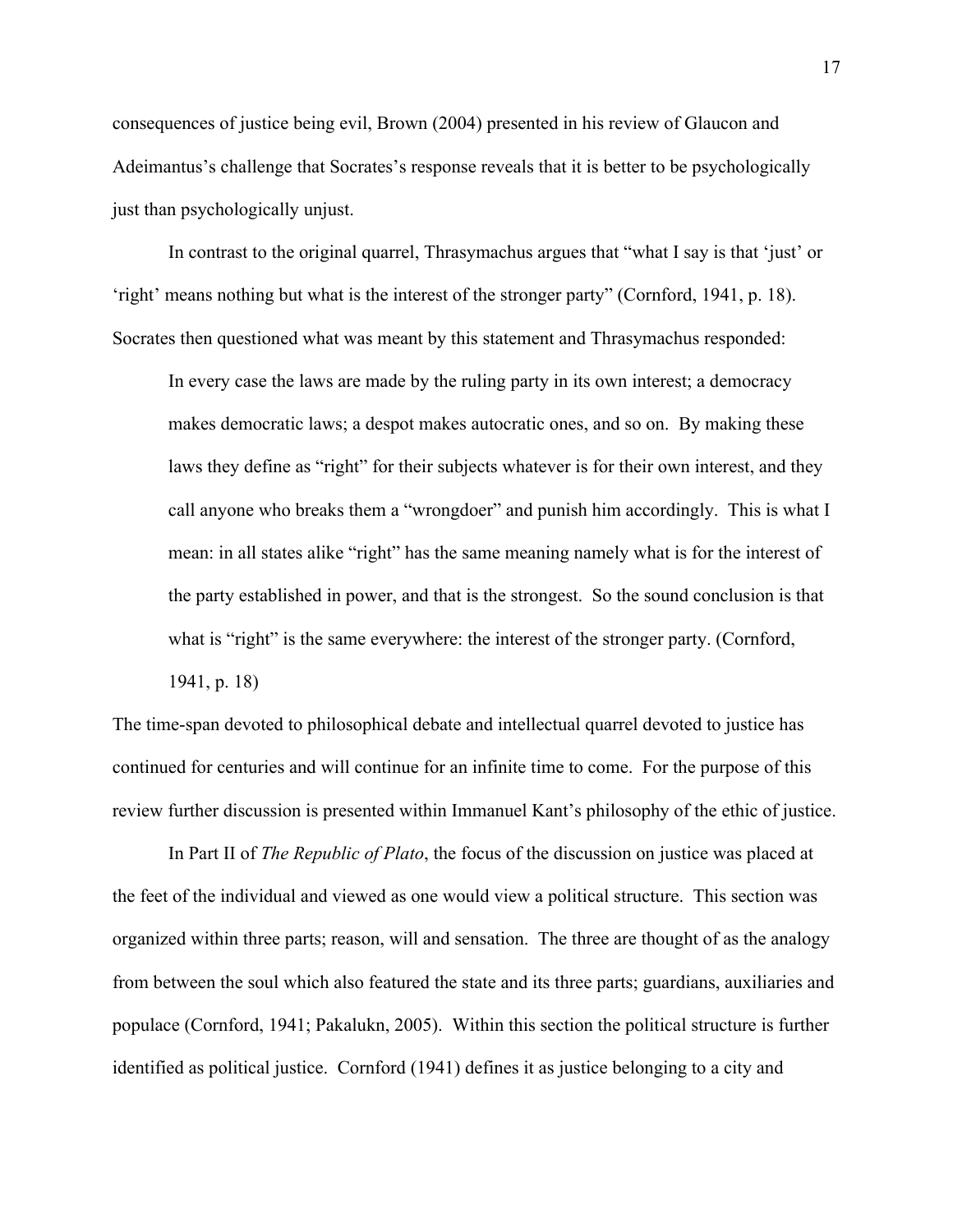consequences of justice being evil, Brown (2004) presented in his review of Glaucon and Adeimantus's challenge that Socrates's response reveals that it is better to be psychologically just than psychologically unjust.

In contrast to the original quarrel, Thrasymachus argues that "what I say is that 'just' or 'right' means nothing but what is the interest of the stronger party" (Cornford, 1941, p. 18). Socrates then questioned what was meant by this statement and Thrasymachus responded:

> In every case the laws are made by the ruling party in its own interest; a democracy makes democratic laws; a despot makes autocratic ones, and so on. By making these laws they define as "right" for their subjects whatever is for their own interest, and they call anyone who breaks them a "wrongdoer" and punish him accordingly. This is what I mean: in all states alike "right" has the same meaning namely what is for the interest of the party established in power, and that is the strongest. So the sound conclusion is that what is "right" is the same everywhere: the interest of the stronger party. (Cornford, 1941, p. 18)

The time-span devoted to philosophical debate and intellectual quarrel devoted to justice has continued for centuries and will continue for an infinite time to come. For the purpose of this review further discussion is presented within Immanuel Kant's philosophy of the ethic of justice.

In Part II of *The Republic of Plato*, the focus of the discussion on justice was placed at the feet of the individual and viewed as one would view a political structure. This section was organized within three parts; reason, will and sensation. The three are thought of as the analogy from between the soul which also featured the state and its three parts; guardians, auxiliaries and populace (Cornford, 1941; Pakalukn, 2005). Within this section the political structure is further identified as political justice. Cornford (1941) defines it as justice belonging to a city and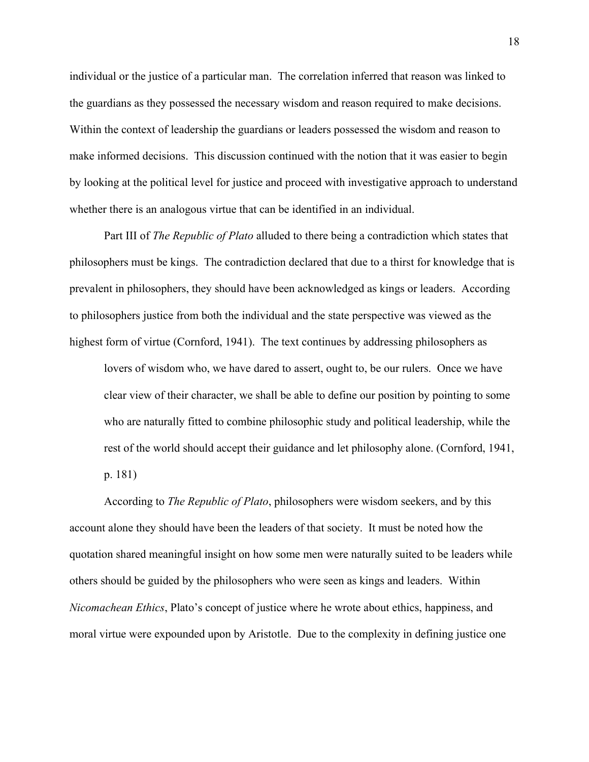individual or the justice of a particular man. The correlation inferred that reason was linked to the guardians as they possessed the necessary wisdom and reason required to make decisions. Within the context of leadership the guardians or leaders possessed the wisdom and reason to make informed decisions. This discussion continued with the notion that it was easier to begin by looking at the political level for justice and proceed with investigative approach to understand whether there is an analogous virtue that can be identified in an individual.

Part III of *The Republic of Plato* alluded to there being a contradiction which states that philosophers must be kings. The contradiction declared that due to a thirst for knowledge that is prevalent in philosophers, they should have been acknowledged as kings or leaders. According to philosophers justice from both the individual and the state perspective was viewed as the highest form of virtue (Cornford, 1941). The text continues by addressing philosophers as

> lovers of wisdom who, we have dared to assert, ought to, be our rulers. Once we have clear view of their character, we shall be able to define our position by pointing to some who are naturally fitted to combine philosophic study and political leadership, while the rest of the world should accept their guidance and let philosophy alone. (Cornford, 1941, p. 181)

According to *The Republic of Plato*, philosophers were wisdom seekers, and by this account alone they should have been the leaders of that society. It must be noted how the quotation shared meaningful insight on how some men were naturally suited to be leaders while others should be guided by the philosophers who were seen as kings and leaders. Within *Nicomachean Ethics*, Plato's concept of justice where he wrote about ethics, happiness, and moral virtue were expounded upon by Aristotle. Due to the complexity in defining justice one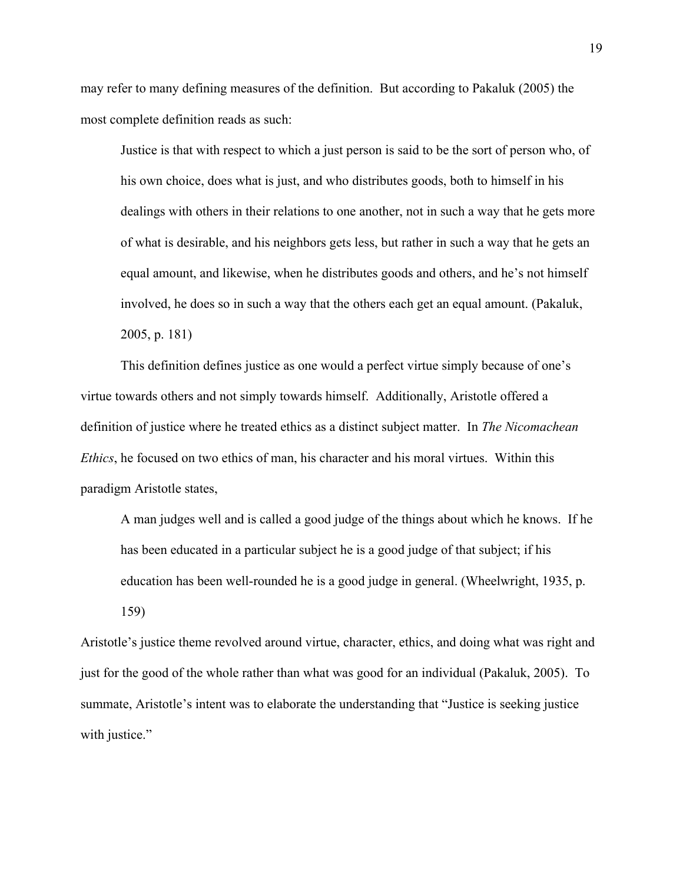may refer to many defining measures of the definition. But according to Pakaluk (2005) the most complete definition reads as such:

> Justice is that with respect to which a just person is said to be the sort of person who, of his own choice, does what is just, and who distributes goods, both to himself in his dealings with others in their relations to one another, not in such a way that he gets more of what is desirable, and his neighbors gets less, but rather in such a way that he gets an equal amount, and likewise, when he distributes goods and others, and he's not himself involved, he does so in such a way that the others each get an equal amount. (Pakaluk, 2005, p. 181)

This definition defines justice as one would a perfect virtue simply because of one's virtue towards others and not simply towards himself. Additionally, Aristotle offered a definition of justice where he treated ethics as a distinct subject matter. In *The Nicomachean Ethics*, he focused on two ethics of man, his character and his moral virtues. Within this paradigm Aristotle states,

> A man judges well and is called a good judge of the things about which he knows. If he has been educated in a particular subject he is a good judge of that subject; if his education has been well-rounded he is a good judge in general. (Wheelwright, 1935, p. 159)

Aristotle's justice theme revolved around virtue, character, ethics, and doing what was right and just for the good of the whole rather than what was good for an individual (Pakaluk, 2005). To summate, Aristotle's intent was to elaborate the understanding that "Justice is seeking justice with justice."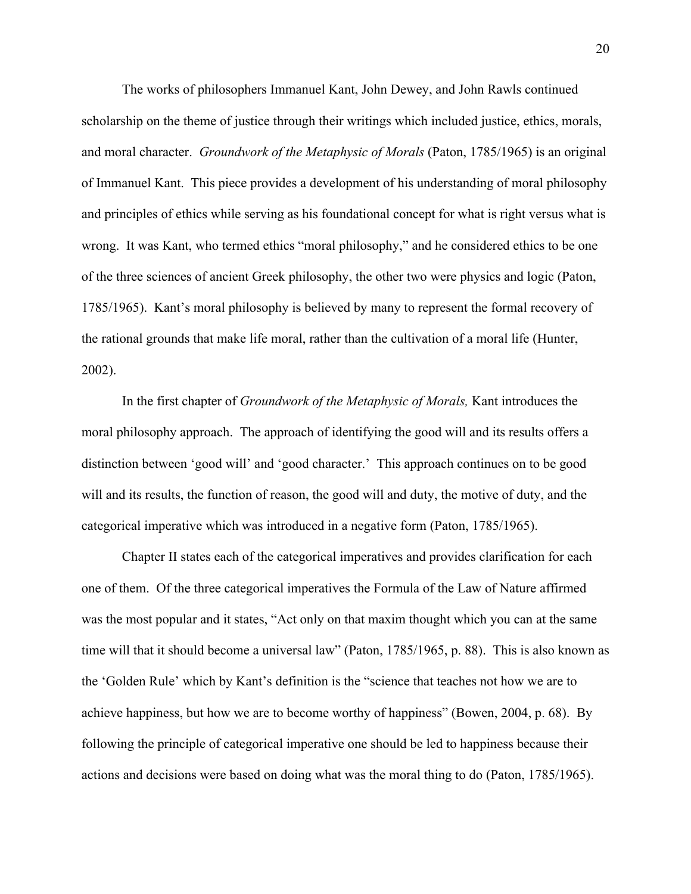The works of philosophers Immanuel Kant, John Dewey, and John Rawls continued scholarship on the theme of justice through their writings which included justice, ethics, morals, and moral character. *Groundwork of the Metaphysic of Morals* (Paton, 1785/1965) is an original of Immanuel Kant. This piece provides a development of his understanding of moral philosophy and principles of ethics while serving as his foundational concept for what is right versus what is wrong. It was Kant, who termed ethics "moral philosophy," and he considered ethics to be one of the three sciences of ancient Greek philosophy, the other two were physics and logic (Paton, 1785/1965). Kant's moral philosophy is believed by many to represent the formal recovery of the rational grounds that make life moral, rather than the cultivation of a moral life (Hunter, 2002).

In the first chapter of *Groundwork of the Metaphysic of Morals,* Kant introduces the moral philosophy approach. The approach of identifying the good will and its results offers a distinction between 'good will' and 'good character.' This approach continues on to be good will and its results, the function of reason, the good will and duty, the motive of duty, and the categorical imperative which was introduced in a negative form (Paton, 1785/1965).

Chapter II states each of the categorical imperatives and provides clarification for each one of them. Of the three categorical imperatives the Formula of the Law of Nature affirmed was the most popular and it states, "Act only on that maxim thought which you can at the same time will that it should become a universal law" (Paton, 1785/1965, p. 88). This is also known as the 'Golden Rule' which by Kant's definition is the "science that teaches not how we are to achieve happiness, but how we are to become worthy of happiness" (Bowen, 2004, p. 68). By following the principle of categorical imperative one should be led to happiness because their actions and decisions were based on doing what was the moral thing to do (Paton, 1785/1965).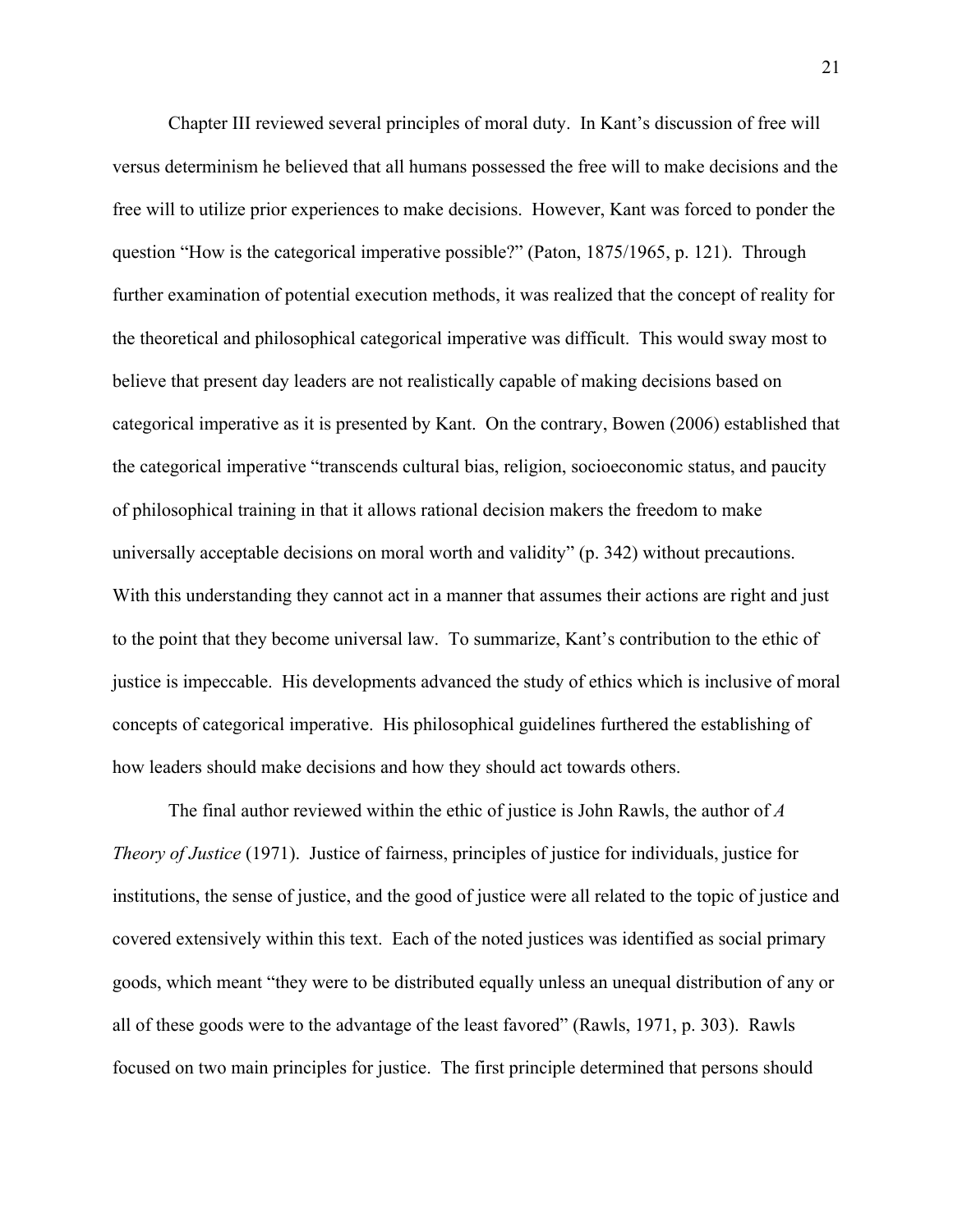Chapter III reviewed several principles of moral duty. In Kant's discussion of free will versus determinism he believed that all humans possessed the free will to make decisions and the free will to utilize prior experiences to make decisions. However, Kant was forced to ponder the question "How is the categorical imperative possible?" (Paton, 1875/1965, p. 121). Through further examination of potential execution methods, it was realized that the concept of reality for the theoretical and philosophical categorical imperative was difficult. This would sway most to believe that present day leaders are not realistically capable of making decisions based on categorical imperative as it is presented by Kant. On the contrary, Bowen (2006) established that the categorical imperative "transcends cultural bias, religion, socioeconomic status, and paucity of philosophical training in that it allows rational decision makers the freedom to make universally acceptable decisions on moral worth and validity" (p. 342) without precautions. With this understanding they cannot act in a manner that assumes their actions are right and just to the point that they become universal law. To summarize, Kant's contribution to the ethic of justice is impeccable. His developments advanced the study of ethics which is inclusive of moral concepts of categorical imperative. His philosophical guidelines furthered the establishing of how leaders should make decisions and how they should act towards others.

The final author reviewed within the ethic of justice is John Rawls, the author of *A Theory of Justice* (1971). Justice of fairness, principles of justice for individuals, justice for institutions, the sense of justice, and the good of justice were all related to the topic of justice and covered extensively within this text. Each of the noted justices was identified as social primary goods, which meant "they were to be distributed equally unless an unequal distribution of any or all of these goods were to the advantage of the least favored" (Rawls, 1971, p. 303). Rawls focused on two main principles for justice. The first principle determined that persons should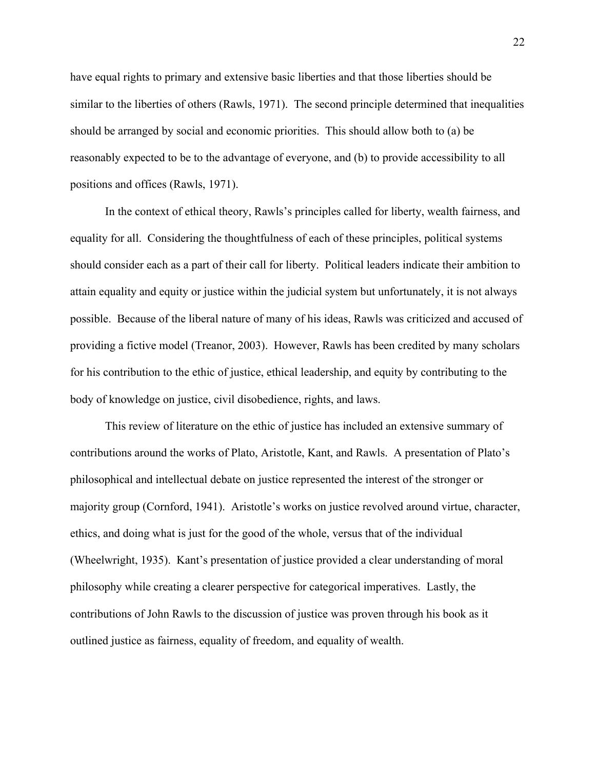have equal rights to primary and extensive basic liberties and that those liberties should be similar to the liberties of others (Rawls, 1971). The second principle determined that inequalities should be arranged by social and economic priorities. This should allow both to (a) be reasonably expected to be to the advantage of everyone, and (b) to provide accessibility to all positions and offices (Rawls, 1971).

In the context of ethical theory, Rawls's principles called for liberty, wealth fairness, and equality for all. Considering the thoughtfulness of each of these principles, political systems should consider each as a part of their call for liberty. Political leaders indicate their ambition to attain equality and equity or justice within the judicial system but unfortunately, it is not always possible. Because of the liberal nature of many of his ideas, Rawls was criticized and accused of providing a fictive model (Treanor, 2003). However, Rawls has been credited by many scholars for his contribution to the ethic of justice, ethical leadership, and equity by contributing to the body of knowledge on justice, civil disobedience, rights, and laws.

This review of literature on the ethic of justice has included an extensive summary of contributions around the works of Plato, Aristotle, Kant, and Rawls. A presentation of Plato's philosophical and intellectual debate on justice represented the interest of the stronger or majority group (Cornford, 1941). Aristotle's works on justice revolved around virtue, character, ethics, and doing what is just for the good of the whole, versus that of the individual (Wheelwright, 1935). Kant's presentation of justice provided a clear understanding of moral philosophy while creating a clearer perspective for categorical imperatives. Lastly, the contributions of John Rawls to the discussion of justice was proven through his book as it outlined justice as fairness, equality of freedom, and equality of wealth.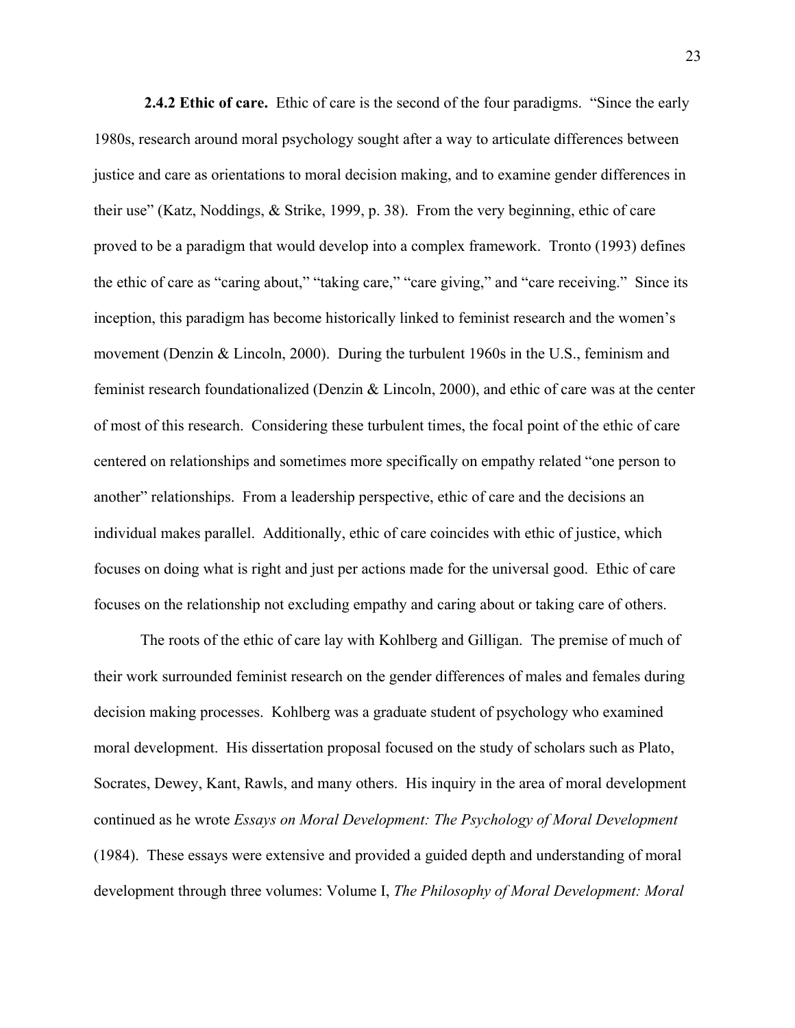**2.4.2 Ethic of care.** Ethic of care is the second of the four paradigms. "Since the early 1980s, research around moral psychology sought after a way to articulate differences between justice and care as orientations to moral decision making, and to examine gender differences in their use" (Katz, Noddings, & Strike, 1999, p. 38). From the very beginning, ethic of care proved to be a paradigm that would develop into a complex framework. Tronto (1993) defines the ethic of care as "caring about," "taking care," "care giving," and "care receiving." Since its inception, this paradigm has become historically linked to feminist research and the women's movement (Denzin & Lincoln, 2000). During the turbulent 1960s in the U.S., feminism and feminist research foundationalized (Denzin & Lincoln, 2000), and ethic of care was at the center of most of this research. Considering these turbulent times, the focal point of the ethic of care centered on relationships and sometimes more specifically on empathy related "one person to another" relationships. From a leadership perspective, ethic of care and the decisions an individual makes parallel. Additionally, ethic of care coincides with ethic of justice, which focuses on doing what is right and just per actions made for the universal good. Ethic of care focuses on the relationship not excluding empathy and caring about or taking care of others.

The roots of the ethic of care lay with Kohlberg and Gilligan. The premise of much of their work surrounded feminist research on the gender differences of males and females during decision making processes. Kohlberg was a graduate student of psychology who examined moral development. His dissertation proposal focused on the study of scholars such as Plato, Socrates, Dewey, Kant, Rawls, and many others. His inquiry in the area of moral development continued as he wrote *Essays on Moral Development: The Psychology of Moral Development* (1984). These essays were extensive and provided a guided depth and understanding of moral development through three volumes: Volume I, *The Philosophy of Moral Development: Moral*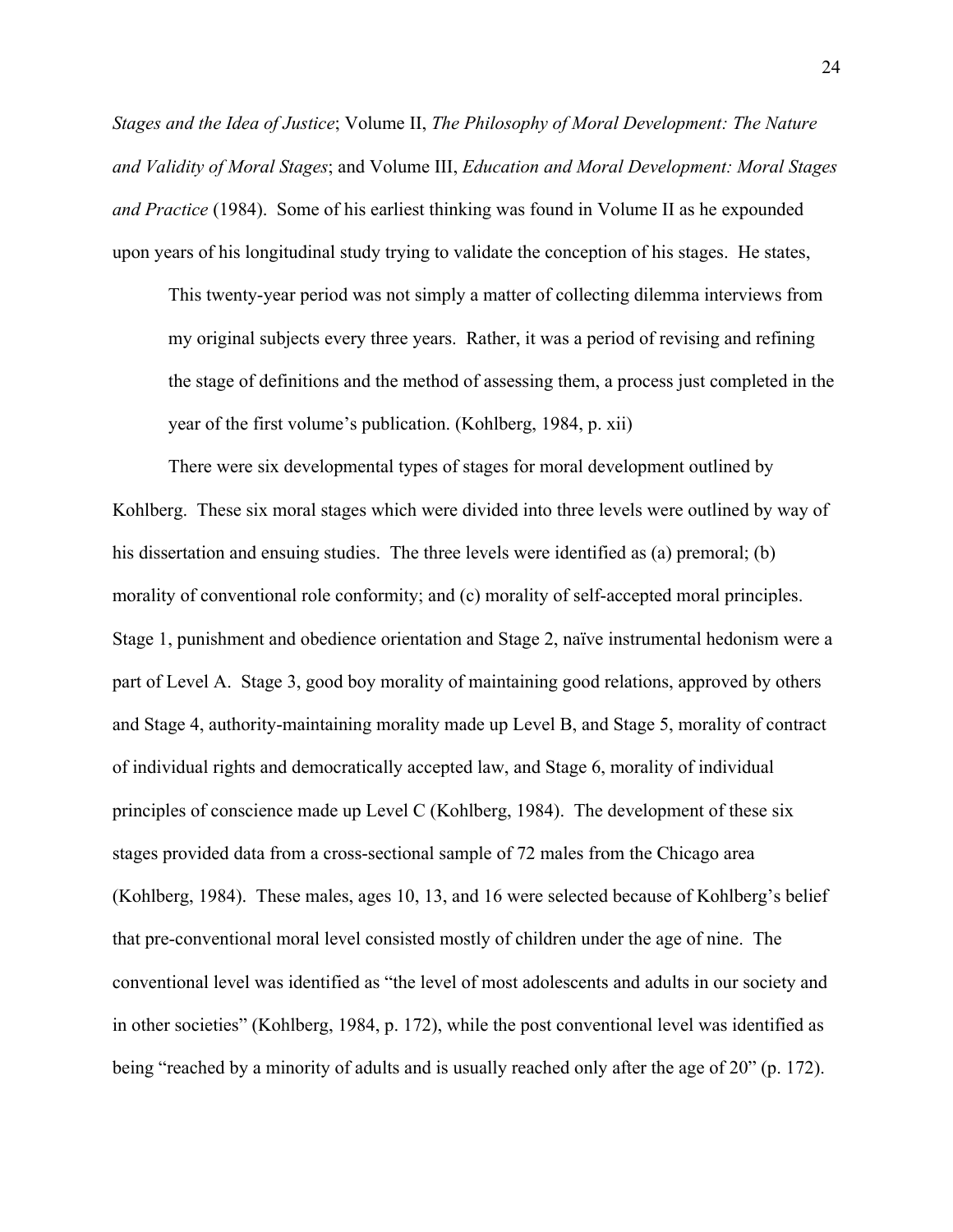*Stages and the Idea of Justice*; Volume II, *The Philosophy of Moral Development: The Nature and Validity of Moral Stages*; and Volume III, *Education and Moral Development: Moral Stages and Practice* (1984). Some of his earliest thinking was found in Volume II as he expounded upon years of his longitudinal study trying to validate the conception of his stages. He states,

> This twenty-year period was not simply a matter of collecting dilemma interviews from my original subjects every three years. Rather, it was a period of revising and refining the stage of definitions and the method of assessing them, a process just completed in the year of the first volume's publication. (Kohlberg, 1984, p. xii)

There were six developmental types of stages for moral development outlined by Kohlberg. These six moral stages which were divided into three levels were outlined by way of his dissertation and ensuing studies. The three levels were identified as (a) premoral; (b) morality of conventional role conformity; and (c) morality of self-accepted moral principles. Stage 1, punishment and obedience orientation and Stage 2, naïve instrumental hedonism were a part of Level A. Stage 3, good boy morality of maintaining good relations, approved by others and Stage 4, authority-maintaining morality made up Level B, and Stage 5, morality of contract of individual rights and democratically accepted law, and Stage 6, morality of individual principles of conscience made up Level C (Kohlberg, 1984). The development of these six stages provided data from a cross-sectional sample of 72 males from the Chicago area (Kohlberg, 1984). These males, ages 10, 13, and 16 were selected because of Kohlberg's belief that pre-conventional moral level consisted mostly of children under the age of nine. The conventional level was identified as "the level of most adolescents and adults in our society and in other societies" (Kohlberg, 1984, p. 172), while the post conventional level was identified as being "reached by a minority of adults and is usually reached only after the age of 20" (p. 172).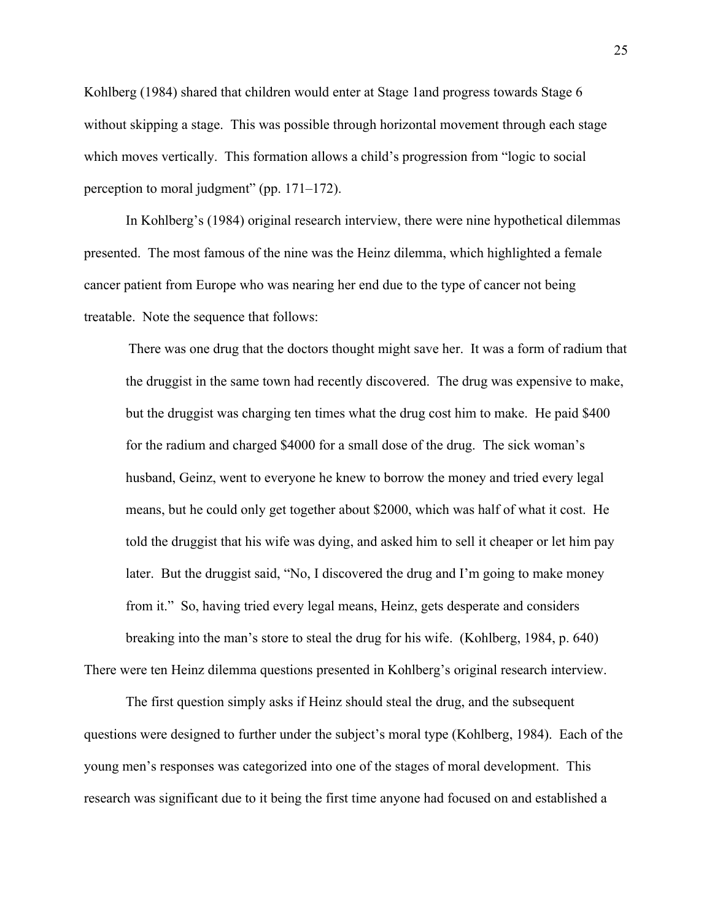Kohlberg (1984) shared that children would enter at Stage 1and progress towards Stage 6 without skipping a stage. This was possible through horizontal movement through each stage which moves vertically. This formation allows a child's progression from "logic to social perception to moral judgment" (pp. 171–172).

In Kohlberg's (1984) original research interview, there were nine hypothetical dilemmas presented. The most famous of the nine was the Heinz dilemma, which highlighted a female cancer patient from Europe who was nearing her end due to the type of cancer not being treatable. Note the sequence that follows:

> There was one drug that the doctors thought might save her. It was a form of radium that the druggist in the same town had recently discovered. The drug was expensive to make, but the druggist was charging ten times what the drug cost him to make. He paid $400 for the radium and charged $4000 for a small dose of the drug. The sick woman's husband, Geinz, went to everyone he knew to borrow the money and tried every legal means, but he could only get together about $2000, which was half of what it cost. He told the druggist that his wife was dying, and asked him to sell it cheaper or let him pay later. But the druggist said, "No, I discovered the drug and I'm going to make money from it." So, having tried every legal means, Heinz, gets desperate and considers breaking into the man's store to steal the drug for his wife. (Kohlberg, 1984, p. 640)

There were ten Heinz dilemma questions presented in Kohlberg's original research interview.

The first question simply asks if Heinz should steal the drug, and the subsequent questions were designed to further under the subject's moral type (Kohlberg, 1984). Each of the young men's responses was categorized into one of the stages of moral development. This research was significant due to it being the first time anyone had focused on and established a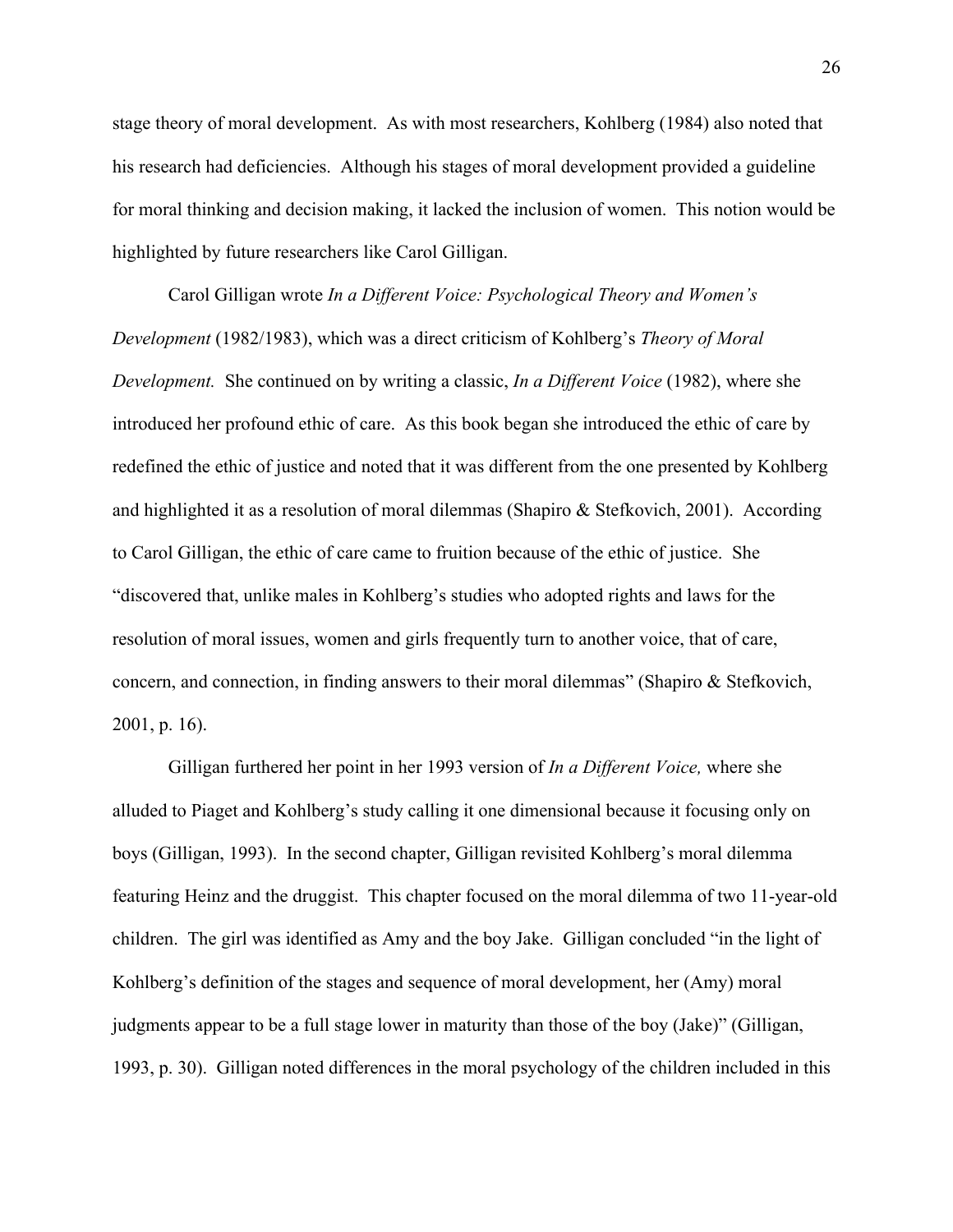stage theory of moral development. As with most researchers, Kohlberg (1984) also noted that his research had deficiencies. Although his stages of moral development provided a guideline for moral thinking and decision making, it lacked the inclusion of women. This notion would be highlighted by future researchers like Carol Gilligan.

Carol Gilligan wrote *In a Different Voice: Psychological Theory and Women's Development* (1982/1983), which was a direct criticism of Kohlberg's *Theory of Moral Development.* She continued on by writing a classic, *In a Different Voice* (1982), where she introduced her profound ethic of care. As this book began she introduced the ethic of care by redefined the ethic of justice and noted that it was different from the one presented by Kohlberg and highlighted it as a resolution of moral dilemmas (Shapiro & Stefkovich, 2001). According to Carol Gilligan, the ethic of care came to fruition because of the ethic of justice. She "discovered that, unlike males in Kohlberg's studies who adopted rights and laws for the resolution of moral issues, women and girls frequently turn to another voice, that of care, concern, and connection, in finding answers to their moral dilemmas" (Shapiro & Stefkovich, 2001, p. 16).

Gilligan furthered her point in her 1993 version of *In a Different Voice,* where she alluded to Piaget and Kohlberg's study calling it one dimensional because it focusing only on boys (Gilligan, 1993). In the second chapter, Gilligan revisited Kohlberg's moral dilemma featuring Heinz and the druggist. This chapter focused on the moral dilemma of two 11-year-old children. The girl was identified as Amy and the boy Jake. Gilligan concluded "in the light of Kohlberg's definition of the stages and sequence of moral development, her (Amy) moral judgments appear to be a full stage lower in maturity than those of the boy (Jake)" (Gilligan, 1993, p. 30). Gilligan noted differences in the moral psychology of the children included in this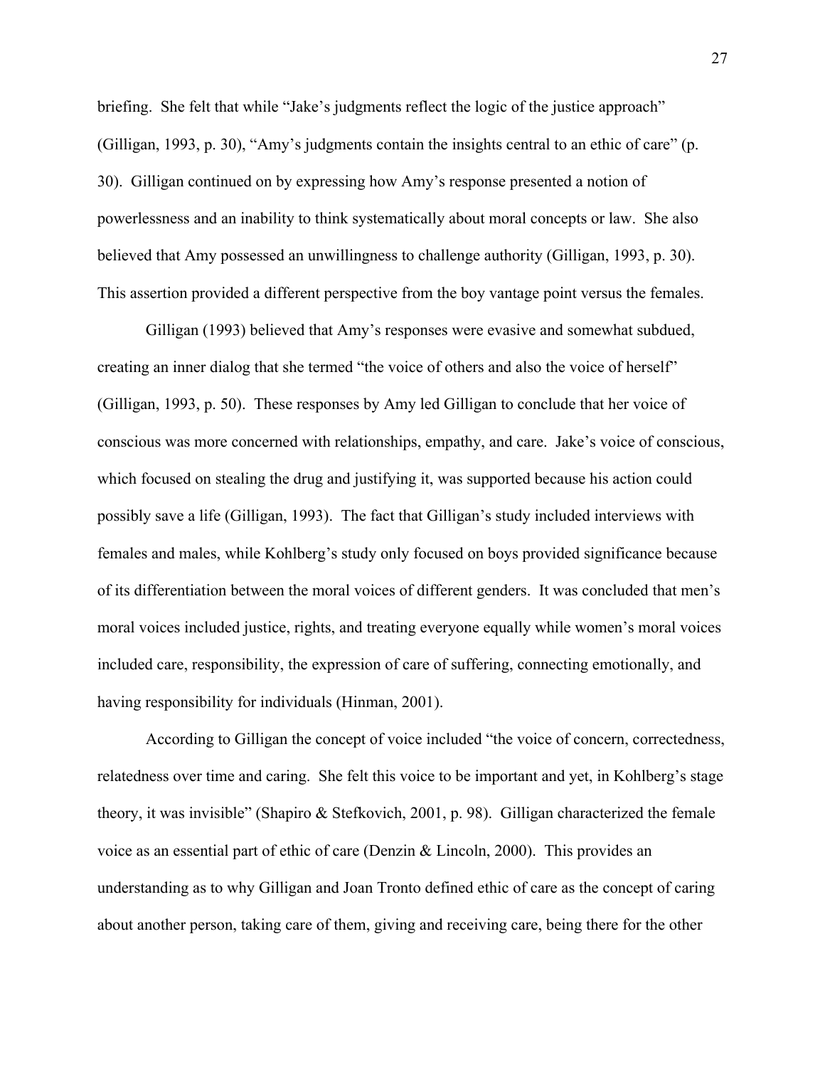briefing. She felt that while "Jake's judgments reflect the logic of the justice approach" (Gilligan, 1993, p. 30), "Amy's judgments contain the insights central to an ethic of care" (p. 30). Gilligan continued on by expressing how Amy's response presented a notion of powerlessness and an inability to think systematically about moral concepts or law. She also believed that Amy possessed an unwillingness to challenge authority (Gilligan, 1993, p. 30). This assertion provided a different perspective from the boy vantage point versus the females.

Gilligan (1993) believed that Amy's responses were evasive and somewhat subdued, creating an inner dialog that she termed "the voice of others and also the voice of herself" (Gilligan, 1993, p. 50). These responses by Amy led Gilligan to conclude that her voice of conscious was more concerned with relationships, empathy, and care. Jake's voice of conscious, which focused on stealing the drug and justifying it, was supported because his action could possibly save a life (Gilligan, 1993). The fact that Gilligan's study included interviews with females and males, while Kohlberg's study only focused on boys provided significance because of its differentiation between the moral voices of different genders. It was concluded that men's moral voices included justice, rights, and treating everyone equally while women's moral voices included care, responsibility, the expression of care of suffering, connecting emotionally, and having responsibility for individuals (Hinman, 2001).

According to Gilligan the concept of voice included "the voice of concern, correctedness, relatedness over time and caring. She felt this voice to be important and yet, in Kohlberg's stage theory, it was invisible" (Shapiro & Stefkovich, 2001, p. 98). Gilligan characterized the female voice as an essential part of ethic of care (Denzin & Lincoln, 2000). This provides an understanding as to why Gilligan and Joan Tronto defined ethic of care as the concept of caring about another person, taking care of them, giving and receiving care, being there for the other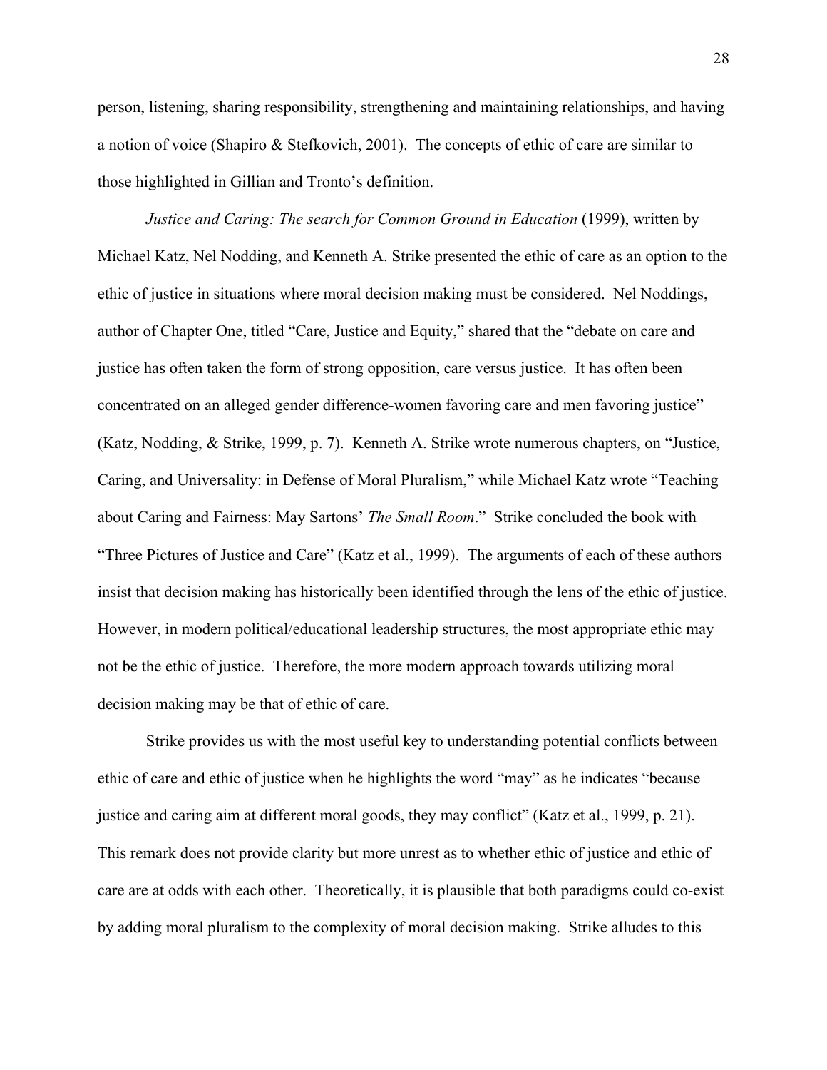person, listening, sharing responsibility, strengthening and maintaining relationships, and having a notion of voice (Shapiro & Stefkovich, 2001). The concepts of ethic of care are similar to those highlighted in Gillian and Tronto's definition.

*Justice and Caring: The search for Common Ground in Education* (1999), written by Michael Katz, Nel Nodding, and Kenneth A. Strike presented the ethic of care as an option to the ethic of justice in situations where moral decision making must be considered. Nel Noddings, author of Chapter One, titled "Care, Justice and Equity," shared that the "debate on care and justice has often taken the form of strong opposition, care versus justice. It has often been concentrated on an alleged gender difference-women favoring care and men favoring justice" (Katz, Nodding, & Strike, 1999, p. 7). Kenneth A. Strike wrote numerous chapters, on "Justice, Caring, and Universality: in Defense of Moral Pluralism," while Michael Katz wrote "Teaching about Caring and Fairness: May Sartons' *The Small Room*." Strike concluded the book with "Three Pictures of Justice and Care" (Katz et al., 1999). The arguments of each of these authors insist that decision making has historically been identified through the lens of the ethic of justice. However, in modern political/educational leadership structures, the most appropriate ethic may not be the ethic of justice. Therefore, the more modern approach towards utilizing moral decision making may be that of ethic of care.

Strike provides us with the most useful key to understanding potential conflicts between ethic of care and ethic of justice when he highlights the word "may" as he indicates "because justice and caring aim at different moral goods, they may conflict" (Katz et al., 1999, p. 21). This remark does not provide clarity but more unrest as to whether ethic of justice and ethic of care are at odds with each other. Theoretically, it is plausible that both paradigms could co-exist by adding moral pluralism to the complexity of moral decision making. Strike alludes to this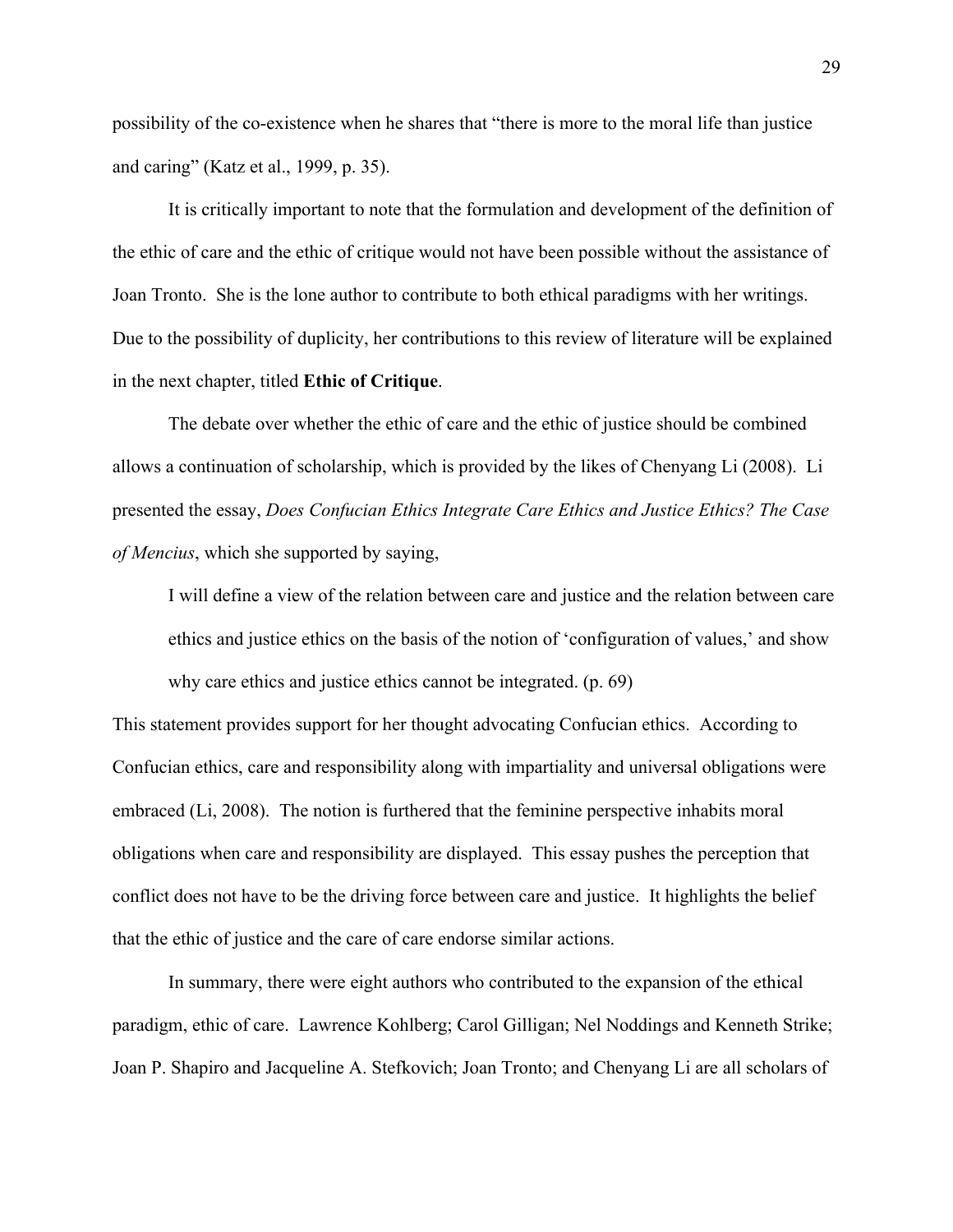possibility of the co-existence when he shares that "there is more to the moral life than justice and caring" (Katz et al., 1999, p. 35).

It is critically important to note that the formulation and development of the definition of the ethic of care and the ethic of critique would not have been possible without the assistance of Joan Tronto. She is the lone author to contribute to both ethical paradigms with her writings. Due to the possibility of duplicity, her contributions to this review of literature will be explained in the next chapter, titled **Ethic of Critique**.

The debate over whether the ethic of care and the ethic of justice should be combined allows a continuation of scholarship, which is provided by the likes of Chenyang Li (2008). Li presented the essay, *Does Confucian Ethics Integrate Care Ethics and Justice Ethics? The Case of Mencius*, which she supported by saying,

> I will define a view of the relation between care and justice and the relation between care ethics and justice ethics on the basis of the notion of 'configuration of values,' and show why care ethics and justice ethics cannot be integrated. (p. 69)

This statement provides support for her thought advocating Confucian ethics. According to Confucian ethics, care and responsibility along with impartiality and universal obligations were embraced (Li, 2008). The notion is furthered that the feminine perspective inhabits moral obligations when care and responsibility are displayed. This essay pushes the perception that conflict does not have to be the driving force between care and justice. It highlights the belief that the ethic of justice and the care of care endorse similar actions.

In summary, there were eight authors who contributed to the expansion of the ethical paradigm, ethic of care. Lawrence Kohlberg; Carol Gilligan; Nel Noddings and Kenneth Strike; Joan P. Shapiro and Jacqueline A. Stefkovich; Joan Tronto; and Chenyang Li are all scholars of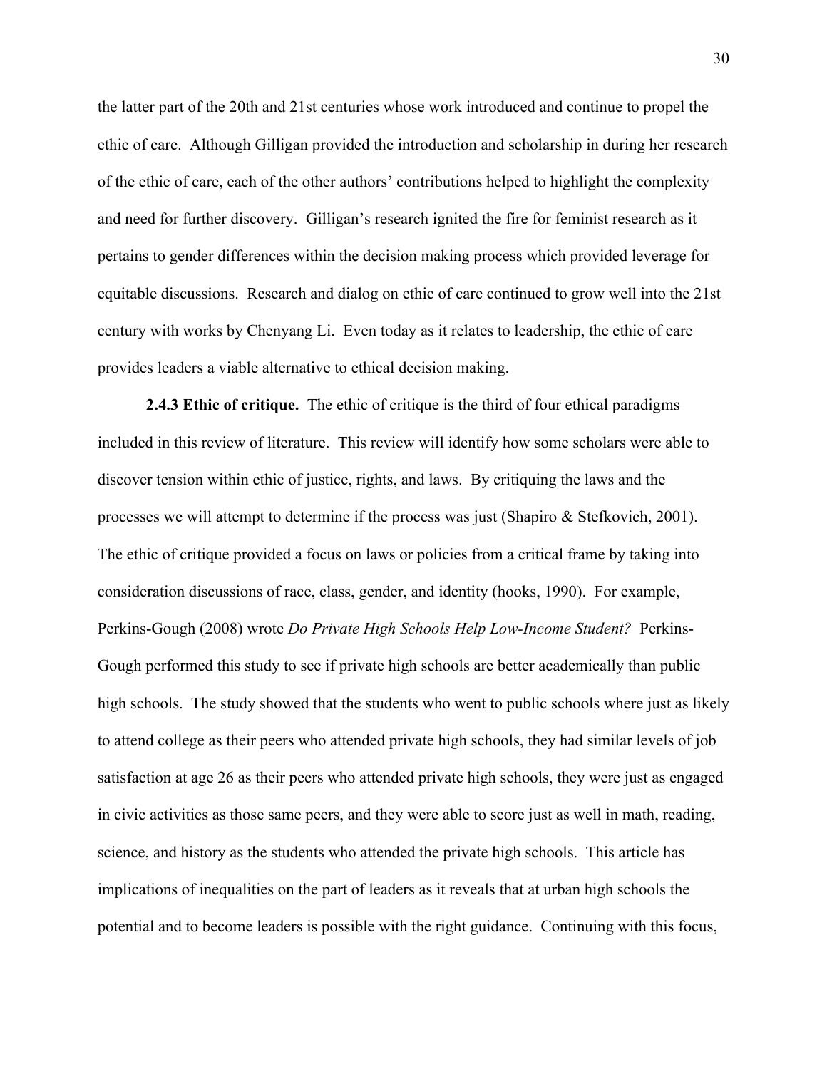the latter part of the 20th and 21st centuries whose work introduced and continue to propel the ethic of care. Although Gilligan provided the introduction and scholarship in during her research of the ethic of care, each of the other authors' contributions helped to highlight the complexity and need for further discovery. Gilligan's research ignited the fire for feminist research as it pertains to gender differences within the decision making process which provided leverage for equitable discussions. Research and dialog on ethic of care continued to grow well into the 21st century with works by Chenyang Li. Even today as it relates to leadership, the ethic of care provides leaders a viable alternative to ethical decision making.

**2.4.3 Ethic of critique.** The ethic of critique is the third of four ethical paradigms included in this review of literature. This review will identify how some scholars were able to discover tension within ethic of justice, rights, and laws. By critiquing the laws and the processes we will attempt to determine if the process was just (Shapiro & Stefkovich, 2001). The ethic of critique provided a focus on laws or policies from a critical frame by taking into consideration discussions of race, class, gender, and identity (hooks, 1990). For example, Perkins-Gough (2008) wrote *Do Private High Schools Help Low-Income Student?* Perkins-Gough performed this study to see if private high schools are better academically than public high schools. The study showed that the students who went to public schools where just as likely to attend college as their peers who attended private high schools, they had similar levels of job satisfaction at age 26 as their peers who attended private high schools, they were just as engaged in civic activities as those same peers, and they were able to score just as well in math, reading, science, and history as the students who attended the private high schools. This article has implications of inequalities on the part of leaders as it reveals that at urban high schools the potential and to become leaders is possible with the right guidance. Continuing with this focus,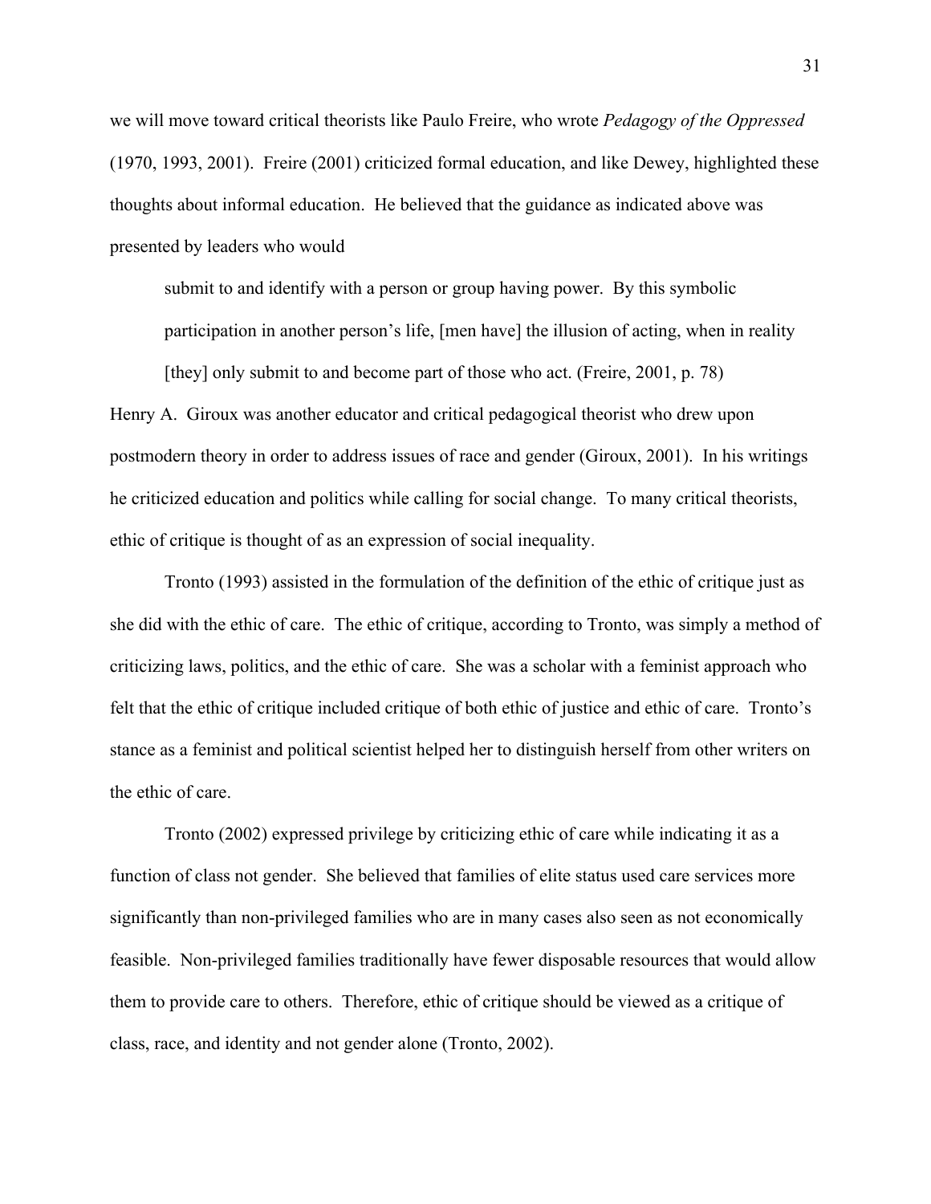we will move toward critical theorists like Paulo Freire, who wrote *Pedagogy of the Oppressed* (1970, 1993, 2001). Freire (2001) criticized formal education, and like Dewey, highlighted these thoughts about informal education. He believed that the guidance as indicated above was presented by leaders who would

> submit to and identify with a person or group having power. By this symbolic participation in another person's life, [men have] the illusion of acting, when in reality [they] only submit to and become part of those who act. (Freire, 2001, p. 78)

Henry A. Giroux was another educator and critical pedagogical theorist who drew upon postmodern theory in order to address issues of race and gender (Giroux, 2001). In his writings he criticized education and politics while calling for social change. To many critical theorists, ethic of critique is thought of as an expression of social inequality.

Tronto (1993) assisted in the formulation of the definition of the ethic of critique just as she did with the ethic of care. The ethic of critique, according to Tronto, was simply a method of criticizing laws, politics, and the ethic of care. She was a scholar with a feminist approach who felt that the ethic of critique included critique of both ethic of justice and ethic of care. Tronto's stance as a feminist and political scientist helped her to distinguish herself from other writers on the ethic of care.

Tronto (2002) expressed privilege by criticizing ethic of care while indicating it as a function of class not gender. She believed that families of elite status used care services more significantly than non-privileged families who are in many cases also seen as not economically feasible. Non-privileged families traditionally have fewer disposable resources that would allow them to provide care to others. Therefore, ethic of critique should be viewed as a critique of class, race, and identity and not gender alone (Tronto, 2002).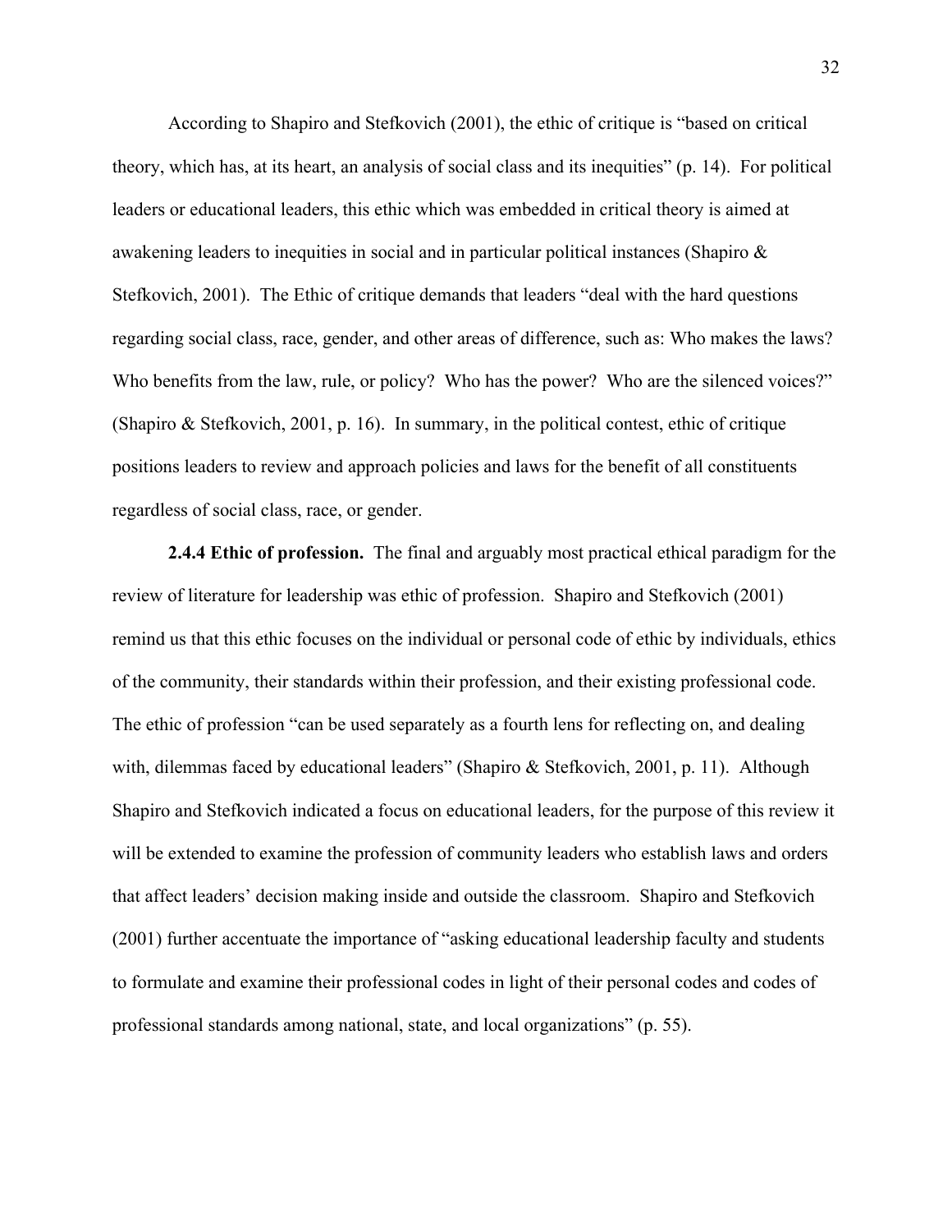According to Shapiro and Stefkovich (2001), the ethic of critique is "based on critical theory, which has, at its heart, an analysis of social class and its inequities" (p. 14). For political leaders or educational leaders, this ethic which was embedded in critical theory is aimed at awakening leaders to inequities in social and in particular political instances (Shapiro & Stefkovich, 2001). The Ethic of critique demands that leaders "deal with the hard questions regarding social class, race, gender, and other areas of difference, such as: Who makes the laws? Who benefits from the law, rule, or policy? Who has the power? Who are the silenced voices?" (Shapiro & Stefkovich, 2001, p. 16). In summary, in the political contest, ethic of critique positions leaders to review and approach policies and laws for the benefit of all constituents regardless of social class, race, or gender.

**2.4.4 Ethic of profession.** The final and arguably most practical ethical paradigm for the review of literature for leadership was ethic of profession. Shapiro and Stefkovich (2001) remind us that this ethic focuses on the individual or personal code of ethic by individuals, ethics of the community, their standards within their profession, and their existing professional code. The ethic of profession "can be used separately as a fourth lens for reflecting on, and dealing with, dilemmas faced by educational leaders" (Shapiro & Stefkovich, 2001, p. 11). Although Shapiro and Stefkovich indicated a focus on educational leaders, for the purpose of this review it will be extended to examine the profession of community leaders who establish laws and orders that affect leaders' decision making inside and outside the classroom. Shapiro and Stefkovich (2001) further accentuate the importance of "asking educational leadership faculty and students to formulate and examine their professional codes in light of their personal codes and codes of professional standards among national, state, and local organizations" (p. 55).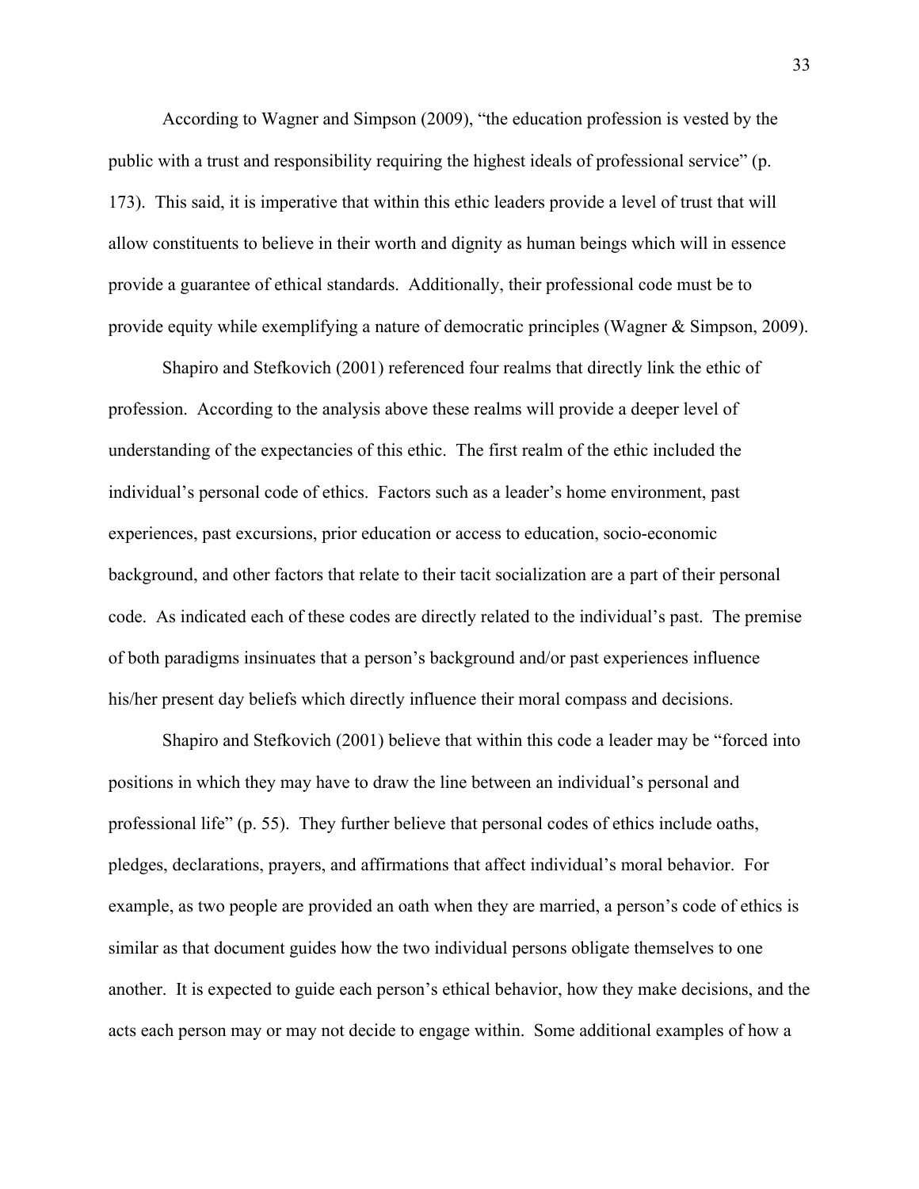According to Wagner and Simpson (2009), "the education profession is vested by the public with a trust and responsibility requiring the highest ideals of professional service" (p. 173). This said, it is imperative that within this ethic leaders provide a level of trust that will allow constituents to believe in their worth and dignity as human beings which will in essence provide a guarantee of ethical standards. Additionally, their professional code must be to provide equity while exemplifying a nature of democratic principles (Wagner & Simpson, 2009).

Shapiro and Stefkovich (2001) referenced four realms that directly link the ethic of profession. According to the analysis above these realms will provide a deeper level of understanding of the expectancies of this ethic. The first realm of the ethic included the individual's personal code of ethics. Factors such as a leader's home environment, past experiences, past excursions, prior education or access to education, socio-economic background, and other factors that relate to their tacit socialization are a part of their personal code. As indicated each of these codes are directly related to the individual's past. The premise of both paradigms insinuates that a person's background and/or past experiences influence his/her present day beliefs which directly influence their moral compass and decisions.

Shapiro and Stefkovich (2001) believe that within this code a leader may be "forced into positions in which they may have to draw the line between an individual's personal and professional life" (p. 55). They further believe that personal codes of ethics include oaths, pledges, declarations, prayers, and affirmations that affect individual's moral behavior. For example, as two people are provided an oath when they are married, a person's code of ethics is similar as that document guides how the two individual persons obligate themselves to one another. It is expected to guide each person's ethical behavior, how they make decisions, and the acts each person may or may not decide to engage within. Some additional examples of how a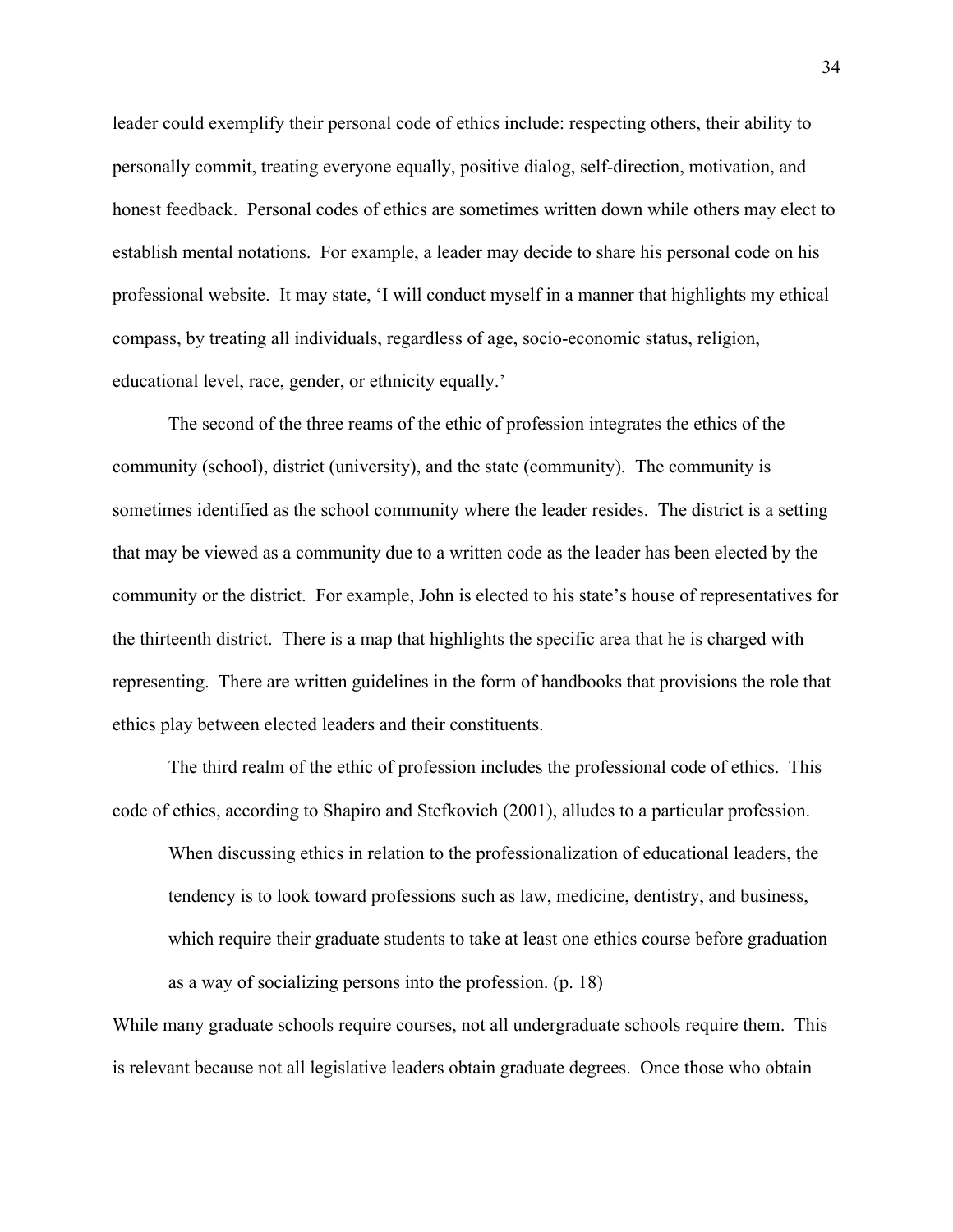leader could exemplify their personal code of ethics include: respecting others, their ability to personally commit, treating everyone equally, positive dialog, self-direction, motivation, and honest feedback. Personal codes of ethics are sometimes written down while others may elect to establish mental notations. For example, a leader may decide to share his personal code on his professional website. It may state, 'I will conduct myself in a manner that highlights my ethical compass, by treating all individuals, regardless of age, socio-economic status, religion, educational level, race, gender, or ethnicity equally.'

The second of the three reams of the ethic of profession integrates the ethics of the community (school), district (university), and the state (community). The community is sometimes identified as the school community where the leader resides. The district is a setting that may be viewed as a community due to a written code as the leader has been elected by the community or the district. For example, John is elected to his state's house of representatives for the thirteenth district. There is a map that highlights the specific area that he is charged with representing. There are written guidelines in the form of handbooks that provisions the role that ethics play between elected leaders and their constituents.

The third realm of the ethic of profession includes the professional code of ethics. This code of ethics, according to Shapiro and Stefkovich (2001), alludes to a particular profession.

> When discussing ethics in relation to the professionalization of educational leaders, the tendency is to look toward professions such as law, medicine, dentistry, and business, which require their graduate students to take at least one ethics course before graduation as a way of socializing persons into the profession. (p. 18)

While many graduate schools require courses, not all undergraduate schools require them. This is relevant because not all legislative leaders obtain graduate degrees. Once those who obtain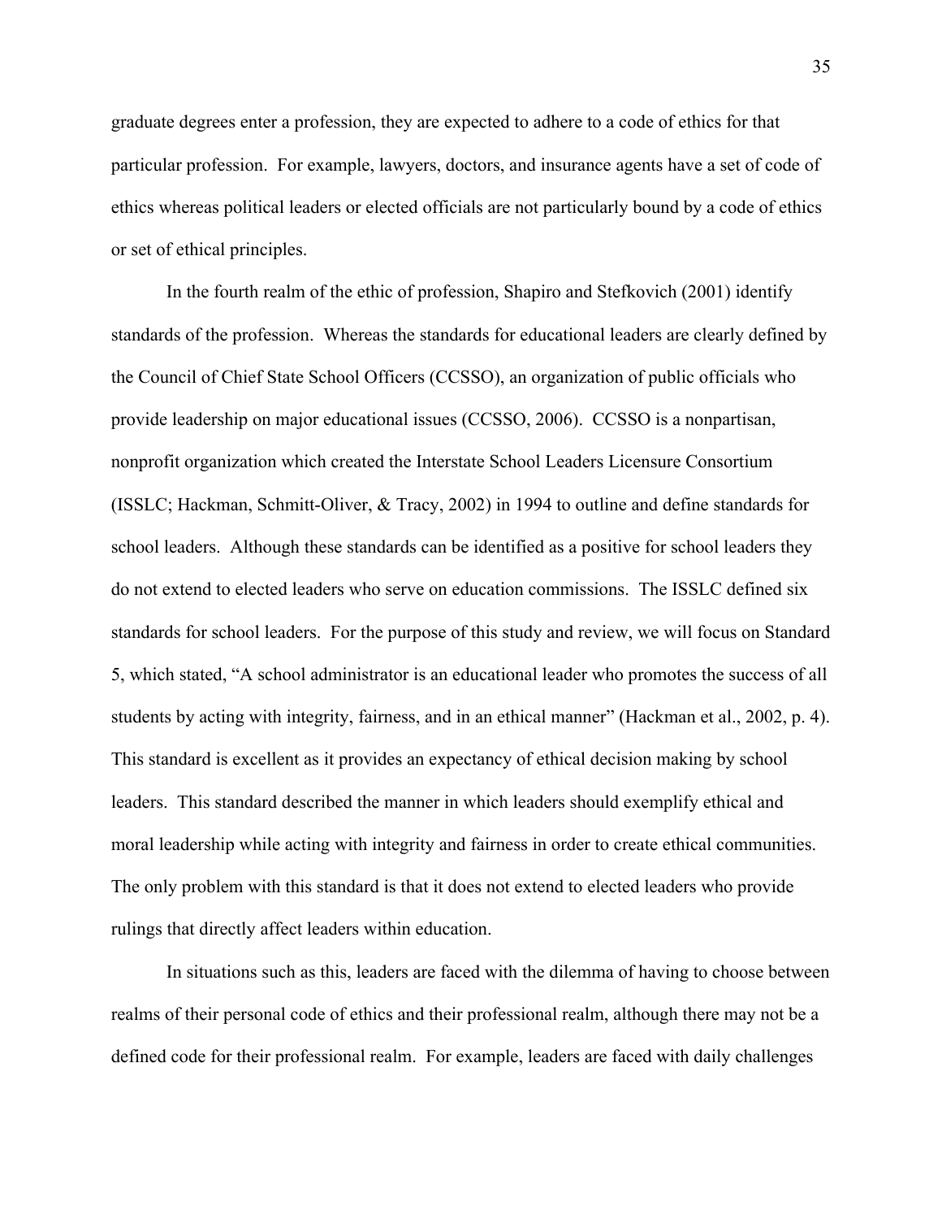graduate degrees enter a profession, they are expected to adhere to a code of ethics for that particular profession. For example, lawyers, doctors, and insurance agents have a set of code of ethics whereas political leaders or elected officials are not particularly bound by a code of ethics or set of ethical principles.

In the fourth realm of the ethic of profession, Shapiro and Stefkovich (2001) identify standards of the profession. Whereas the standards for educational leaders are clearly defined by the Council of Chief State School Officers (CCSSO), an organization of public officials who provide leadership on major educational issues (CCSSO, 2006). CCSSO is a nonpartisan, nonprofit organization which created the Interstate School Leaders Licensure Consortium (ISSLC; Hackman, Schmitt-Oliver, & Tracy, 2002) in 1994 to outline and define standards for school leaders. Although these standards can be identified as a positive for school leaders they do not extend to elected leaders who serve on education commissions. The ISSLC defined six standards for school leaders. For the purpose of this study and review, we will focus on Standard 5, which stated, "A school administrator is an educational leader who promotes the success of all students by acting with integrity, fairness, and in an ethical manner" (Hackman et al., 2002, p. 4). This standard is excellent as it provides an expectancy of ethical decision making by school leaders. This standard described the manner in which leaders should exemplify ethical and moral leadership while acting with integrity and fairness in order to create ethical communities. The only problem with this standard is that it does not extend to elected leaders who provide rulings that directly affect leaders within education.

In situations such as this, leaders are faced with the dilemma of having to choose between realms of their personal code of ethics and their professional realm, although there may not be a defined code for their professional realm. For example, leaders are faced with daily challenges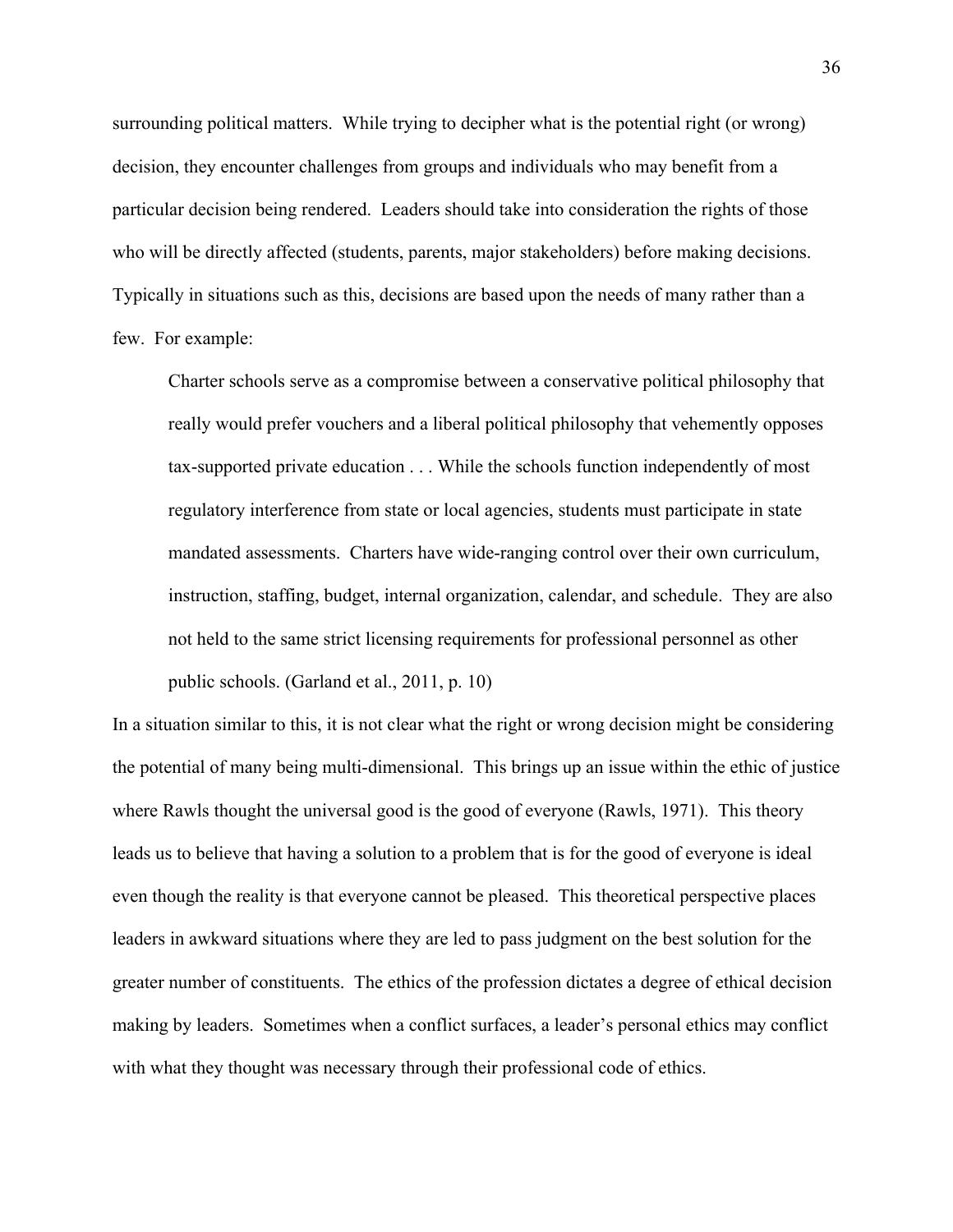surrounding political matters. While trying to decipher what is the potential right (or wrong) decision, they encounter challenges from groups and individuals who may benefit from a particular decision being rendered. Leaders should take into consideration the rights of those who will be directly affected (students, parents, major stakeholders) before making decisions. Typically in situations such as this, decisions are based upon the needs of many rather than a few. For example:

> Charter schools serve as a compromise between a conservative political philosophy that really would prefer vouchers and a liberal political philosophy that vehemently opposes tax-supported private education . . . While the schools function independently of most regulatory interference from state or local agencies, students must participate in state mandated assessments. Charters have wide-ranging control over their own curriculum, instruction, staffing, budget, internal organization, calendar, and schedule. They are also not held to the same strict licensing requirements for professional personnel as other public schools. (Garland et al., 2011, p. 10)

In a situation similar to this, it is not clear what the right or wrong decision might be considering the potential of many being multi-dimensional. This brings up an issue within the ethic of justice where Rawls thought the universal good is the good of everyone (Rawls, 1971). This theory leads us to believe that having a solution to a problem that is for the good of everyone is ideal even though the reality is that everyone cannot be pleased. This theoretical perspective places leaders in awkward situations where they are led to pass judgment on the best solution for the greater number of constituents. The ethics of the profession dictates a degree of ethical decision making by leaders. Sometimes when a conflict surfaces, a leader's personal ethics may conflict with what they thought was necessary through their professional code of ethics.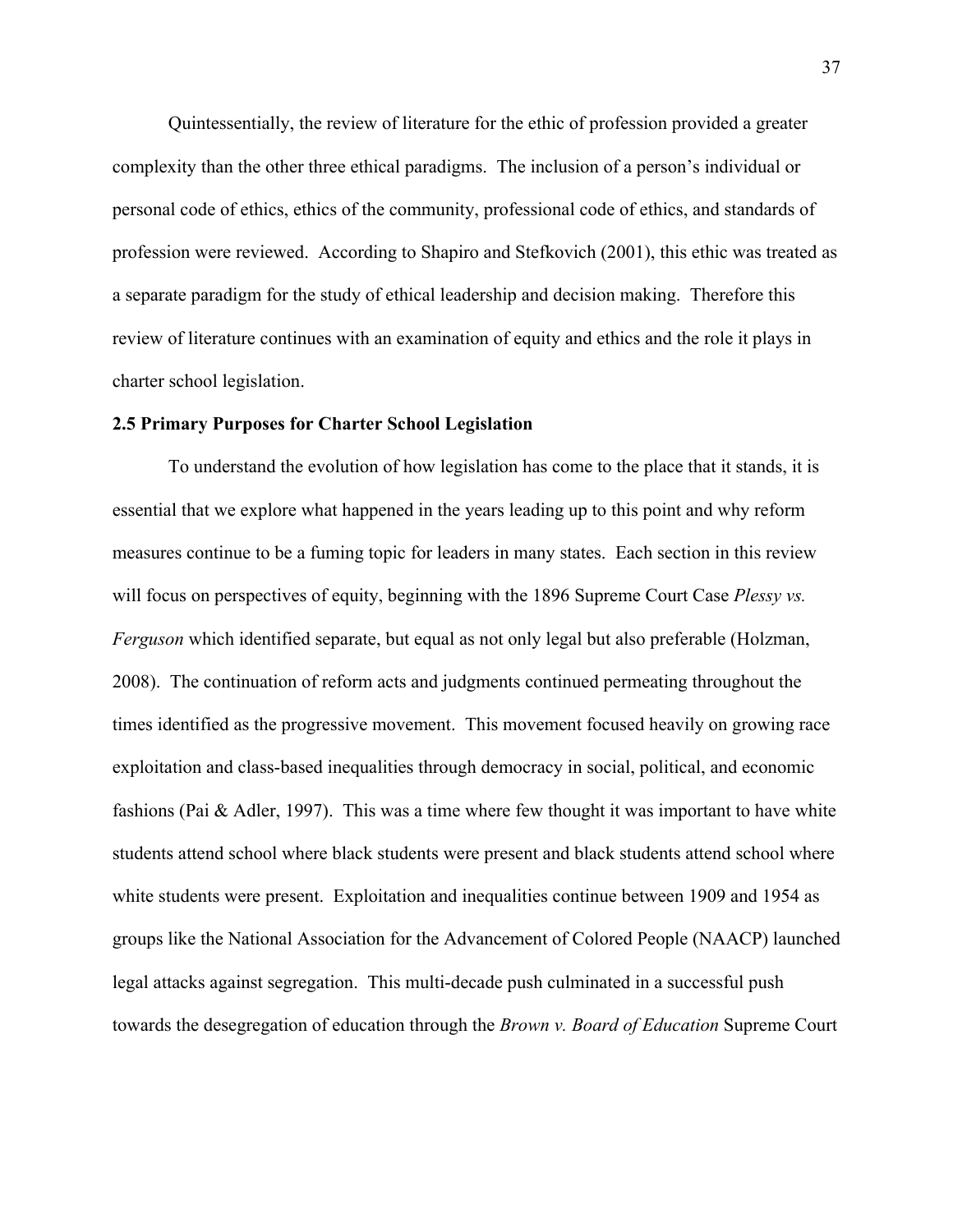Quintessentially, the review of literature for the ethic of profession provided a greater complexity than the other three ethical paradigms. The inclusion of a person's individual or personal code of ethics, ethics of the community, professional code of ethics, and standards of profession were reviewed. According to Shapiro and Stefkovich (2001), this ethic was treated as a separate paradigm for the study of ethical leadership and decision making. Therefore this review of literature continues with an examination of equity and ethics and the role it plays in charter school legislation.

### 2.5 Primary Purposes for Charter School Legislation

To understand the evolution of how legislation has come to the place that it stands, it is essential that we explore what happened in the years leading up to this point and why reform measures continue to be a fuming topic for leaders in many states. Each section in this review will focus on perspectives of equity, beginning with the 1896 Supreme Court Case *Plessy vs. Ferguson* which identified separate, but equal as not only legal but also preferable (Holzman, 2008). The continuation of reform acts and judgments continued permeating throughout the times identified as the progressive movement. This movement focused heavily on growing race exploitation and class-based inequalities through democracy in social, political, and economic fashions (Pai & Adler, 1997). This was a time where few thought it was important to have white students attend school where black students were present and black students attend school where white students were present. Exploitation and inequalities continue between 1909 and 1954 as groups like the National Association for the Advancement of Colored People (NAACP) launched legal attacks against segregation. This multi-decade push culminated in a successful push towards the desegregation of education through the *Brown v. Board of Education* Supreme Court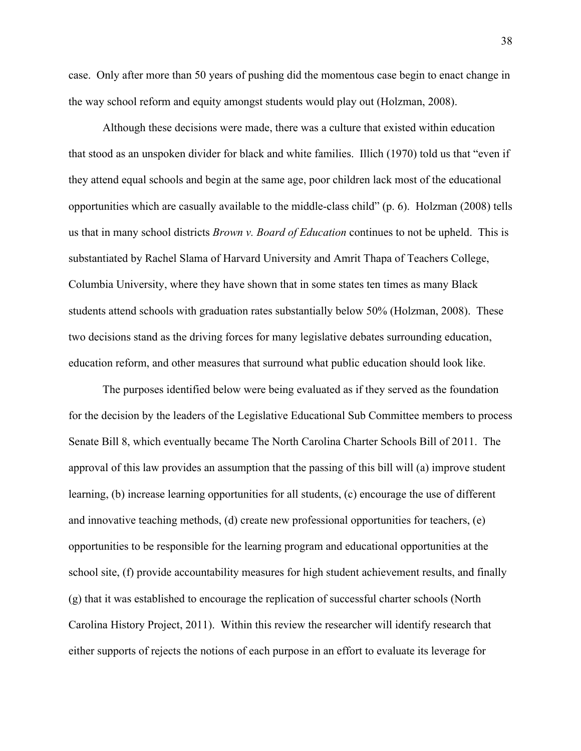case. Only after more than 50 years of pushing did the momentous case begin to enact change in the way school reform and equity amongst students would play out (Holzman, 2008).

Although these decisions were made, there was a culture that existed within education that stood as an unspoken divider for black and white families. Illich (1970) told us that "even if they attend equal schools and begin at the same age, poor children lack most of the educational opportunities which are casually available to the middle-class child" (p. 6). Holzman (2008) tells us that in many school districts *Brown v. Board of Education* continues to not be upheld. This is substantiated by Rachel Slama of Harvard University and Amrit Thapa of Teachers College, Columbia University, where they have shown that in some states ten times as many Black students attend schools with graduation rates substantially below 50% (Holzman, 2008). These two decisions stand as the driving forces for many legislative debates surrounding education, education reform, and other measures that surround what public education should look like.

The purposes identified below were being evaluated as if they served as the foundation for the decision by the leaders of the Legislative Educational Sub Committee members to process Senate Bill 8, which eventually became The North Carolina Charter Schools Bill of 2011. The approval of this law provides an assumption that the passing of this bill will (a) improve student learning, (b) increase learning opportunities for all students, (c) encourage the use of different and innovative teaching methods, (d) create new professional opportunities for teachers, (e) opportunities to be responsible for the learning program and educational opportunities at the school site, (f) provide accountability measures for high student achievement results, and finally (g) that it was established to encourage the replication of successful charter schools (North Carolina History Project, 2011). Within this review the researcher will identify research that either supports of rejects the notions of each purpose in an effort to evaluate its leverage for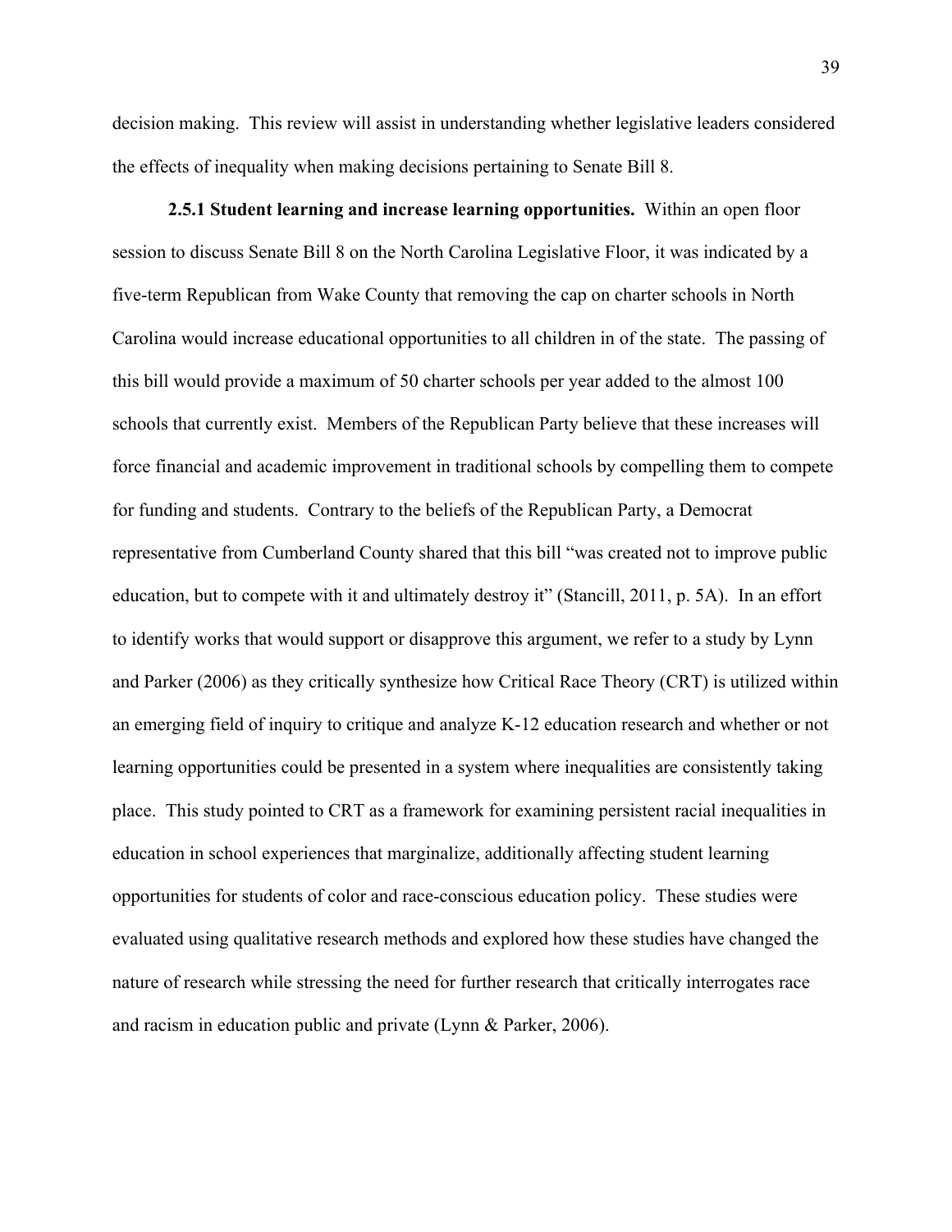decision making. This review will assist in understanding whether legislative leaders considered the effects of inequality when making decisions pertaining to Senate Bill 8.

**2.5.1 Student learning and increase learning opportunities.** Within an open floor session to discuss Senate Bill 8 on the North Carolina Legislative Floor, it was indicated by a five-term Republican from Wake County that removing the cap on charter schools in North Carolina would increase educational opportunities to all children in of the state. The passing of this bill would provide a maximum of 50 charter schools per year added to the almost 100 schools that currently exist. Members of the Republican Party believe that these increases will force financial and academic improvement in traditional schools by compelling them to compete for funding and students. Contrary to the beliefs of the Republican Party, a Democrat representative from Cumberland County shared that this bill "was created not to improve public education, but to compete with it and ultimately destroy it" (Stancill, 2011, p. 5A). In an effort to identify works that would support or disapprove this argument, we refer to a study by Lynn and Parker (2006) as they critically synthesize how Critical Race Theory (CRT) is utilized within an emerging field of inquiry to critique and analyze K-12 education research and whether or not learning opportunities could be presented in a system where inequalities are consistently taking place. This study pointed to CRT as a framework for examining persistent racial inequalities in education in school experiences that marginalize, additionally affecting student learning opportunities for students of color and race-conscious education policy. These studies were evaluated using qualitative research methods and explored how these studies have changed the nature of research while stressing the need for further research that critically interrogates race and racism in education public and private (Lynn & Parker, 2006).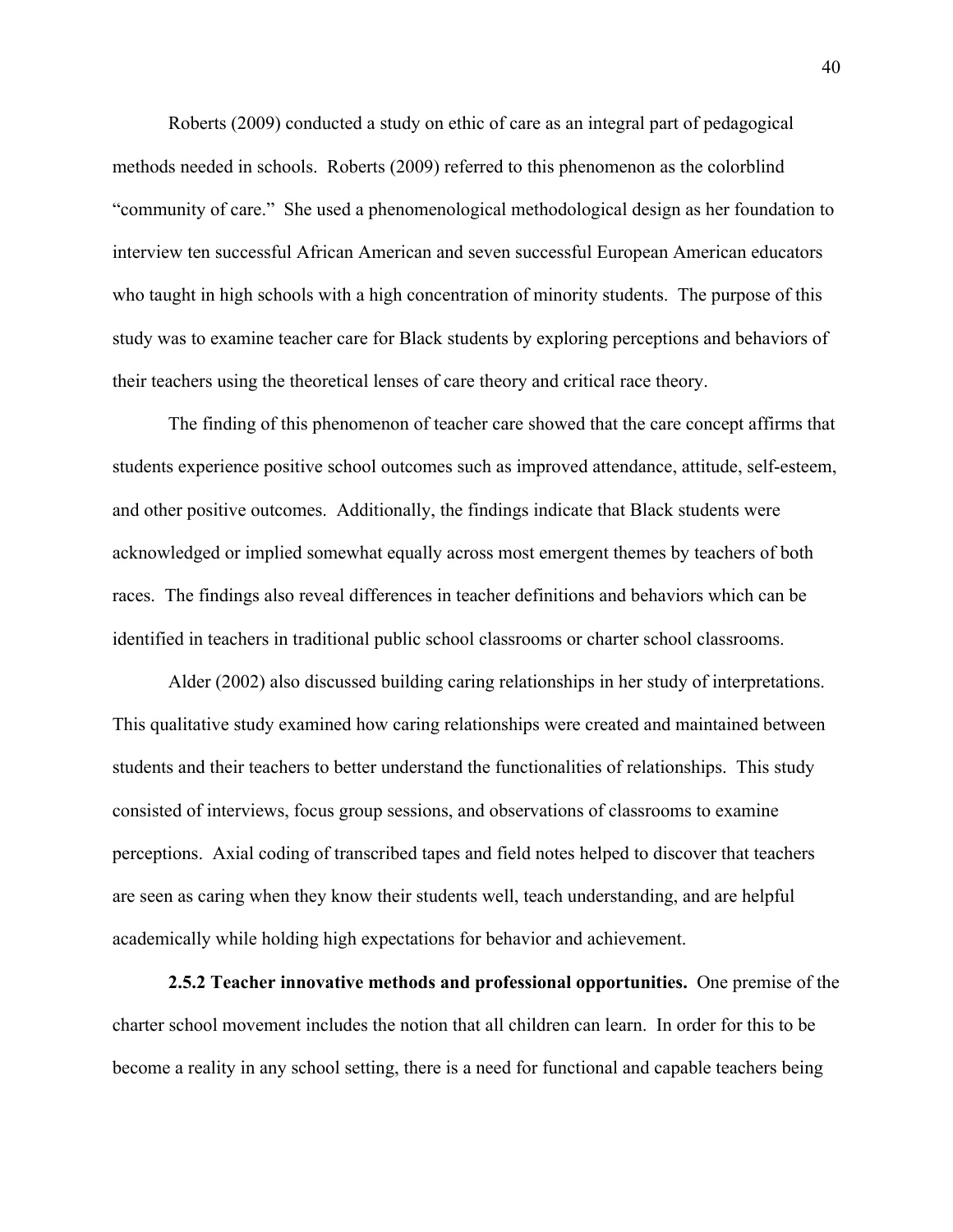Roberts (2009) conducted a study on ethic of care as an integral part of pedagogical methods needed in schools. Roberts (2009) referred to this phenomenon as the colorblind "community of care." She used a phenomenological methodological design as her foundation to interview ten successful African American and seven successful European American educators who taught in high schools with a high concentration of minority students. The purpose of this study was to examine teacher care for Black students by exploring perceptions and behaviors of their teachers using the theoretical lenses of care theory and critical race theory.

The finding of this phenomenon of teacher care showed that the care concept affirms that students experience positive school outcomes such as improved attendance, attitude, self-esteem, and other positive outcomes. Additionally, the findings indicate that Black students were acknowledged or implied somewhat equally across most emergent themes by teachers of both races. The findings also reveal differences in teacher definitions and behaviors which can be identified in teachers in traditional public school classrooms or charter school classrooms.

Alder (2002) also discussed building caring relationships in her study of interpretations. This qualitative study examined how caring relationships were created and maintained between students and their teachers to better understand the functionalities of relationships. This study consisted of interviews, focus group sessions, and observations of classrooms to examine perceptions. Axial coding of transcribed tapes and field notes helped to discover that teachers are seen as caring when they know their students well, teach understanding, and are helpful academically while holding high expectations for behavior and achievement.

**2.5.2 Teacher innovative methods and professional opportunities.** One premise of the charter school movement includes the notion that all children can learn. In order for this to be become a reality in any school setting, there is a need for functional and capable teachers being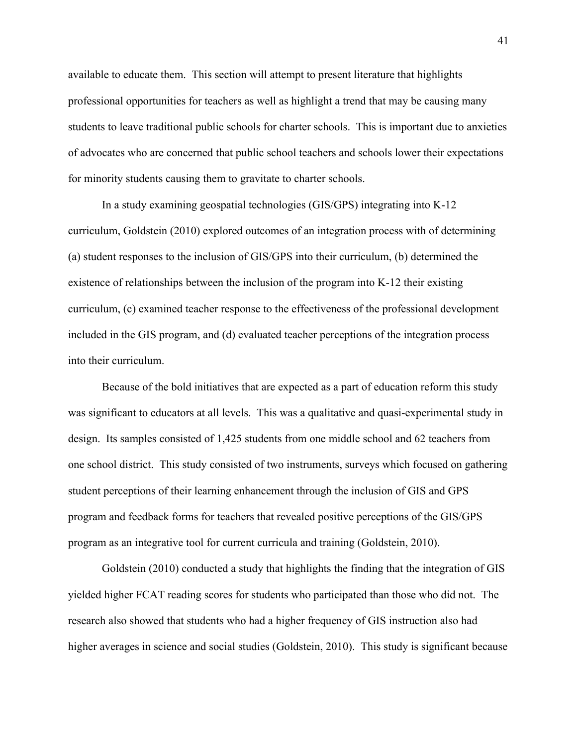available to educate them. This section will attempt to present literature that highlights professional opportunities for teachers as well as highlight a trend that may be causing many students to leave traditional public schools for charter schools. This is important due to anxieties of advocates who are concerned that public school teachers and schools lower their expectations for minority students causing them to gravitate to charter schools.

In a study examining geospatial technologies (GIS/GPS) integrating into K-12 curriculum, Goldstein (2010) explored outcomes of an integration process with of determining (a) student responses to the inclusion of GIS/GPS into their curriculum, (b) determined the existence of relationships between the inclusion of the program into K-12 their existing curriculum, (c) examined teacher response to the effectiveness of the professional development included in the GIS program, and (d) evaluated teacher perceptions of the integration process into their curriculum.

Because of the bold initiatives that are expected as a part of education reform this study was significant to educators at all levels. This was a qualitative and quasi-experimental study in design. Its samples consisted of 1,425 students from one middle school and 62 teachers from one school district. This study consisted of two instruments, surveys which focused on gathering student perceptions of their learning enhancement through the inclusion of GIS and GPS program and feedback forms for teachers that revealed positive perceptions of the GIS/GPS program as an integrative tool for current curricula and training (Goldstein, 2010).

Goldstein (2010) conducted a study that highlights the finding that the integration of GIS yielded higher FCAT reading scores for students who participated than those who did not. The research also showed that students who had a higher frequency of GIS instruction also had higher averages in science and social studies (Goldstein, 2010). This study is significant because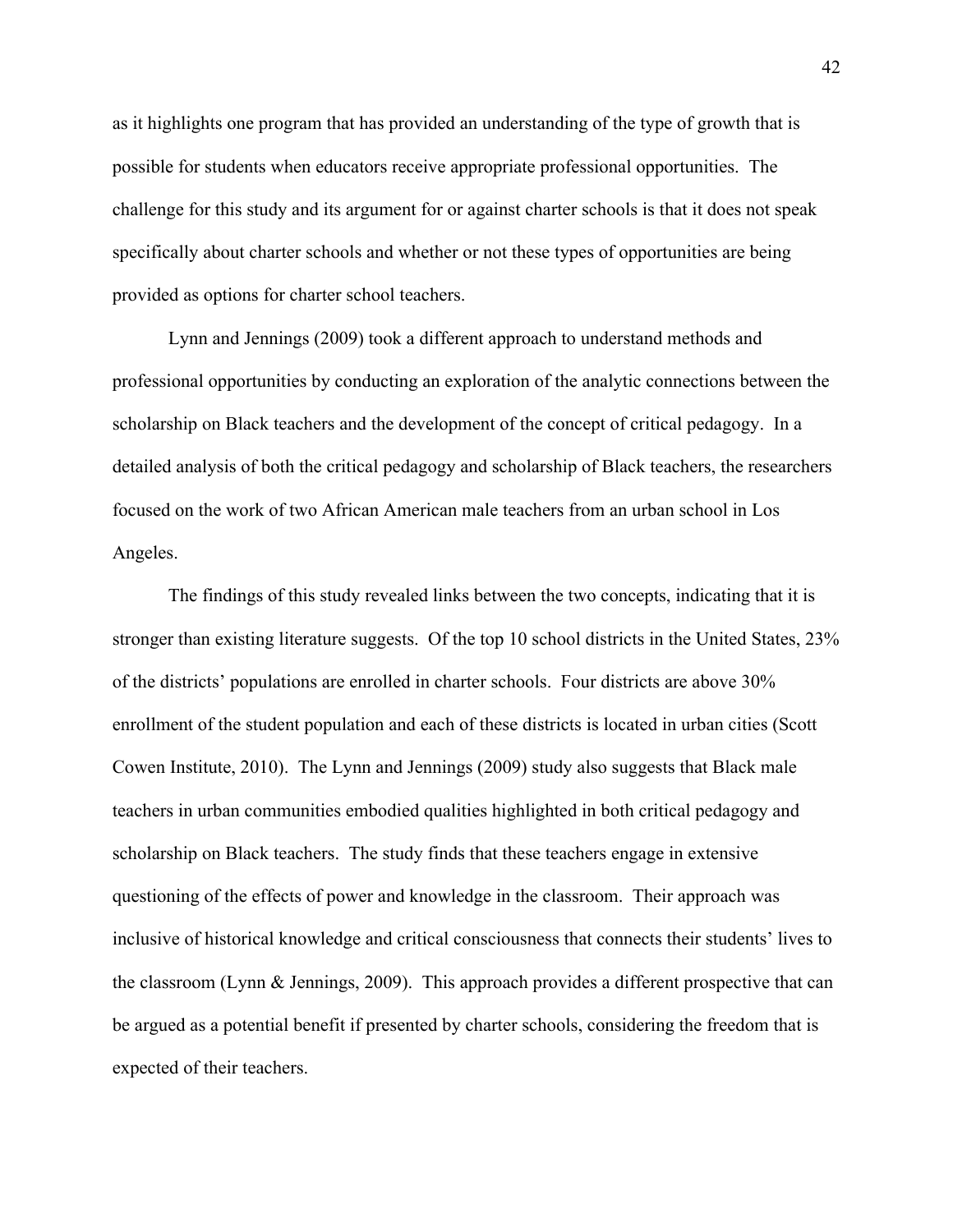as it highlights one program that has provided an understanding of the type of growth that is possible for students when educators receive appropriate professional opportunities. The challenge for this study and its argument for or against charter schools is that it does not speak specifically about charter schools and whether or not these types of opportunities are being provided as options for charter school teachers.

Lynn and Jennings (2009) took a different approach to understand methods and professional opportunities by conducting an exploration of the analytic connections between the scholarship on Black teachers and the development of the concept of critical pedagogy. In a detailed analysis of both the critical pedagogy and scholarship of Black teachers, the researchers focused on the work of two African American male teachers from an urban school in Los Angeles.

The findings of this study revealed links between the two concepts, indicating that it is stronger than existing literature suggests. Of the top 10 school districts in the United States, 23% of the districts' populations are enrolled in charter schools. Four districts are above 30% enrollment of the student population and each of these districts is located in urban cities (Scott Cowen Institute, 2010). The Lynn and Jennings (2009) study also suggests that Black male teachers in urban communities embodied qualities highlighted in both critical pedagogy and scholarship on Black teachers. The study finds that these teachers engage in extensive questioning of the effects of power and knowledge in the classroom. Their approach was inclusive of historical knowledge and critical consciousness that connects their students' lives to the classroom (Lynn & Jennings, 2009). This approach provides a different prospective that can be argued as a potential benefit if presented by charter schools, considering the freedom that is expected of their teachers.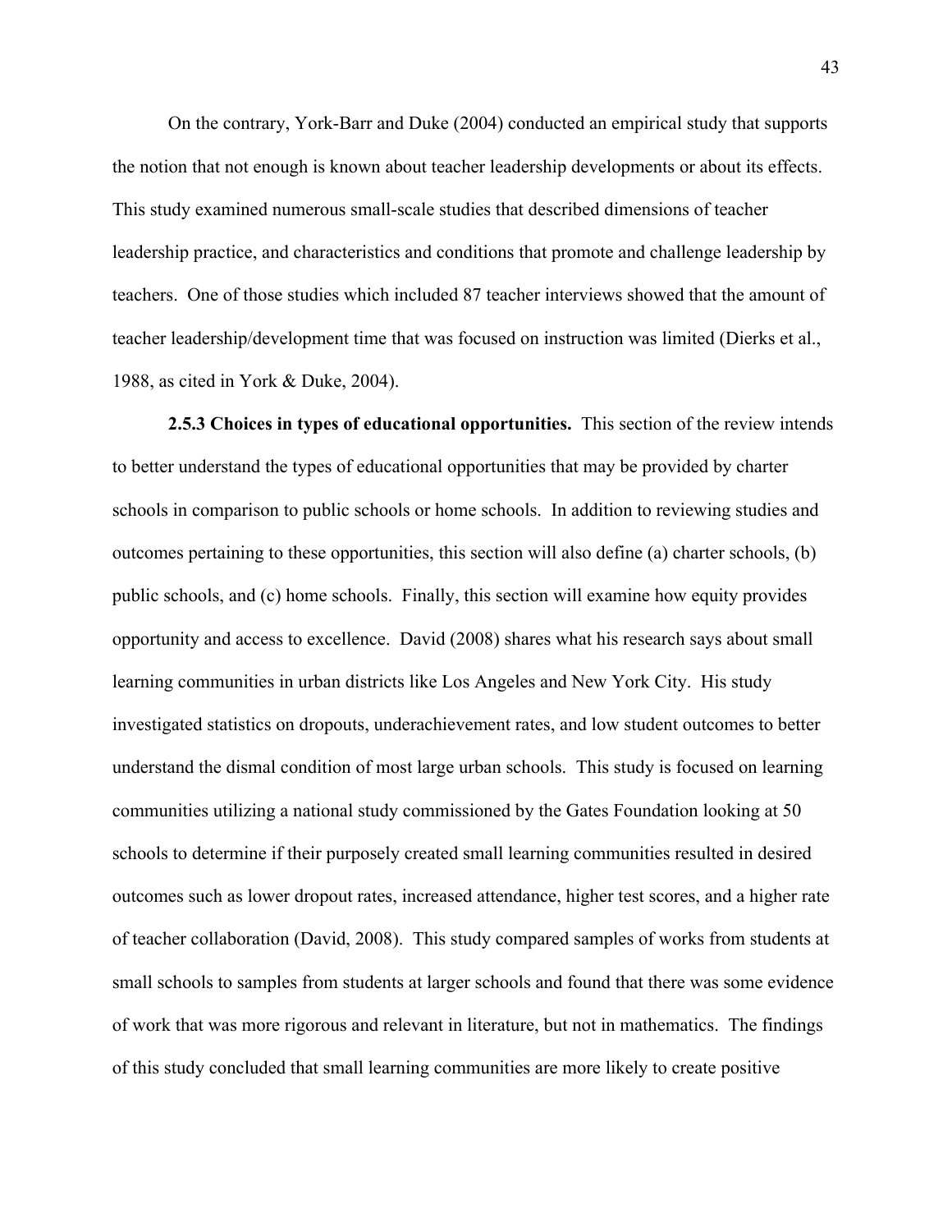On the contrary, York-Barr and Duke (2004) conducted an empirical study that supports the notion that not enough is known about teacher leadership developments or about its effects. This study examined numerous small-scale studies that described dimensions of teacher leadership practice, and characteristics and conditions that promote and challenge leadership by teachers. One of those studies which included 87 teacher interviews showed that the amount of teacher leadership/development time that was focused on instruction was limited (Dierks et al., 1988, as cited in York & Duke, 2004).

**2.5.3 Choices in types of educational opportunities.** This section of the review intends to better understand the types of educational opportunities that may be provided by charter schools in comparison to public schools or home schools. In addition to reviewing studies and outcomes pertaining to these opportunities, this section will also define (a) charter schools, (b) public schools, and (c) home schools. Finally, this section will examine how equity provides opportunity and access to excellence. David (2008) shares what his research says about small learning communities in urban districts like Los Angeles and New York City. His study investigated statistics on dropouts, underachievement rates, and low student outcomes to better understand the dismal condition of most large urban schools. This study is focused on learning communities utilizing a national study commissioned by the Gates Foundation looking at 50 schools to determine if their purposely created small learning communities resulted in desired outcomes such as lower dropout rates, increased attendance, higher test scores, and a higher rate of teacher collaboration (David, 2008). This study compared samples of works from students at small schools to samples from students at larger schools and found that there was some evidence of work that was more rigorous and relevant in literature, but not in mathematics. The findings of this study concluded that small learning communities are more likely to create positive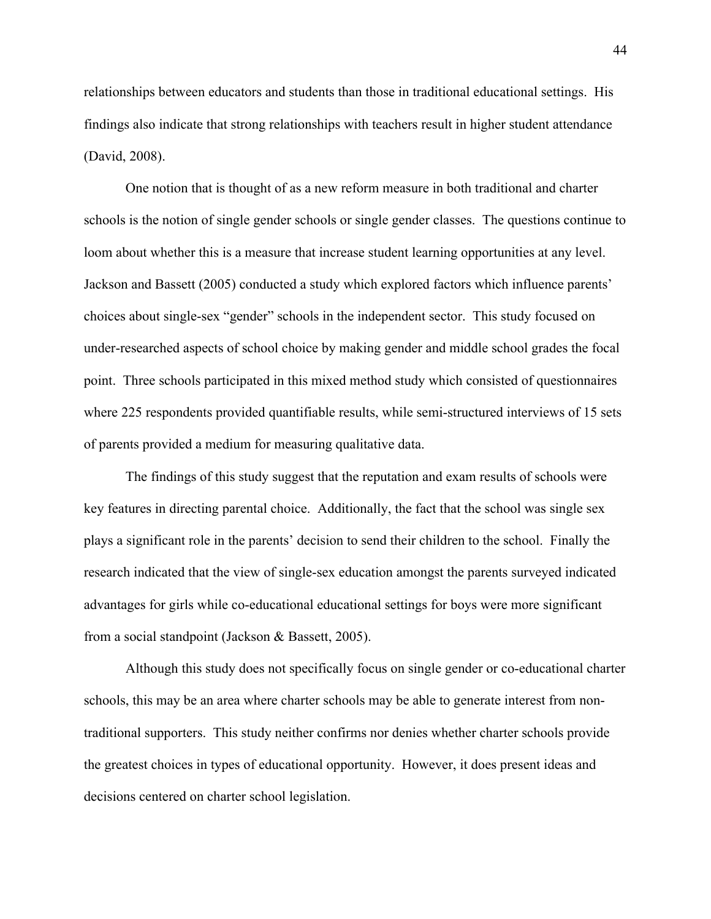relationships between educators and students than those in traditional educational settings. His findings also indicate that strong relationships with teachers result in higher student attendance (David, 2008).

One notion that is thought of as a new reform measure in both traditional and charter schools is the notion of single gender schools or single gender classes. The questions continue to loom about whether this is a measure that increase student learning opportunities at any level. Jackson and Bassett (2005) conducted a study which explored factors which influence parents' choices about single-sex "gender" schools in the independent sector. This study focused on under-researched aspects of school choice by making gender and middle school grades the focal point. Three schools participated in this mixed method study which consisted of questionnaires where 225 respondents provided quantifiable results, while semi-structured interviews of 15 sets of parents provided a medium for measuring qualitative data.

The findings of this study suggest that the reputation and exam results of schools were key features in directing parental choice. Additionally, the fact that the school was single sex plays a significant role in the parents' decision to send their children to the school. Finally the research indicated that the view of single-sex education amongst the parents surveyed indicated advantages for girls while co-educational educational settings for boys were more significant from a social standpoint (Jackson & Bassett, 2005).

Although this study does not specifically focus on single gender or co-educational charter schools, this may be an area where charter schools may be able to generate interest from non-traditional supporters. This study neither confirms nor denies whether charter schools provide the greatest choices in types of educational opportunity. However, it does present ideas and decisions centered on charter school legislation.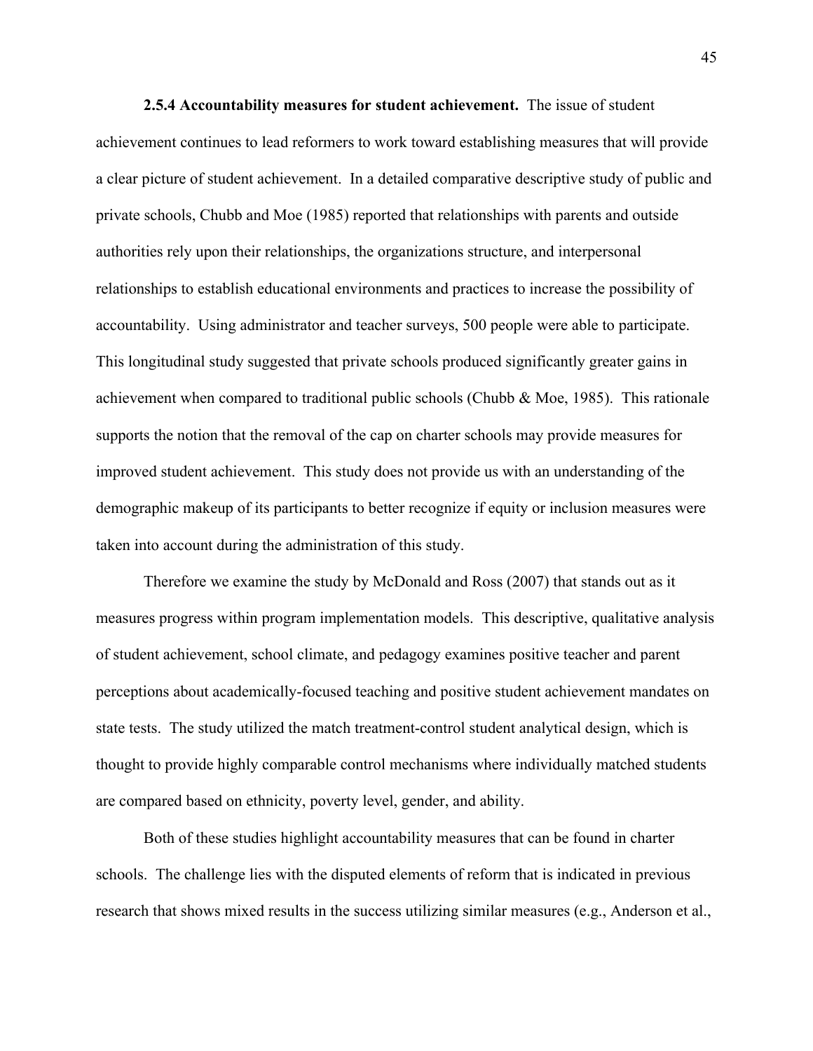**2.5.4 Accountability measures for student achievement.** The issue of student achievement continues to lead reformers to work toward establishing measures that will provide a clear picture of student achievement. In a detailed comparative descriptive study of public and private schools, Chubb and Moe (1985) reported that relationships with parents and outside authorities rely upon their relationships, the organizations structure, and interpersonal relationships to establish educational environments and practices to increase the possibility of accountability. Using administrator and teacher surveys, 500 people were able to participate. This longitudinal study suggested that private schools produced significantly greater gains in achievement when compared to traditional public schools (Chubb & Moe, 1985). This rationale supports the notion that the removal of the cap on charter schools may provide measures for improved student achievement. This study does not provide us with an understanding of the demographic makeup of its participants to better recognize if equity or inclusion measures were taken into account during the administration of this study.

Therefore we examine the study by McDonald and Ross (2007) that stands out as it measures progress within program implementation models. This descriptive, qualitative analysis of student achievement, school climate, and pedagogy examines positive teacher and parent perceptions about academically-focused teaching and positive student achievement mandates on state tests. The study utilized the match treatment-control student analytical design, which is thought to provide highly comparable control mechanisms where individually matched students are compared based on ethnicity, poverty level, gender, and ability.

Both of these studies highlight accountability measures that can be found in charter schools. The challenge lies with the disputed elements of reform that is indicated in previous research that shows mixed results in the success utilizing similar measures (e.g., Anderson et al.,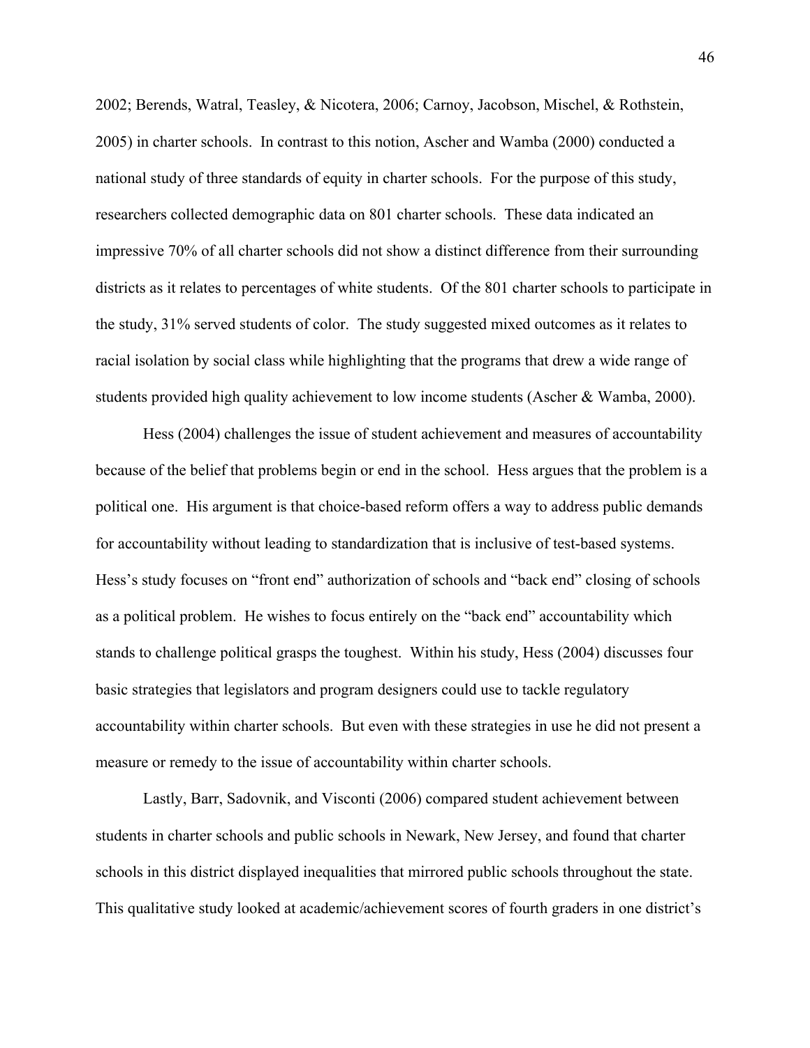2002; Berends, Watral, Teasley, & Nicotera, 2006; Carnoy, Jacobson, Mischel, & Rothstein, 2005) in charter schools. In contrast to this notion, Ascher and Wamba (2000) conducted a national study of three standards of equity in charter schools. For the purpose of this study, researchers collected demographic data on 801 charter schools. These data indicated an impressive 70% of all charter schools did not show a distinct difference from their surrounding districts as it relates to percentages of white students. Of the 801 charter schools to participate in the study, 31% served students of color. The study suggested mixed outcomes as it relates to racial isolation by social class while highlighting that the programs that drew a wide range of students provided high quality achievement to low income students (Ascher & Wamba, 2000).

Hess (2004) challenges the issue of student achievement and measures of accountability because of the belief that problems begin or end in the school. Hess argues that the problem is a political one. His argument is that choice-based reform offers a way to address public demands for accountability without leading to standardization that is inclusive of test-based systems. Hess's study focuses on "front end" authorization of schools and "back end" closing of schools as a political problem. He wishes to focus entirely on the "back end" accountability which stands to challenge political grasps the toughest. Within his study, Hess (2004) discusses four basic strategies that legislators and program designers could use to tackle regulatory accountability within charter schools. But even with these strategies in use he did not present a measure or remedy to the issue of accountability within charter schools.

Lastly, Barr, Sadovnik, and Visconti (2006) compared student achievement between students in charter schools and public schools in Newark, New Jersey, and found that charter schools in this district displayed inequalities that mirrored public schools throughout the state. This qualitative study looked at academic/achievement scores of fourth graders in one district's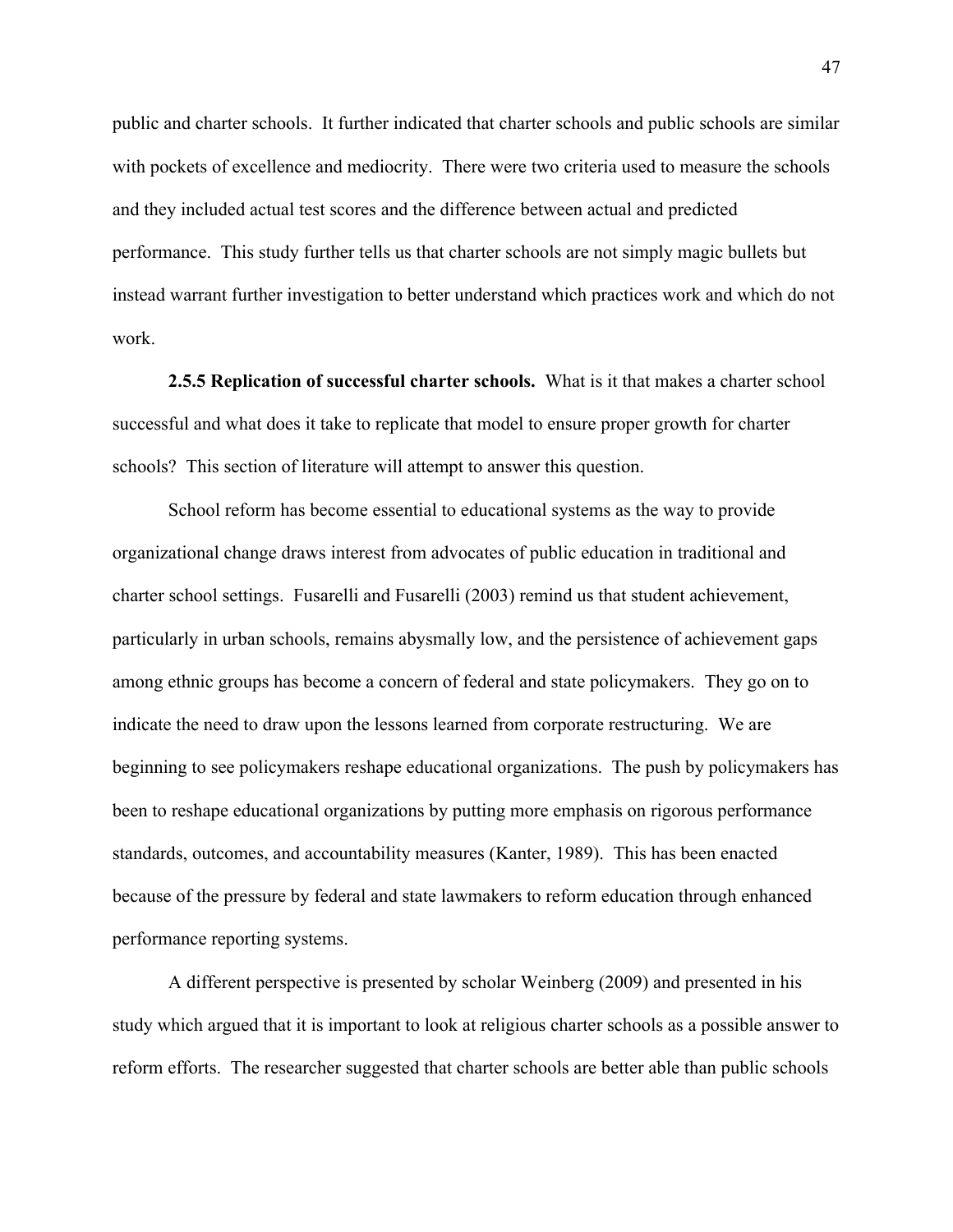public and charter schools. It further indicated that charter schools and public schools are similar with pockets of excellence and mediocrity. There were two criteria used to measure the schools and they included actual test scores and the difference between actual and predicted performance. This study further tells us that charter schools are not simply magic bullets but instead warrant further investigation to better understand which practices work and which do not work.

**2.5.5 Replication of successful charter schools.** What is it that makes a charter school successful and what does it take to replicate that model to ensure proper growth for charter schools? This section of literature will attempt to answer this question.

School reform has become essential to educational systems as the way to provide organizational change draws interest from advocates of public education in traditional and charter school settings. Fusarelli and Fusarelli (2003) remind us that student achievement, particularly in urban schools, remains abysmally low, and the persistence of achievement gaps among ethnic groups has become a concern of federal and state policymakers. They go on to indicate the need to draw upon the lessons learned from corporate restructuring. We are beginning to see policymakers reshape educational organizations. The push by policymakers has been to reshape educational organizations by putting more emphasis on rigorous performance standards, outcomes, and accountability measures (Kanter, 1989). This has been enacted because of the pressure by federal and state lawmakers to reform education through enhanced performance reporting systems.

A different perspective is presented by scholar Weinberg (2009) and presented in his study which argued that it is important to look at religious charter schools as a possible answer to reform efforts. The researcher suggested that charter schools are better able than public schools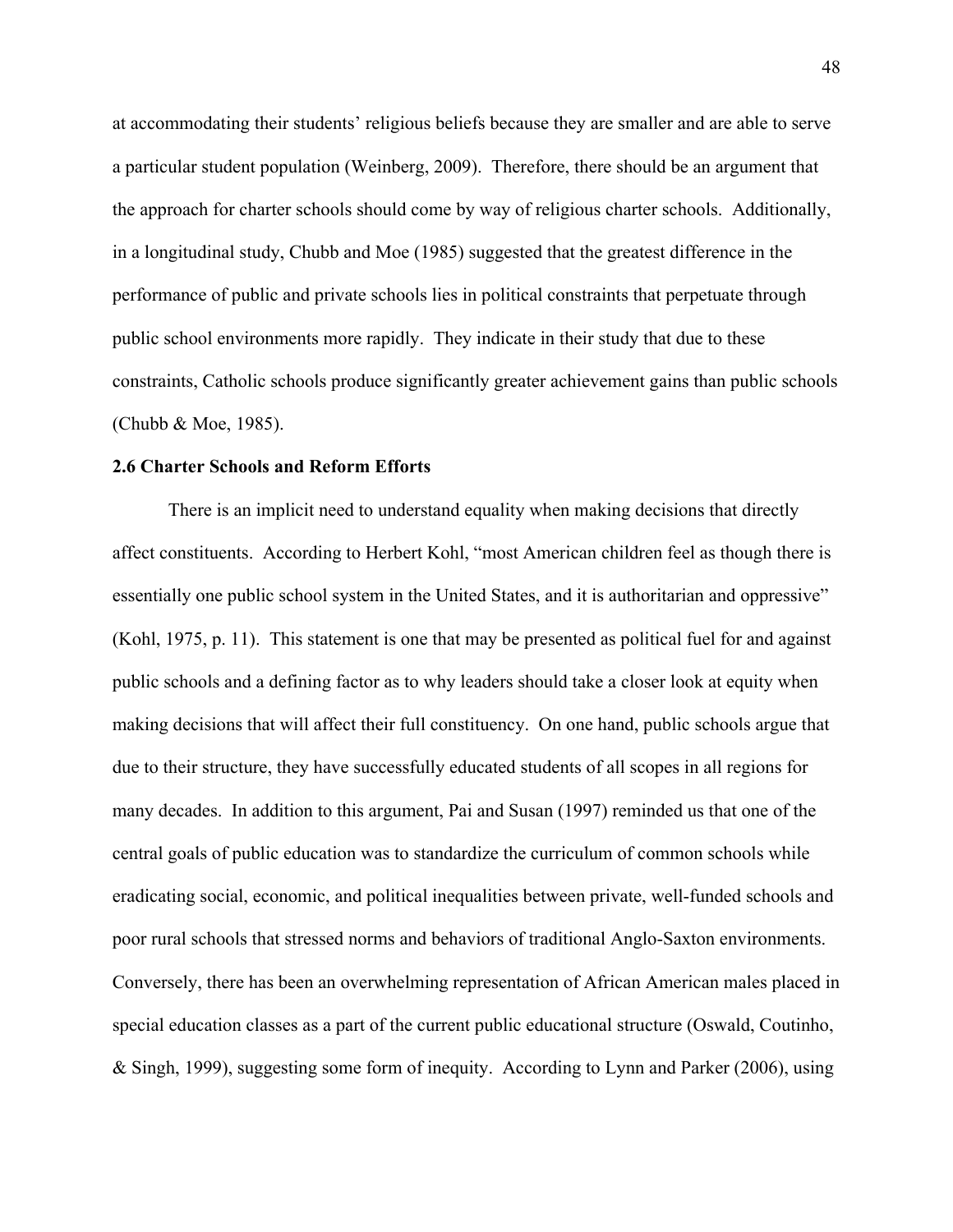at accommodating their students' religious beliefs because they are smaller and are able to serve a particular student population (Weinberg, 2009). Therefore, there should be an argument that the approach for charter schools should come by way of religious charter schools. Additionally, in a longitudinal study, Chubb and Moe (1985) suggested that the greatest difference in the performance of public and private schools lies in political constraints that perpetuate through public school environments more rapidly. They indicate in their study that due to these constraints, Catholic schools produce significantly greater achievement gains than public schools (Chubb & Moe, 1985).

**2.6 Charter Schools and Reform Efforts**

There is an implicit need to understand equality when making decisions that directly affect constituents. According to Herbert Kohl, "most American children feel as though there is essentially one public school system in the United States, and it is authoritarian and oppressive" (Kohl, 1975, p. 11). This statement is one that may be presented as political fuel for and against public schools and a defining factor as to why leaders should take a closer look at equity when making decisions that will affect their full constituency. On one hand, public schools argue that due to their structure, they have successfully educated students of all scopes in all regions for many decades. In addition to this argument, Pai and Susan (1997) reminded us that one of the central goals of public education was to standardize the curriculum of common schools while eradicating social, economic, and political inequalities between private, well-funded schools and poor rural schools that stressed norms and behaviors of traditional Anglo-Saxton environments. Conversely, there has been an overwhelming representation of African American males placed in special education classes as a part of the current public educational structure (Oswald, Coutinho, & Singh, 1999), suggesting some form of inequity. According to Lynn and Parker (2006), using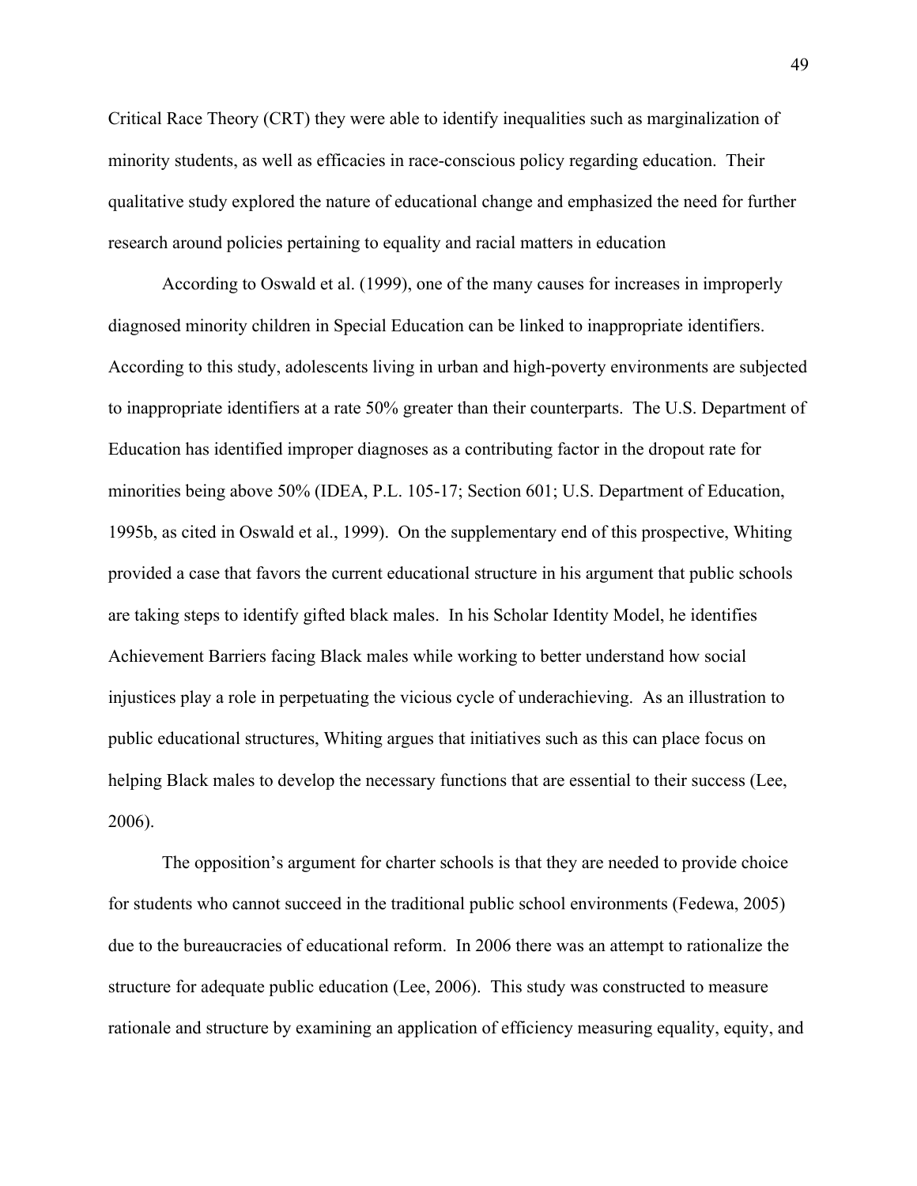Critical Race Theory (CRT) they were able to identify inequalities such as marginalization of minority students, as well as efficacies in race-conscious policy regarding education. Their qualitative study explored the nature of educational change and emphasized the need for further research around policies pertaining to equality and racial matters in education

According to Oswald et al. (1999), one of the many causes for increases in improperly diagnosed minority children in Special Education can be linked to inappropriate identifiers. According to this study, adolescents living in urban and high-poverty environments are subjected to inappropriate identifiers at a rate 50% greater than their counterparts. The U.S. Department of Education has identified improper diagnoses as a contributing factor in the dropout rate for minorities being above 50% (IDEA, P.L. 105-17; Section 601; U.S. Department of Education, 1995b, as cited in Oswald et al., 1999). On the supplementary end of this prospective, Whiting provided a case that favors the current educational structure in his argument that public schools are taking steps to identify gifted black males. In his Scholar Identity Model, he identifies Achievement Barriers facing Black males while working to better understand how social injustices play a role in perpetuating the vicious cycle of underachieving. As an illustration to public educational structures, Whiting argues that initiatives such as this can place focus on helping Black males to develop the necessary functions that are essential to their success (Lee, 2006).

The opposition's argument for charter schools is that they are needed to provide choice for students who cannot succeed in the traditional public school environments (Fedewa, 2005) due to the bureaucracies of educational reform. In 2006 there was an attempt to rationalize the structure for adequate public education (Lee, 2006). This study was constructed to measure rationale and structure by examining an application of efficiency measuring equality, equity, and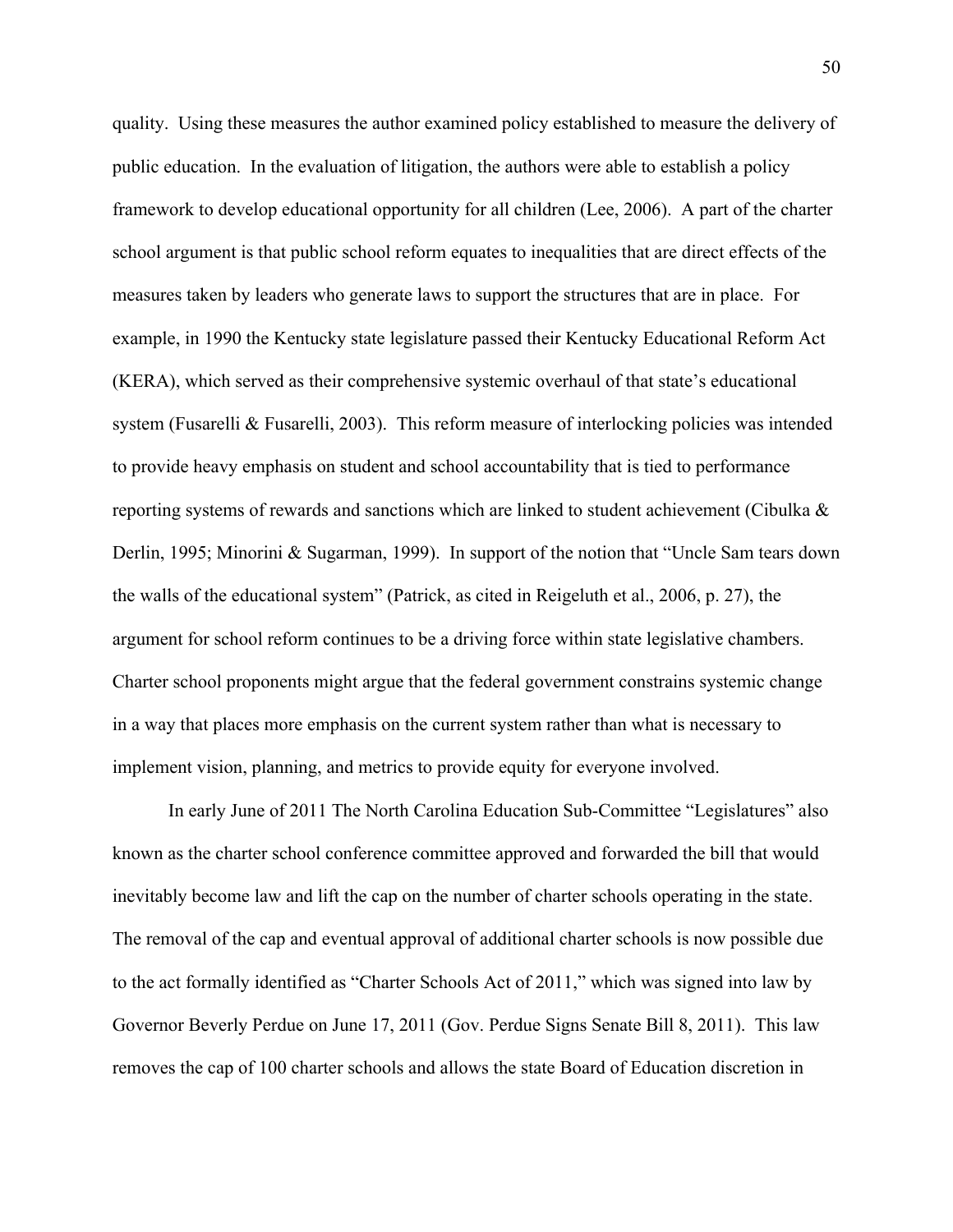quality. Using these measures the author examined policy established to measure the delivery of public education. In the evaluation of litigation, the authors were able to establish a policy framework to develop educational opportunity for all children (Lee, 2006). A part of the charter school argument is that public school reform equates to inequalities that are direct effects of the measures taken by leaders who generate laws to support the structures that are in place. For example, in 1990 the Kentucky state legislature passed their Kentucky Educational Reform Act (KERA), which served as their comprehensive systemic overhaul of that state's educational system (Fusarelli & Fusarelli, 2003). This reform measure of interlocking policies was intended to provide heavy emphasis on student and school accountability that is tied to performance reporting systems of rewards and sanctions which are linked to student achievement (Cibulka & Derlin, 1995; Minorini & Sugarman, 1999). In support of the notion that "Uncle Sam tears down the walls of the educational system" (Patrick, as cited in Reigeluth et al., 2006, p. 27), the argument for school reform continues to be a driving force within state legislative chambers. Charter school proponents might argue that the federal government constrains systemic change in a way that places more emphasis on the current system rather than what is necessary to implement vision, planning, and metrics to provide equity for everyone involved.

In early June of 2011 The North Carolina Education Sub-Committee "Legislatures" also known as the charter school conference committee approved and forwarded the bill that would inevitably become law and lift the cap on the number of charter schools operating in the state. The removal of the cap and eventual approval of additional charter schools is now possible due to the act formally identified as "Charter Schools Act of 2011," which was signed into law by Governor Beverly Perdue on June 17, 2011 (Gov. Perdue Signs Senate Bill 8, 2011). This law removes the cap of 100 charter schools and allows the state Board of Education discretion in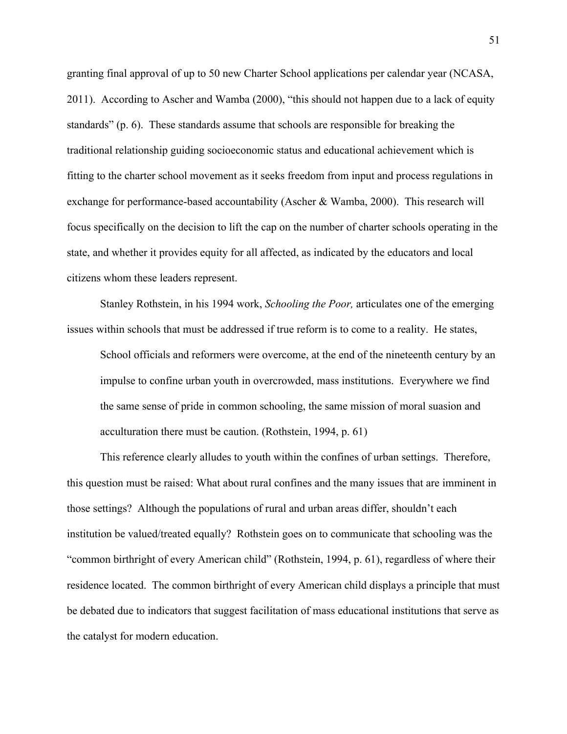granting final approval of up to 50 new Charter School applications per calendar year (NCASA, 2011). According to Ascher and Wamba (2000), "this should not happen due to a lack of equity standards" (p. 6). These standards assume that schools are responsible for breaking the traditional relationship guiding socioeconomic status and educational achievement which is fitting to the charter school movement as it seeks freedom from input and process regulations in exchange for performance-based accountability (Ascher & Wamba, 2000). This research will focus specifically on the decision to lift the cap on the number of charter schools operating in the state, and whether it provides equity for all affected, as indicated by the educators and local citizens whom these leaders represent.

Stanley Rothstein, in his 1994 work, *Schooling the Poor,* articulates one of the emerging issues within schools that must be addressed if true reform is to come to a reality. He states,

> School officials and reformers were overcome, at the end of the nineteenth century by an impulse to confine urban youth in overcrowded, mass institutions. Everywhere we find the same sense of pride in common schooling, the same mission of moral suasion and acculturation there must be caution. (Rothstein, 1994, p. 61)

This reference clearly alludes to youth within the confines of urban settings. Therefore, this question must be raised: What about rural confines and the many issues that are imminent in those settings? Although the populations of rural and urban areas differ, shouldn't each institution be valued/treated equally? Rothstein goes on to communicate that schooling was the "common birthright of every American child" (Rothstein, 1994, p. 61), regardless of where their residence located. The common birthright of every American child displays a principle that must be debated due to indicators that suggest facilitation of mass educational institutions that serve as the catalyst for modern education.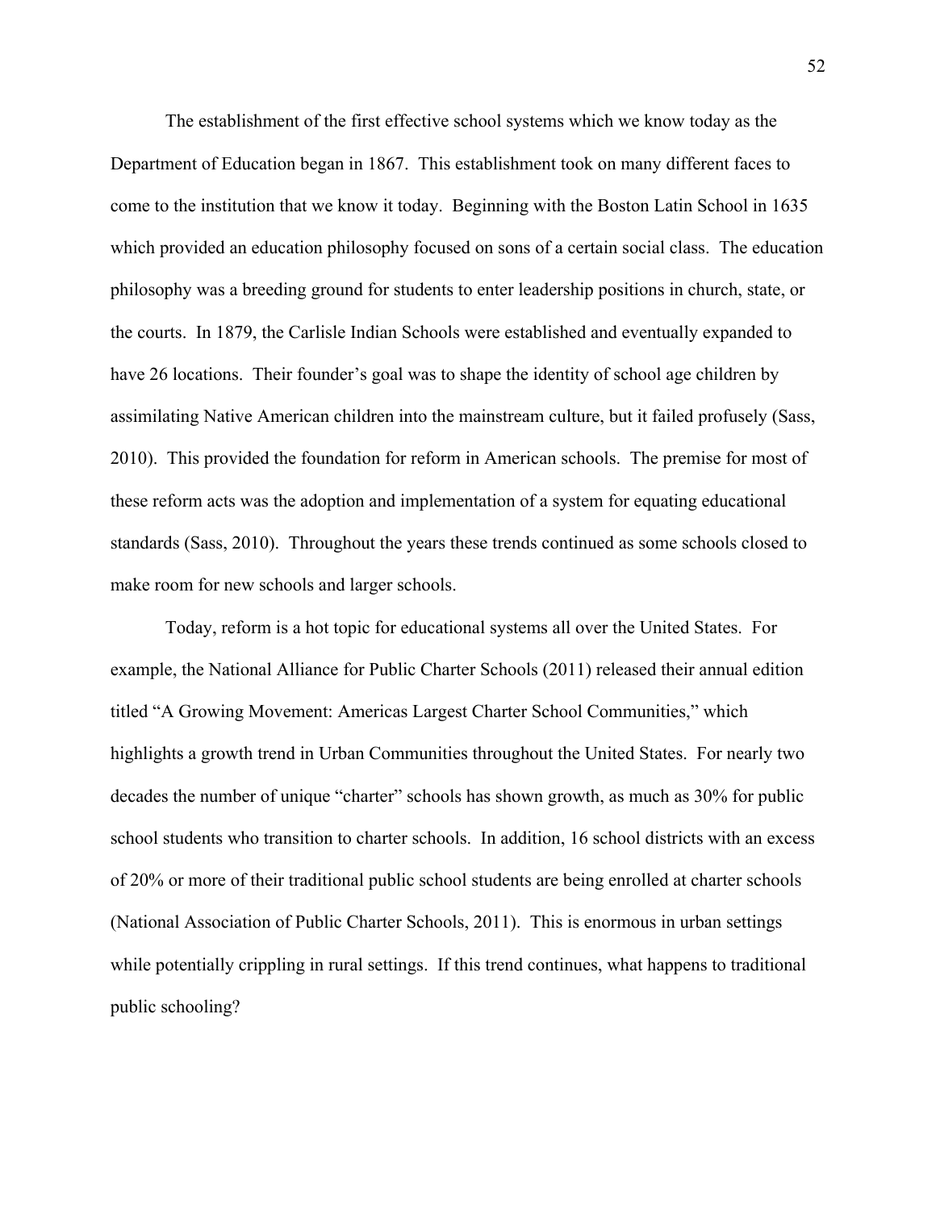The establishment of the first effective school systems which we know today as the Department of Education began in 1867. This establishment took on many different faces to come to the institution that we know it today. Beginning with the Boston Latin School in 1635 which provided an education philosophy focused on sons of a certain social class. The education philosophy was a breeding ground for students to enter leadership positions in church, state, or the courts. In 1879, the Carlisle Indian Schools were established and eventually expanded to have 26 locations. Their founder's goal was to shape the identity of school age children by assimilating Native American children into the mainstream culture, but it failed profusely (Sass, 2010). This provided the foundation for reform in American schools. The premise for most of these reform acts was the adoption and implementation of a system for equating educational standards (Sass, 2010). Throughout the years these trends continued as some schools closed to make room for new schools and larger schools.

Today, reform is a hot topic for educational systems all over the United States. For example, the National Alliance for Public Charter Schools (2011) released their annual edition titled "A Growing Movement: Americas Largest Charter School Communities," which highlights a growth trend in Urban Communities throughout the United States. For nearly two decades the number of unique "charter" schools has shown growth, as much as 30% for public school students who transition to charter schools. In addition, 16 school districts with an excess of 20% or more of their traditional public school students are being enrolled at charter schools (National Association of Public Charter Schools, 2011). This is enormous in urban settings while potentially crippling in rural settings. If this trend continues, what happens to traditional public schooling?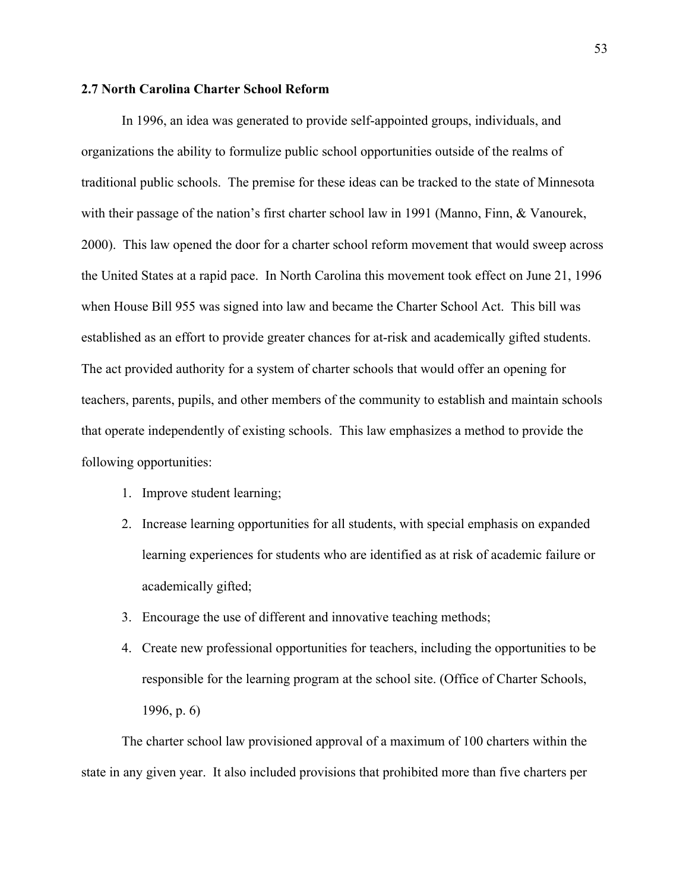## 2.7 North Carolina Charter School Reform

In 1996, an idea was generated to provide self-appointed groups, individuals, and organizations the ability to formulize public school opportunities outside of the realms of traditional public schools. The premise for these ideas can be tracked to the state of Minnesota with their passage of the nation's first charter school law in 1991 (Manno, Finn, & Vanourek, 2000). This law opened the door for a charter school reform movement that would sweep across the United States at a rapid pace. In North Carolina this movement took effect on June 21, 1996 when House Bill 955 was signed into law and became the Charter School Act. This bill was established as an effort to provide greater chances for at-risk and academically gifted students. The act provided authority for a system of charter schools that would offer an opening for teachers, parents, pupils, and other members of the community to establish and maintain schools that operate independently of existing schools. This law emphasizes a method to provide the following opportunities:

1. Improve student learning;
2. Increase learning opportunities for all students, with special emphasis on expanded learning experiences for students who are identified as at risk of academic failure or academically gifted;
3. Encourage the use of different and innovative teaching methods;
4. Create new professional opportunities for teachers, including the opportunities to be responsible for the learning program at the school site. (Office of Charter Schools, 1996, p. 6)

The charter school law provisioned approval of a maximum of 100 charters within the state in any given year. It also included provisions that prohibited more than five charters per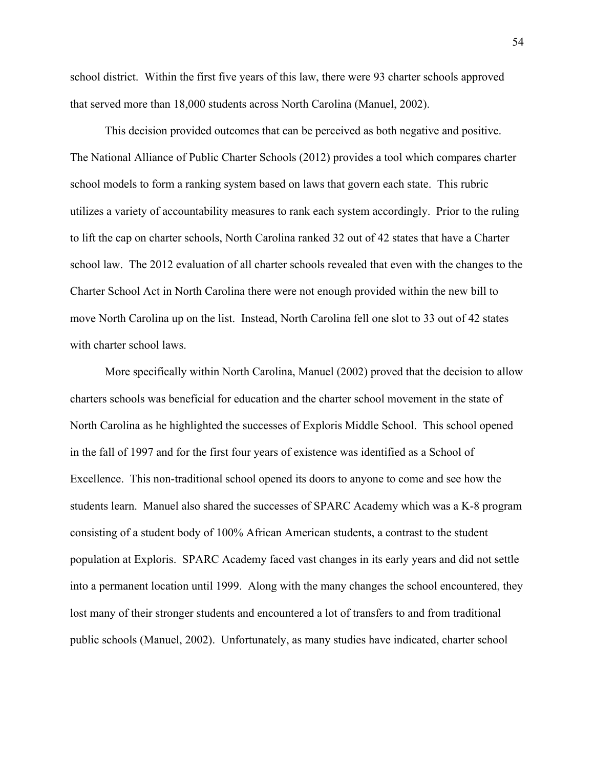school district. Within the first five years of this law, there were 93 charter schools approved that served more than 18,000 students across North Carolina (Manuel, 2002).

This decision provided outcomes that can be perceived as both negative and positive. The National Alliance of Public Charter Schools (2012) provides a tool which compares charter school models to form a ranking system based on laws that govern each state. This rubric utilizes a variety of accountability measures to rank each system accordingly. Prior to the ruling to lift the cap on charter schools, North Carolina ranked 32 out of 42 states that have a Charter school law. The 2012 evaluation of all charter schools revealed that even with the changes to the Charter School Act in North Carolina there were not enough provided within the new bill to move North Carolina up on the list. Instead, North Carolina fell one slot to 33 out of 42 states with charter school laws.

More specifically within North Carolina, Manuel (2002) proved that the decision to allow charters schools was beneficial for education and the charter school movement in the state of North Carolina as he highlighted the successes of Exploris Middle School. This school opened in the fall of 1997 and for the first four years of existence was identified as a School of Excellence. This non-traditional school opened its doors to anyone to come and see how the students learn. Manuel also shared the successes of SPARC Academy which was a K-8 program consisting of a student body of 100% African American students, a contrast to the student population at Exploris. SPARC Academy faced vast changes in its early years and did not settle into a permanent location until 1999. Along with the many changes the school encountered, they lost many of their stronger students and encountered a lot of transfers to and from traditional public schools (Manuel, 2002). Unfortunately, as many studies have indicated, charter school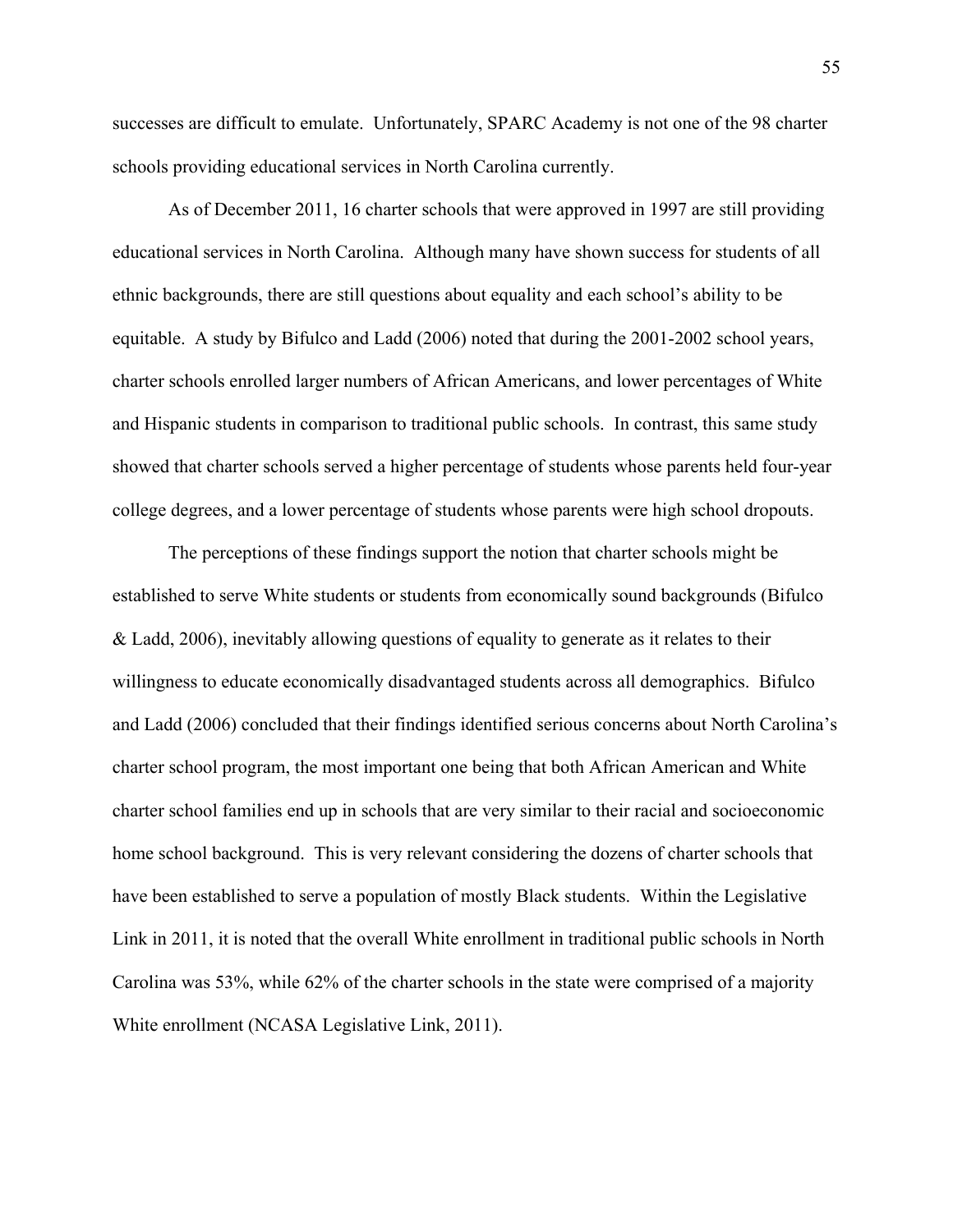successes are difficult to emulate. Unfortunately, SPARC Academy is not one of the 98 charter schools providing educational services in North Carolina currently.

As of December 2011, 16 charter schools that were approved in 1997 are still providing educational services in North Carolina. Although many have shown success for students of all ethnic backgrounds, there are still questions about equality and each school's ability to be equitable. A study by Bifulco and Ladd (2006) noted that during the 2001-2002 school years, charter schools enrolled larger numbers of African Americans, and lower percentages of White and Hispanic students in comparison to traditional public schools. In contrast, this same study showed that charter schools served a higher percentage of students whose parents held four-year college degrees, and a lower percentage of students whose parents were high school dropouts.

The perceptions of these findings support the notion that charter schools might be established to serve White students or students from economically sound backgrounds (Bifulco & Ladd, 2006), inevitably allowing questions of equality to generate as it relates to their willingness to educate economically disadvantaged students across all demographics. Bifulco and Ladd (2006) concluded that their findings identified serious concerns about North Carolina's charter school program, the most important one being that both African American and White charter school families end up in schools that are very similar to their racial and socioeconomic home school background. This is very relevant considering the dozens of charter schools that have been established to serve a population of mostly Black students. Within the Legislative Link in 2011, it is noted that the overall White enrollment in traditional public schools in North Carolina was 53%, while 62% of the charter schools in the state were comprised of a majority White enrollment (NCASA Legislative Link, 2011).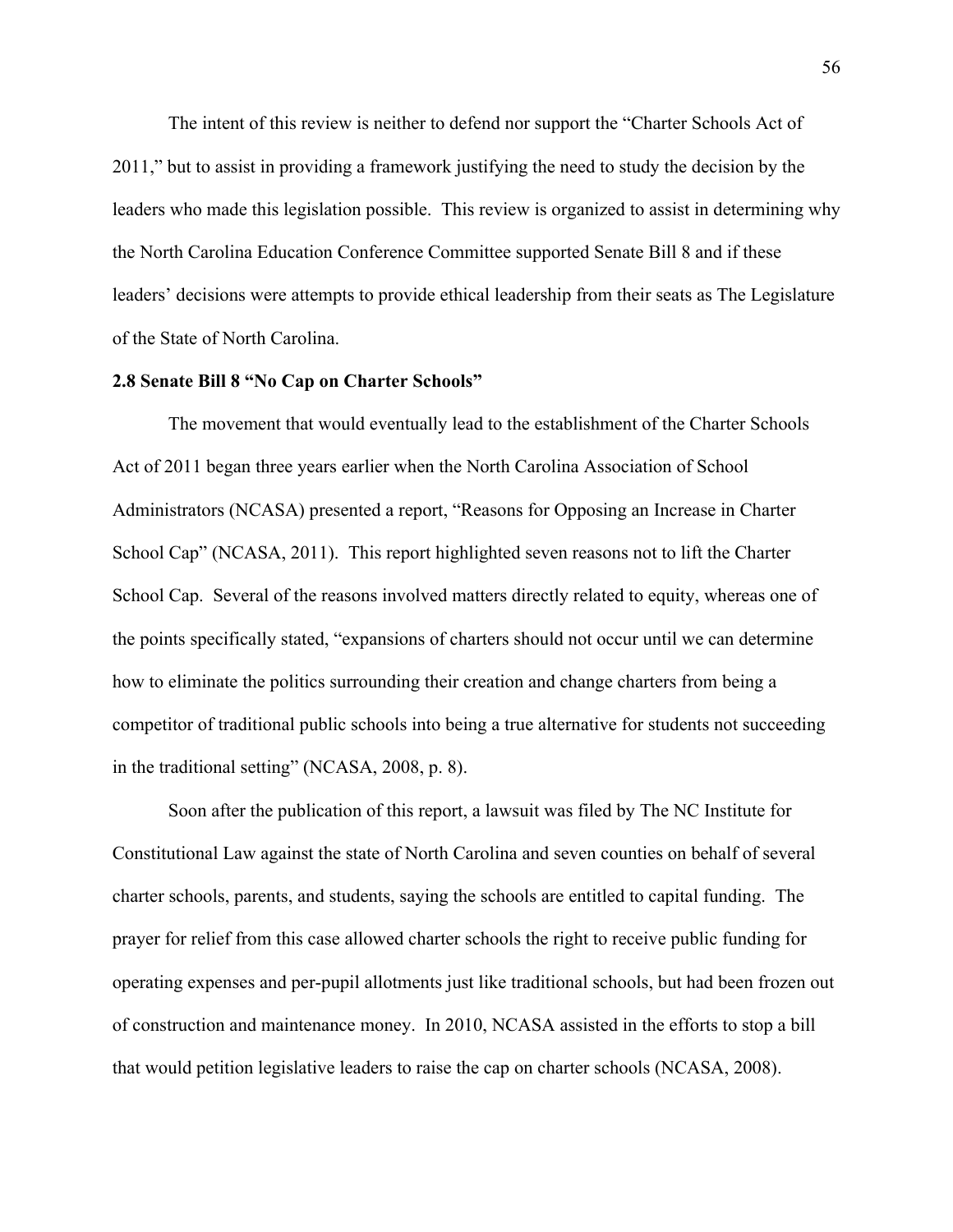The intent of this review is neither to defend nor support the "Charter Schools Act of 2011," but to assist in providing a framework justifying the need to study the decision by the leaders who made this legislation possible. This review is organized to assist in determining why the North Carolina Education Conference Committee supported Senate Bill 8 and if these leaders' decisions were attempts to provide ethical leadership from their seats as The Legislature of the State of North Carolina.

**2.8 Senate Bill 8 "No Cap on Charter Schools"**

The movement that would eventually lead to the establishment of the Charter Schools Act of 2011 began three years earlier when the North Carolina Association of School Administrators (NCASA) presented a report, "Reasons for Opposing an Increase in Charter School Cap" (NCASA, 2011). This report highlighted seven reasons not to lift the Charter School Cap. Several of the reasons involved matters directly related to equity, whereas one of the points specifically stated, "expansions of charters should not occur until we can determine how to eliminate the politics surrounding their creation and change charters from being a competitor of traditional public schools into being a true alternative for students not succeeding in the traditional setting" (NCASA, 2008, p. 8).

Soon after the publication of this report, a lawsuit was filed by The NC Institute for Constitutional Law against the state of North Carolina and seven counties on behalf of several charter schools, parents, and students, saying the schools are entitled to capital funding. The prayer for relief from this case allowed charter schools the right to receive public funding for operating expenses and per-pupil allotments just like traditional schools, but had been frozen out of construction and maintenance money. In 2010, NCASA assisted in the efforts to stop a bill that would petition legislative leaders to raise the cap on charter schools (NCASA, 2008).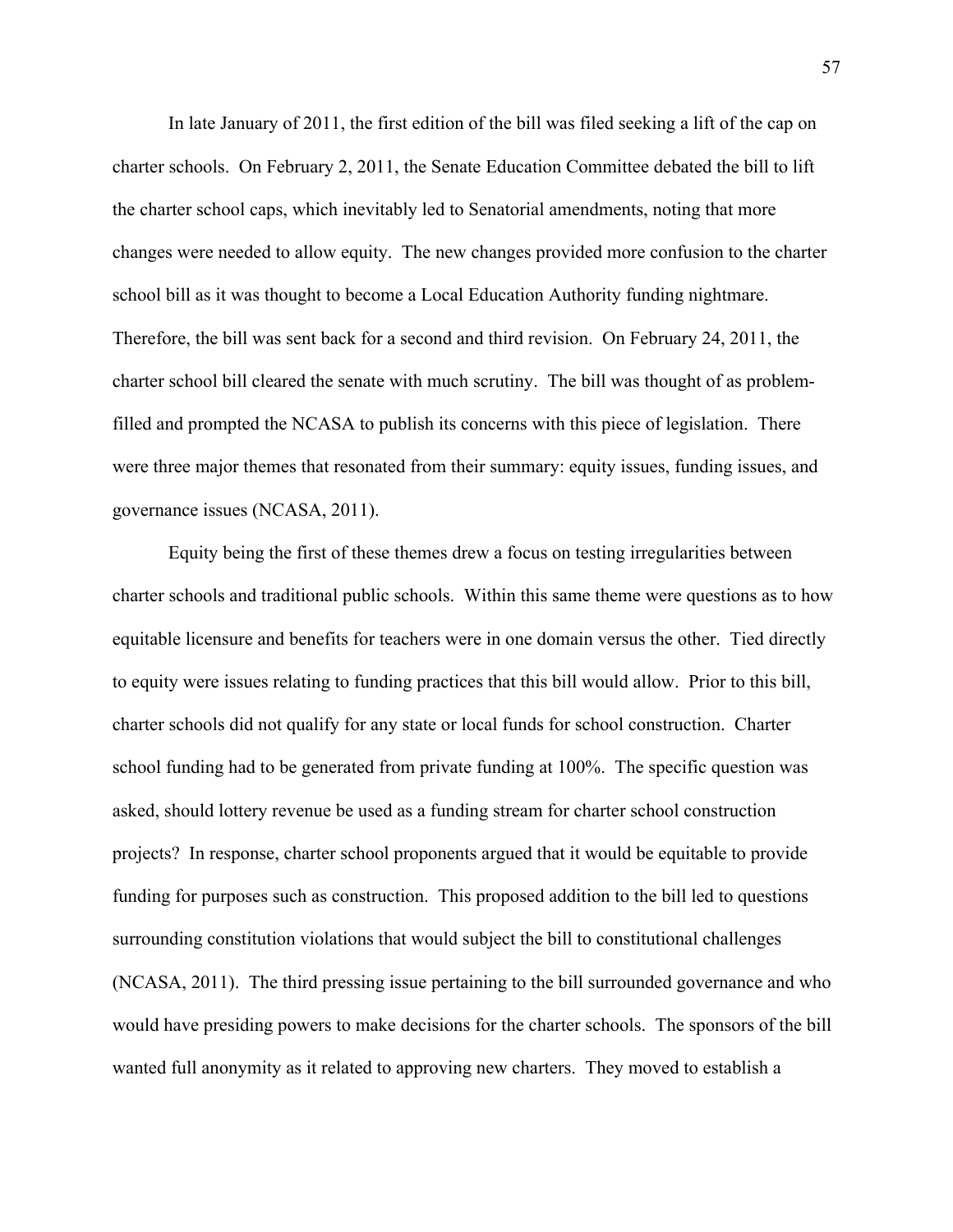In late January of 2011, the first edition of the bill was filed seeking a lift of the cap on charter schools. On February 2, 2011, the Senate Education Committee debated the bill to lift the charter school caps, which inevitably led to Senatorial amendments, noting that more changes were needed to allow equity. The new changes provided more confusion to the charter school bill as it was thought to become a Local Education Authority funding nightmare. Therefore, the bill was sent back for a second and third revision. On February 24, 2011, the charter school bill cleared the senate with much scrutiny. The bill was thought of as problem-filled and prompted the NCASA to publish its concerns with this piece of legislation. There were three major themes that resonated from their summary: equity issues, funding issues, and governance issues (NCASA, 2011).

Equity being the first of these themes drew a focus on testing irregularities between charter schools and traditional public schools. Within this same theme were questions as to how equitable licensure and benefits for teachers were in one domain versus the other. Tied directly to equity were issues relating to funding practices that this bill would allow. Prior to this bill, charter schools did not qualify for any state or local funds for school construction. Charter school funding had to be generated from private funding at 100%. The specific question was asked, should lottery revenue be used as a funding stream for charter school construction projects? In response, charter school proponents argued that it would be equitable to provide funding for purposes such as construction. This proposed addition to the bill led to questions surrounding constitution violations that would subject the bill to constitutional challenges (NCASA, 2011). The third pressing issue pertaining to the bill surrounded governance and who would have presiding powers to make decisions for the charter schools. The sponsors of the bill wanted full anonymity as it related to approving new charters. They moved to establish a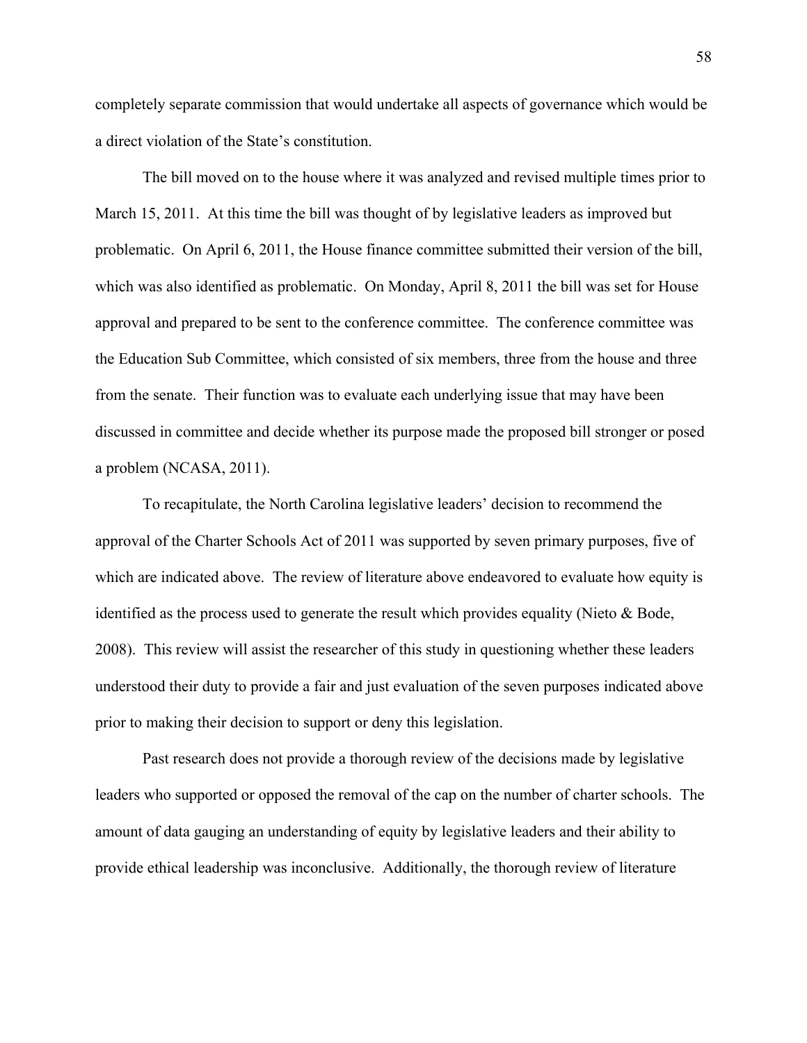completely separate commission that would undertake all aspects of governance which would be a direct violation of the State's constitution.

The bill moved on to the house where it was analyzed and revised multiple times prior to March 15, 2011. At this time the bill was thought of by legislative leaders as improved but problematic. On April 6, 2011, the House finance committee submitted their version of the bill, which was also identified as problematic. On Monday, April 8, 2011 the bill was set for House approval and prepared to be sent to the conference committee. The conference committee was the Education Sub Committee, which consisted of six members, three from the house and three from the senate. Their function was to evaluate each underlying issue that may have been discussed in committee and decide whether its purpose made the proposed bill stronger or posed a problem (NCASA, 2011).

To recapitulate, the North Carolina legislative leaders' decision to recommend the approval of the Charter Schools Act of 2011 was supported by seven primary purposes, five of which are indicated above. The review of literature above endeavored to evaluate how equity is identified as the process used to generate the result which provides equality (Nieto & Bode, 2008). This review will assist the researcher of this study in questioning whether these leaders understood their duty to provide a fair and just evaluation of the seven purposes indicated above prior to making their decision to support or deny this legislation.

Past research does not provide a thorough review of the decisions made by legislative leaders who supported or opposed the removal of the cap on the number of charter schools. The amount of data gauging an understanding of equity by legislative leaders and their ability to provide ethical leadership was inconclusive. Additionally, the thorough review of literature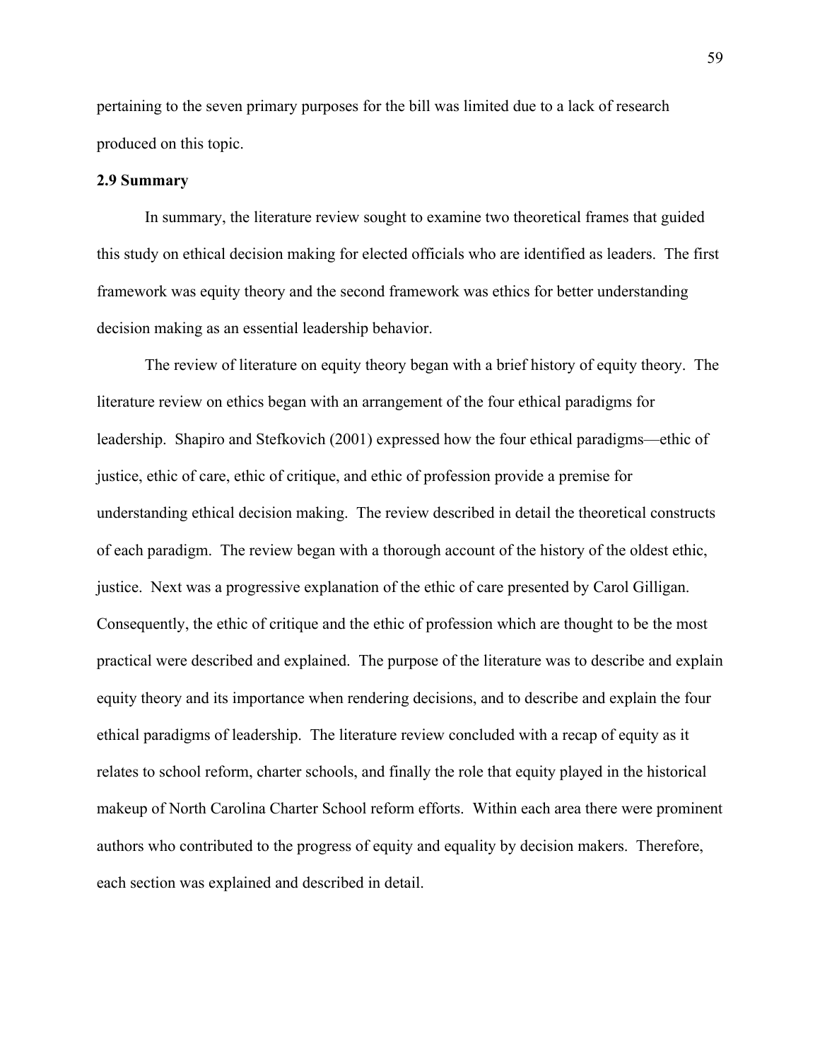pertaining to the seven primary purposes for the bill was limited due to a lack of research produced on this topic.

## 2.9 Summary

In summary, the literature review sought to examine two theoretical frames that guided this study on ethical decision making for elected officials who are identified as leaders. The first framework was equity theory and the second framework was ethics for better understanding decision making as an essential leadership behavior.

The review of literature on equity theory began with a brief history of equity theory. The literature review on ethics began with an arrangement of the four ethical paradigms for leadership. Shapiro and Stefkovich (2001) expressed how the four ethical paradigms—ethic of justice, ethic of care, ethic of critique, and ethic of profession provide a premise for understanding ethical decision making. The review described in detail the theoretical constructs of each paradigm. The review began with a thorough account of the history of the oldest ethic, justice. Next was a progressive explanation of the ethic of care presented by Carol Gilligan. Consequently, the ethic of critique and the ethic of profession which are thought to be the most practical were described and explained. The purpose of the literature was to describe and explain equity theory and its importance when rendering decisions, and to describe and explain the four ethical paradigms of leadership. The literature review concluded with a recap of equity as it relates to school reform, charter schools, and finally the role that equity played in the historical makeup of North Carolina Charter School reform efforts. Within each area there were prominent authors who contributed to the progress of equity and equality by decision makers. Therefore, each section was explained and described in detail.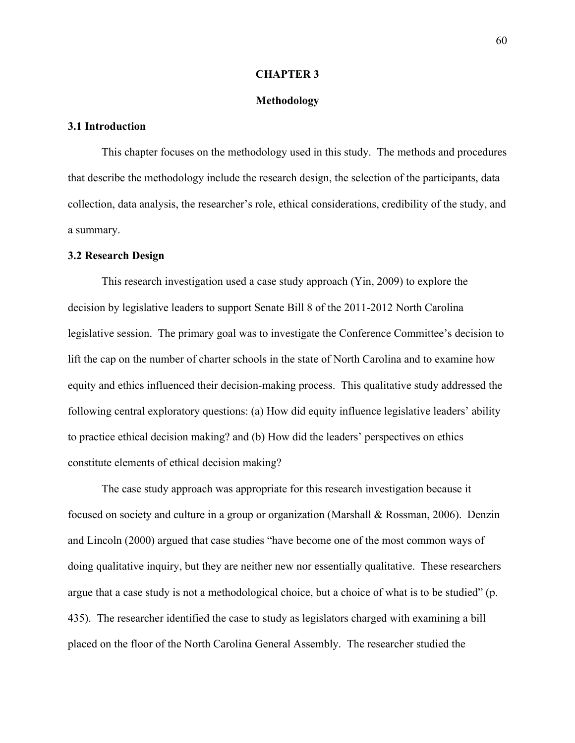# CHAPTER 3

# Methodology

## 3.1 Introduction

This chapter focuses on the methodology used in this study. The methods and procedures that describe the methodology include the research design, the selection of the participants, data collection, data analysis, the researcher's role, ethical considerations, credibility of the study, and a summary.

## 3.2 Research Design

This research investigation used a case study approach (Yin, 2009) to explore the decision by legislative leaders to support Senate Bill 8 of the 2011-2012 North Carolina legislative session. The primary goal was to investigate the Conference Committee's decision to lift the cap on the number of charter schools in the state of North Carolina and to examine how equity and ethics influenced their decision-making process. This qualitative study addressed the following central exploratory questions: (a) How did equity influence legislative leaders' ability to practice ethical decision making? and (b) How did the leaders' perspectives on ethics constitute elements of ethical decision making?

The case study approach was appropriate for this research investigation because it focused on society and culture in a group or organization (Marshall & Rossman, 2006). Denzin and Lincoln (2000) argued that case studies "have become one of the most common ways of doing qualitative inquiry, but they are neither new nor essentially qualitative. These researchers argue that a case study is not a methodological choice, but a choice of what is to be studied" (p. 435). The researcher identified the case to study as legislators charged with examining a bill placed on the floor of the North Carolina General Assembly. The researcher studied the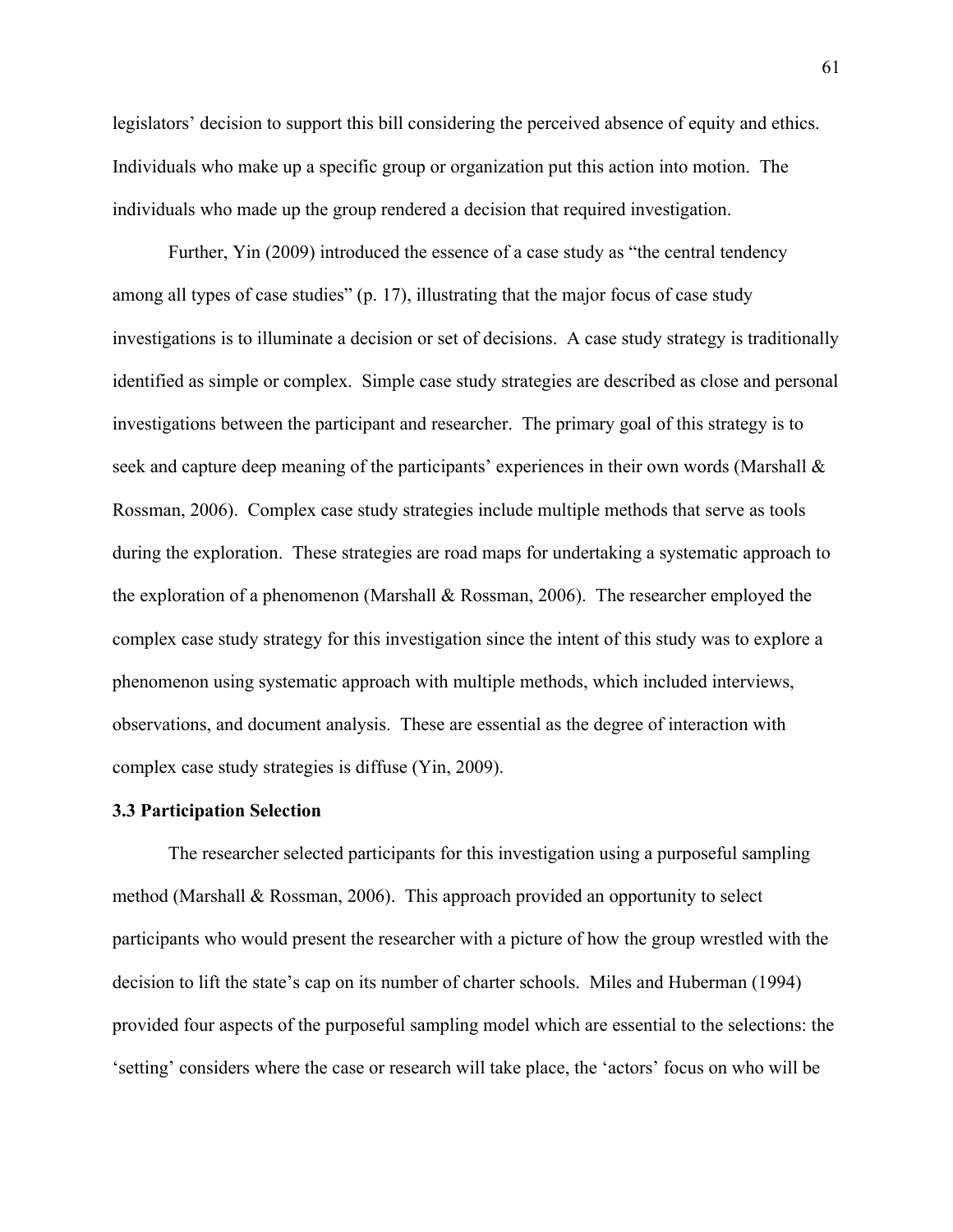legislators' decision to support this bill considering the perceived absence of equity and ethics. Individuals who make up a specific group or organization put this action into motion. The individuals who made up the group rendered a decision that required investigation.

Further, Yin (2009) introduced the essence of a case study as "the central tendency among all types of case studies" (p. 17), illustrating that the major focus of case study investigations is to illuminate a decision or set of decisions. A case study strategy is traditionally identified as simple or complex. Simple case study strategies are described as close and personal investigations between the participant and researcher. The primary goal of this strategy is to seek and capture deep meaning of the participants' experiences in their own words (Marshall & Rossman, 2006). Complex case study strategies include multiple methods that serve as tools during the exploration. These strategies are road maps for undertaking a systematic approach to the exploration of a phenomenon (Marshall & Rossman, 2006). The researcher employed the complex case study strategy for this investigation since the intent of this study was to explore a phenomenon using systematic approach with multiple methods, which included interviews, observations, and document analysis. These are essential as the degree of interaction with complex case study strategies is diffuse (Yin, 2009).

### 3.3 Participation Selection

The researcher selected participants for this investigation using a purposeful sampling method (Marshall & Rossman, 2006). This approach provided an opportunity to select participants who would present the researcher with a picture of how the group wrestled with the decision to lift the state's cap on its number of charter schools. Miles and Huberman (1994) provided four aspects of the purposeful sampling model which are essential to the selections: the 'setting' considers where the case or research will take place, the 'actors' focus on who will be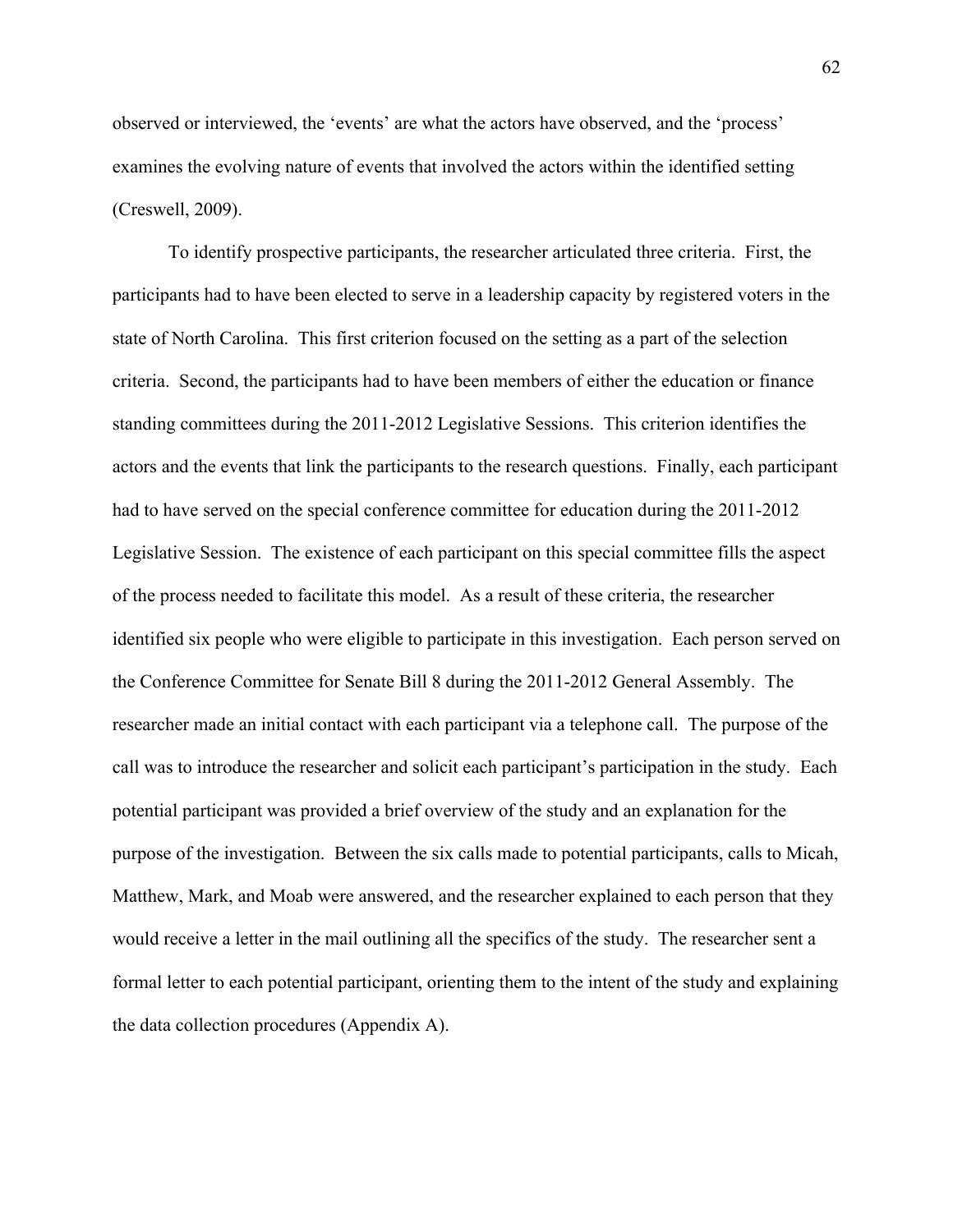observed or interviewed, the 'events' are what the actors have observed, and the 'process' examines the evolving nature of events that involved the actors within the identified setting (Creswell, 2009).

To identify prospective participants, the researcher articulated three criteria. First, the participants had to have been elected to serve in a leadership capacity by registered voters in the state of North Carolina. This first criterion focused on the setting as a part of the selection criteria. Second, the participants had to have been members of either the education or finance standing committees during the 2011-2012 Legislative Sessions. This criterion identifies the actors and the events that link the participants to the research questions. Finally, each participant had to have served on the special conference committee for education during the 2011-2012 Legislative Session. The existence of each participant on this special committee fills the aspect of the process needed to facilitate this model. As a result of these criteria, the researcher identified six people who were eligible to participate in this investigation. Each person served on the Conference Committee for Senate Bill 8 during the 2011-2012 General Assembly. The researcher made an initial contact with each participant via a telephone call. The purpose of the call was to introduce the researcher and solicit each participant's participation in the study. Each potential participant was provided a brief overview of the study and an explanation for the purpose of the investigation. Between the six calls made to potential participants, calls to Micah, Matthew, Mark, and Moab were answered, and the researcher explained to each person that they would receive a letter in the mail outlining all the specifics of the study. The researcher sent a formal letter to each potential participant, orienting them to the intent of the study and explaining the data collection procedures (Appendix A).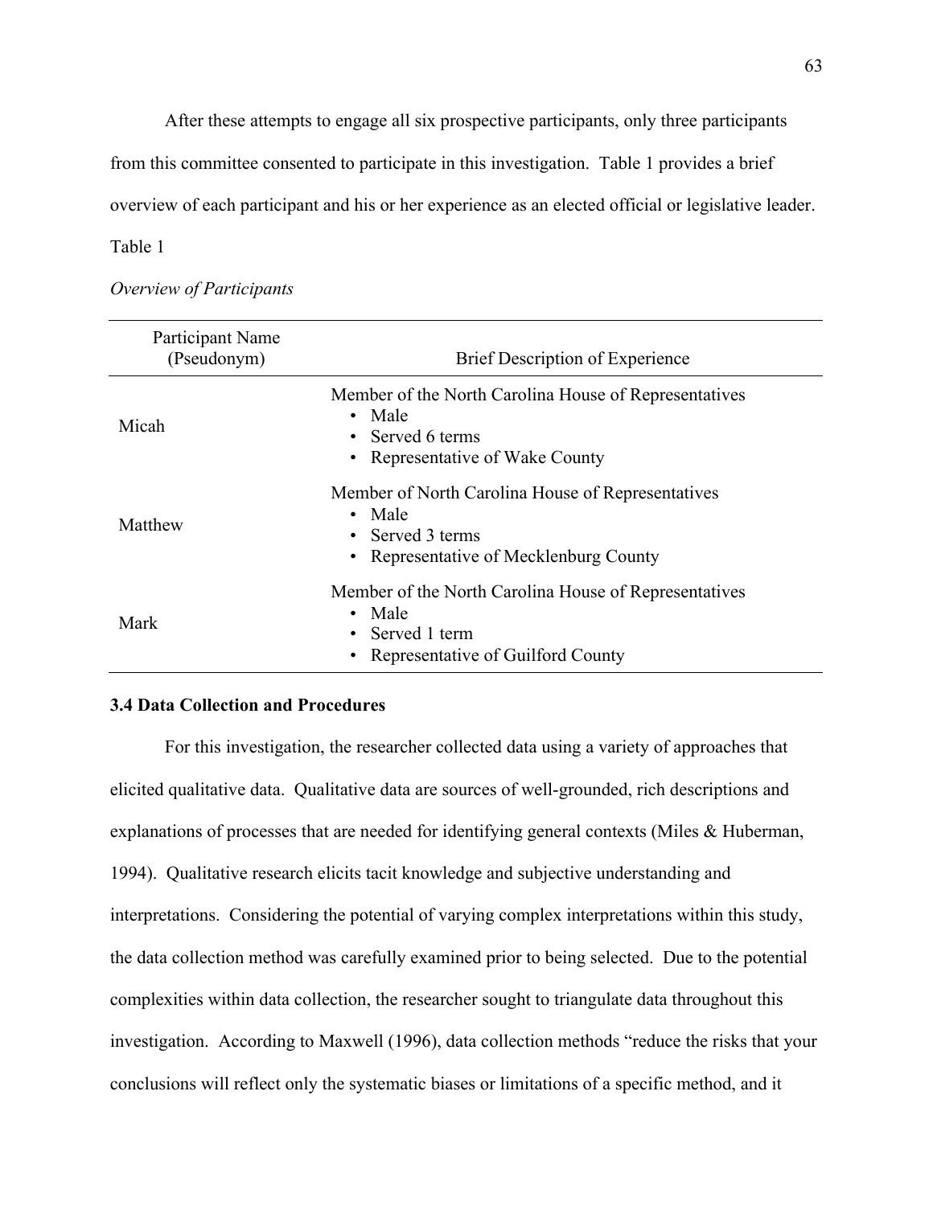After these attempts to engage all six prospective participants, only three participants from this committee consented to participate in this investigation. Table 1 provides a brief overview of each participant and his or her experience as an elected official or legislative leader.

Table 1

*Overview of Participants*

| Participant Name (Pseudonym) | Brief Description of Experience |
| --- | --- |
| Micah | Member of the North Carolina House of Representatives<br>• Male<br>• Served 6 terms<br>• Representative of Wake County |
| Matthew | Member of North Carolina House of Representatives<br>• Male<br>• Served 3 terms<br>• Representative of Mecklenburg County |
| Mark | Member of the North Carolina House of Representatives<br>• Male<br>• Served 1 term<br>• Representative of Guilford County |

**3.4 Data Collection and Procedures**

For this investigation, the researcher collected data using a variety of approaches that elicited qualitative data. Qualitative data are sources of well-grounded, rich descriptions and explanations of processes that are needed for identifying general contexts (Miles & Huberman, 1994). Qualitative research elicits tacit knowledge and subjective understanding and interpretations. Considering the potential of varying complex interpretations within this study, the data collection method was carefully examined prior to being selected. Due to the potential complexities within data collection, the researcher sought to triangulate data throughout this investigation. According to Maxwell (1996), data collection methods "reduce the risks that your conclusions will reflect only the systematic biases or limitations of a specific method, and it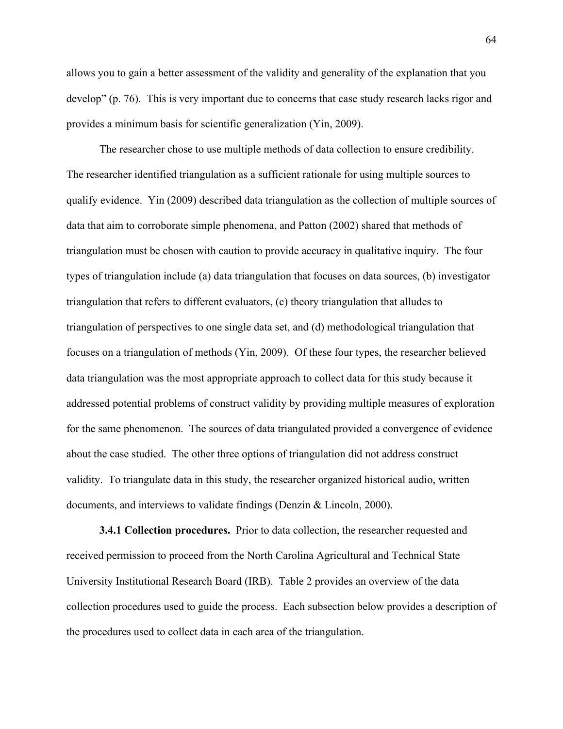allows you to gain a better assessment of the validity and generality of the explanation that you develop" (p. 76). This is very important due to concerns that case study research lacks rigor and provides a minimum basis for scientific generalization (Yin, 2009).

The researcher chose to use multiple methods of data collection to ensure credibility. The researcher identified triangulation as a sufficient rationale for using multiple sources to qualify evidence. Yin (2009) described data triangulation as the collection of multiple sources of data that aim to corroborate simple phenomena, and Patton (2002) shared that methods of triangulation must be chosen with caution to provide accuracy in qualitative inquiry. The four types of triangulation include (a) data triangulation that focuses on data sources, (b) investigator triangulation that refers to different evaluators, (c) theory triangulation that alludes to triangulation of perspectives to one single data set, and (d) methodological triangulation that focuses on a triangulation of methods (Yin, 2009). Of these four types, the researcher believed data triangulation was the most appropriate approach to collect data for this study because it addressed potential problems of construct validity by providing multiple measures of exploration for the same phenomenon. The sources of data triangulated provided a convergence of evidence about the case studied. The other three options of triangulation did not address construct validity. To triangulate data in this study, the researcher organized historical audio, written documents, and interviews to validate findings (Denzin & Lincoln, 2000).

**3.4.1 Collection procedures.** Prior to data collection, the researcher requested and received permission to proceed from the North Carolina Agricultural and Technical State University Institutional Research Board (IRB). Table 2 provides an overview of the data collection procedures used to guide the process. Each subsection below provides a description of the procedures used to collect data in each area of the triangulation.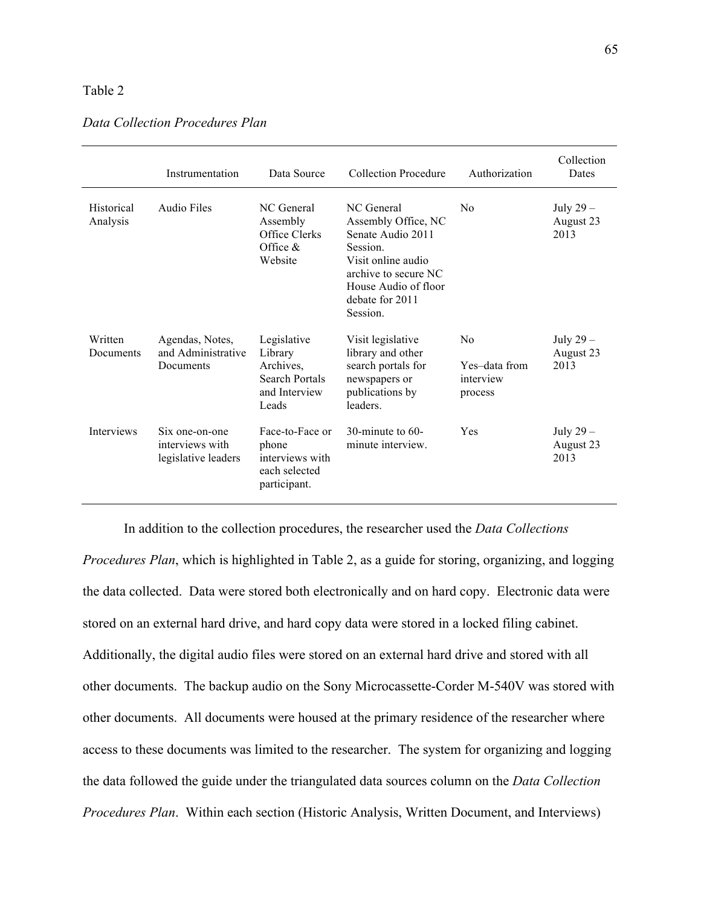Table 2

*Data Collection Procedures Plan*

| | Instrumentation | Data Source | Collection Procedure | Authorization | Collection Dates |
|---|---|---|---|---|---|
| Historical Analysis | Audio Files | NC General Assembly Office Clerks Office & Website | NC General Assembly Office, NC Senate Audio 2011 Session. Visit online audio archive to secure NC House Audio of floor debate for 2011 Session. | No | July 29 – August 23 2013 |
| Written Documents | Agendas, Notes, and Administrative Documents | Legislative Library Archives, Search Portals and Interview Leads | Visit legislative library and other search portals for newspapers or publications by leaders. | No<br>Yes–data from interview process | July 29 – August 23 2013 |
| Interviews | Six one-on-one interviews with legislative leaders | Face-to-Face or phone interviews with each selected participant. | 30-minute to 60-minute interview. | Yes | July 29 – August 23 2013 |

In addition to the collection procedures, the researcher used the *Data Collections Procedures Plan*, which is highlighted in Table 2, as a guide for storing, organizing, and logging the data collected. Data were stored both electronically and on hard copy. Electronic data were stored on an external hard drive, and hard copy data were stored in a locked filing cabinet. Additionally, the digital audio files were stored on an external hard drive and stored with all other documents. The backup audio on the Sony Microcassette-Corder M-540V was stored with other documents. All documents were housed at the primary residence of the researcher where access to these documents was limited to the researcher. The system for organizing and logging the data followed the guide under the triangulated data sources column on the *Data Collection Procedures Plan*. Within each section (Historic Analysis, Written Document, and Interviews)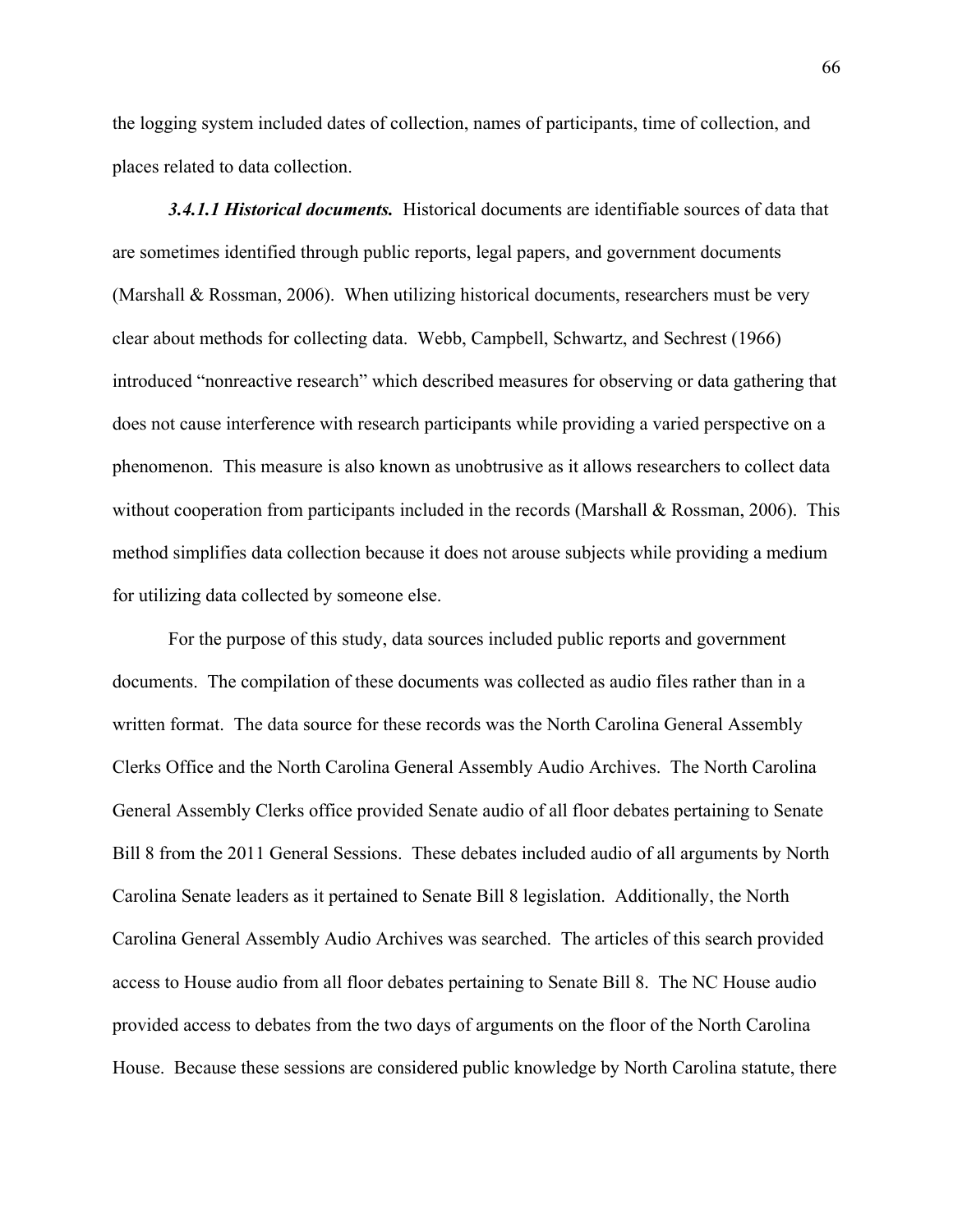the logging system included dates of collection, names of participants, time of collection, and places related to data collection.

***3.4.1.1 Historical documents.*** Historical documents are identifiable sources of data that are sometimes identified through public reports, legal papers, and government documents (Marshall & Rossman, 2006). When utilizing historical documents, researchers must be very clear about methods for collecting data. Webb, Campbell, Schwartz, and Sechrest (1966) introduced "nonreactive research" which described measures for observing or data gathering that does not cause interference with research participants while providing a varied perspective on a phenomenon. This measure is also known as unobtrusive as it allows researchers to collect data without cooperation from participants included in the records (Marshall & Rossman, 2006). This method simplifies data collection because it does not arouse subjects while providing a medium for utilizing data collected by someone else.

For the purpose of this study, data sources included public reports and government documents. The compilation of these documents was collected as audio files rather than in a written format. The data source for these records was the North Carolina General Assembly Clerks Office and the North Carolina General Assembly Audio Archives. The North Carolina General Assembly Clerks office provided Senate audio of all floor debates pertaining to Senate Bill 8 from the 2011 General Sessions. These debates included audio of all arguments by North Carolina Senate leaders as it pertained to Senate Bill 8 legislation. Additionally, the North Carolina General Assembly Audio Archives was searched. The articles of this search provided access to House audio from all floor debates pertaining to Senate Bill 8. The NC House audio provided access to debates from the two days of arguments on the floor of the North Carolina House. Because these sessions are considered public knowledge by North Carolina statute, there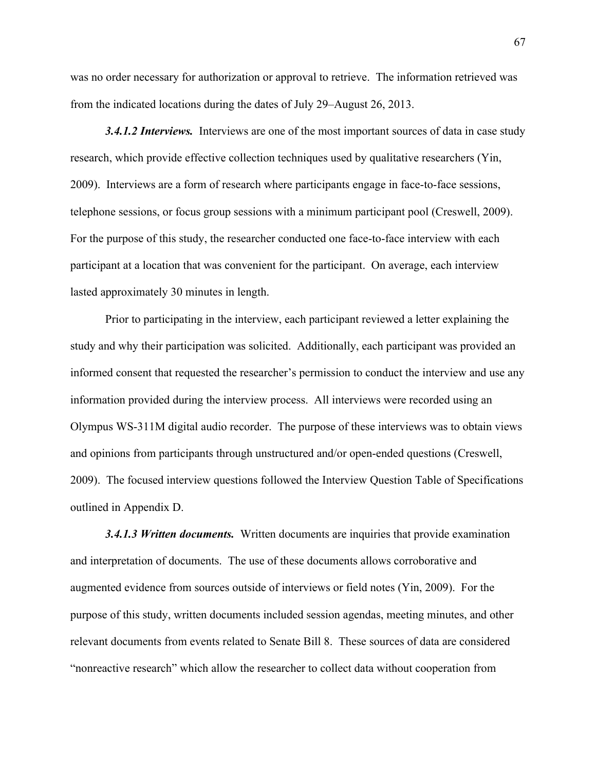was no order necessary for authorization or approval to retrieve. The information retrieved was from the indicated locations during the dates of July 29–August 26, 2013.

***3.4.1.2 Interviews.*** Interviews are one of the most important sources of data in case study research, which provide effective collection techniques used by qualitative researchers (Yin, 2009). Interviews are a form of research where participants engage in face-to-face sessions, telephone sessions, or focus group sessions with a minimum participant pool (Creswell, 2009). For the purpose of this study, the researcher conducted one face-to-face interview with each participant at a location that was convenient for the participant. On average, each interview lasted approximately 30 minutes in length.

Prior to participating in the interview, each participant reviewed a letter explaining the study and why their participation was solicited. Additionally, each participant was provided an informed consent that requested the researcher's permission to conduct the interview and use any information provided during the interview process. All interviews were recorded using an Olympus WS-311M digital audio recorder. The purpose of these interviews was to obtain views and opinions from participants through unstructured and/or open-ended questions (Creswell, 2009). The focused interview questions followed the Interview Question Table of Specifications outlined in Appendix D.

***3.4.1.3 Written documents.*** Written documents are inquiries that provide examination and interpretation of documents. The use of these documents allows corroborative and augmented evidence from sources outside of interviews or field notes (Yin, 2009). For the purpose of this study, written documents included session agendas, meeting minutes, and other relevant documents from events related to Senate Bill 8. These sources of data are considered "nonreactive research" which allow the researcher to collect data without cooperation from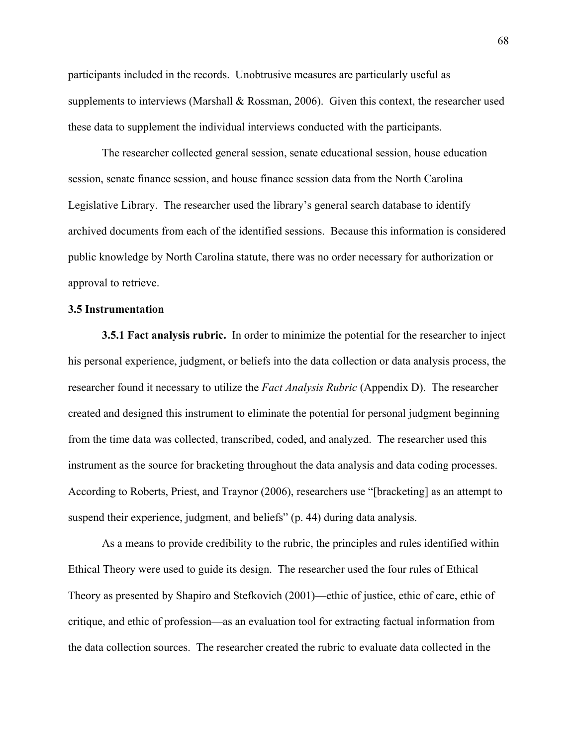participants included in the records. Unobtrusive measures are particularly useful as supplements to interviews (Marshall & Rossman, 2006). Given this context, the researcher used these data to supplement the individual interviews conducted with the participants.

The researcher collected general session, senate educational session, house education session, senate finance session, and house finance session data from the North Carolina Legislative Library. The researcher used the library's general search database to identify archived documents from each of the identified sessions. Because this information is considered public knowledge by North Carolina statute, there was no order necessary for authorization or approval to retrieve.

### 3.5 Instrumentation

**3.5.1 Fact analysis rubric.** In order to minimize the potential for the researcher to inject his personal experience, judgment, or beliefs into the data collection or data analysis process, the researcher found it necessary to utilize the *Fact Analysis Rubric* (Appendix D). The researcher created and designed this instrument to eliminate the potential for personal judgment beginning from the time data was collected, transcribed, coded, and analyzed. The researcher used this instrument as the source for bracketing throughout the data analysis and data coding processes. According to Roberts, Priest, and Traynor (2006), researchers use "[bracketing] as an attempt to suspend their experience, judgment, and beliefs" (p. 44) during data analysis.

As a means to provide credibility to the rubric, the principles and rules identified within Ethical Theory were used to guide its design. The researcher used the four rules of Ethical Theory as presented by Shapiro and Stefkovich (2001)—ethic of justice, ethic of care, ethic of critique, and ethic of profession—as an evaluation tool for extracting factual information from the data collection sources. The researcher created the rubric to evaluate data collected in the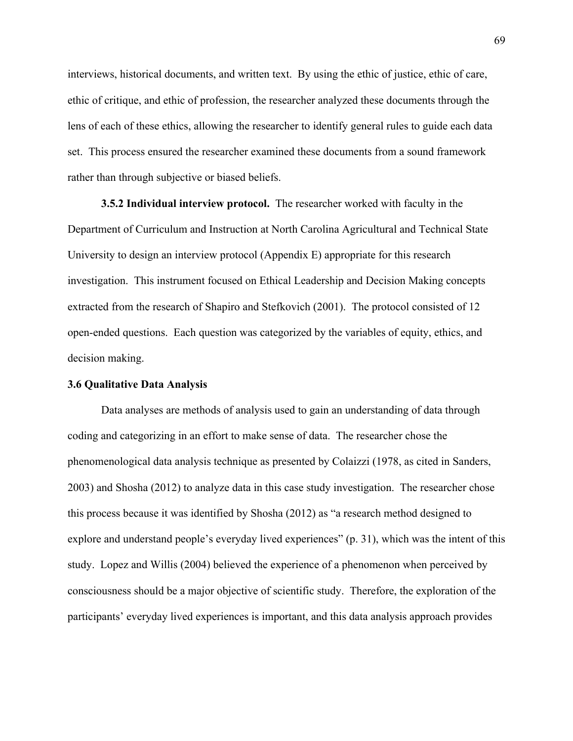interviews, historical documents, and written text. By using the ethic of justice, ethic of care, ethic of critique, and ethic of profession, the researcher analyzed these documents through the lens of each of these ethics, allowing the researcher to identify general rules to guide each data set. This process ensured the researcher examined these documents from a sound framework rather than through subjective or biased beliefs.

**3.5.2 Individual interview protocol.** The researcher worked with faculty in the Department of Curriculum and Instruction at North Carolina Agricultural and Technical State University to design an interview protocol (Appendix E) appropriate for this research investigation. This instrument focused on Ethical Leadership and Decision Making concepts extracted from the research of Shapiro and Stefkovich (2001). The protocol consisted of 12 open-ended questions. Each question was categorized by the variables of equity, ethics, and decision making.

### 3.6 Qualitative Data Analysis

Data analyses are methods of analysis used to gain an understanding of data through coding and categorizing in an effort to make sense of data. The researcher chose the phenomenological data analysis technique as presented by Colaizzi (1978, as cited in Sanders, 2003) and Shosha (2012) to analyze data in this case study investigation. The researcher chose this process because it was identified by Shosha (2012) as "a research method designed to explore and understand people's everyday lived experiences" (p. 31), which was the intent of this study. Lopez and Willis (2004) believed the experience of a phenomenon when perceived by consciousness should be a major objective of scientific study. Therefore, the exploration of the participants' everyday lived experiences is important, and this data analysis approach provides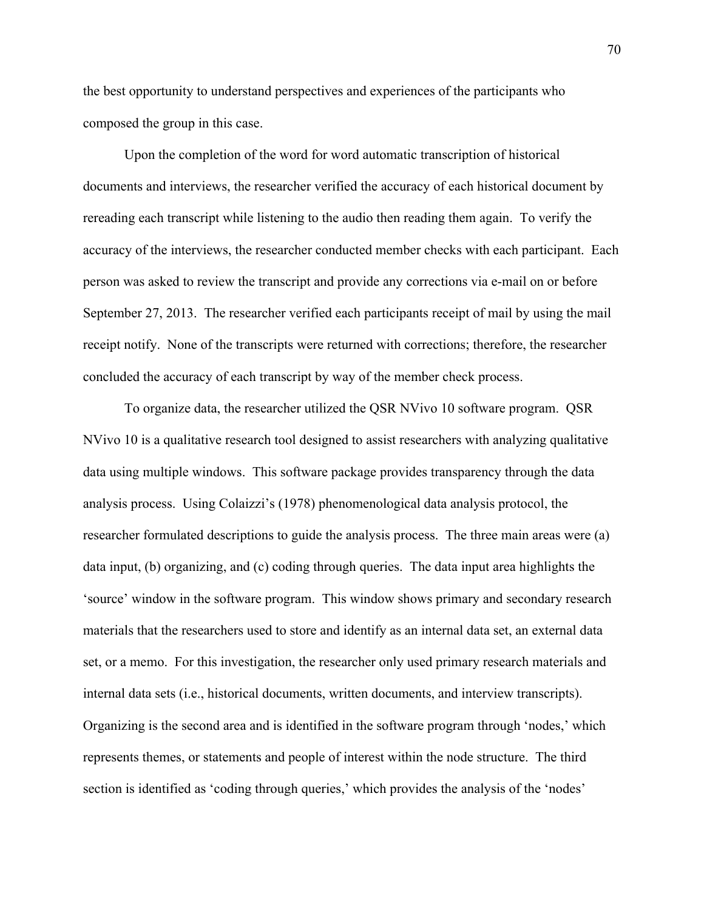the best opportunity to understand perspectives and experiences of the participants who composed the group in this case.

Upon the completion of the word for word automatic transcription of historical documents and interviews, the researcher verified the accuracy of each historical document by rereading each transcript while listening to the audio then reading them again. To verify the accuracy of the interviews, the researcher conducted member checks with each participant. Each person was asked to review the transcript and provide any corrections via e-mail on or before September 27, 2013. The researcher verified each participants receipt of mail by using the mail receipt notify. None of the transcripts were returned with corrections; therefore, the researcher concluded the accuracy of each transcript by way of the member check process.

To organize data, the researcher utilized the QSR NVivo 10 software program. QSR NVivo 10 is a qualitative research tool designed to assist researchers with analyzing qualitative data using multiple windows. This software package provides transparency through the data analysis process. Using Colaizzi's (1978) phenomenological data analysis protocol, the researcher formulated descriptions to guide the analysis process. The three main areas were (a) data input, (b) organizing, and (c) coding through queries. The data input area highlights the 'source' window in the software program. This window shows primary and secondary research materials that the researchers used to store and identify as an internal data set, an external data set, or a memo. For this investigation, the researcher only used primary research materials and internal data sets (i.e., historical documents, written documents, and interview transcripts). Organizing is the second area and is identified in the software program through 'nodes,' which represents themes, or statements and people of interest within the node structure. The third section is identified as 'coding through queries,' which provides the analysis of the 'nodes'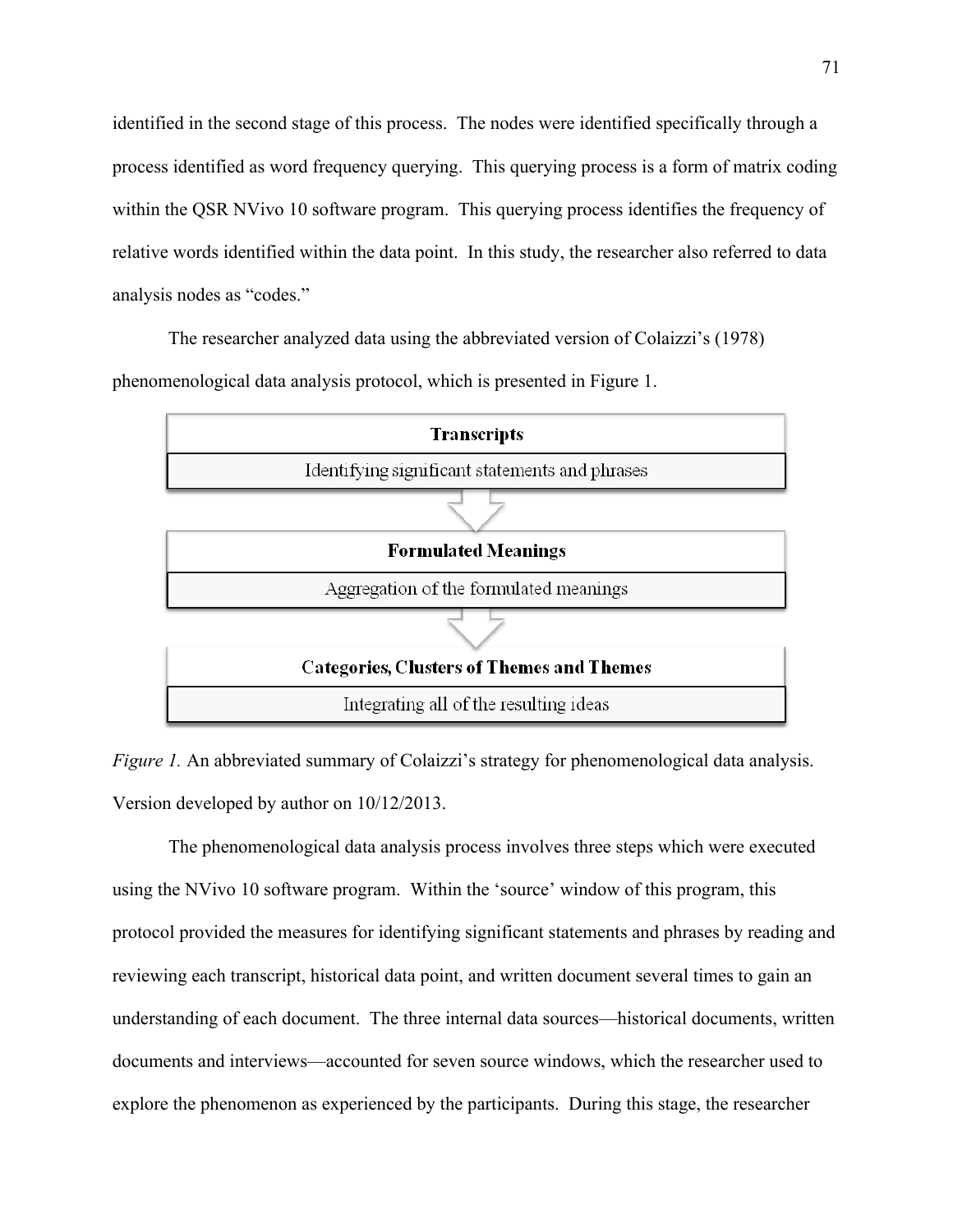identified in the second stage of this process. The nodes were identified specifically through a process identified as word frequency querying. This querying process is a form of matrix coding within the QSR NVivo 10 software program. This querying process identifies the frequency of relative words identified within the data point. In this study, the researcher also referred to data analysis nodes as "codes."

The researcher analyzed data using the abbreviated version of Colaizzi's (1978) phenomenological data analysis protocol, which is presented in Figure 1.

**Transcripts**

Identifying significant statements and phrases

↓

**Formulated Meanings**

Aggregation of the formulated meanings

↓

**Categories, Clusters of Themes and Themes**

Integrating all of the resulting ideas

*Figure 1.* An abbreviated summary of Colaizzi's strategy for phenomenological data analysis. Version developed by author on 10/12/2013.

The phenomenological data analysis process involves three steps which were executed using the NVivo 10 software program. Within the 'source' window of this program, this protocol provided the measures for identifying significant statements and phrases by reading and reviewing each transcript, historical data point, and written document several times to gain an understanding of each document. The three internal data sources—historical documents, written documents and interviews—accounted for seven source windows, which the researcher used to explore the phenomenon as experienced by the participants. During this stage, the researcher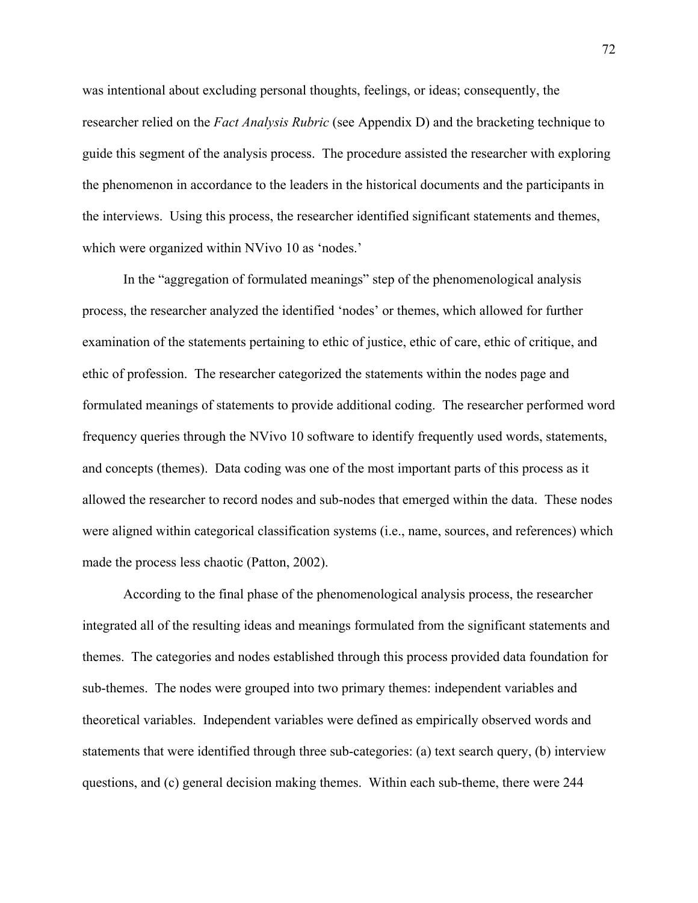was intentional about excluding personal thoughts, feelings, or ideas; consequently, the researcher relied on the *Fact Analysis Rubric* (see Appendix D) and the bracketing technique to guide this segment of the analysis process. The procedure assisted the researcher with exploring the phenomenon in accordance to the leaders in the historical documents and the participants in the interviews. Using this process, the researcher identified significant statements and themes, which were organized within NVivo 10 as 'nodes.'

In the "aggregation of formulated meanings" step of the phenomenological analysis process, the researcher analyzed the identified 'nodes' or themes, which allowed for further examination of the statements pertaining to ethic of justice, ethic of care, ethic of critique, and ethic of profession. The researcher categorized the statements within the nodes page and formulated meanings of statements to provide additional coding. The researcher performed word frequency queries through the NVivo 10 software to identify frequently used words, statements, and concepts (themes). Data coding was one of the most important parts of this process as it allowed the researcher to record nodes and sub-nodes that emerged within the data. These nodes were aligned within categorical classification systems (i.e., name, sources, and references) which made the process less chaotic (Patton, 2002).

According to the final phase of the phenomenological analysis process, the researcher integrated all of the resulting ideas and meanings formulated from the significant statements and themes. The categories and nodes established through this process provided data foundation for sub-themes. The nodes were grouped into two primary themes: independent variables and theoretical variables. Independent variables were defined as empirically observed words and statements that were identified through three sub-categories: (a) text search query, (b) interview questions, and (c) general decision making themes. Within each sub-theme, there were 244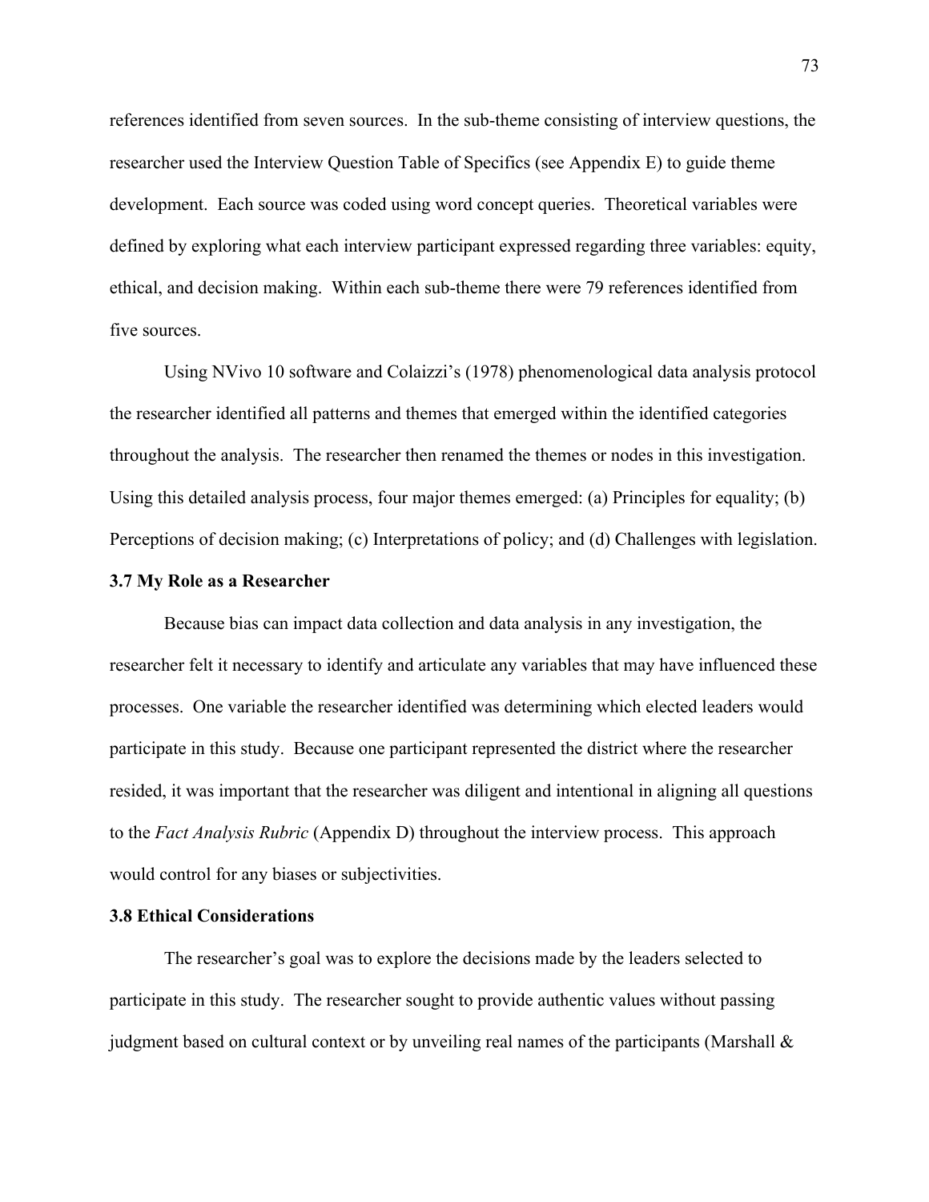references identified from seven sources. In the sub-theme consisting of interview questions, the researcher used the Interview Question Table of Specifics (see Appendix E) to guide theme development. Each source was coded using word concept queries. Theoretical variables were defined by exploring what each interview participant expressed regarding three variables: equity, ethical, and decision making. Within each sub-theme there were 79 references identified from five sources.

Using NVivo 10 software and Colaizzi's (1978) phenomenological data analysis protocol the researcher identified all patterns and themes that emerged within the identified categories throughout the analysis. The researcher then renamed the themes or nodes in this investigation. Using this detailed analysis process, four major themes emerged: (a) Principles for equality; (b) Perceptions of decision making; (c) Interpretations of policy; and (d) Challenges with legislation.

### 3.7 My Role as a Researcher

Because bias can impact data collection and data analysis in any investigation, the researcher felt it necessary to identify and articulate any variables that may have influenced these processes. One variable the researcher identified was determining which elected leaders would participate in this study. Because one participant represented the district where the researcher resided, it was important that the researcher was diligent and intentional in aligning all questions to the *Fact Analysis Rubric* (Appendix D) throughout the interview process. This approach would control for any biases or subjectivities.

### 3.8 Ethical Considerations

The researcher's goal was to explore the decisions made by the leaders selected to participate in this study. The researcher sought to provide authentic values without passing judgment based on cultural context or by unveiling real names of the participants (Marshall &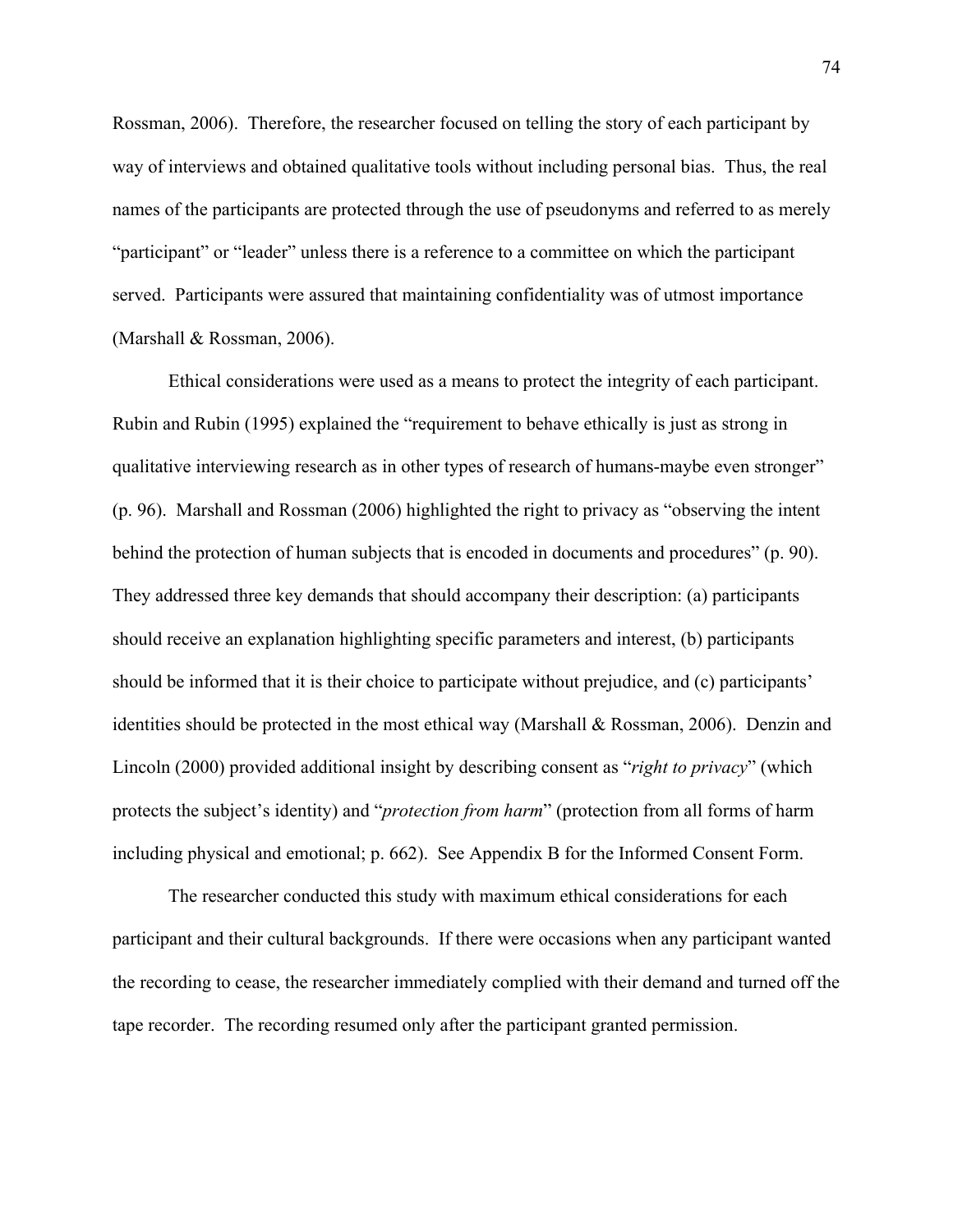Rossman, 2006). Therefore, the researcher focused on telling the story of each participant by way of interviews and obtained qualitative tools without including personal bias. Thus, the real names of the participants are protected through the use of pseudonyms and referred to as merely "participant" or "leader" unless there is a reference to a committee on which the participant served. Participants were assured that maintaining confidentiality was of utmost importance (Marshall & Rossman, 2006).

Ethical considerations were used as a means to protect the integrity of each participant. Rubin and Rubin (1995) explained the "requirement to behave ethically is just as strong in qualitative interviewing research as in other types of research of humans-maybe even stronger" (p. 96). Marshall and Rossman (2006) highlighted the right to privacy as "observing the intent behind the protection of human subjects that is encoded in documents and procedures" (p. 90). They addressed three key demands that should accompany their description: (a) participants should receive an explanation highlighting specific parameters and interest, (b) participants should be informed that it is their choice to participate without prejudice, and (c) participants' identities should be protected in the most ethical way (Marshall & Rossman, 2006). Denzin and Lincoln (2000) provided additional insight by describing consent as "*right to privacy*" (which protects the subject's identity) and "*protection from harm*" (protection from all forms of harm including physical and emotional; p. 662). See Appendix B for the Informed Consent Form.

The researcher conducted this study with maximum ethical considerations for each participant and their cultural backgrounds. If there were occasions when any participant wanted the recording to cease, the researcher immediately complied with their demand and turned off the tape recorder. The recording resumed only after the participant granted permission.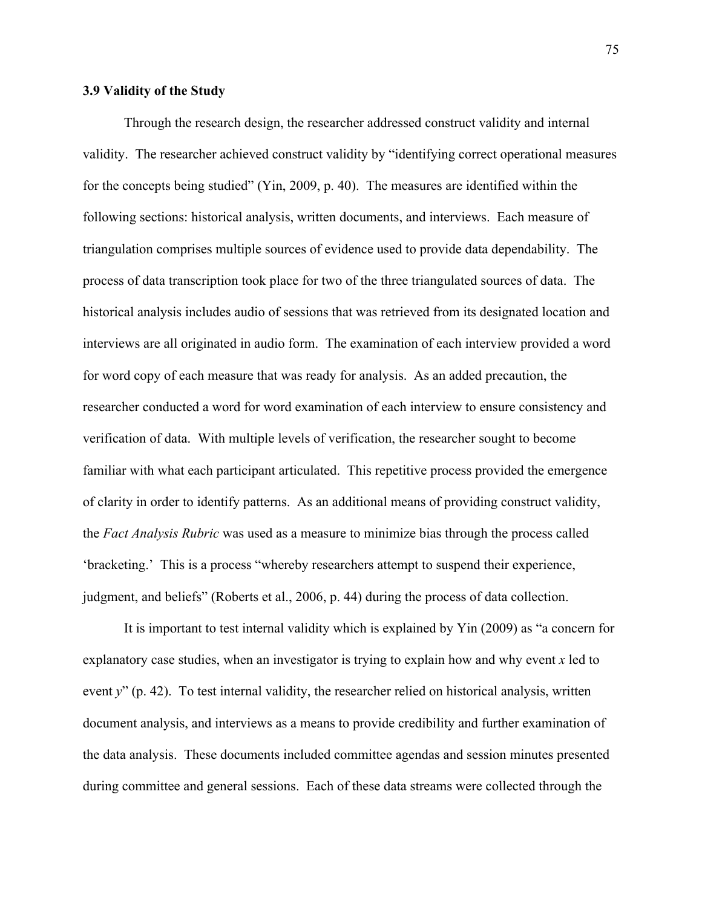### 3.9 Validity of the Study

Through the research design, the researcher addressed construct validity and internal validity. The researcher achieved construct validity by "identifying correct operational measures for the concepts being studied" (Yin, 2009, p. 40). The measures are identified within the following sections: historical analysis, written documents, and interviews. Each measure of triangulation comprises multiple sources of evidence used to provide data dependability. The process of data transcription took place for two of the three triangulated sources of data. The historical analysis includes audio of sessions that was retrieved from its designated location and interviews are all originated in audio form. The examination of each interview provided a word for word copy of each measure that was ready for analysis. As an added precaution, the researcher conducted a word for word examination of each interview to ensure consistency and verification of data. With multiple levels of verification, the researcher sought to become familiar with what each participant articulated. This repetitive process provided the emergence of clarity in order to identify patterns. As an additional means of providing construct validity, the *Fact Analysis Rubric* was used as a measure to minimize bias through the process called 'bracketing.' This is a process "whereby researchers attempt to suspend their experience, judgment, and beliefs" (Roberts et al., 2006, p. 44) during the process of data collection.

It is important to test internal validity which is explained by Yin (2009) as "a concern for explanatory case studies, when an investigator is trying to explain how and why event *x* led to event *y*" (p. 42). To test internal validity, the researcher relied on historical analysis, written document analysis, and interviews as a means to provide credibility and further examination of the data analysis. These documents included committee agendas and session minutes presented during committee and general sessions. Each of these data streams were collected through the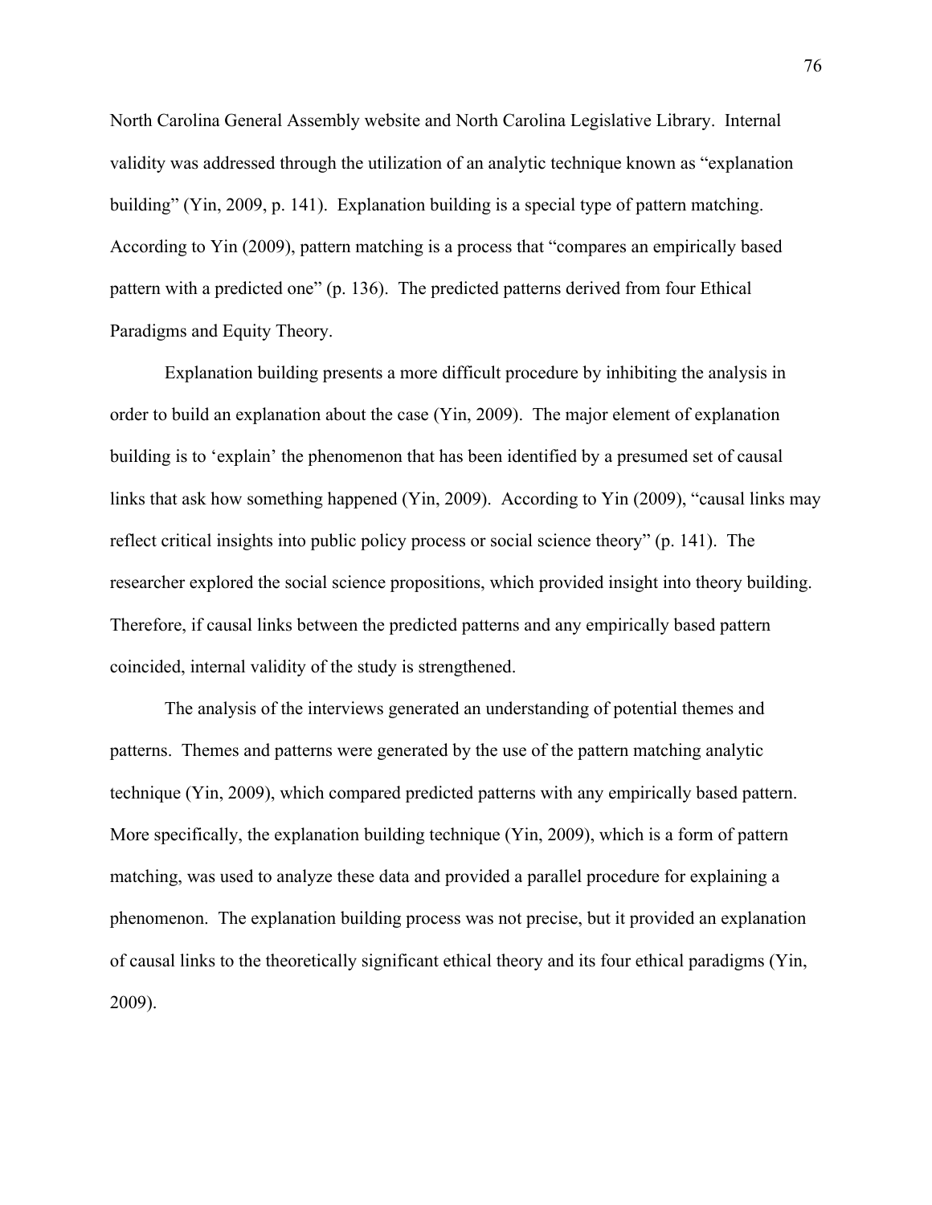North Carolina General Assembly website and North Carolina Legislative Library. Internal validity was addressed through the utilization of an analytic technique known as "explanation building" (Yin, 2009, p. 141). Explanation building is a special type of pattern matching. According to Yin (2009), pattern matching is a process that "compares an empirically based pattern with a predicted one" (p. 136). The predicted patterns derived from four Ethical Paradigms and Equity Theory.

Explanation building presents a more difficult procedure by inhibiting the analysis in order to build an explanation about the case (Yin, 2009). The major element of explanation building is to 'explain' the phenomenon that has been identified by a presumed set of causal links that ask how something happened (Yin, 2009). According to Yin (2009), "causal links may reflect critical insights into public policy process or social science theory" (p. 141). The researcher explored the social science propositions, which provided insight into theory building. Therefore, if causal links between the predicted patterns and any empirically based pattern coincided, internal validity of the study is strengthened.

The analysis of the interviews generated an understanding of potential themes and patterns. Themes and patterns were generated by the use of the pattern matching analytic technique (Yin, 2009), which compared predicted patterns with any empirically based pattern. More specifically, the explanation building technique (Yin, 2009), which is a form of pattern matching, was used to analyze these data and provided a parallel procedure for explaining a phenomenon. The explanation building process was not precise, but it provided an explanation of causal links to the theoretically significant ethical theory and its four ethical paradigms (Yin, 2009).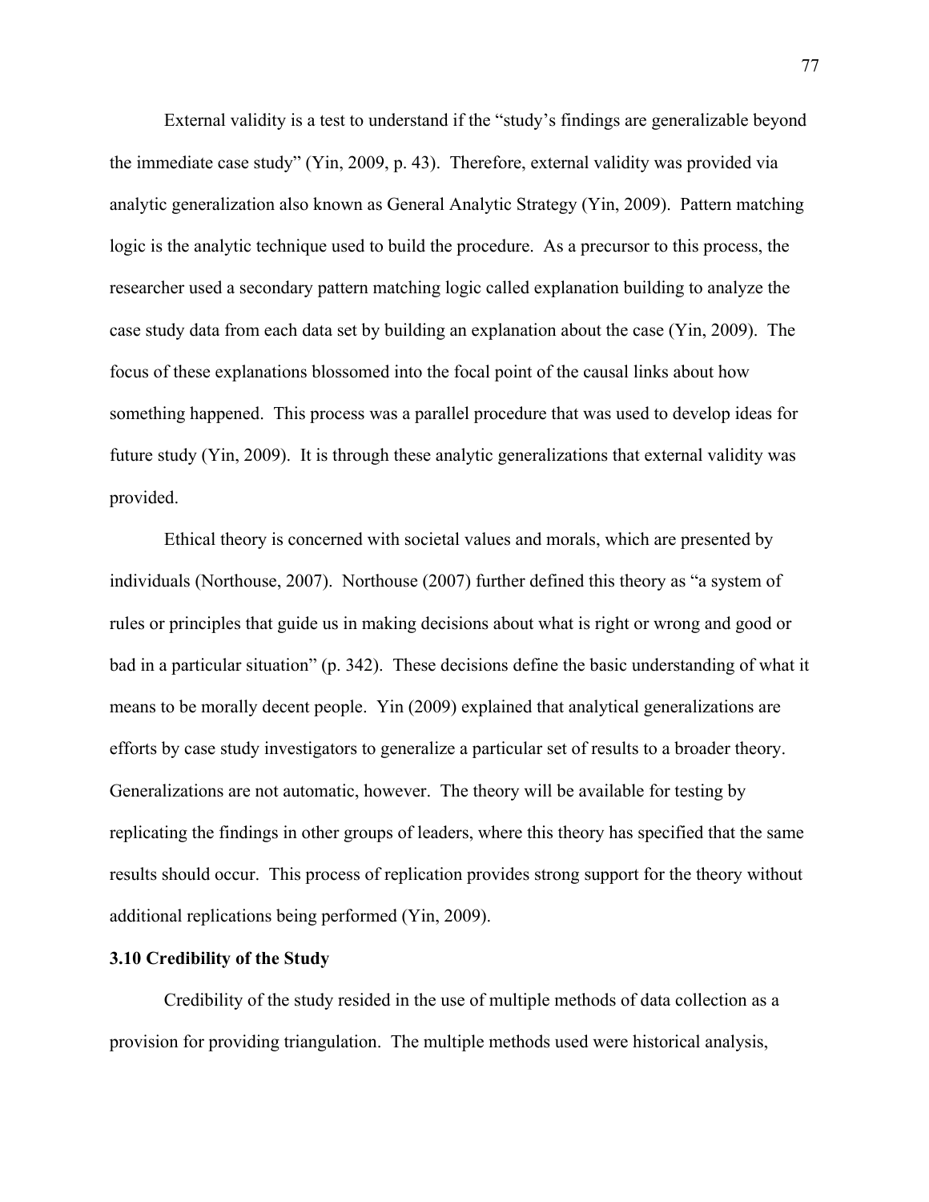External validity is a test to understand if the "study's findings are generalizable beyond the immediate case study" (Yin, 2009, p. 43). Therefore, external validity was provided via analytic generalization also known as General Analytic Strategy (Yin, 2009). Pattern matching logic is the analytic technique used to build the procedure. As a precursor to this process, the researcher used a secondary pattern matching logic called explanation building to analyze the case study data from each data set by building an explanation about the case (Yin, 2009). The focus of these explanations blossomed into the focal point of the causal links about how something happened. This process was a parallel procedure that was used to develop ideas for future study (Yin, 2009). It is through these analytic generalizations that external validity was provided.

Ethical theory is concerned with societal values and morals, which are presented by individuals (Northouse, 2007). Northouse (2007) further defined this theory as "a system of rules or principles that guide us in making decisions about what is right or wrong and good or bad in a particular situation" (p. 342). These decisions define the basic understanding of what it means to be morally decent people. Yin (2009) explained that analytical generalizations are efforts by case study investigators to generalize a particular set of results to a broader theory. Generalizations are not automatic, however. The theory will be available for testing by replicating the findings in other groups of leaders, where this theory has specified that the same results should occur. This process of replication provides strong support for the theory without additional replications being performed (Yin, 2009).

### 3.10 Credibility of the Study

Credibility of the study resided in the use of multiple methods of data collection as a provision for providing triangulation. The multiple methods used were historical analysis,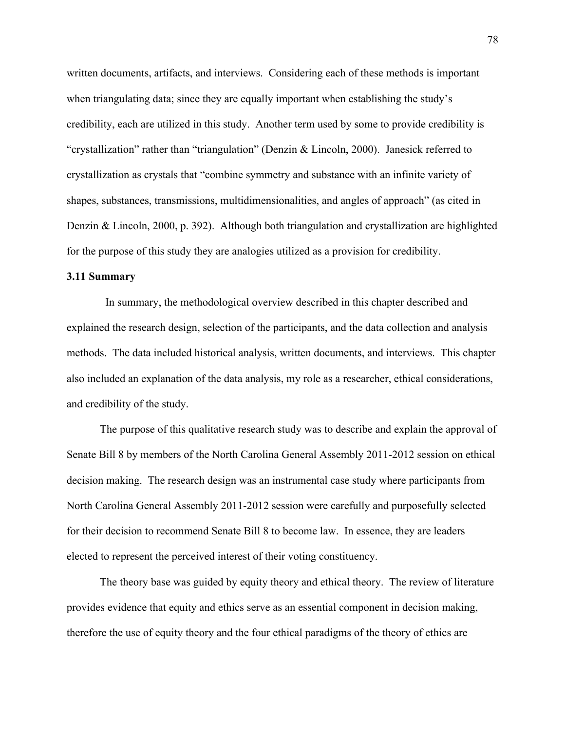written documents, artifacts, and interviews. Considering each of these methods is important when triangulating data; since they are equally important when establishing the study's credibility, each are utilized in this study. Another term used by some to provide credibility is "crystallization" rather than "triangulation" (Denzin & Lincoln, 2000). Janesick referred to crystallization as crystals that "combine symmetry and substance with an infinite variety of shapes, substances, transmissions, multidimensionalities, and angles of approach" (as cited in Denzin & Lincoln, 2000, p. 392). Although both triangulation and crystallization are highlighted for the purpose of this study they are analogies utilized as a provision for credibility.

### 3.11 Summary

In summary, the methodological overview described in this chapter described and explained the research design, selection of the participants, and the data collection and analysis methods. The data included historical analysis, written documents, and interviews. This chapter also included an explanation of the data analysis, my role as a researcher, ethical considerations, and credibility of the study.

The purpose of this qualitative research study was to describe and explain the approval of Senate Bill 8 by members of the North Carolina General Assembly 2011-2012 session on ethical decision making. The research design was an instrumental case study where participants from North Carolina General Assembly 2011-2012 session were carefully and purposefully selected for their decision to recommend Senate Bill 8 to become law. In essence, they are leaders elected to represent the perceived interest of their voting constituency.

The theory base was guided by equity theory and ethical theory. The review of literature provides evidence that equity and ethics serve as an essential component in decision making, therefore the use of equity theory and the four ethical paradigms of the theory of ethics are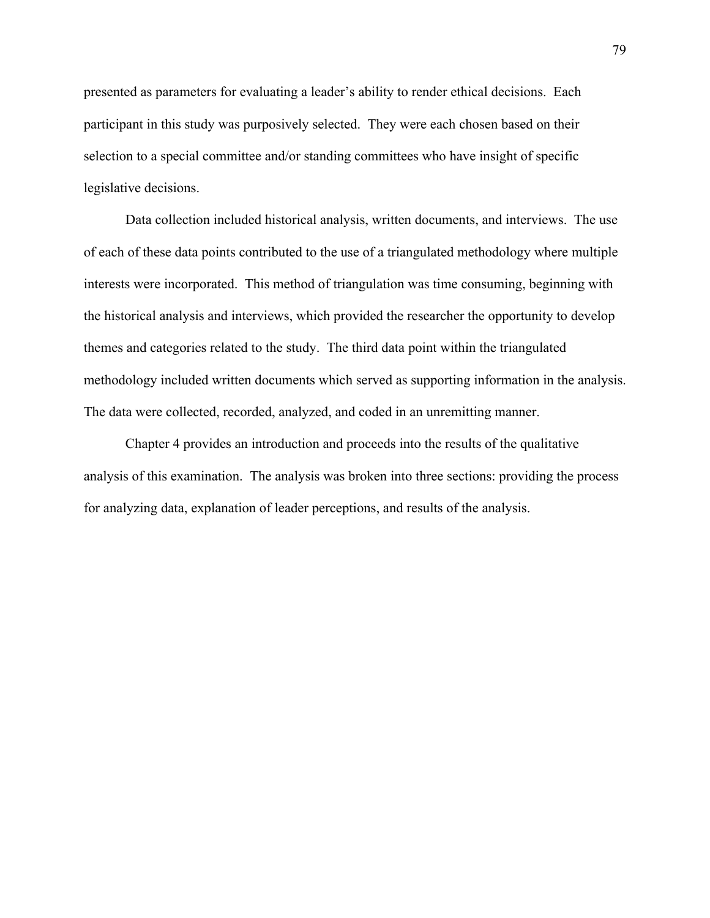presented as parameters for evaluating a leader's ability to render ethical decisions. Each participant in this study was purposively selected. They were each chosen based on their selection to a special committee and/or standing committees who have insight of specific legislative decisions.

Data collection included historical analysis, written documents, and interviews. The use of each of these data points contributed to the use of a triangulated methodology where multiple interests were incorporated. This method of triangulation was time consuming, beginning with the historical analysis and interviews, which provided the researcher the opportunity to develop themes and categories related to the study. The third data point within the triangulated methodology included written documents which served as supporting information in the analysis. The data were collected, recorded, analyzed, and coded in an unremitting manner.

Chapter 4 provides an introduction and proceeds into the results of the qualitative analysis of this examination. The analysis was broken into three sections: providing the process for analyzing data, explanation of leader perceptions, and results of the analysis.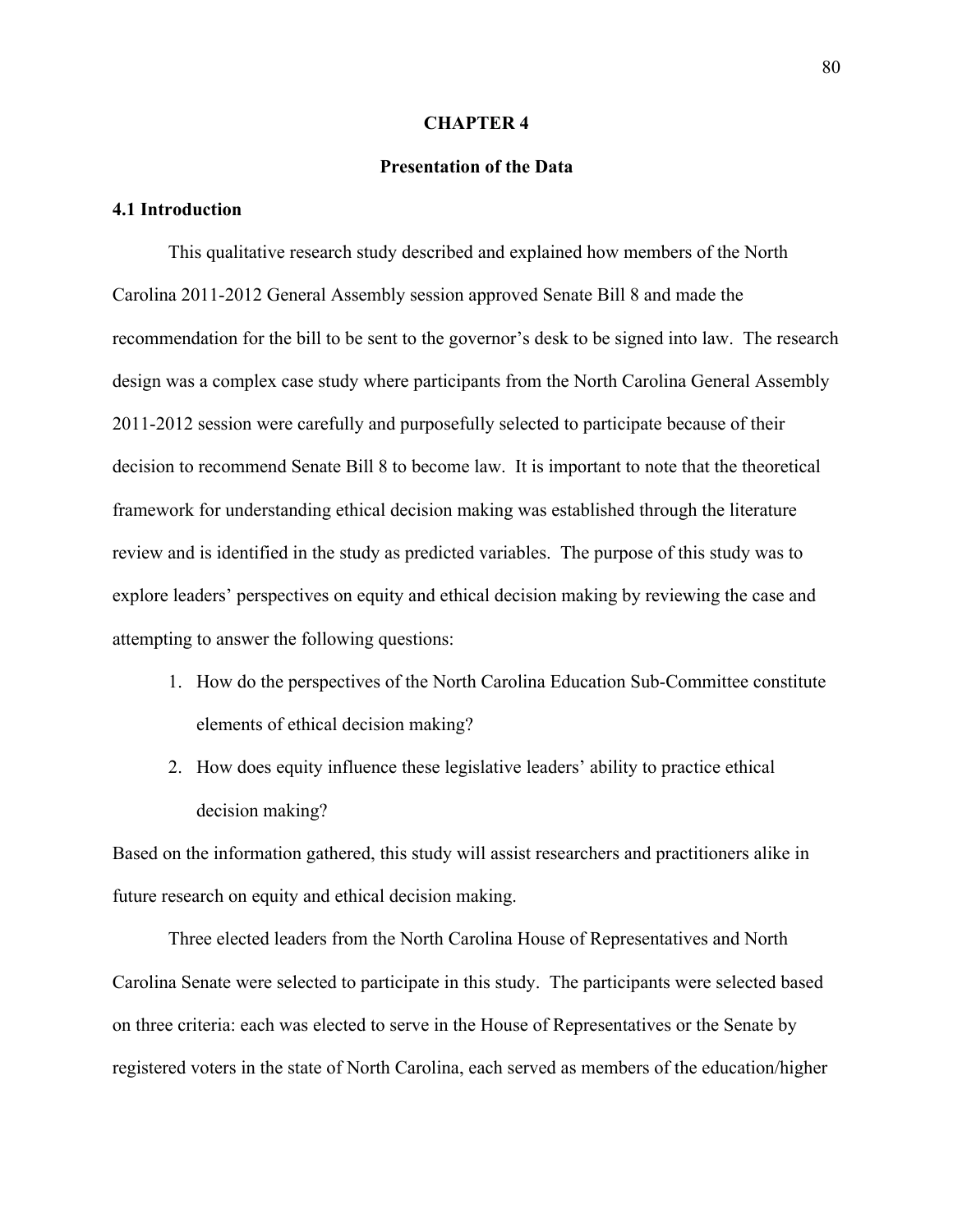# CHAPTER 4

## Presentation of the Data

### 4.1 Introduction

This qualitative research study described and explained how members of the North Carolina 2011-2012 General Assembly session approved Senate Bill 8 and made the recommendation for the bill to be sent to the governor's desk to be signed into law. The research design was a complex case study where participants from the North Carolina General Assembly 2011-2012 session were carefully and purposefully selected to participate because of their decision to recommend Senate Bill 8 to become law. It is important to note that the theoretical framework for understanding ethical decision making was established through the literature review and is identified in the study as predicted variables. The purpose of this study was to explore leaders' perspectives on equity and ethical decision making by reviewing the case and attempting to answer the following questions:

1. How do the perspectives of the North Carolina Education Sub-Committee constitute elements of ethical decision making?
2. How does equity influence these legislative leaders' ability to practice ethical decision making?

Based on the information gathered, this study will assist researchers and practitioners alike in future research on equity and ethical decision making.

Three elected leaders from the North Carolina House of Representatives and North Carolina Senate were selected to participate in this study. The participants were selected based on three criteria: each was elected to serve in the House of Representatives or the Senate by registered voters in the state of North Carolina, each served as members of the education/higher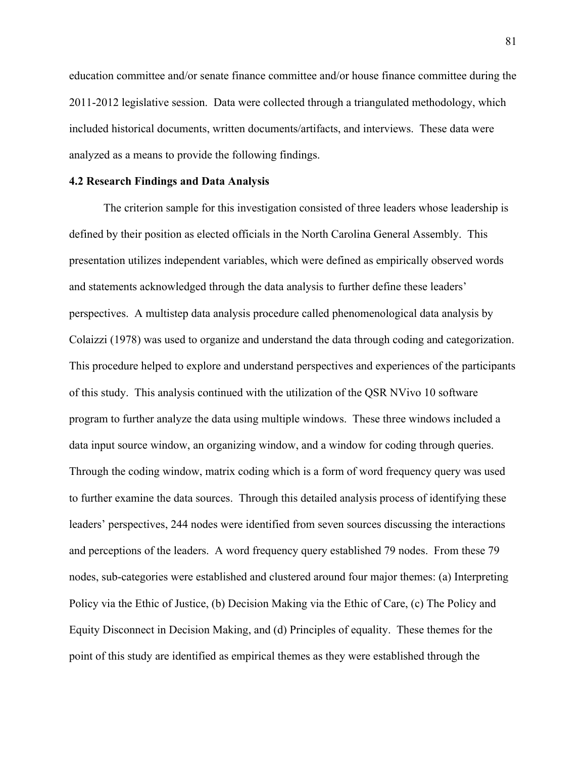education committee and/or senate finance committee and/or house finance committee during the 2011-2012 legislative session. Data were collected through a triangulated methodology, which included historical documents, written documents/artifacts, and interviews. These data were analyzed as a means to provide the following findings.

### 4.2 Research Findings and Data Analysis

The criterion sample for this investigation consisted of three leaders whose leadership is defined by their position as elected officials in the North Carolina General Assembly. This presentation utilizes independent variables, which were defined as empirically observed words and statements acknowledged through the data analysis to further define these leaders' perspectives. A multistep data analysis procedure called phenomenological data analysis by Colaizzi (1978) was used to organize and understand the data through coding and categorization. This procedure helped to explore and understand perspectives and experiences of the participants of this study. This analysis continued with the utilization of the QSR NVivo 10 software program to further analyze the data using multiple windows. These three windows included a data input source window, an organizing window, and a window for coding through queries. Through the coding window, matrix coding which is a form of word frequency query was used to further examine the data sources. Through this detailed analysis process of identifying these leaders' perspectives, 244 nodes were identified from seven sources discussing the interactions and perceptions of the leaders. A word frequency query established 79 nodes. From these 79 nodes, sub-categories were established and clustered around four major themes: (a) Interpreting Policy via the Ethic of Justice, (b) Decision Making via the Ethic of Care, (c) The Policy and Equity Disconnect in Decision Making, and (d) Principles of equality. These themes for the point of this study are identified as empirical themes as they were established through the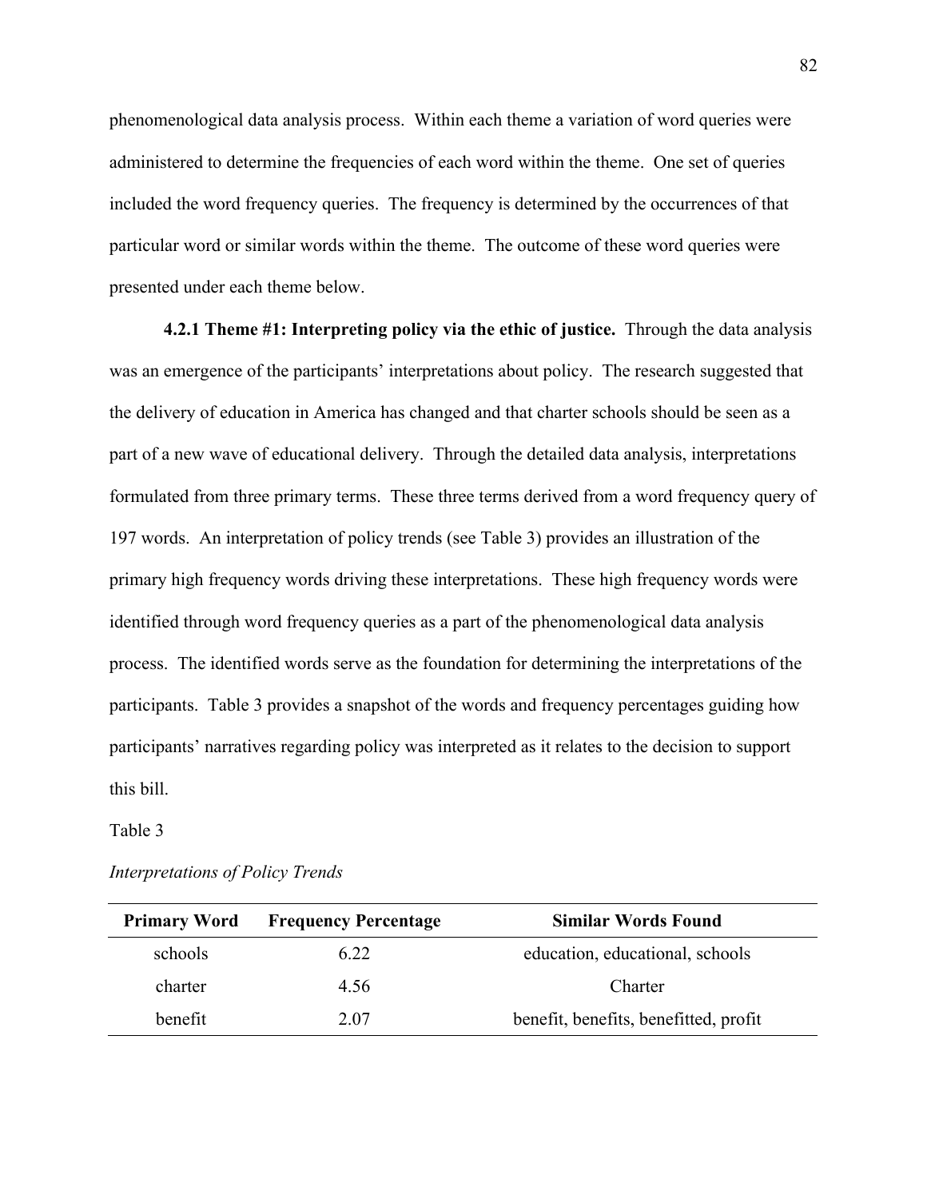phenomenological data analysis process. Within each theme a variation of word queries were administered to determine the frequencies of each word within the theme. One set of queries included the word frequency queries. The frequency is determined by the occurrences of that particular word or similar words within the theme. The outcome of these word queries were presented under each theme below.

**4.2.1 Theme #1: Interpreting policy via the ethic of justice.** Through the data analysis was an emergence of the participants' interpretations about policy. The research suggested that the delivery of education in America has changed and that charter schools should be seen as a part of a new wave of educational delivery. Through the detailed data analysis, interpretations formulated from three primary terms. These three terms derived from a word frequency query of 197 words. An interpretation of policy trends (see Table 3) provides an illustration of the primary high frequency words driving these interpretations. These high frequency words were identified through word frequency queries as a part of the phenomenological data analysis process. The identified words serve as the foundation for determining the interpretations of the participants. Table 3 provides a snapshot of the words and frequency percentages guiding how participants' narratives regarding policy was interpreted as it relates to the decision to support this bill.

Table 3

*Interpretations of Policy Trends*

| Primary Word | Frequency Percentage | Similar Words Found |
|---|---|---|
| schools | 6.22 | education, educational, schools |
| charter | 4.56 | Charter |
| benefit | 2.07 | benefit, benefits, benefitted, profit |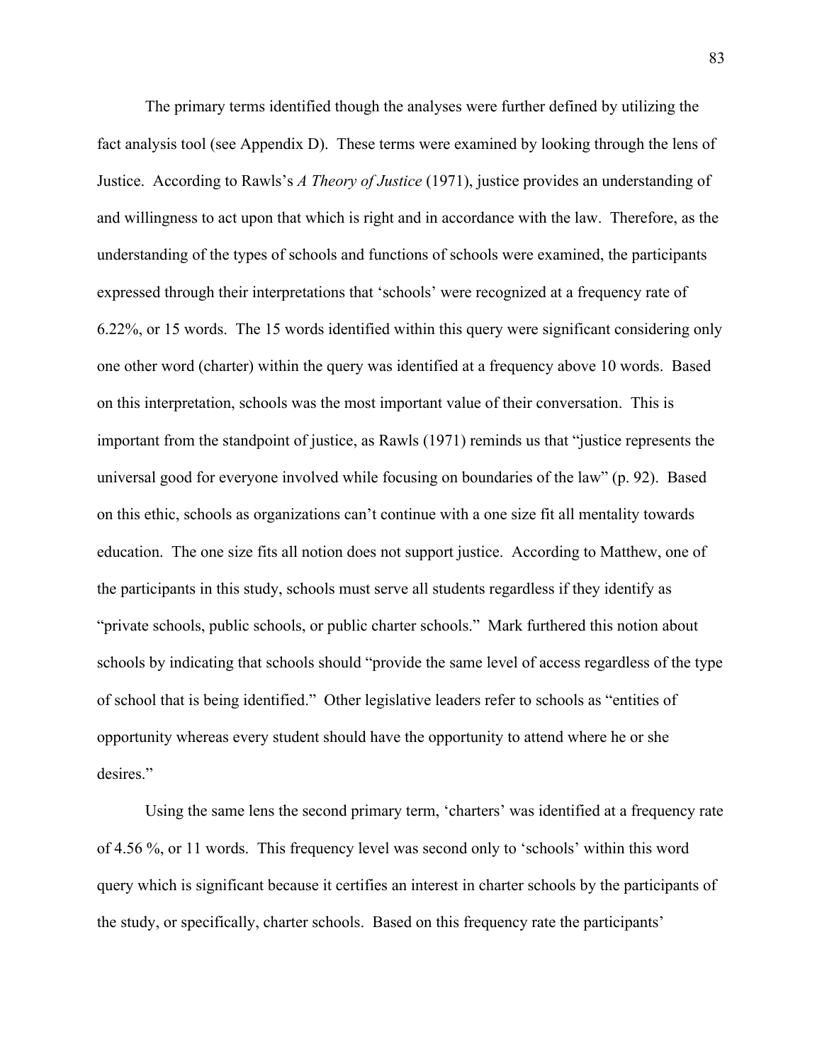The primary terms identified though the analyses were further defined by utilizing the fact analysis tool (see Appendix D). These terms were examined by looking through the lens of Justice. According to Rawls's *A Theory of Justice* (1971), justice provides an understanding of and willingness to act upon that which is right and in accordance with the law. Therefore, as the understanding of the types of schools and functions of schools were examined, the participants expressed through their interpretations that 'schools' were recognized at a frequency rate of 6.22%, or 15 words. The 15 words identified within this query were significant considering only one other word (charter) within the query was identified at a frequency above 10 words. Based on this interpretation, schools was the most important value of their conversation. This is important from the standpoint of justice, as Rawls (1971) reminds us that "justice represents the universal good for everyone involved while focusing on boundaries of the law" (p. 92). Based on this ethic, schools as organizations can't continue with a one size fit all mentality towards education. The one size fits all notion does not support justice. According to Matthew, one of the participants in this study, schools must serve all students regardless if they identify as "private schools, public schools, or public charter schools." Mark furthered this notion about schools by indicating that schools should "provide the same level of access regardless of the type of school that is being identified." Other legislative leaders refer to schools as "entities of opportunity whereas every student should have the opportunity to attend where he or she desires."

Using the same lens the second primary term, 'charters' was identified at a frequency rate of 4.56 %, or 11 words. This frequency level was second only to 'schools' within this word query which is significant because it certifies an interest in charter schools by the participants of the study, or specifically, charter schools. Based on this frequency rate the participants'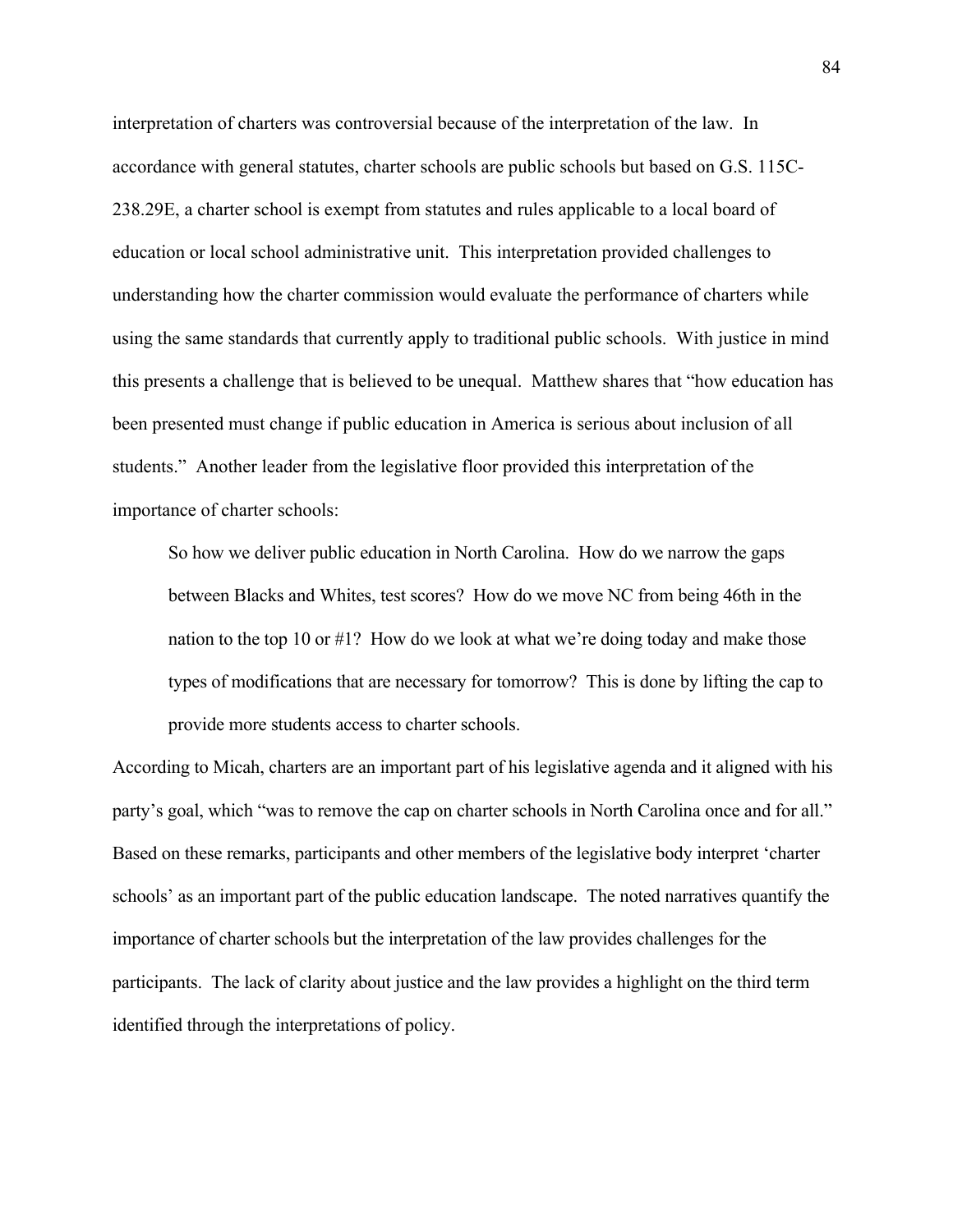interpretation of charters was controversial because of the interpretation of the law. In accordance with general statutes, charter schools are public schools but based on G.S. 115C-238.29E, a charter school is exempt from statutes and rules applicable to a local board of education or local school administrative unit. This interpretation provided challenges to understanding how the charter commission would evaluate the performance of charters while using the same standards that currently apply to traditional public schools. With justice in mind this presents a challenge that is believed to be unequal. Matthew shares that "how education has been presented must change if public education in America is serious about inclusion of all students." Another leader from the legislative floor provided this interpretation of the importance of charter schools:

> So how we deliver public education in North Carolina. How do we narrow the gaps between Blacks and Whites, test scores? How do we move NC from being 46th in the nation to the top 10 or #1? How do we look at what we're doing today and make those types of modifications that are necessary for tomorrow? This is done by lifting the cap to provide more students access to charter schools.

According to Micah, charters are an important part of his legislative agenda and it aligned with his party's goal, which "was to remove the cap on charter schools in North Carolina once and for all." Based on these remarks, participants and other members of the legislative body interpret 'charter schools' as an important part of the public education landscape. The noted narratives quantify the importance of charter schools but the interpretation of the law provides challenges for the participants. The lack of clarity about justice and the law provides a highlight on the third term identified through the interpretations of policy.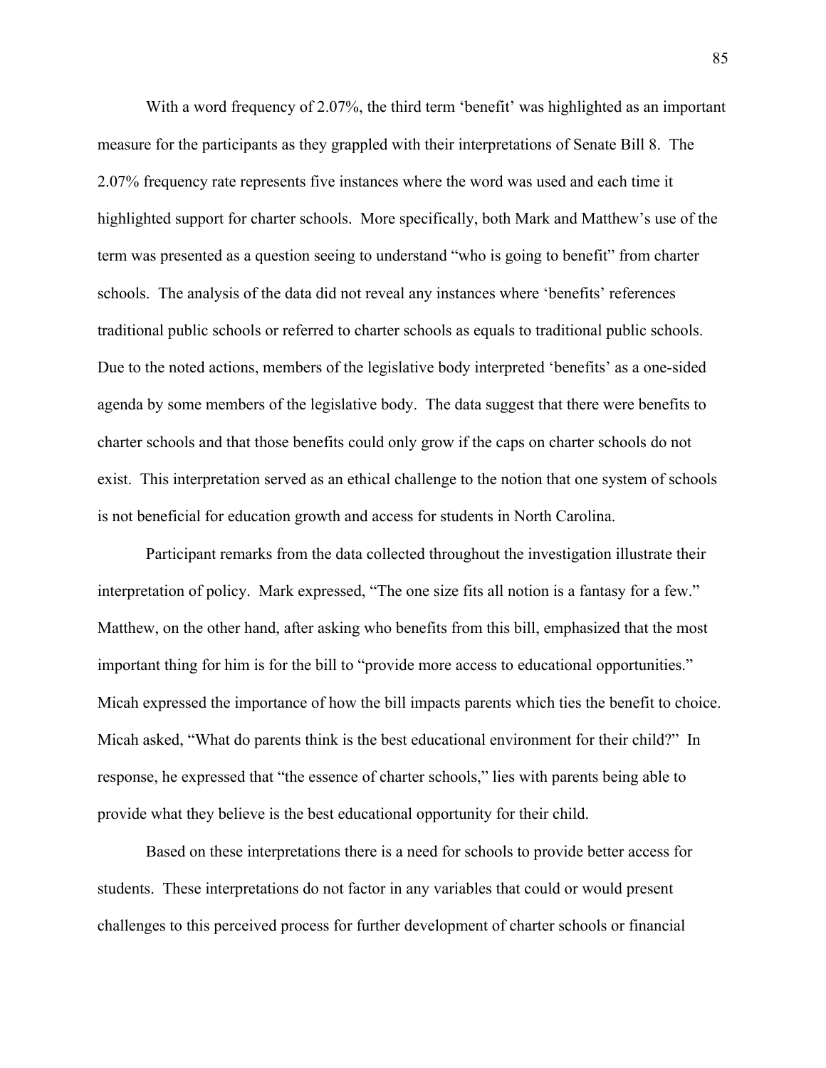With a word frequency of 2.07%, the third term 'benefit' was highlighted as an important measure for the participants as they grappled with their interpretations of Senate Bill 8. The 2.07% frequency rate represents five instances where the word was used and each time it highlighted support for charter schools. More specifically, both Mark and Matthew's use of the term was presented as a question seeing to understand "who is going to benefit" from charter schools. The analysis of the data did not reveal any instances where 'benefits' references traditional public schools or referred to charter schools as equals to traditional public schools. Due to the noted actions, members of the legislative body interpreted 'benefits' as a one-sided agenda by some members of the legislative body. The data suggest that there were benefits to charter schools and that those benefits could only grow if the caps on charter schools do not exist. This interpretation served as an ethical challenge to the notion that one system of schools is not beneficial for education growth and access for students in North Carolina.

Participant remarks from the data collected throughout the investigation illustrate their interpretation of policy. Mark expressed, "The one size fits all notion is a fantasy for a few." Matthew, on the other hand, after asking who benefits from this bill, emphasized that the most important thing for him is for the bill to "provide more access to educational opportunities." Micah expressed the importance of how the bill impacts parents which ties the benefit to choice. Micah asked, "What do parents think is the best educational environment for their child?" In response, he expressed that "the essence of charter schools," lies with parents being able to provide what they believe is the best educational opportunity for their child.

Based on these interpretations there is a need for schools to provide better access for students. These interpretations do not factor in any variables that could or would present challenges to this perceived process for further development of charter schools or financial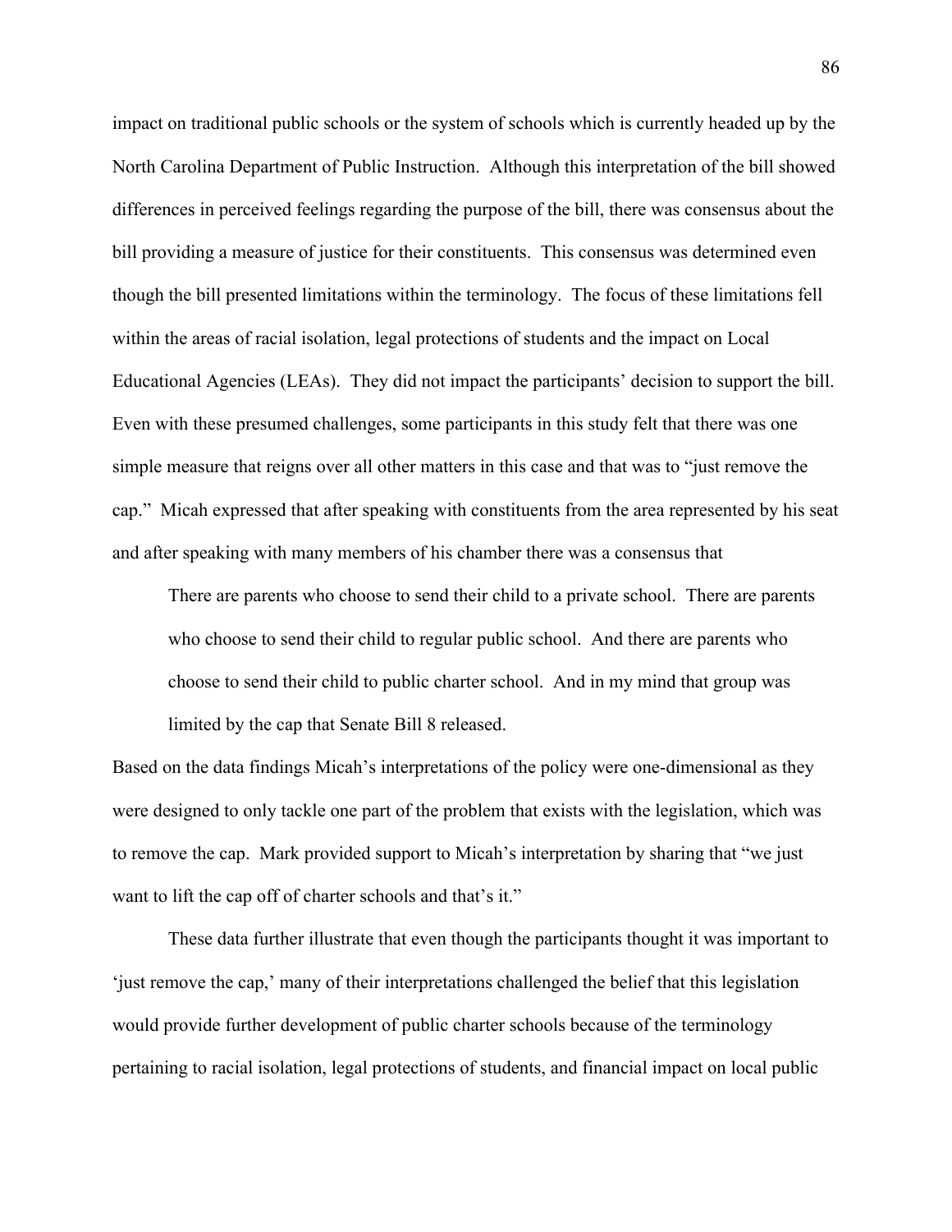impact on traditional public schools or the system of schools which is currently headed up by the North Carolina Department of Public Instruction. Although this interpretation of the bill showed differences in perceived feelings regarding the purpose of the bill, there was consensus about the bill providing a measure of justice for their constituents. This consensus was determined even though the bill presented limitations within the terminology. The focus of these limitations fell within the areas of racial isolation, legal protections of students and the impact on Local Educational Agencies (LEAs). They did not impact the participants' decision to support the bill. Even with these presumed challenges, some participants in this study felt that there was one simple measure that reigns over all other matters in this case and that was to "just remove the cap." Micah expressed that after speaking with constituents from the area represented by his seat and after speaking with many members of his chamber there was a consensus that

> There are parents who choose to send their child to a private school. There are parents who choose to send their child to regular public school. And there are parents who choose to send their child to public charter school. And in my mind that group was limited by the cap that Senate Bill 8 released.

Based on the data findings Micah's interpretations of the policy were one-dimensional as they were designed to only tackle one part of the problem that exists with the legislation, which was to remove the cap. Mark provided support to Micah's interpretation by sharing that "we just want to lift the cap off of charter schools and that's it."

These data further illustrate that even though the participants thought it was important to 'just remove the cap,' many of their interpretations challenged the belief that this legislation would provide further development of public charter schools because of the terminology pertaining to racial isolation, legal protections of students, and financial impact on local public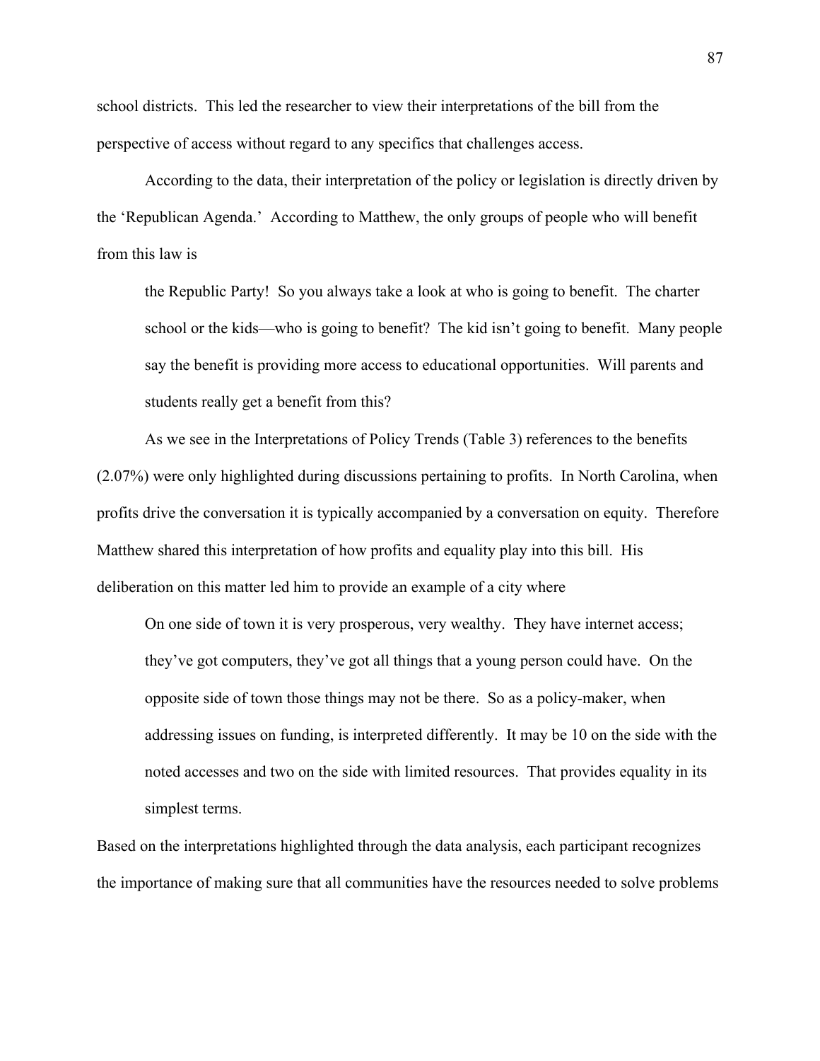school districts. This led the researcher to view their interpretations of the bill from the perspective of access without regard to any specifics that challenges access.

According to the data, their interpretation of the policy or legislation is directly driven by the 'Republican Agenda.' According to Matthew, the only groups of people who will benefit from this law is

> the Republic Party! So you always take a look at who is going to benefit. The charter school or the kids—who is going to benefit? The kid isn't going to benefit. Many people say the benefit is providing more access to educational opportunities. Will parents and students really get a benefit from this?

As we see in the Interpretations of Policy Trends (Table 3) references to the benefits (2.07%) were only highlighted during discussions pertaining to profits. In North Carolina, when profits drive the conversation it is typically accompanied by a conversation on equity. Therefore Matthew shared this interpretation of how profits and equality play into this bill. His deliberation on this matter led him to provide an example of a city where

> On one side of town it is very prosperous, very wealthy. They have internet access; they've got computers, they've got all things that a young person could have. On the opposite side of town those things may not be there. So as a policy-maker, when addressing issues on funding, is interpreted differently. It may be 10 on the side with the noted accesses and two on the side with limited resources. That provides equality in its simplest terms.

Based on the interpretations highlighted through the data analysis, each participant recognizes the importance of making sure that all communities have the resources needed to solve problems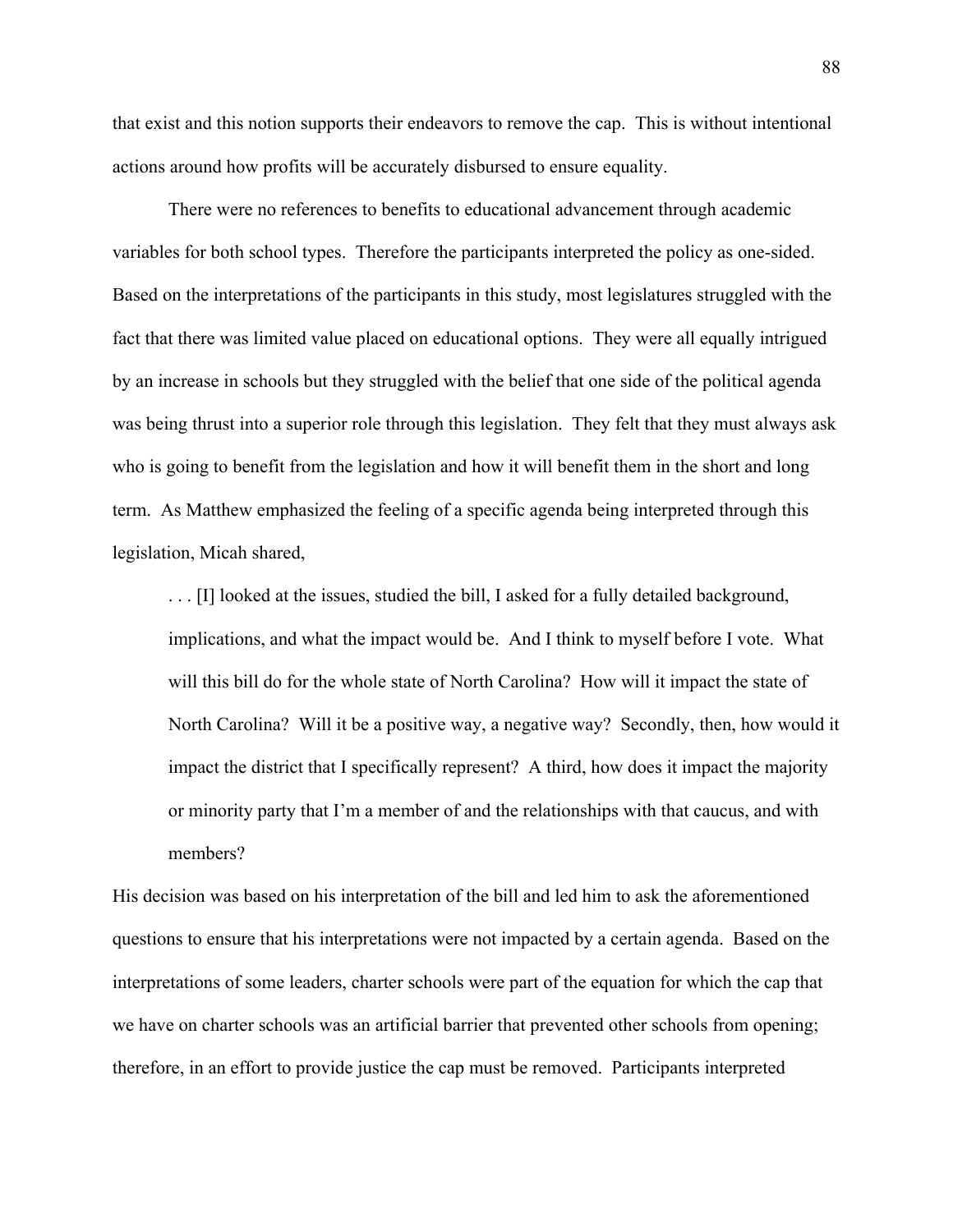that exist and this notion supports their endeavors to remove the cap. This is without intentional actions around how profits will be accurately disbursed to ensure equality.

There were no references to benefits to educational advancement through academic variables for both school types. Therefore the participants interpreted the policy as one-sided. Based on the interpretations of the participants in this study, most legislatures struggled with the fact that there was limited value placed on educational options. They were all equally intrigued by an increase in schools but they struggled with the belief that one side of the political agenda was being thrust into a superior role through this legislation. They felt that they must always ask who is going to benefit from the legislation and how it will benefit them in the short and long term. As Matthew emphasized the feeling of a specific agenda being interpreted through this legislation, Micah shared,

> . . . [I] looked at the issues, studied the bill, I asked for a fully detailed background, implications, and what the impact would be. And I think to myself before I vote. What will this bill do for the whole state of North Carolina? How will it impact the state of North Carolina? Will it be a positive way, a negative way? Secondly, then, how would it impact the district that I specifically represent? A third, how does it impact the majority or minority party that I'm a member of and the relationships with that caucus, and with members?

His decision was based on his interpretation of the bill and led him to ask the aforementioned questions to ensure that his interpretations were not impacted by a certain agenda. Based on the interpretations of some leaders, charter schools were part of the equation for which the cap that we have on charter schools was an artificial barrier that prevented other schools from opening; therefore, in an effort to provide justice the cap must be removed. Participants interpreted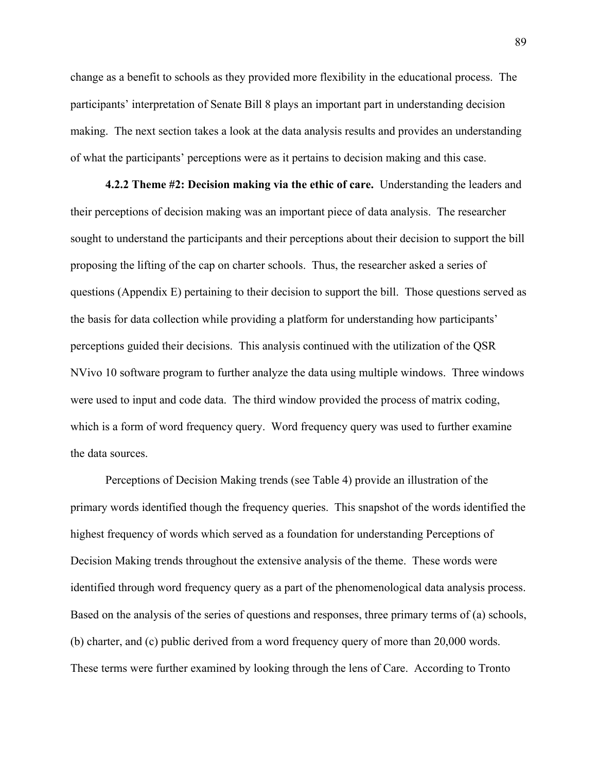change as a benefit to schools as they provided more flexibility in the educational process. The participants' interpretation of Senate Bill 8 plays an important part in understanding decision making. The next section takes a look at the data analysis results and provides an understanding of what the participants' perceptions were as it pertains to decision making and this case.

**4.2.2 Theme #2: Decision making via the ethic of care.** Understanding the leaders and their perceptions of decision making was an important piece of data analysis. The researcher sought to understand the participants and their perceptions about their decision to support the bill proposing the lifting of the cap on charter schools. Thus, the researcher asked a series of questions (Appendix E) pertaining to their decision to support the bill. Those questions served as the basis for data collection while providing a platform for understanding how participants' perceptions guided their decisions. This analysis continued with the utilization of the QSR NVivo 10 software program to further analyze the data using multiple windows. Three windows were used to input and code data. The third window provided the process of matrix coding, which is a form of word frequency query. Word frequency query was used to further examine the data sources.

Perceptions of Decision Making trends (see Table 4) provide an illustration of the primary words identified though the frequency queries. This snapshot of the words identified the highest frequency of words which served as a foundation for understanding Perceptions of Decision Making trends throughout the extensive analysis of the theme. These words were identified through word frequency query as a part of the phenomenological data analysis process. Based on the analysis of the series of questions and responses, three primary terms of (a) schools, (b) charter, and (c) public derived from a word frequency query of more than 20,000 words. These terms were further examined by looking through the lens of Care. According to Tronto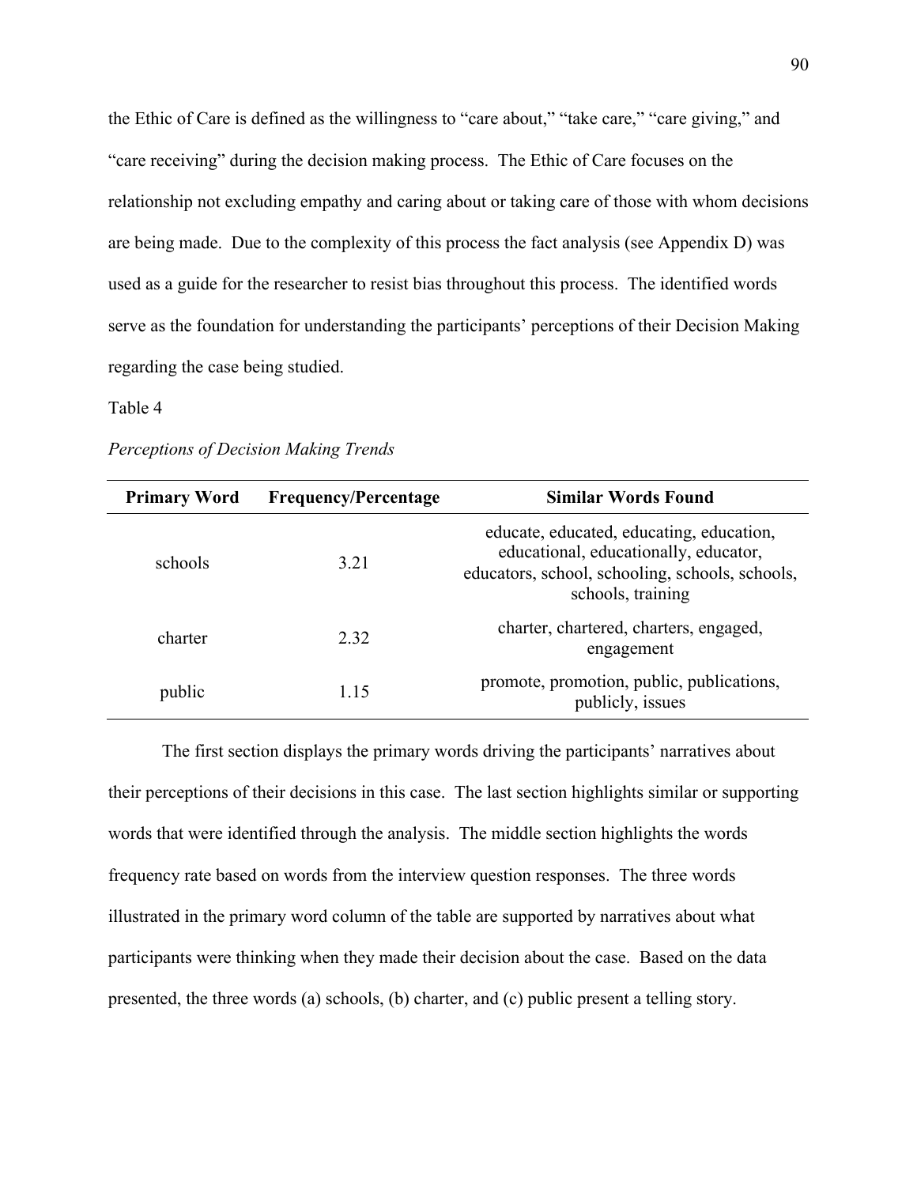the Ethic of Care is defined as the willingness to "care about," "take care," "care giving," and "care receiving" during the decision making process. The Ethic of Care focuses on the relationship not excluding empathy and caring about or taking care of those with whom decisions are being made. Due to the complexity of this process the fact analysis (see Appendix D) was used as a guide for the researcher to resist bias throughout this process. The identified words serve as the foundation for understanding the participants' perceptions of their Decision Making regarding the case being studied.

Table 4

*Perceptions of Decision Making Trends*

| Primary Word | Frequency/Percentage | Similar Words Found |
|---|---|---|
| schools | 3.21 | educate, educated, educating, education, educational, educationally, educator, educators, school, schooling, schools, schools, schools, training |
| charter | 2.32 | charter, chartered, charters, engaged, engagement |
| public | 1.15 | promote, promotion, public, publications, publicly, issues |

The first section displays the primary words driving the participants' narratives about their perceptions of their decisions in this case. The last section highlights similar or supporting words that were identified through the analysis. The middle section highlights the words frequency rate based on words from the interview question responses. The three words illustrated in the primary word column of the table are supported by narratives about what participants were thinking when they made their decision about the case. Based on the data presented, the three words (a) schools, (b) charter, and (c) public present a telling story.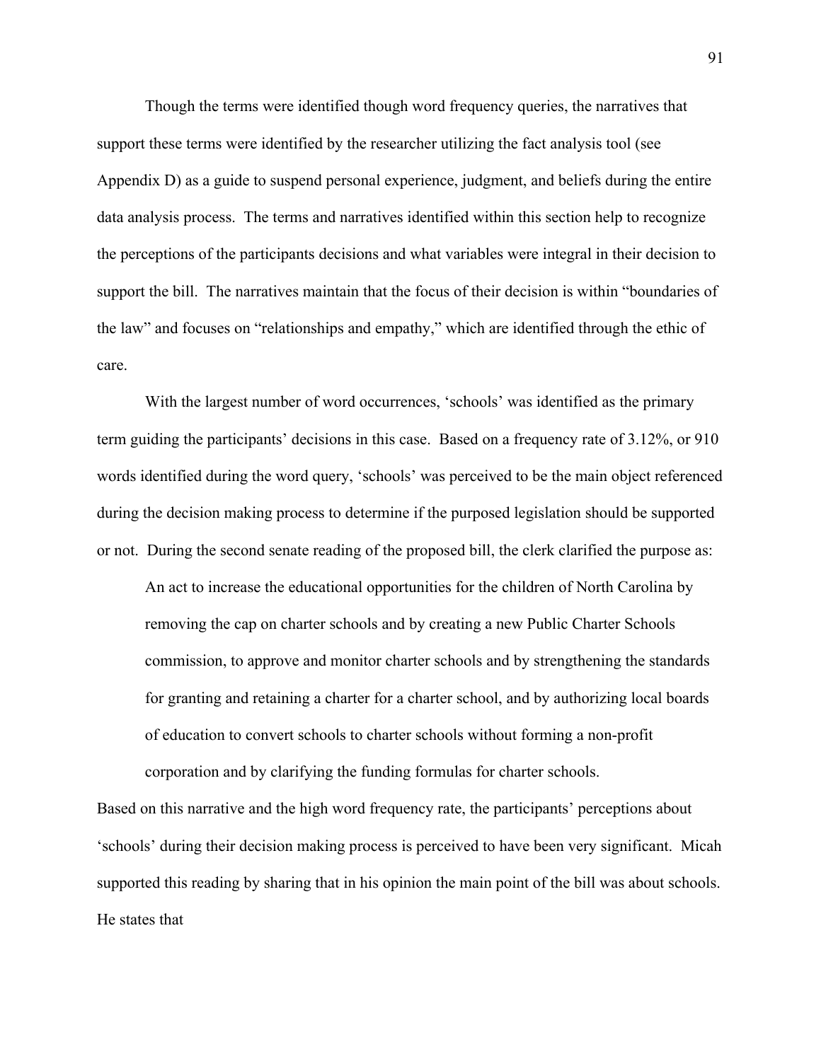Though the terms were identified though word frequency queries, the narratives that support these terms were identified by the researcher utilizing the fact analysis tool (see Appendix D) as a guide to suspend personal experience, judgment, and beliefs during the entire data analysis process. The terms and narratives identified within this section help to recognize the perceptions of the participants decisions and what variables were integral in their decision to support the bill. The narratives maintain that the focus of their decision is within "boundaries of the law" and focuses on "relationships and empathy," which are identified through the ethic of care.

With the largest number of word occurrences, 'schools' was identified as the primary term guiding the participants' decisions in this case. Based on a frequency rate of 3.12%, or 910 words identified during the word query, 'schools' was perceived to be the main object referenced during the decision making process to determine if the purposed legislation should be supported or not. During the second senate reading of the proposed bill, the clerk clarified the purpose as:

> An act to increase the educational opportunities for the children of North Carolina by removing the cap on charter schools and by creating a new Public Charter Schools commission, to approve and monitor charter schools and by strengthening the standards for granting and retaining a charter for a charter school, and by authorizing local boards of education to convert schools to charter schools without forming a non-profit corporation and by clarifying the funding formulas for charter schools.

Based on this narrative and the high word frequency rate, the participants' perceptions about 'schools' during their decision making process is perceived to have been very significant. Micah supported this reading by sharing that in his opinion the main point of the bill was about schools. He states that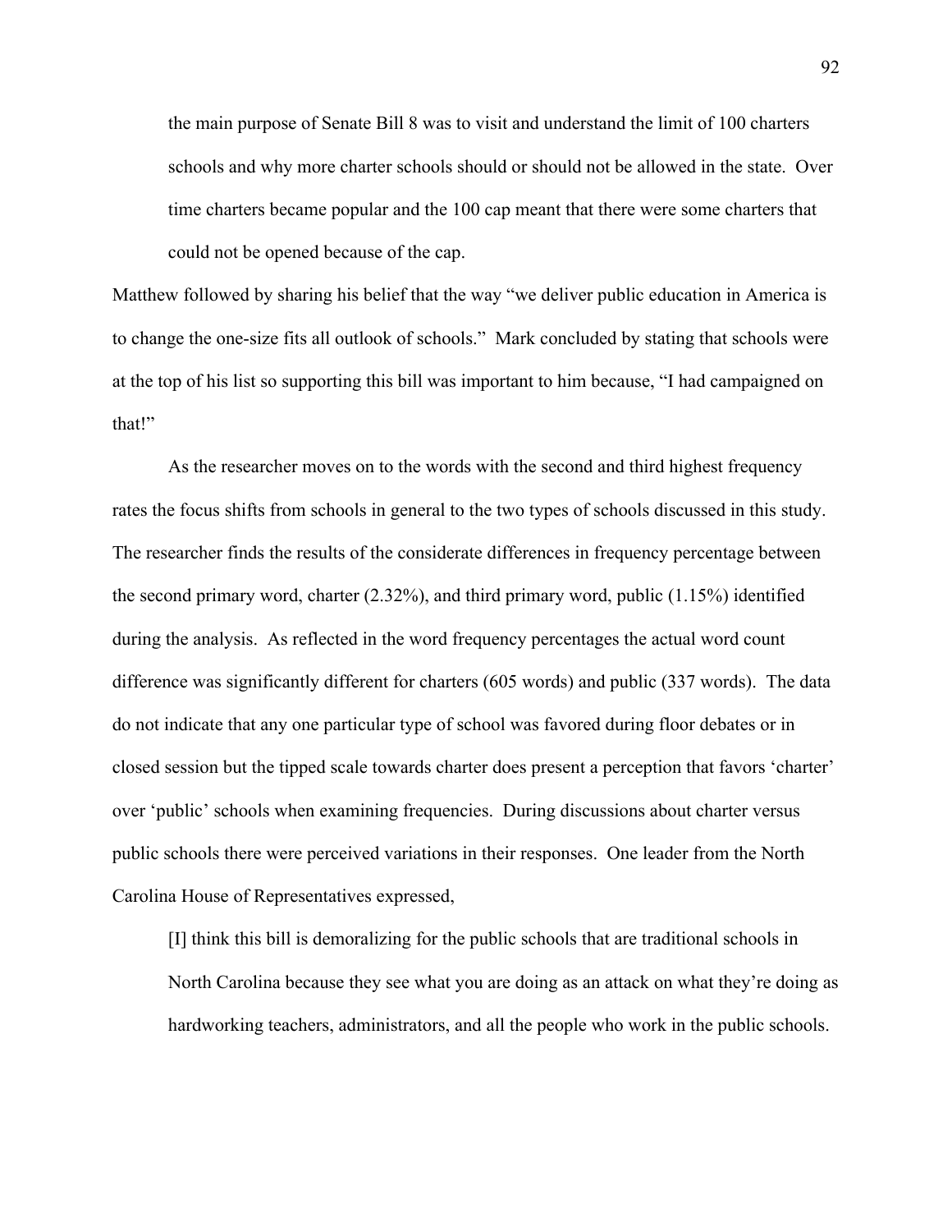> the main purpose of Senate Bill 8 was to visit and understand the limit of 100 charters schools and why more charter schools should or should not be allowed in the state. Over time charters became popular and the 100 cap meant that there were some charters that could not be opened because of the cap.

Matthew followed by sharing his belief that the way "we deliver public education in America is to change the one-size fits all outlook of schools." Mark concluded by stating that schools were at the top of his list so supporting this bill was important to him because, "I had campaigned on that!"

As the researcher moves on to the words with the second and third highest frequency rates the focus shifts from schools in general to the two types of schools discussed in this study. The researcher finds the results of the considerate differences in frequency percentage between the second primary word, charter (2.32%), and third primary word, public (1.15%) identified during the analysis. As reflected in the word frequency percentages the actual word count difference was significantly different for charters (605 words) and public (337 words). The data do not indicate that any one particular type of school was favored during floor debates or in closed session but the tipped scale towards charter does present a perception that favors 'charter' over 'public' schools when examining frequencies. During discussions about charter versus public schools there were perceived variations in their responses. One leader from the North Carolina House of Representatives expressed,

> [I] think this bill is demoralizing for the public schools that are traditional schools in North Carolina because they see what you are doing as an attack on what they're doing as hardworking teachers, administrators, and all the people who work in the public schools.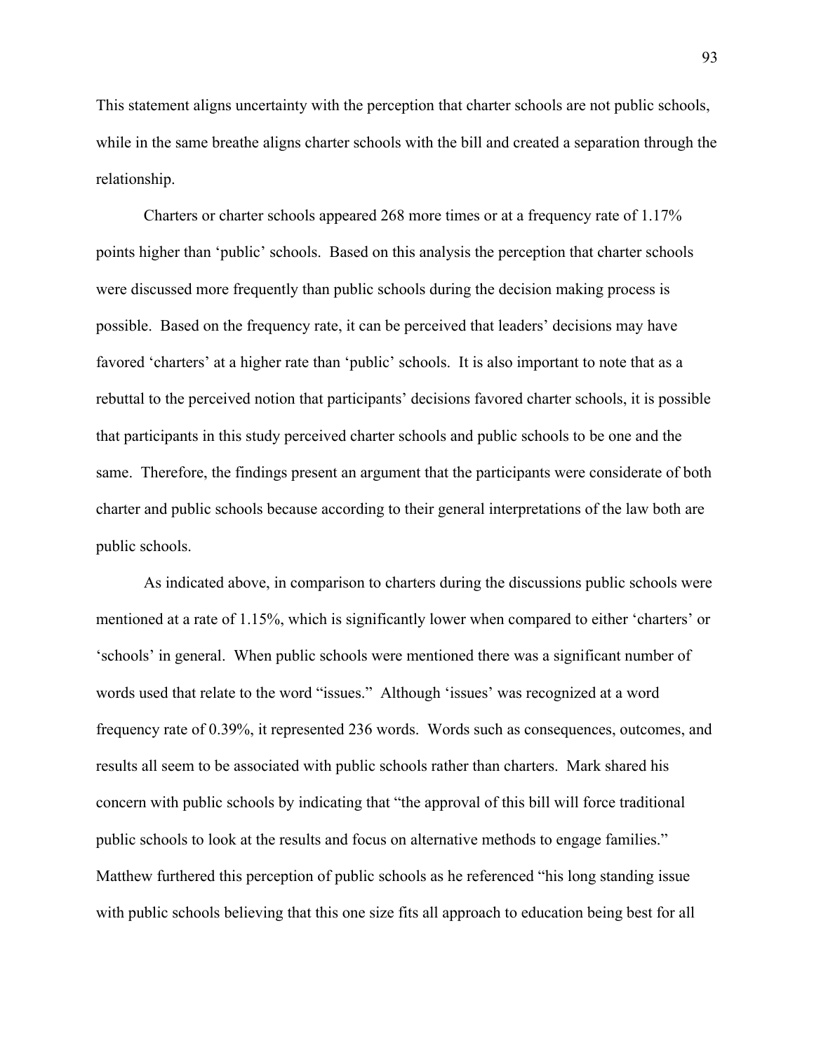This statement aligns uncertainty with the perception that charter schools are not public schools, while in the same breathe aligns charter schools with the bill and created a separation through the relationship.

Charters or charter schools appeared 268 more times or at a frequency rate of 1.17% points higher than 'public' schools. Based on this analysis the perception that charter schools were discussed more frequently than public schools during the decision making process is possible. Based on the frequency rate, it can be perceived that leaders' decisions may have favored 'charters' at a higher rate than 'public' schools. It is also important to note that as a rebuttal to the perceived notion that participants' decisions favored charter schools, it is possible that participants in this study perceived charter schools and public schools to be one and the same. Therefore, the findings present an argument that the participants were considerate of both charter and public schools because according to their general interpretations of the law both are public schools.

As indicated above, in comparison to charters during the discussions public schools were mentioned at a rate of 1.15%, which is significantly lower when compared to either 'charters' or 'schools' in general. When public schools were mentioned there was a significant number of words used that relate to the word "issues." Although 'issues' was recognized at a word frequency rate of 0.39%, it represented 236 words. Words such as consequences, outcomes, and results all seem to be associated with public schools rather than charters. Mark shared his concern with public schools by indicating that "the approval of this bill will force traditional public schools to look at the results and focus on alternative methods to engage families." Matthew furthered this perception of public schools as he referenced "his long standing issue with public schools believing that this one size fits all approach to education being best for all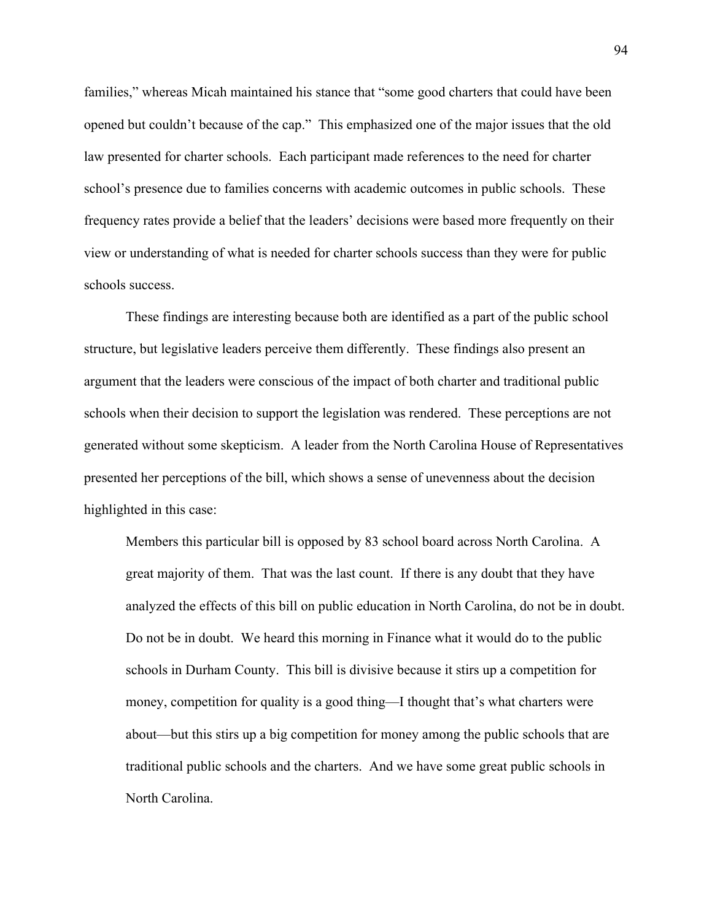families," whereas Micah maintained his stance that "some good charters that could have been opened but couldn't because of the cap." This emphasized one of the major issues that the old law presented for charter schools. Each participant made references to the need for charter school's presence due to families concerns with academic outcomes in public schools. These frequency rates provide a belief that the leaders' decisions were based more frequently on their view or understanding of what is needed for charter schools success than they were for public schools success.

These findings are interesting because both are identified as a part of the public school structure, but legislative leaders perceive them differently. These findings also present an argument that the leaders were conscious of the impact of both charter and traditional public schools when their decision to support the legislation was rendered. These perceptions are not generated without some skepticism. A leader from the North Carolina House of Representatives presented her perceptions of the bill, which shows a sense of unevenness about the decision highlighted in this case:

> Members this particular bill is opposed by 83 school board across North Carolina. A great majority of them. That was the last count. If there is any doubt that they have analyzed the effects of this bill on public education in North Carolina, do not be in doubt. Do not be in doubt. We heard this morning in Finance what it would do to the public schools in Durham County. This bill is divisive because it stirs up a competition for money, competition for quality is a good thing—I thought that's what charters were about—but this stirs up a big competition for money among the public schools that are traditional public schools and the charters. And we have some great public schools in North Carolina.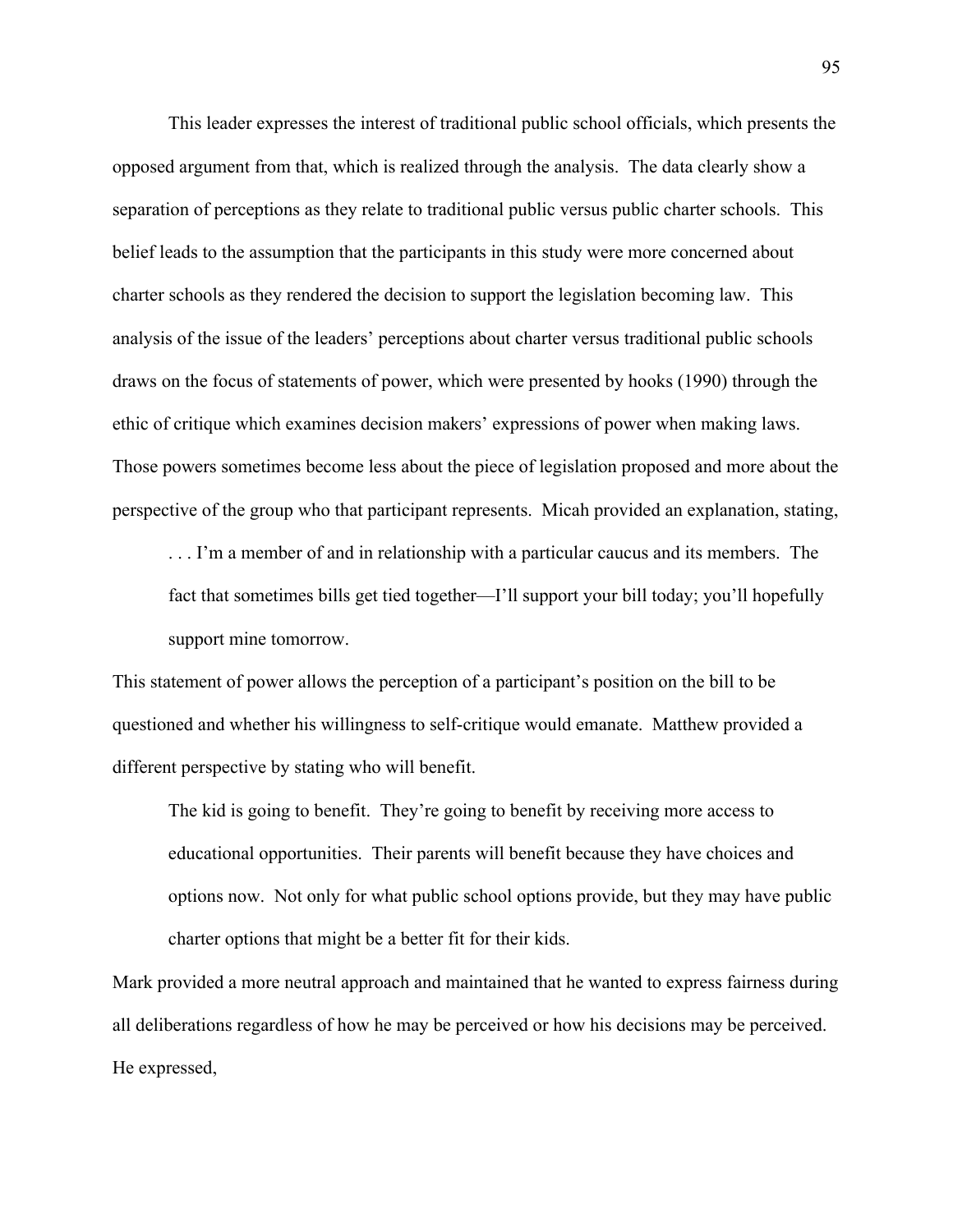This leader expresses the interest of traditional public school officials, which presents the opposed argument from that, which is realized through the analysis. The data clearly show a separation of perceptions as they relate to traditional public versus public charter schools. This belief leads to the assumption that the participants in this study were more concerned about charter schools as they rendered the decision to support the legislation becoming law. This analysis of the issue of the leaders' perceptions about charter versus traditional public schools draws on the focus of statements of power, which were presented by hooks (1990) through the ethic of critique which examines decision makers' expressions of power when making laws. Those powers sometimes become less about the piece of legislation proposed and more about the perspective of the group who that participant represents. Micah provided an explanation, stating,

> . . . I'm a member of and in relationship with a particular caucus and its members. The fact that sometimes bills get tied together—I'll support your bill today; you'll hopefully support mine tomorrow.

This statement of power allows the perception of a participant's position on the bill to be questioned and whether his willingness to self-critique would emanate. Matthew provided a different perspective by stating who will benefit.

> The kid is going to benefit. They're going to benefit by receiving more access to educational opportunities. Their parents will benefit because they have choices and options now. Not only for what public school options provide, but they may have public charter options that might be a better fit for their kids.

Mark provided a more neutral approach and maintained that he wanted to express fairness during all deliberations regardless of how he may be perceived or how his decisions may be perceived. He expressed,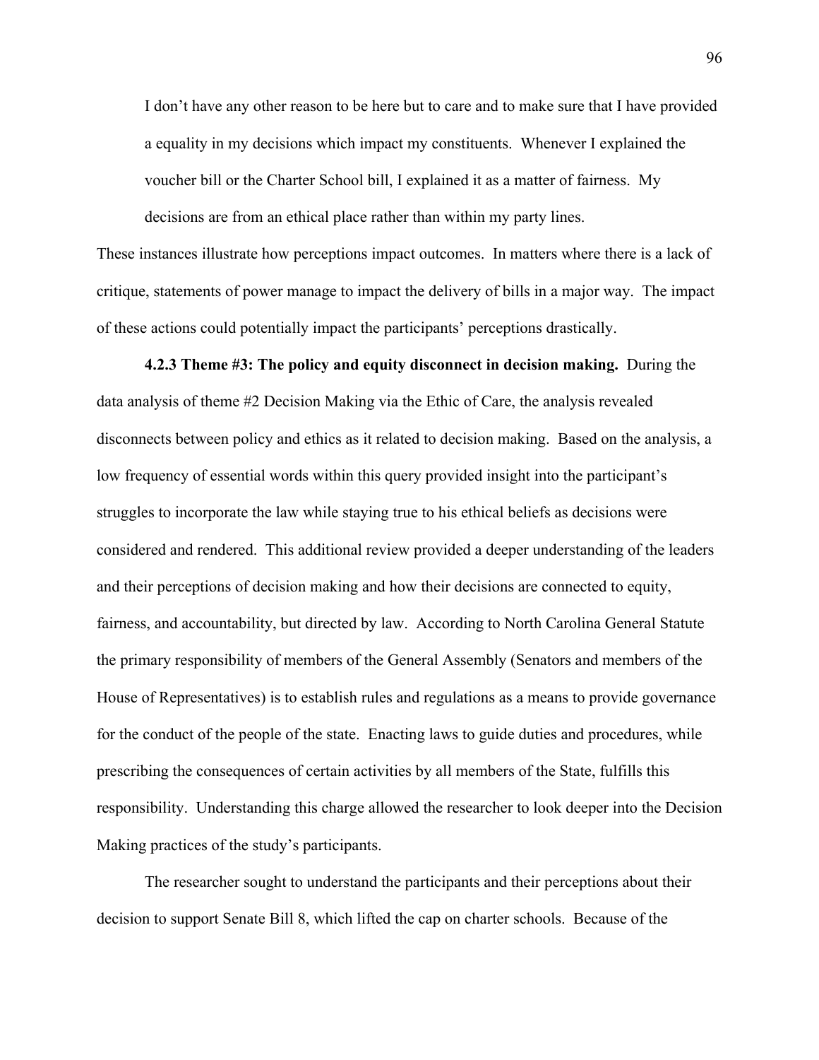> I don't have any other reason to be here but to care and to make sure that I have provided a equality in my decisions which impact my constituents. Whenever I explained the voucher bill or the Charter School bill, I explained it as a matter of fairness. My decisions are from an ethical place rather than within my party lines.

These instances illustrate how perceptions impact outcomes. In matters where there is a lack of critique, statements of power manage to impact the delivery of bills in a major way. The impact of these actions could potentially impact the participants' perceptions drastically.

**4.2.3 Theme #3: The policy and equity disconnect in decision making.** During the data analysis of theme #2 Decision Making via the Ethic of Care, the analysis revealed disconnects between policy and ethics as it related to decision making. Based on the analysis, a low frequency of essential words within this query provided insight into the participant's struggles to incorporate the law while staying true to his ethical beliefs as decisions were considered and rendered. This additional review provided a deeper understanding of the leaders and their perceptions of decision making and how their decisions are connected to equity, fairness, and accountability, but directed by law. According to North Carolina General Statute the primary responsibility of members of the General Assembly (Senators and members of the House of Representatives) is to establish rules and regulations as a means to provide governance for the conduct of the people of the state. Enacting laws to guide duties and procedures, while prescribing the consequences of certain activities by all members of the State, fulfills this responsibility. Understanding this charge allowed the researcher to look deeper into the Decision Making practices of the study's participants.

The researcher sought to understand the participants and their perceptions about their decision to support Senate Bill 8, which lifted the cap on charter schools. Because of the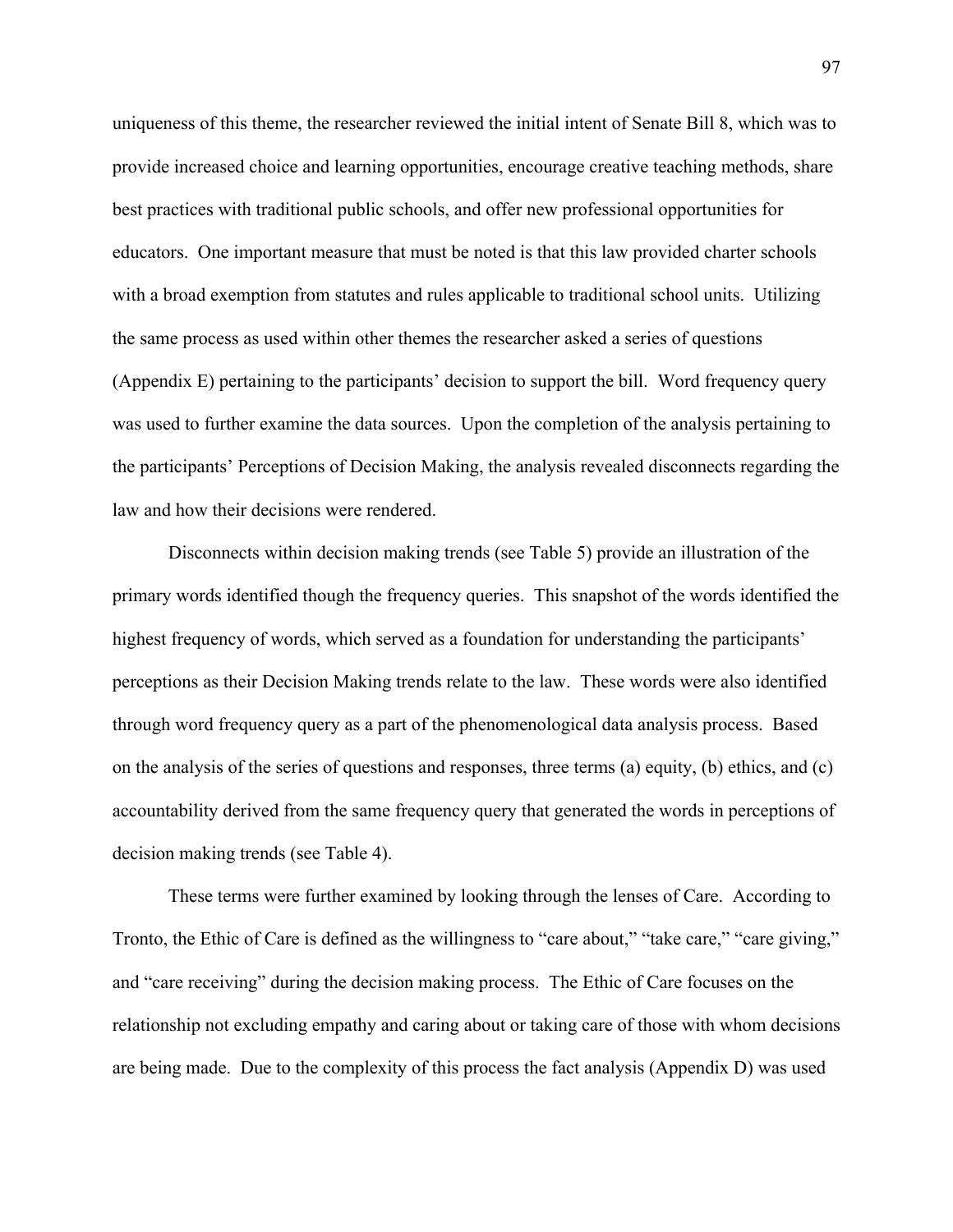uniqueness of this theme, the researcher reviewed the initial intent of Senate Bill 8, which was to provide increased choice and learning opportunities, encourage creative teaching methods, share best practices with traditional public schools, and offer new professional opportunities for educators. One important measure that must be noted is that this law provided charter schools with a broad exemption from statutes and rules applicable to traditional school units. Utilizing the same process as used within other themes the researcher asked a series of questions (Appendix E) pertaining to the participants' decision to support the bill. Word frequency query was used to further examine the data sources. Upon the completion of the analysis pertaining to the participants' Perceptions of Decision Making, the analysis revealed disconnects regarding the law and how their decisions were rendered.

Disconnects within decision making trends (see Table 5) provide an illustration of the primary words identified though the frequency queries. This snapshot of the words identified the highest frequency of words, which served as a foundation for understanding the participants' perceptions as their Decision Making trends relate to the law. These words were also identified through word frequency query as a part of the phenomenological data analysis process. Based on the analysis of the series of questions and responses, three terms (a) equity, (b) ethics, and (c) accountability derived from the same frequency query that generated the words in perceptions of decision making trends (see Table 4).

These terms were further examined by looking through the lenses of Care. According to Tronto, the Ethic of Care is defined as the willingness to "care about," "take care," "care giving," and "care receiving" during the decision making process. The Ethic of Care focuses on the relationship not excluding empathy and caring about or taking care of those with whom decisions are being made. Due to the complexity of this process the fact analysis (Appendix D) was used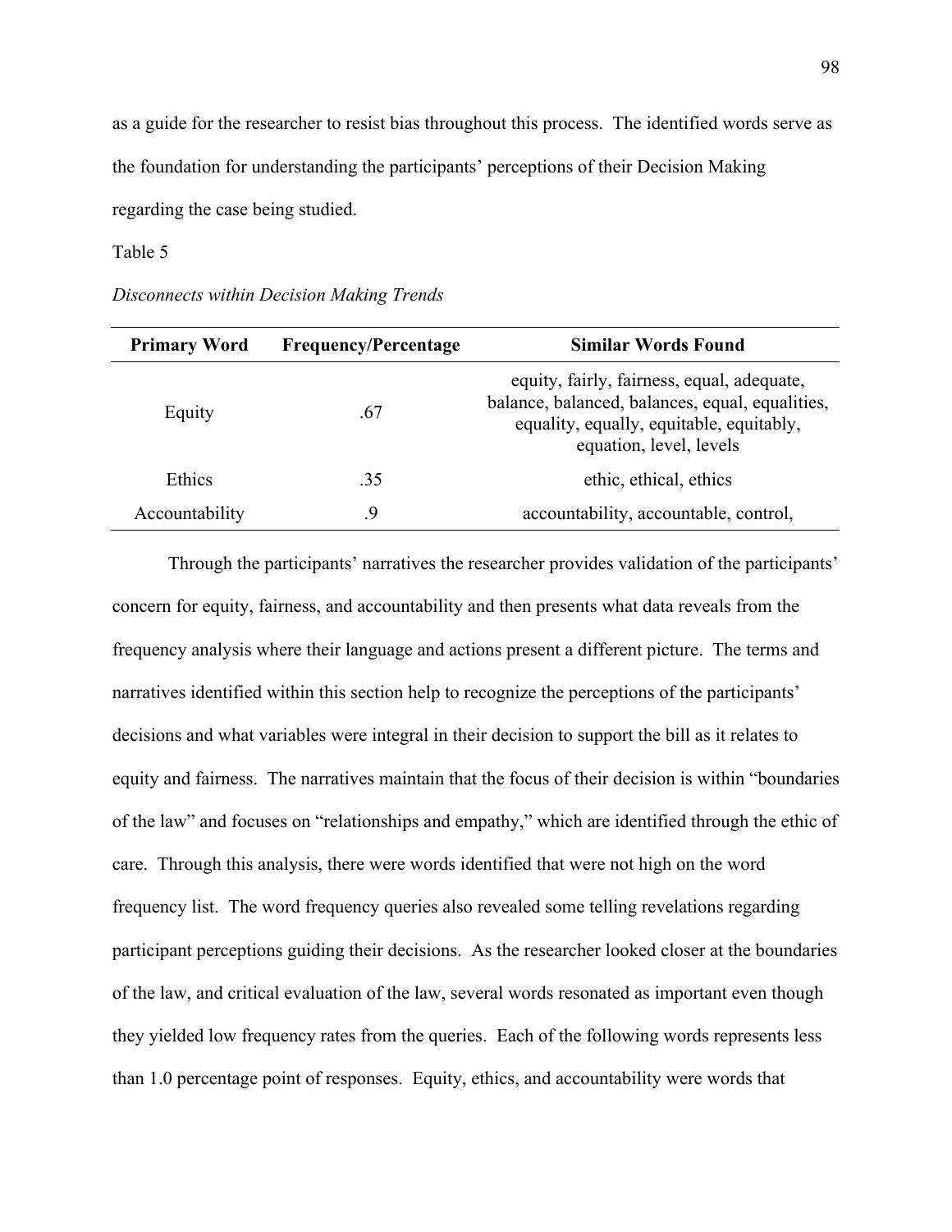as a guide for the researcher to resist bias throughout this process. The identified words serve as the foundation for understanding the participants' perceptions of their Decision Making regarding the case being studied.

Table 5

*Disconnects within Decision Making Trends*

| Primary Word | Frequency/Percentage | Similar Words Found |
|---|---|---|
| Equity | .67 | equity, fairly, fairness, equal, adequate, balance, balanced, balances, equal, equalities, equality, equally, equitable, equitably, equation, level, levels |
| Ethics | .35 | ethic, ethical, ethics |
| Accountability | .9 | accountability, accountable, control, |

Through the participants' narratives the researcher provides validation of the participants' concern for equity, fairness, and accountability and then presents what data reveals from the frequency analysis where their language and actions present a different picture. The terms and narratives identified within this section help to recognize the perceptions of the participants' decisions and what variables were integral in their decision to support the bill as it relates to equity and fairness. The narratives maintain that the focus of their decision is within "boundaries of the law" and focuses on "relationships and empathy," which are identified through the ethic of care. Through this analysis, there were words identified that were not high on the word frequency list. The word frequency queries also revealed some telling revelations regarding participant perceptions guiding their decisions. As the researcher looked closer at the boundaries of the law, and critical evaluation of the law, several words resonated as important even though they yielded low frequency rates from the queries. Each of the following words represents less than 1.0 percentage point of responses. Equity, ethics, and accountability were words that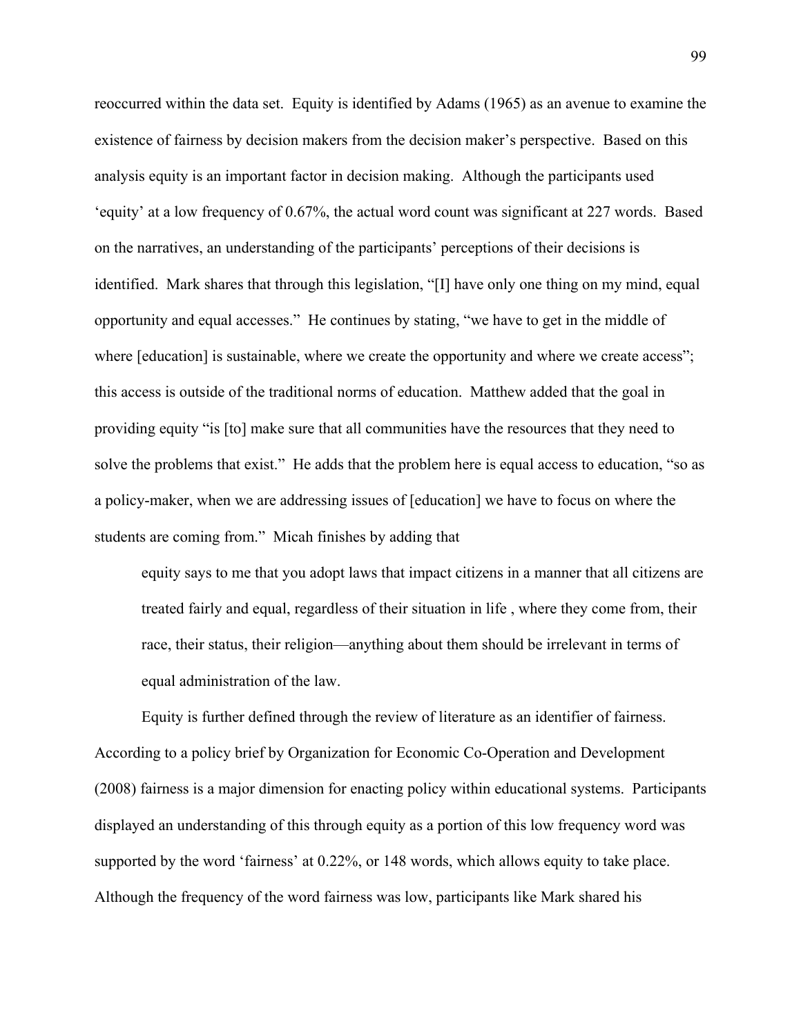reoccurred within the data set. Equity is identified by Adams (1965) as an avenue to examine the existence of fairness by decision makers from the decision maker's perspective. Based on this analysis equity is an important factor in decision making. Although the participants used 'equity' at a low frequency of 0.67%, the actual word count was significant at 227 words. Based on the narratives, an understanding of the participants' perceptions of their decisions is identified. Mark shares that through this legislation, "[I] have only one thing on my mind, equal opportunity and equal accesses." He continues by stating, "we have to get in the middle of where [education] is sustainable, where we create the opportunity and where we create access"; this access is outside of the traditional norms of education. Matthew added that the goal in providing equity "is [to] make sure that all communities have the resources that they need to solve the problems that exist." He adds that the problem here is equal access to education, "so as a policy-maker, when we are addressing issues of [education] we have to focus on where the students are coming from." Micah finishes by adding that

> equity says to me that you adopt laws that impact citizens in a manner that all citizens are treated fairly and equal, regardless of their situation in life , where they come from, their race, their status, their religion—anything about them should be irrelevant in terms of equal administration of the law.

Equity is further defined through the review of literature as an identifier of fairness. According to a policy brief by Organization for Economic Co-Operation and Development (2008) fairness is a major dimension for enacting policy within educational systems. Participants displayed an understanding of this through equity as a portion of this low frequency word was supported by the word 'fairness' at 0.22%, or 148 words, which allows equity to take place. Although the frequency of the word fairness was low, participants like Mark shared his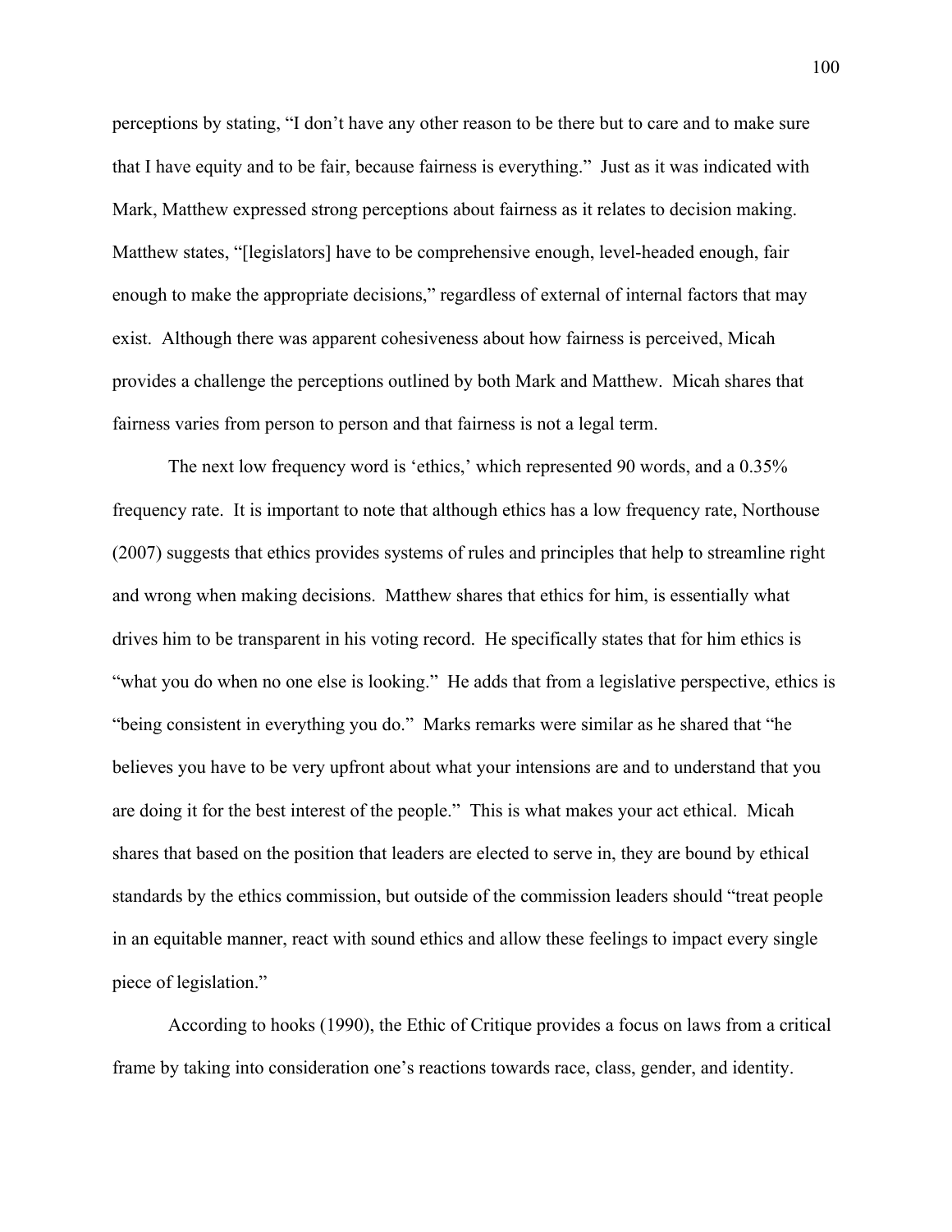perceptions by stating, "I don't have any other reason to be there but to care and to make sure that I have equity and to be fair, because fairness is everything." Just as it was indicated with Mark, Matthew expressed strong perceptions about fairness as it relates to decision making. Matthew states, "[legislators] have to be comprehensive enough, level-headed enough, fair enough to make the appropriate decisions," regardless of external of internal factors that may exist. Although there was apparent cohesiveness about how fairness is perceived, Micah provides a challenge the perceptions outlined by both Mark and Matthew. Micah shares that fairness varies from person to person and that fairness is not a legal term.

The next low frequency word is 'ethics,' which represented 90 words, and a 0.35% frequency rate. It is important to note that although ethics has a low frequency rate, Northouse (2007) suggests that ethics provides systems of rules and principles that help to streamline right and wrong when making decisions. Matthew shares that ethics for him, is essentially what drives him to be transparent in his voting record. He specifically states that for him ethics is "what you do when no one else is looking." He adds that from a legislative perspective, ethics is "being consistent in everything you do." Marks remarks were similar as he shared that "he believes you have to be very upfront about what your intensions are and to understand that you are doing it for the best interest of the people." This is what makes your act ethical. Micah shares that based on the position that leaders are elected to serve in, they are bound by ethical standards by the ethics commission, but outside of the commission leaders should "treat people in an equitable manner, react with sound ethics and allow these feelings to impact every single piece of legislation."

According to hooks (1990), the Ethic of Critique provides a focus on laws from a critical frame by taking into consideration one's reactions towards race, class, gender, and identity.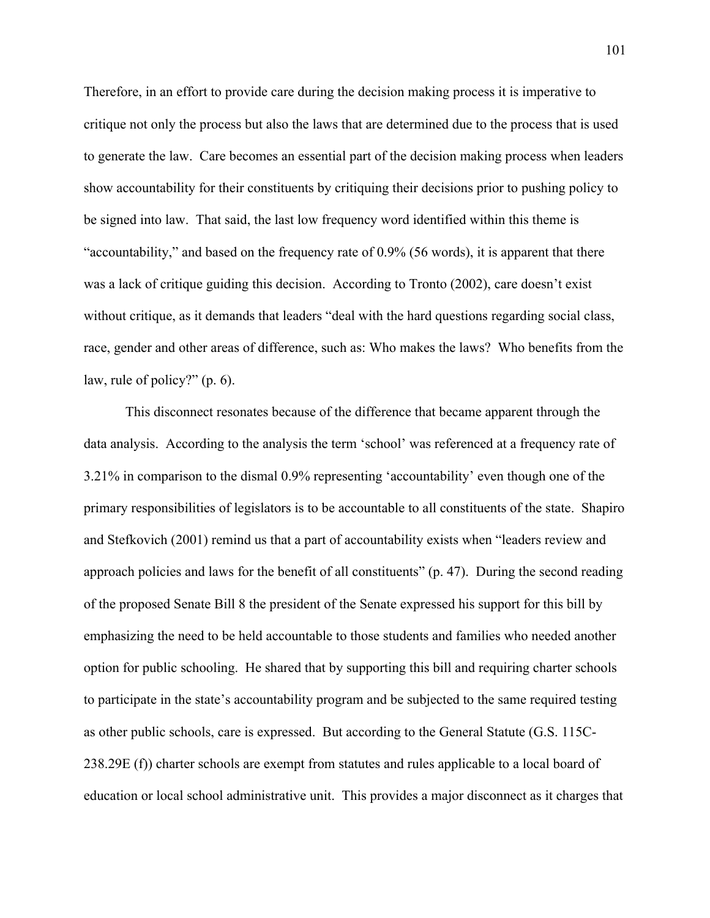Therefore, in an effort to provide care during the decision making process it is imperative to critique not only the process but also the laws that are determined due to the process that is used to generate the law. Care becomes an essential part of the decision making process when leaders show accountability for their constituents by critiquing their decisions prior to pushing policy to be signed into law. That said, the last low frequency word identified within this theme is "accountability," and based on the frequency rate of 0.9% (56 words), it is apparent that there was a lack of critique guiding this decision. According to Tronto (2002), care doesn't exist without critique, as it demands that leaders "deal with the hard questions regarding social class, race, gender and other areas of difference, such as: Who makes the laws? Who benefits from the law, rule of policy?" (p. 6).

This disconnect resonates because of the difference that became apparent through the data analysis. According to the analysis the term 'school' was referenced at a frequency rate of 3.21% in comparison to the dismal 0.9% representing 'accountability' even though one of the primary responsibilities of legislators is to be accountable to all constituents of the state. Shapiro and Stefkovich (2001) remind us that a part of accountability exists when "leaders review and approach policies and laws for the benefit of all constituents" (p. 47). During the second reading of the proposed Senate Bill 8 the president of the Senate expressed his support for this bill by emphasizing the need to be held accountable to those students and families who needed another option for public schooling. He shared that by supporting this bill and requiring charter schools to participate in the state's accountability program and be subjected to the same required testing as other public schools, care is expressed. But according to the General Statute (G.S. 115C-238.29E (f)) charter schools are exempt from statutes and rules applicable to a local board of education or local school administrative unit. This provides a major disconnect as it charges that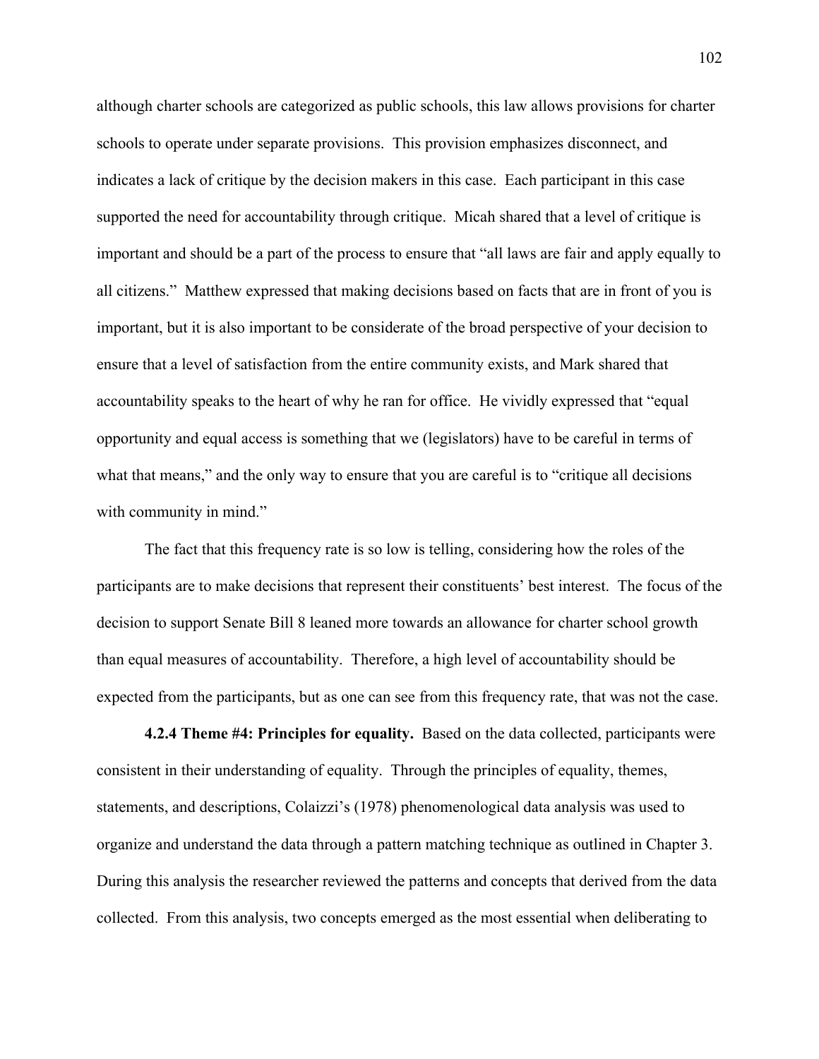although charter schools are categorized as public schools, this law allows provisions for charter schools to operate under separate provisions. This provision emphasizes disconnect, and indicates a lack of critique by the decision makers in this case. Each participant in this case supported the need for accountability through critique. Micah shared that a level of critique is important and should be a part of the process to ensure that "all laws are fair and apply equally to all citizens." Matthew expressed that making decisions based on facts that are in front of you is important, but it is also important to be considerate of the broad perspective of your decision to ensure that a level of satisfaction from the entire community exists, and Mark shared that accountability speaks to the heart of why he ran for office. He vividly expressed that "equal opportunity and equal access is something that we (legislators) have to be careful in terms of what that means," and the only way to ensure that you are careful is to "critique all decisions with community in mind."

The fact that this frequency rate is so low is telling, considering how the roles of the participants are to make decisions that represent their constituents' best interest. The focus of the decision to support Senate Bill 8 leaned more towards an allowance for charter school growth than equal measures of accountability. Therefore, a high level of accountability should be expected from the participants, but as one can see from this frequency rate, that was not the case.

**4.2.4 Theme #4: Principles for equality.** Based on the data collected, participants were consistent in their understanding of equality. Through the principles of equality, themes, statements, and descriptions, Colaizzi's (1978) phenomenological data analysis was used to organize and understand the data through a pattern matching technique as outlined in Chapter 3. During this analysis the researcher reviewed the patterns and concepts that derived from the data collected. From this analysis, two concepts emerged as the most essential when deliberating to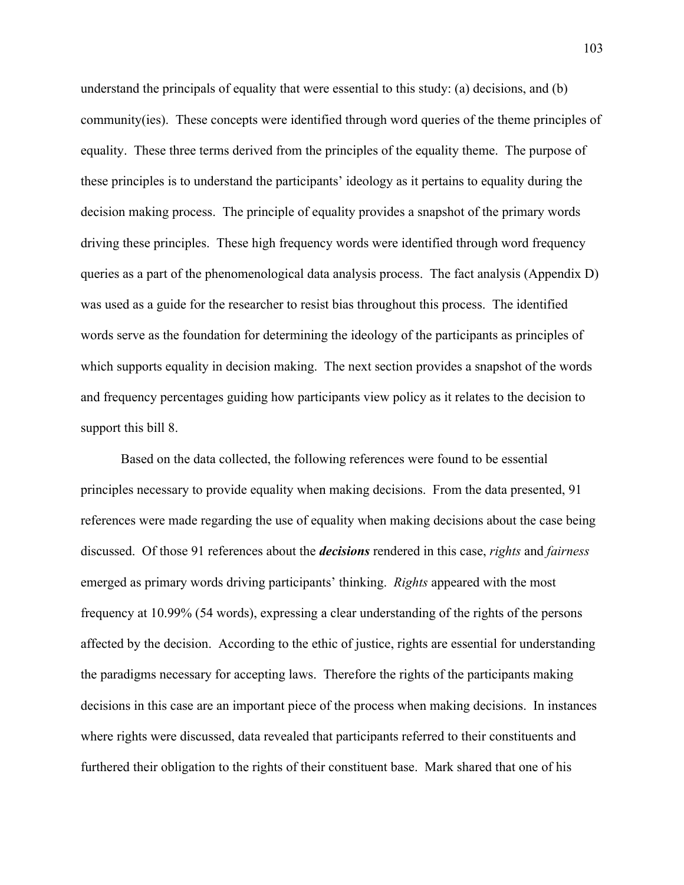understand the principals of equality that were essential to this study: (a) decisions, and (b) community(ies). These concepts were identified through word queries of the theme principles of equality. These three terms derived from the principles of the equality theme. The purpose of these principles is to understand the participants' ideology as it pertains to equality during the decision making process. The principle of equality provides a snapshot of the primary words driving these principles. These high frequency words were identified through word frequency queries as a part of the phenomenological data analysis process. The fact analysis (Appendix D) was used as a guide for the researcher to resist bias throughout this process. The identified words serve as the foundation for determining the ideology of the participants as principles of which supports equality in decision making. The next section provides a snapshot of the words and frequency percentages guiding how participants view policy as it relates to the decision to support this bill 8.

Based on the data collected, the following references were found to be essential principles necessary to provide equality when making decisions. From the data presented, 91 references were made regarding the use of equality when making decisions about the case being discussed. Of those 91 references about the ***decisions*** rendered in this case, *rights* and *fairness* emerged as primary words driving participants' thinking. *Rights* appeared with the most frequency at 10.99% (54 words), expressing a clear understanding of the rights of the persons affected by the decision. According to the ethic of justice, rights are essential for understanding the paradigms necessary for accepting laws. Therefore the rights of the participants making decisions in this case are an important piece of the process when making decisions. In instances where rights were discussed, data revealed that participants referred to their constituents and furthered their obligation to the rights of their constituent base. Mark shared that one of his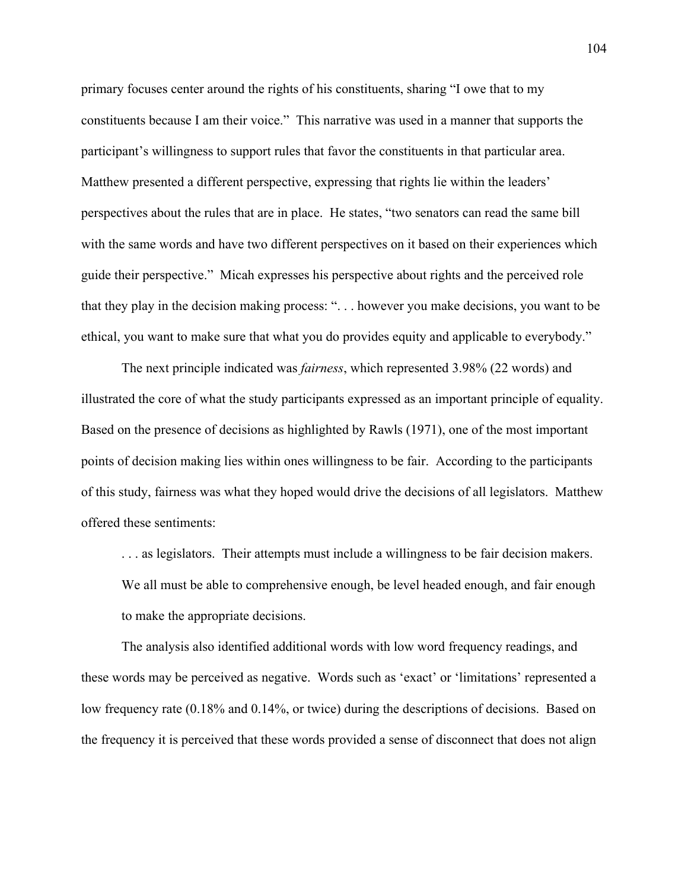primary focuses center around the rights of his constituents, sharing "I owe that to my constituents because I am their voice." This narrative was used in a manner that supports the participant's willingness to support rules that favor the constituents in that particular area. Matthew presented a different perspective, expressing that rights lie within the leaders' perspectives about the rules that are in place. He states, "two senators can read the same bill with the same words and have two different perspectives on it based on their experiences which guide their perspective." Micah expresses his perspective about rights and the perceived role that they play in the decision making process: ". . . however you make decisions, you want to be ethical, you want to make sure that what you do provides equity and applicable to everybody."

The next principle indicated was *fairness*, which represented 3.98% (22 words) and illustrated the core of what the study participants expressed as an important principle of equality. Based on the presence of decisions as highlighted by Rawls (1971), one of the most important points of decision making lies within ones willingness to be fair. According to the participants of this study, fairness was what they hoped would drive the decisions of all legislators. Matthew offered these sentiments:

> . . . as legislators. Their attempts must include a willingness to be fair decision makers. We all must be able to comprehensive enough, be level headed enough, and fair enough to make the appropriate decisions.

The analysis also identified additional words with low word frequency readings, and these words may be perceived as negative. Words such as 'exact' or 'limitations' represented a low frequency rate (0.18% and 0.14%, or twice) during the descriptions of decisions. Based on the frequency it is perceived that these words provided a sense of disconnect that does not align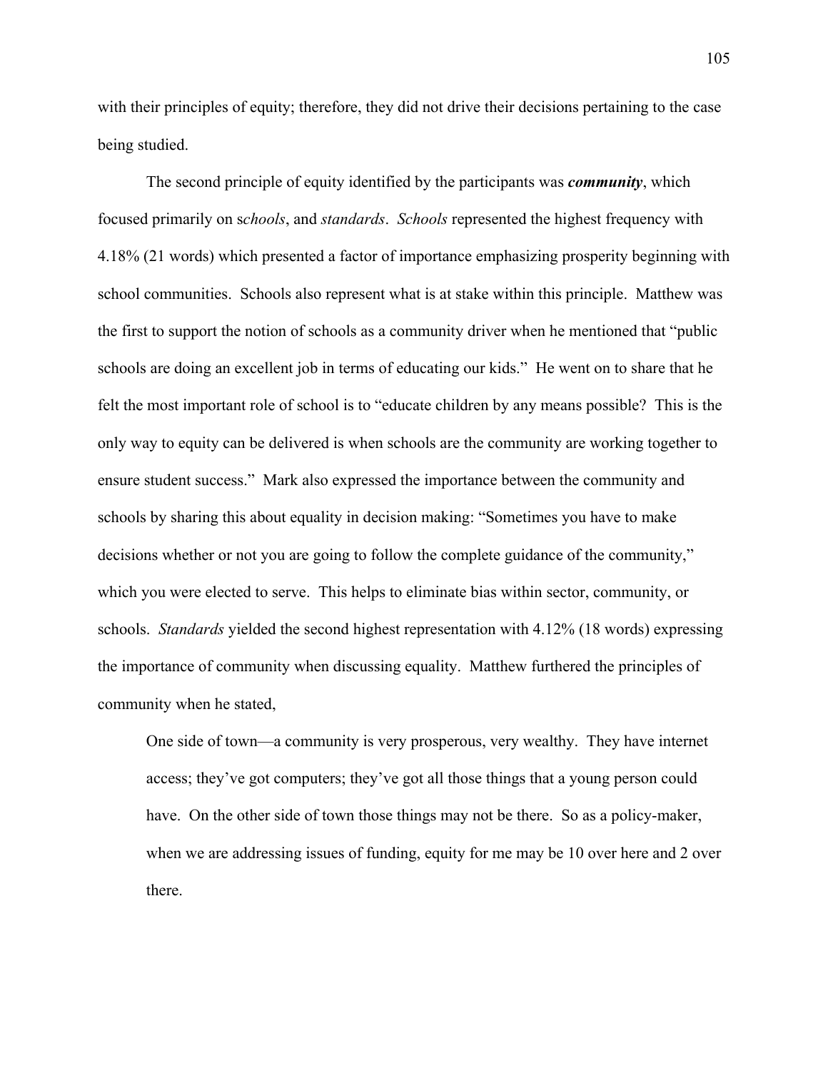with their principles of equity; therefore, they did not drive their decisions pertaining to the case being studied.

The second principle of equity identified by the participants was ***community***, which focused primarily on s*chools*, and *standards*. *Schools* represented the highest frequency with 4.18% (21 words) which presented a factor of importance emphasizing prosperity beginning with school communities. Schools also represent what is at stake within this principle. Matthew was the first to support the notion of schools as a community driver when he mentioned that "public schools are doing an excellent job in terms of educating our kids." He went on to share that he felt the most important role of school is to "educate children by any means possible? This is the only way to equity can be delivered is when schools are the community are working together to ensure student success." Mark also expressed the importance between the community and schools by sharing this about equality in decision making: "Sometimes you have to make decisions whether or not you are going to follow the complete guidance of the community," which you were elected to serve. This helps to eliminate bias within sector, community, or schools. *Standards* yielded the second highest representation with 4.12% (18 words) expressing the importance of community when discussing equality. Matthew furthered the principles of community when he stated,

> One side of town—a community is very prosperous, very wealthy. They have internet access; they've got computers; they've got all those things that a young person could have. On the other side of town those things may not be there. So as a policy-maker, when we are addressing issues of funding, equity for me may be 10 over here and 2 over there.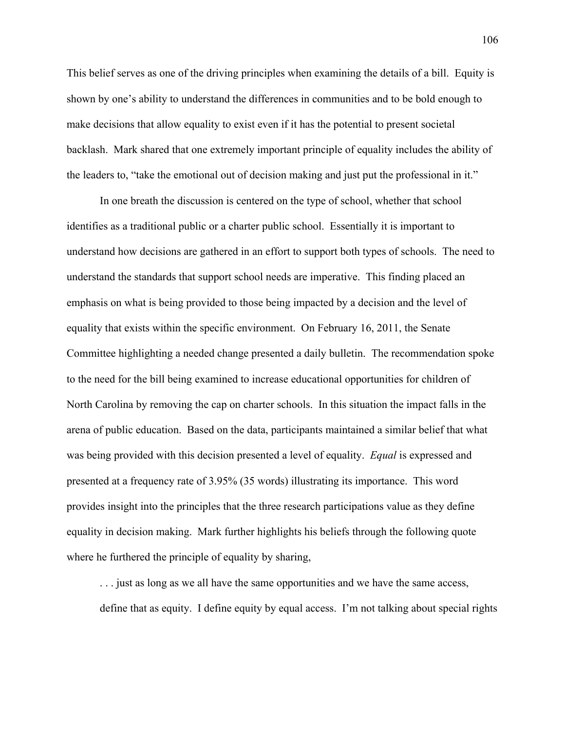This belief serves as one of the driving principles when examining the details of a bill. Equity is shown by one's ability to understand the differences in communities and to be bold enough to make decisions that allow equality to exist even if it has the potential to present societal backlash. Mark shared that one extremely important principle of equality includes the ability of the leaders to, "take the emotional out of decision making and just put the professional in it."

In one breath the discussion is centered on the type of school, whether that school identifies as a traditional public or a charter public school. Essentially it is important to understand how decisions are gathered in an effort to support both types of schools. The need to understand the standards that support school needs are imperative. This finding placed an emphasis on what is being provided to those being impacted by a decision and the level of equality that exists within the specific environment. On February 16, 2011, the Senate Committee highlighting a needed change presented a daily bulletin. The recommendation spoke to the need for the bill being examined to increase educational opportunities for children of North Carolina by removing the cap on charter schools. In this situation the impact falls in the arena of public education. Based on the data, participants maintained a similar belief that what was being provided with this decision presented a level of equality. *Equal* is expressed and presented at a frequency rate of 3.95% (35 words) illustrating its importance. This word provides insight into the principles that the three research participations value as they define equality in decision making. Mark further highlights his beliefs through the following quote where he furthered the principle of equality by sharing,

> . . . just as long as we all have the same opportunities and we have the same access, define that as equity. I define equity by equal access. I'm not talking about special rights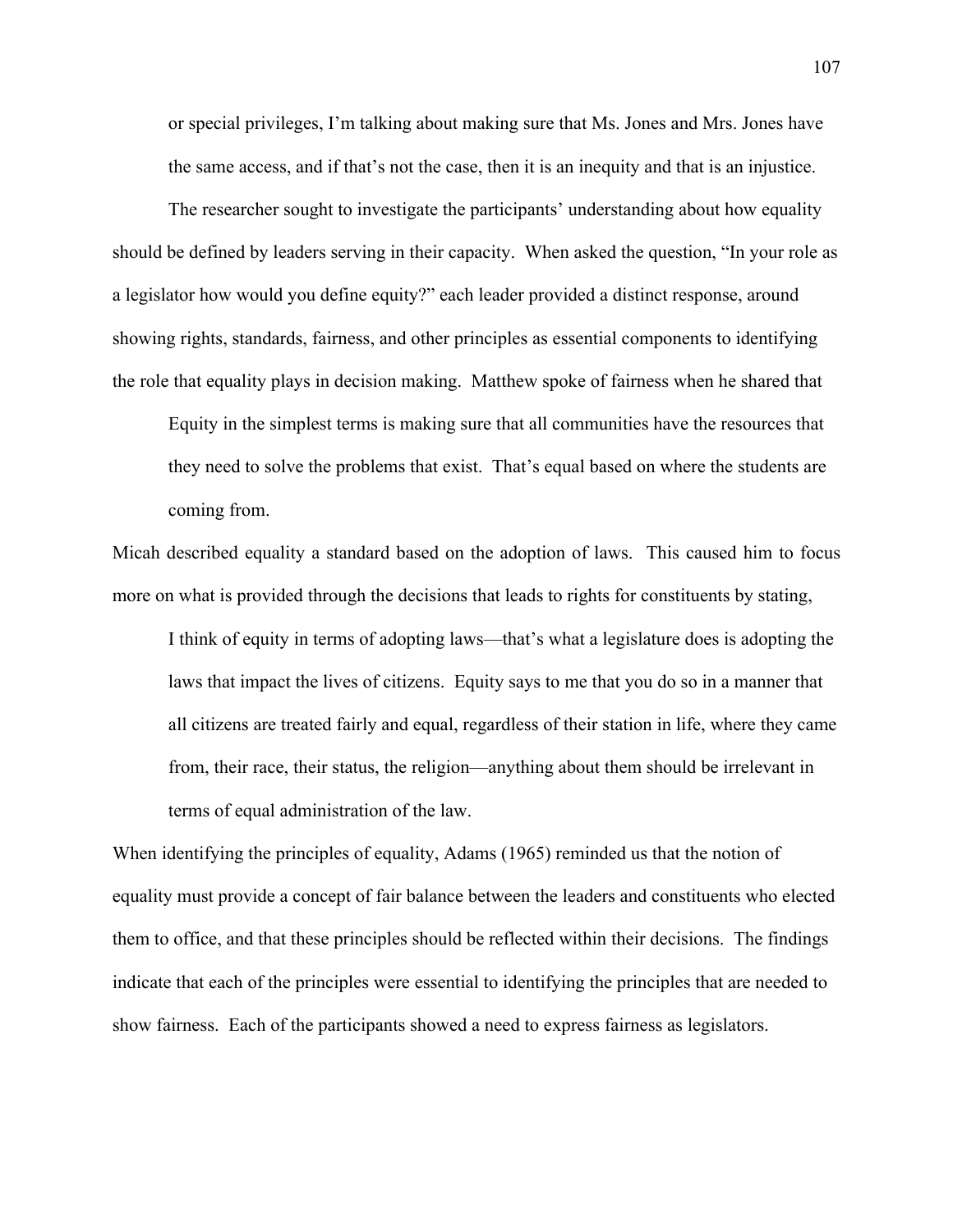> or special privileges, I'm talking about making sure that Ms. Jones and Mrs. Jones have the same access, and if that's not the case, then it is an inequity and that is an injustice.

The researcher sought to investigate the participants' understanding about how equality should be defined by leaders serving in their capacity. When asked the question, "In your role as a legislator how would you define equity?" each leader provided a distinct response, around showing rights, standards, fairness, and other principles as essential components to identifying the role that equality plays in decision making. Matthew spoke of fairness when he shared that

> Equity in the simplest terms is making sure that all communities have the resources that they need to solve the problems that exist. That's equal based on where the students are coming from.

Micah described equality a standard based on the adoption of laws. This caused him to focus more on what is provided through the decisions that leads to rights for constituents by stating,

> I think of equity in terms of adopting laws—that's what a legislature does is adopting the laws that impact the lives of citizens. Equity says to me that you do so in a manner that all citizens are treated fairly and equal, regardless of their station in life, where they came from, their race, their status, the religion—anything about them should be irrelevant in terms of equal administration of the law.

When identifying the principles of equality, Adams (1965) reminded us that the notion of equality must provide a concept of fair balance between the leaders and constituents who elected them to office, and that these principles should be reflected within their decisions. The findings indicate that each of the principles were essential to identifying the principles that are needed to show fairness. Each of the participants showed a need to express fairness as legislators.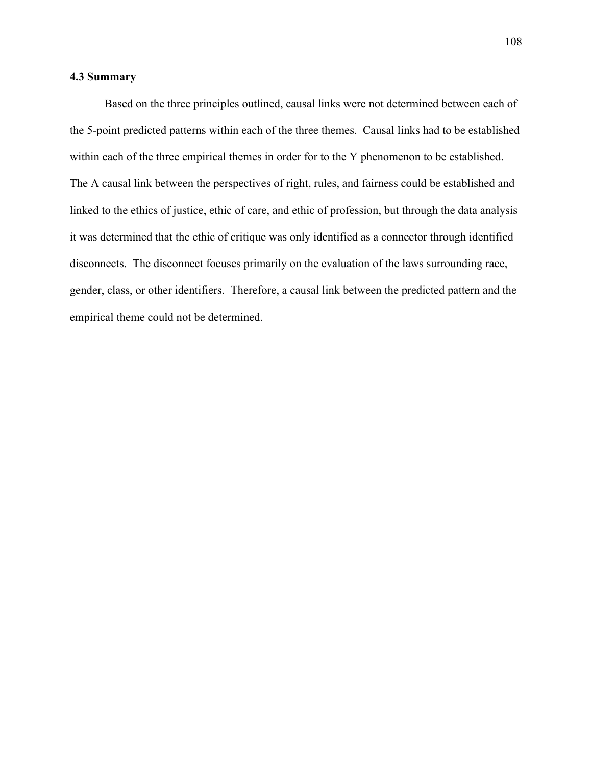### 4.3 Summary

Based on the three principles outlined, causal links were not determined between each of the 5-point predicted patterns within each of the three themes. Causal links had to be established within each of the three empirical themes in order for to the Y phenomenon to be established. The A causal link between the perspectives of right, rules, and fairness could be established and linked to the ethics of justice, ethic of care, and ethic of profession, but through the data analysis it was determined that the ethic of critique was only identified as a connector through identified disconnects. The disconnect focuses primarily on the evaluation of the laws surrounding race, gender, class, or other identifiers. Therefore, a causal link between the predicted pattern and the empirical theme could not be determined.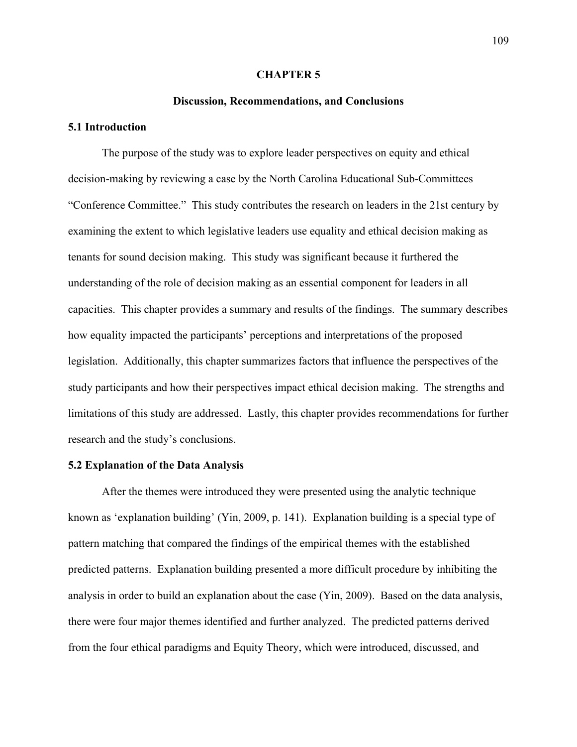# CHAPTER 5

## Discussion, Recommendations, and Conclusions

### 5.1 Introduction

The purpose of the study was to explore leader perspectives on equity and ethical decision-making by reviewing a case by the North Carolina Educational Sub-Committees "Conference Committee." This study contributes the research on leaders in the 21st century by examining the extent to which legislative leaders use equality and ethical decision making as tenants for sound decision making. This study was significant because it furthered the understanding of the role of decision making as an essential component for leaders in all capacities. This chapter provides a summary and results of the findings. The summary describes how equality impacted the participants' perceptions and interpretations of the proposed legislation. Additionally, this chapter summarizes factors that influence the perspectives of the study participants and how their perspectives impact ethical decision making. The strengths and limitations of this study are addressed. Lastly, this chapter provides recommendations for further research and the study's conclusions.

### 5.2 Explanation of the Data Analysis

After the themes were introduced they were presented using the analytic technique known as 'explanation building' (Yin, 2009, p. 141). Explanation building is a special type of pattern matching that compared the findings of the empirical themes with the established predicted patterns. Explanation building presented a more difficult procedure by inhibiting the analysis in order to build an explanation about the case (Yin, 2009). Based on the data analysis, there were four major themes identified and further analyzed. The predicted patterns derived from the four ethical paradigms and Equity Theory, which were introduced, discussed, and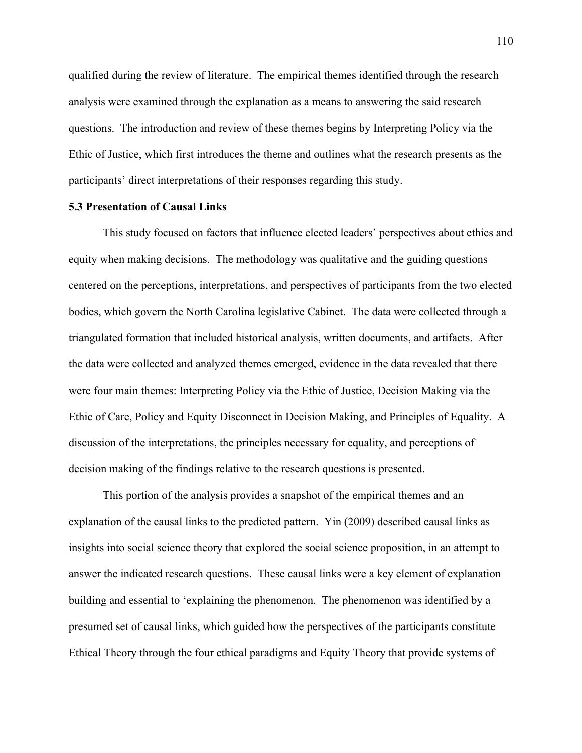qualified during the review of literature. The empirical themes identified through the research analysis were examined through the explanation as a means to answering the said research questions. The introduction and review of these themes begins by Interpreting Policy via the Ethic of Justice, which first introduces the theme and outlines what the research presents as the participants' direct interpretations of their responses regarding this study.

**5.3 Presentation of Causal Links**

This study focused on factors that influence elected leaders' perspectives about ethics and equity when making decisions. The methodology was qualitative and the guiding questions centered on the perceptions, interpretations, and perspectives of participants from the two elected bodies, which govern the North Carolina legislative Cabinet. The data were collected through a triangulated formation that included historical analysis, written documents, and artifacts. After the data were collected and analyzed themes emerged, evidence in the data revealed that there were four main themes: Interpreting Policy via the Ethic of Justice, Decision Making via the Ethic of Care, Policy and Equity Disconnect in Decision Making, and Principles of Equality. A discussion of the interpretations, the principles necessary for equality, and perceptions of decision making of the findings relative to the research questions is presented.

This portion of the analysis provides a snapshot of the empirical themes and an explanation of the causal links to the predicted pattern. Yin (2009) described causal links as insights into social science theory that explored the social science proposition, in an attempt to answer the indicated research questions. These causal links were a key element of explanation building and essential to 'explaining the phenomenon. The phenomenon was identified by a presumed set of causal links, which guided how the perspectives of the participants constitute Ethical Theory through the four ethical paradigms and Equity Theory that provide systems of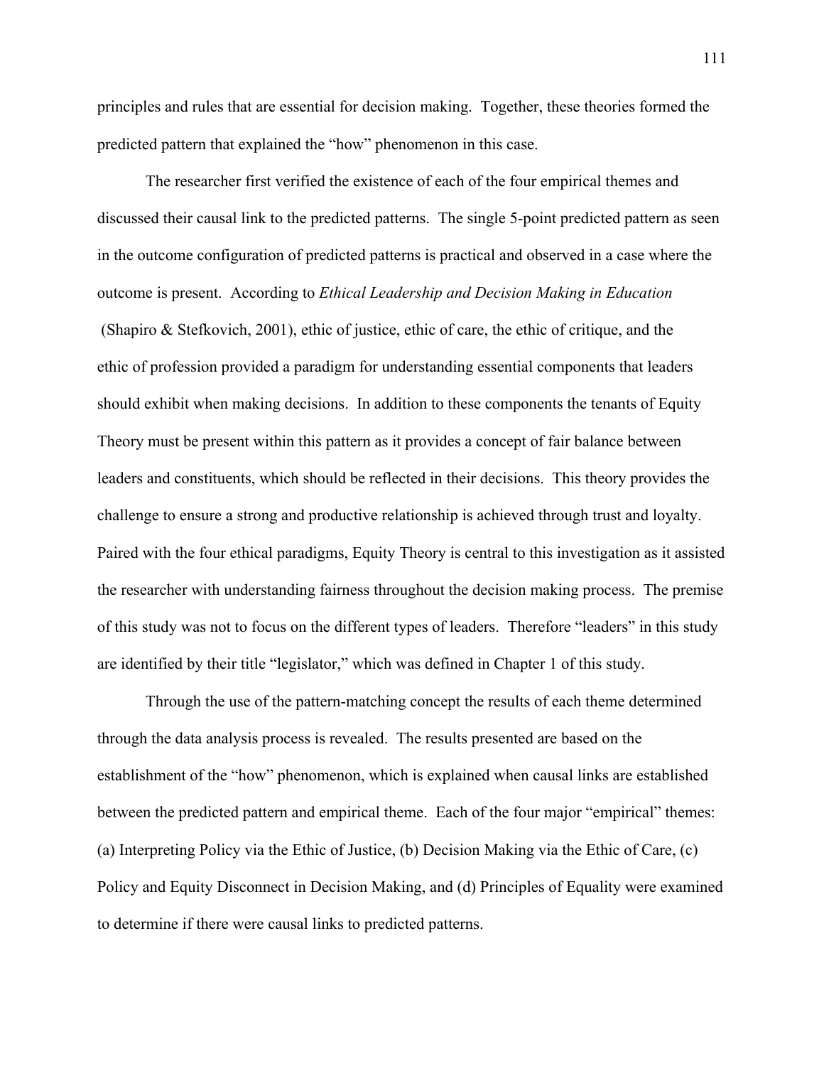principles and rules that are essential for decision making. Together, these theories formed the predicted pattern that explained the "how" phenomenon in this case.

The researcher first verified the existence of each of the four empirical themes and discussed their causal link to the predicted patterns. The single 5-point predicted pattern as seen in the outcome configuration of predicted patterns is practical and observed in a case where the outcome is present. According to *Ethical Leadership and Decision Making in Education* (Shapiro & Stefkovich, 2001), ethic of justice, ethic of care, the ethic of critique, and the ethic of profession provided a paradigm for understanding essential components that leaders should exhibit when making decisions. In addition to these components the tenants of Equity Theory must be present within this pattern as it provides a concept of fair balance between leaders and constituents, which should be reflected in their decisions. This theory provides the challenge to ensure a strong and productive relationship is achieved through trust and loyalty. Paired with the four ethical paradigms, Equity Theory is central to this investigation as it assisted the researcher with understanding fairness throughout the decision making process. The premise of this study was not to focus on the different types of leaders. Therefore "leaders" in this study are identified by their title "legislator," which was defined in Chapter 1 of this study.

Through the use of the pattern-matching concept the results of each theme determined through the data analysis process is revealed. The results presented are based on the establishment of the "how" phenomenon, which is explained when causal links are established between the predicted pattern and empirical theme. Each of the four major "empirical" themes: (a) Interpreting Policy via the Ethic of Justice, (b) Decision Making via the Ethic of Care, (c) Policy and Equity Disconnect in Decision Making, and (d) Principles of Equality were examined to determine if there were causal links to predicted patterns.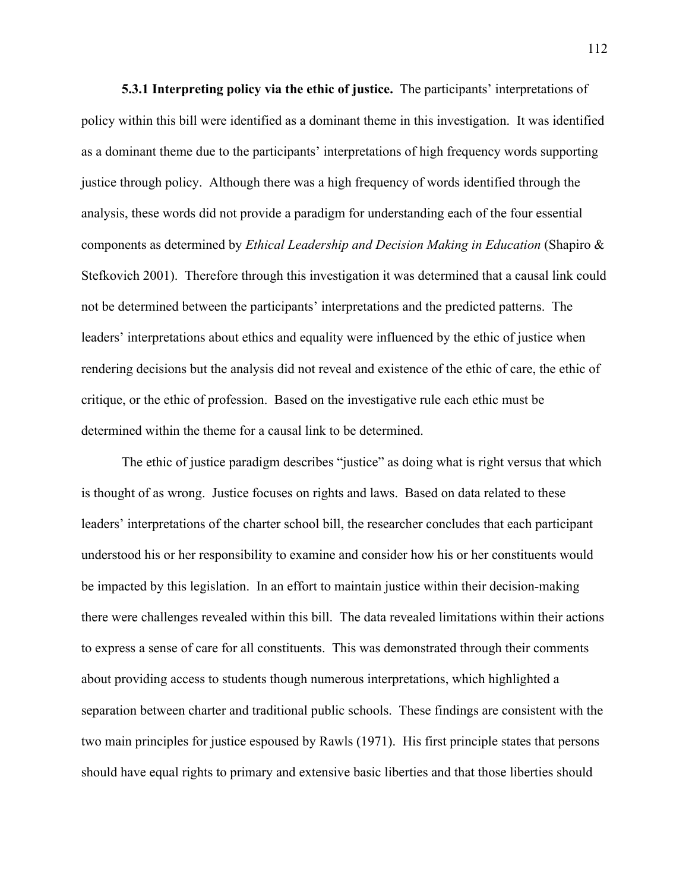**5.3.1 Interpreting policy via the ethic of justice.** The participants' interpretations of policy within this bill were identified as a dominant theme in this investigation. It was identified as a dominant theme due to the participants' interpretations of high frequency words supporting justice through policy. Although there was a high frequency of words identified through the analysis, these words did not provide a paradigm for understanding each of the four essential components as determined by *Ethical Leadership and Decision Making in Education* (Shapiro & Stefkovich 2001). Therefore through this investigation it was determined that a causal link could not be determined between the participants' interpretations and the predicted patterns. The leaders' interpretations about ethics and equality were influenced by the ethic of justice when rendering decisions but the analysis did not reveal and existence of the ethic of care, the ethic of critique, or the ethic of profession. Based on the investigative rule each ethic must be determined within the theme for a causal link to be determined.

The ethic of justice paradigm describes "justice" as doing what is right versus that which is thought of as wrong. Justice focuses on rights and laws. Based on data related to these leaders' interpretations of the charter school bill, the researcher concludes that each participant understood his or her responsibility to examine and consider how his or her constituents would be impacted by this legislation. In an effort to maintain justice within their decision-making there were challenges revealed within this bill. The data revealed limitations within their actions to express a sense of care for all constituents. This was demonstrated through their comments about providing access to students though numerous interpretations, which highlighted a separation between charter and traditional public schools. These findings are consistent with the two main principles for justice espoused by Rawls (1971). His first principle states that persons should have equal rights to primary and extensive basic liberties and that those liberties should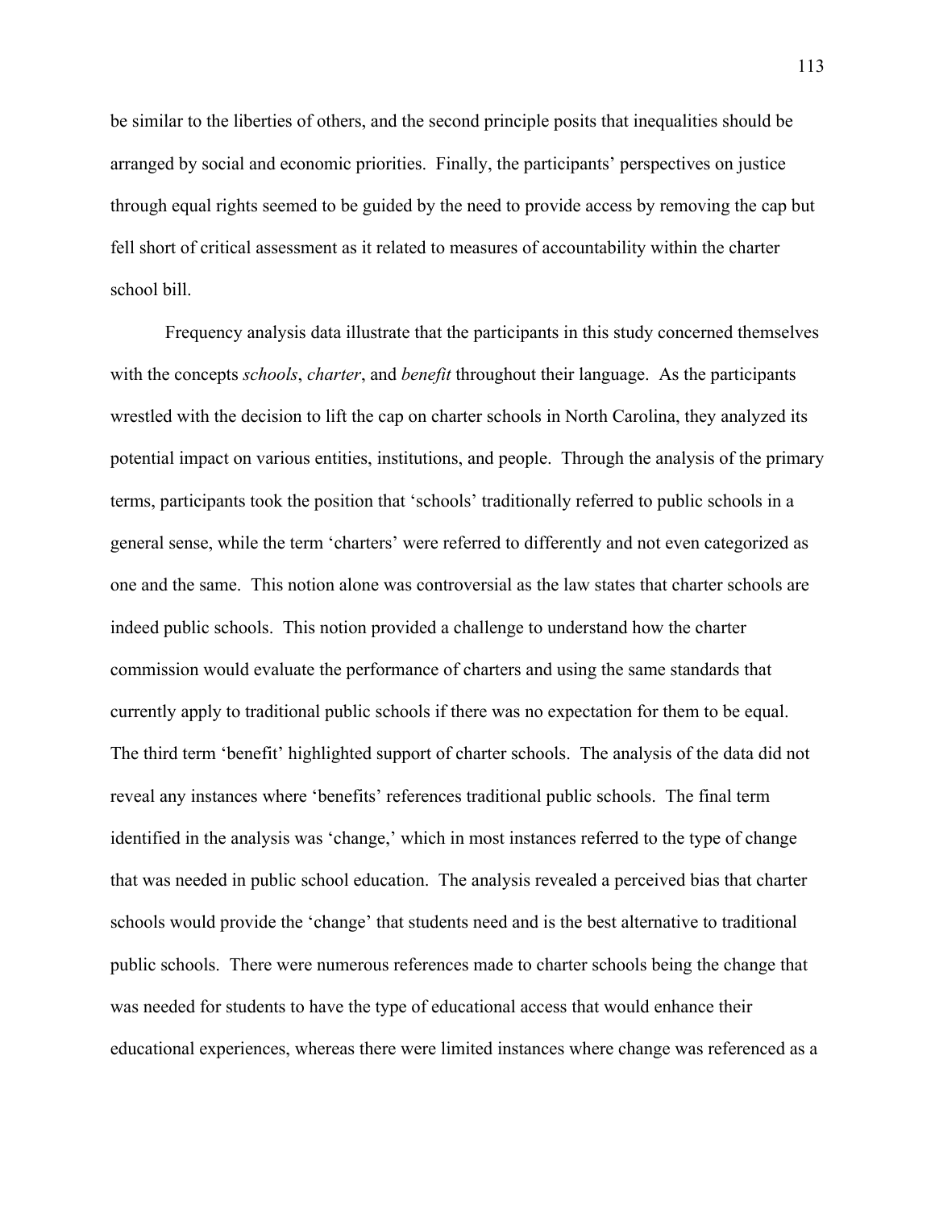be similar to the liberties of others, and the second principle posits that inequalities should be arranged by social and economic priorities. Finally, the participants' perspectives on justice through equal rights seemed to be guided by the need to provide access by removing the cap but fell short of critical assessment as it related to measures of accountability within the charter school bill.

Frequency analysis data illustrate that the participants in this study concerned themselves with the concepts *schools*, *charter*, and *benefit* throughout their language. As the participants wrestled with the decision to lift the cap on charter schools in North Carolina, they analyzed its potential impact on various entities, institutions, and people. Through the analysis of the primary terms, participants took the position that 'schools' traditionally referred to public schools in a general sense, while the term 'charters' were referred to differently and not even categorized as one and the same. This notion alone was controversial as the law states that charter schools are indeed public schools. This notion provided a challenge to understand how the charter commission would evaluate the performance of charters and using the same standards that currently apply to traditional public schools if there was no expectation for them to be equal. The third term 'benefit' highlighted support of charter schools. The analysis of the data did not reveal any instances where 'benefits' references traditional public schools. The final term identified in the analysis was 'change,' which in most instances referred to the type of change that was needed in public school education. The analysis revealed a perceived bias that charter schools would provide the 'change' that students need and is the best alternative to traditional public schools. There were numerous references made to charter schools being the change that was needed for students to have the type of educational access that would enhance their educational experiences, whereas there were limited instances where change was referenced as a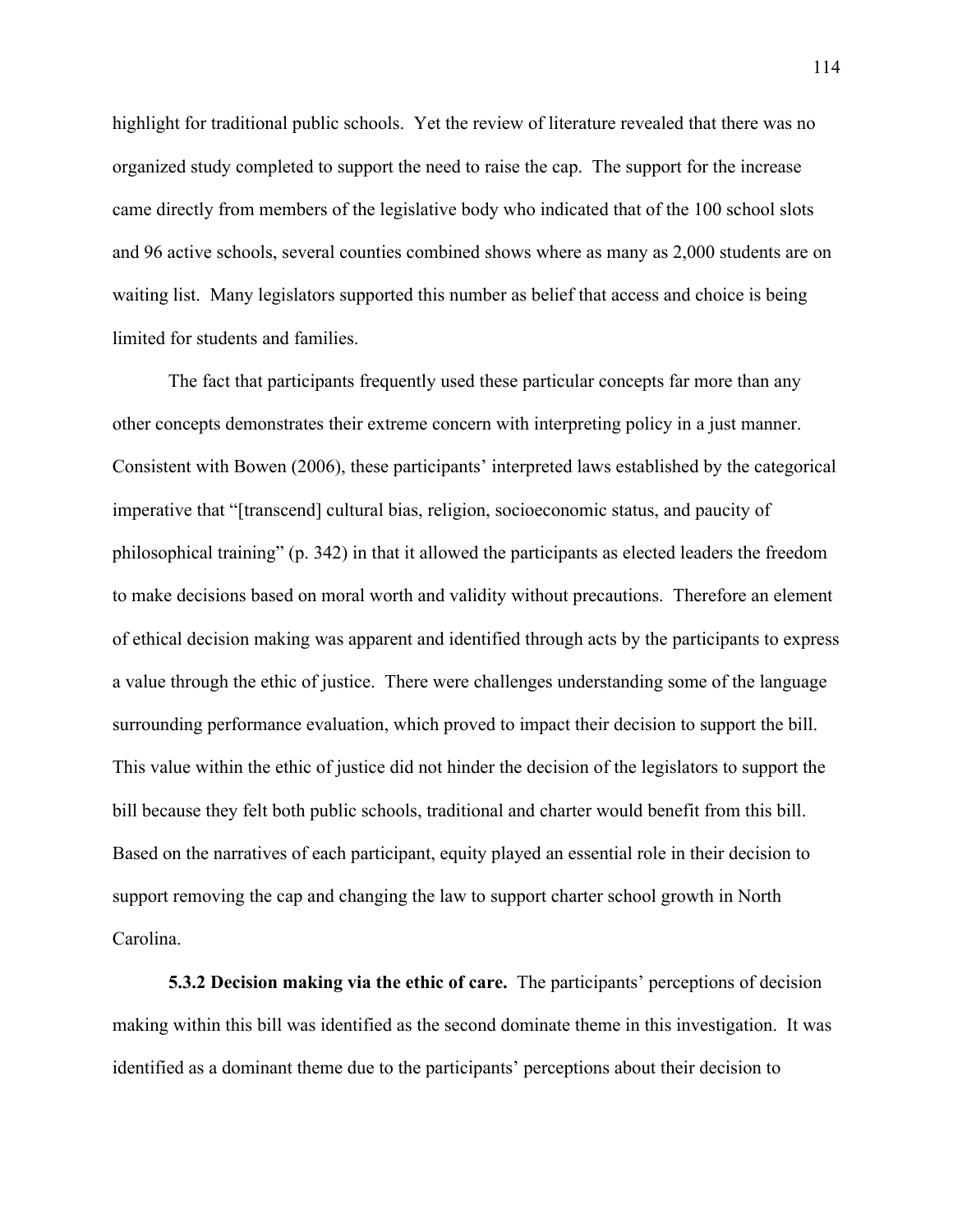highlight for traditional public schools. Yet the review of literature revealed that there was no organized study completed to support the need to raise the cap. The support for the increase came directly from members of the legislative body who indicated that of the 100 school slots and 96 active schools, several counties combined shows where as many as 2,000 students are on waiting list. Many legislators supported this number as belief that access and choice is being limited for students and families.

The fact that participants frequently used these particular concepts far more than any other concepts demonstrates their extreme concern with interpreting policy in a just manner. Consistent with Bowen (2006), these participants' interpreted laws established by the categorical imperative that "[transcend] cultural bias, religion, socioeconomic status, and paucity of philosophical training" (p. 342) in that it allowed the participants as elected leaders the freedom to make decisions based on moral worth and validity without precautions. Therefore an element of ethical decision making was apparent and identified through acts by the participants to express a value through the ethic of justice. There were challenges understanding some of the language surrounding performance evaluation, which proved to impact their decision to support the bill. This value within the ethic of justice did not hinder the decision of the legislators to support the bill because they felt both public schools, traditional and charter would benefit from this bill. Based on the narratives of each participant, equity played an essential role in their decision to support removing the cap and changing the law to support charter school growth in North Carolina.

**5.3.2 Decision making via the ethic of care.** The participants' perceptions of decision making within this bill was identified as the second dominate theme in this investigation. It was identified as a dominant theme due to the participants' perceptions about their decision to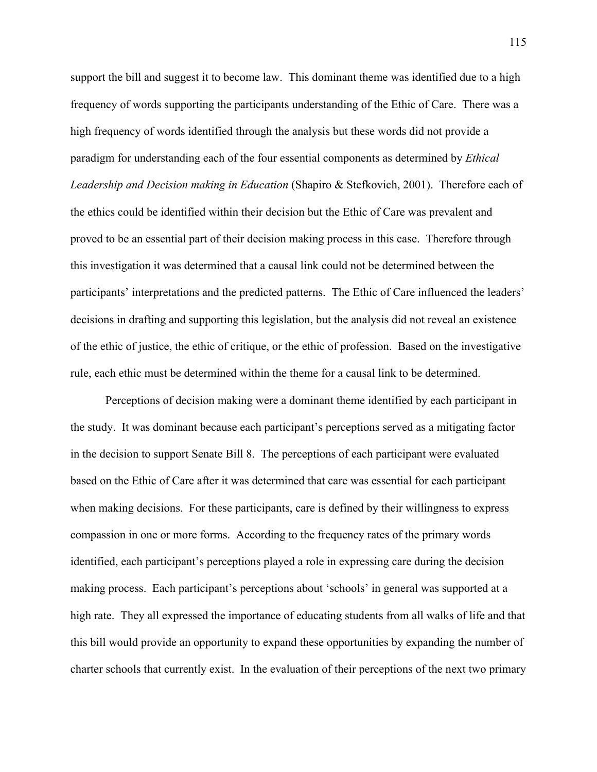support the bill and suggest it to become law. This dominant theme was identified due to a high frequency of words supporting the participants understanding of the Ethic of Care. There was a high frequency of words identified through the analysis but these words did not provide a paradigm for understanding each of the four essential components as determined by *Ethical Leadership and Decision making in Education* (Shapiro & Stefkovich, 2001). Therefore each of the ethics could be identified within their decision but the Ethic of Care was prevalent and proved to be an essential part of their decision making process in this case. Therefore through this investigation it was determined that a causal link could not be determined between the participants' interpretations and the predicted patterns. The Ethic of Care influenced the leaders' decisions in drafting and supporting this legislation, but the analysis did not reveal an existence of the ethic of justice, the ethic of critique, or the ethic of profession. Based on the investigative rule, each ethic must be determined within the theme for a causal link to be determined.

Perceptions of decision making were a dominant theme identified by each participant in the study. It was dominant because each participant's perceptions served as a mitigating factor in the decision to support Senate Bill 8. The perceptions of each participant were evaluated based on the Ethic of Care after it was determined that care was essential for each participant when making decisions. For these participants, care is defined by their willingness to express compassion in one or more forms. According to the frequency rates of the primary words identified, each participant's perceptions played a role in expressing care during the decision making process. Each participant's perceptions about 'schools' in general was supported at a high rate. They all expressed the importance of educating students from all walks of life and that this bill would provide an opportunity to expand these opportunities by expanding the number of charter schools that currently exist. In the evaluation of their perceptions of the next two primary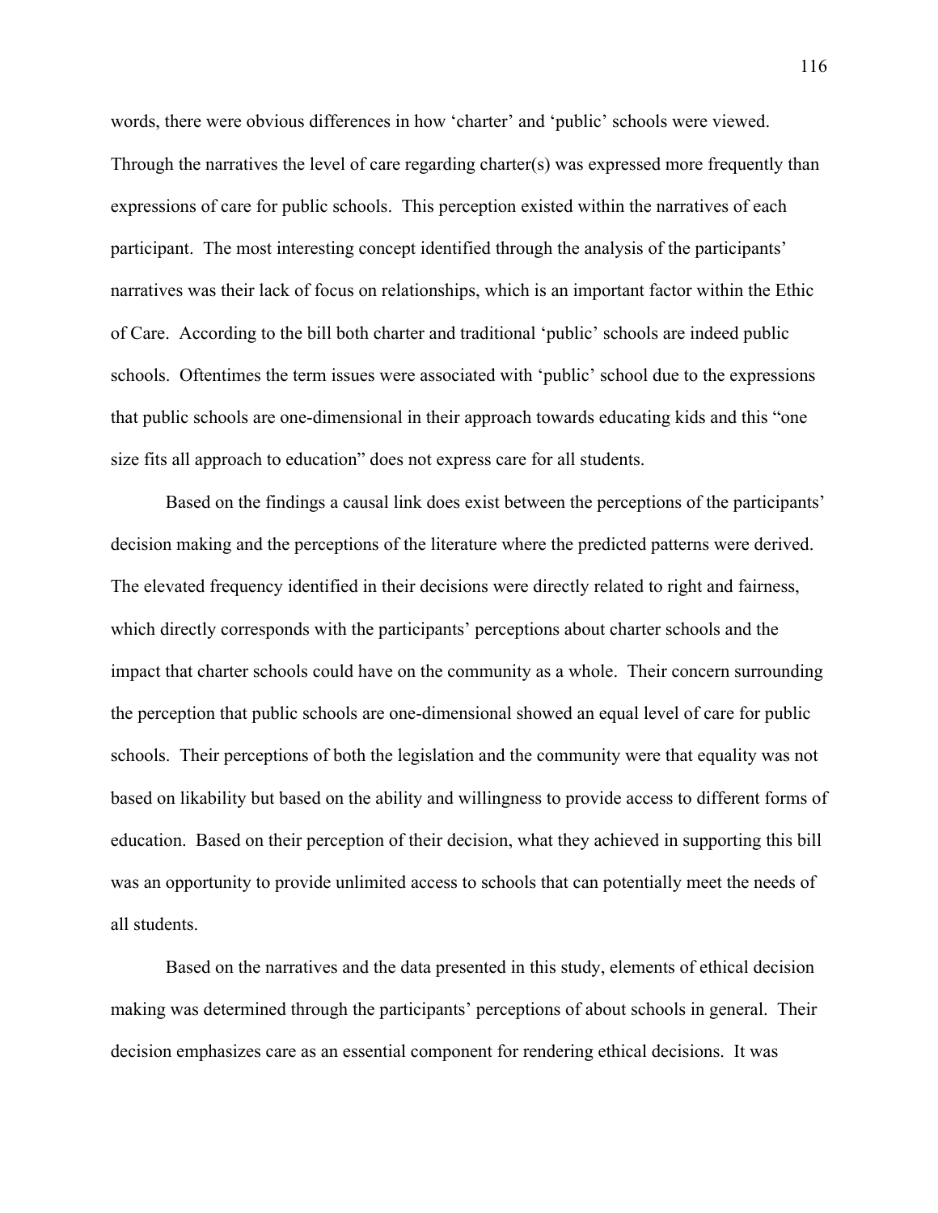words, there were obvious differences in how 'charter' and 'public' schools were viewed. Through the narratives the level of care regarding charter(s) was expressed more frequently than expressions of care for public schools. This perception existed within the narratives of each participant. The most interesting concept identified through the analysis of the participants' narratives was their lack of focus on relationships, which is an important factor within the Ethic of Care. According to the bill both charter and traditional 'public' schools are indeed public schools. Oftentimes the term issues were associated with 'public' school due to the expressions that public schools are one-dimensional in their approach towards educating kids and this "one size fits all approach to education" does not express care for all students.

Based on the findings a causal link does exist between the perceptions of the participants' decision making and the perceptions of the literature where the predicted patterns were derived. The elevated frequency identified in their decisions were directly related to right and fairness, which directly corresponds with the participants' perceptions about charter schools and the impact that charter schools could have on the community as a whole. Their concern surrounding the perception that public schools are one-dimensional showed an equal level of care for public schools. Their perceptions of both the legislation and the community were that equality was not based on likability but based on the ability and willingness to provide access to different forms of education. Based on their perception of their decision, what they achieved in supporting this bill was an opportunity to provide unlimited access to schools that can potentially meet the needs of all students.

Based on the narratives and the data presented in this study, elements of ethical decision making was determined through the participants' perceptions of about schools in general. Their decision emphasizes care as an essential component for rendering ethical decisions. It was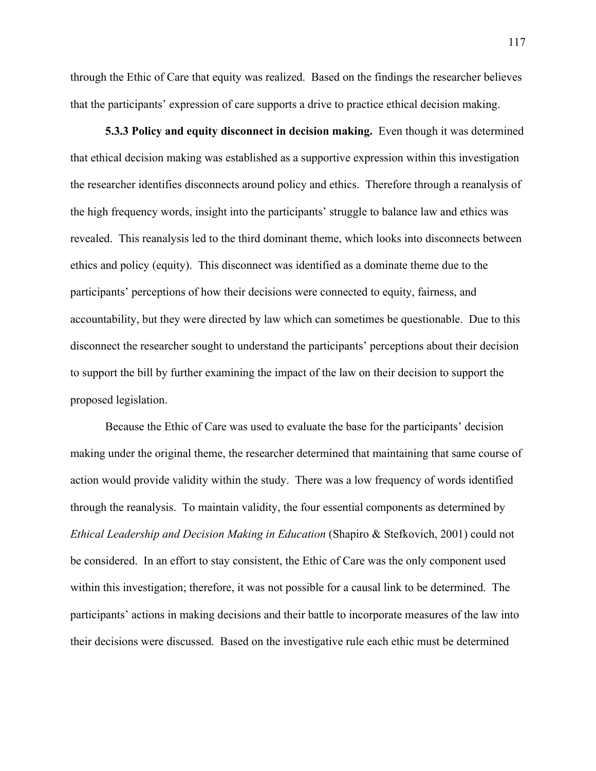through the Ethic of Care that equity was realized. Based on the findings the researcher believes that the participants' expression of care supports a drive to practice ethical decision making.

**5.3.3 Policy and equity disconnect in decision making.** Even though it was determined that ethical decision making was established as a supportive expression within this investigation the researcher identifies disconnects around policy and ethics. Therefore through a reanalysis of the high frequency words, insight into the participants' struggle to balance law and ethics was revealed. This reanalysis led to the third dominant theme, which looks into disconnects between ethics and policy (equity). This disconnect was identified as a dominate theme due to the participants' perceptions of how their decisions were connected to equity, fairness, and accountability, but they were directed by law which can sometimes be questionable. Due to this disconnect the researcher sought to understand the participants' perceptions about their decision to support the bill by further examining the impact of the law on their decision to support the proposed legislation.

Because the Ethic of Care was used to evaluate the base for the participants' decision making under the original theme, the researcher determined that maintaining that same course of action would provide validity within the study. There was a low frequency of words identified through the reanalysis. To maintain validity, the four essential components as determined by *Ethical Leadership and Decision Making in Education* (Shapiro & Stefkovich, 2001) could not be considered. In an effort to stay consistent, the Ethic of Care was the only component used within this investigation; therefore, it was not possible for a causal link to be determined. The participants' actions in making decisions and their battle to incorporate measures of the law into their decisions were discussed. Based on the investigative rule each ethic must be determined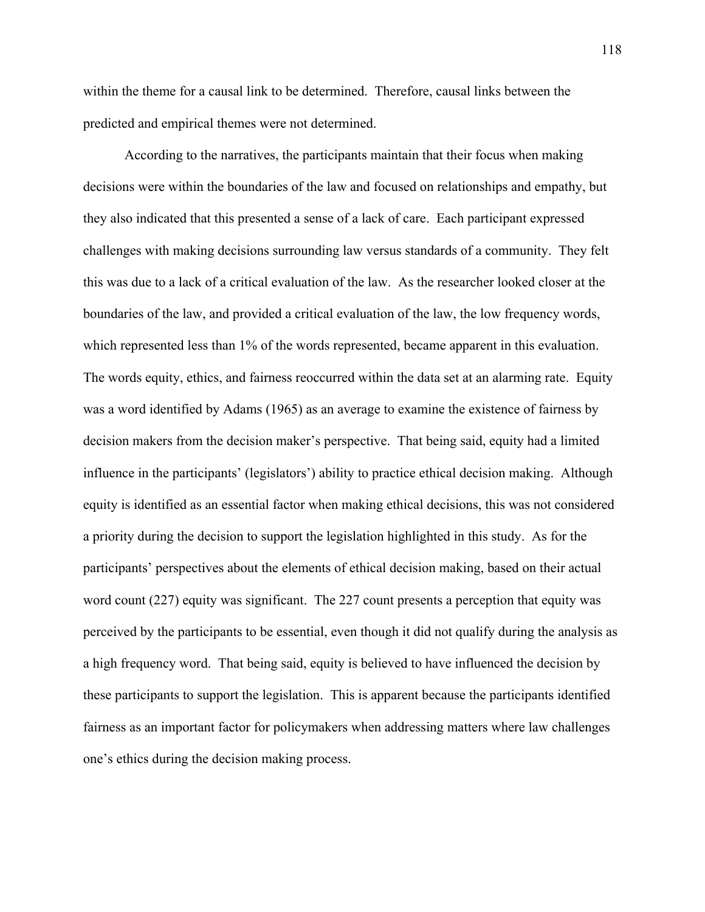within the theme for a causal link to be determined. Therefore, causal links between the predicted and empirical themes were not determined.

According to the narratives, the participants maintain that their focus when making decisions were within the boundaries of the law and focused on relationships and empathy, but they also indicated that this presented a sense of a lack of care. Each participant expressed challenges with making decisions surrounding law versus standards of a community. They felt this was due to a lack of a critical evaluation of the law. As the researcher looked closer at the boundaries of the law, and provided a critical evaluation of the law, the low frequency words, which represented less than 1% of the words represented, became apparent in this evaluation. The words equity, ethics, and fairness reoccurred within the data set at an alarming rate. Equity was a word identified by Adams (1965) as an average to examine the existence of fairness by decision makers from the decision maker's perspective. That being said, equity had a limited influence in the participants' (legislators') ability to practice ethical decision making. Although equity is identified as an essential factor when making ethical decisions, this was not considered a priority during the decision to support the legislation highlighted in this study. As for the participants' perspectives about the elements of ethical decision making, based on their actual word count (227) equity was significant. The 227 count presents a perception that equity was perceived by the participants to be essential, even though it did not qualify during the analysis as a high frequency word. That being said, equity is believed to have influenced the decision by these participants to support the legislation. This is apparent because the participants identified fairness as an important factor for policymakers when addressing matters where law challenges one's ethics during the decision making process.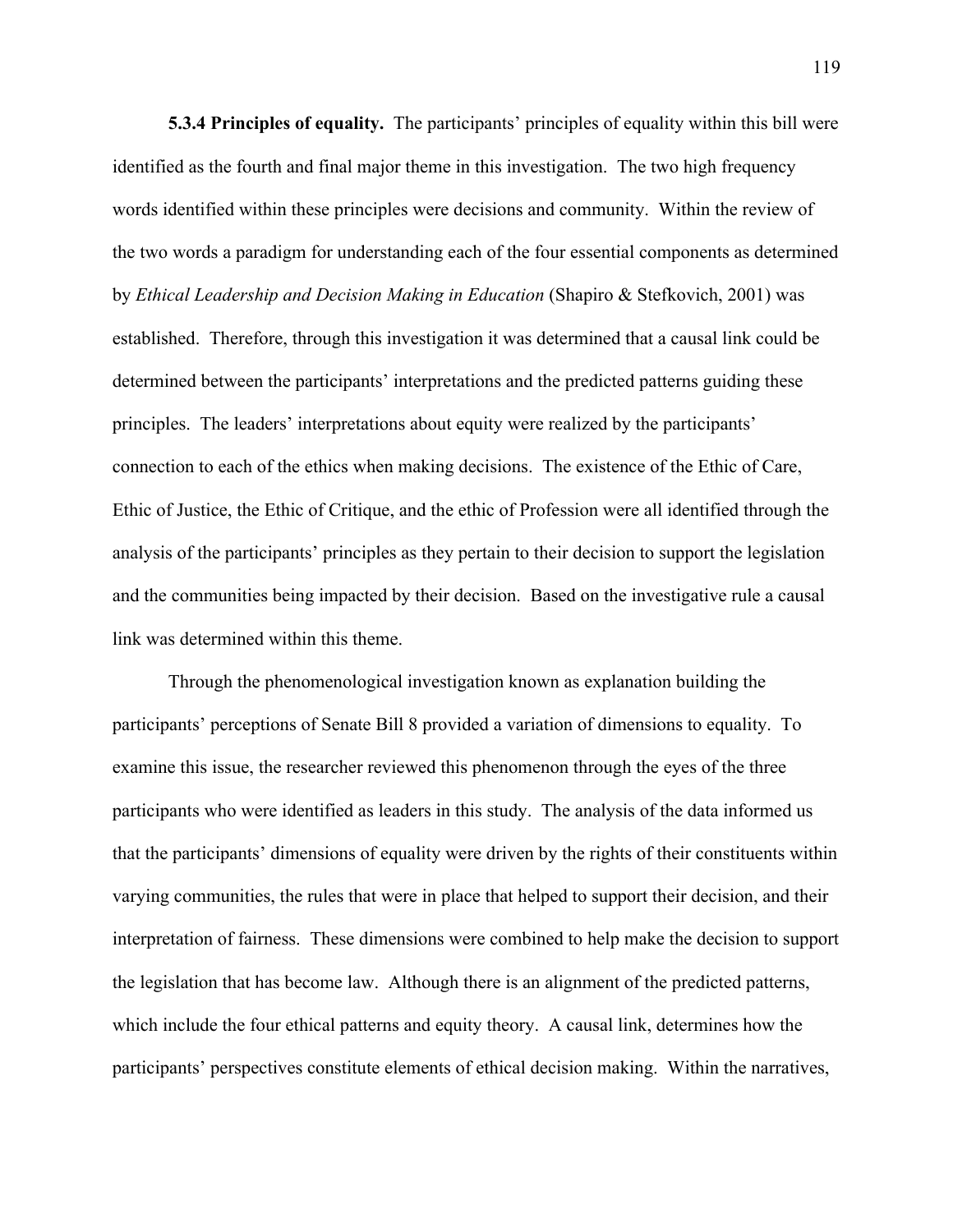**5.3.4 Principles of equality.** The participants' principles of equality within this bill were identified as the fourth and final major theme in this investigation. The two high frequency words identified within these principles were decisions and community. Within the review of the two words a paradigm for understanding each of the four essential components as determined by *Ethical Leadership and Decision Making in Education* (Shapiro & Stefkovich, 2001) was established. Therefore, through this investigation it was determined that a causal link could be determined between the participants' interpretations and the predicted patterns guiding these principles. The leaders' interpretations about equity were realized by the participants' connection to each of the ethics when making decisions. The existence of the Ethic of Care, Ethic of Justice, the Ethic of Critique, and the ethic of Profession were all identified through the analysis of the participants' principles as they pertain to their decision to support the legislation and the communities being impacted by their decision. Based on the investigative rule a causal link was determined within this theme.

Through the phenomenological investigation known as explanation building the participants' perceptions of Senate Bill 8 provided a variation of dimensions to equality. To examine this issue, the researcher reviewed this phenomenon through the eyes of the three participants who were identified as leaders in this study. The analysis of the data informed us that the participants' dimensions of equality were driven by the rights of their constituents within varying communities, the rules that were in place that helped to support their decision, and their interpretation of fairness. These dimensions were combined to help make the decision to support the legislation that has become law. Although there is an alignment of the predicted patterns, which include the four ethical patterns and equity theory. A causal link, determines how the participants' perspectives constitute elements of ethical decision making. Within the narratives,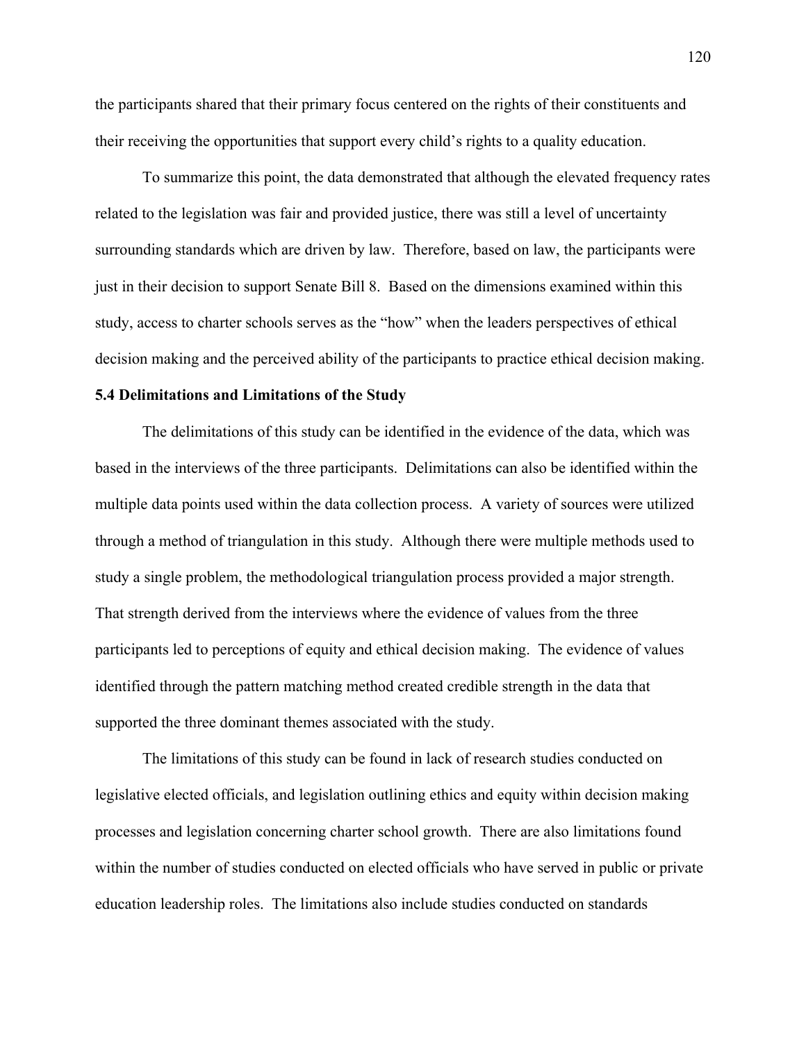the participants shared that their primary focus centered on the rights of their constituents and their receiving the opportunities that support every child's rights to a quality education.

To summarize this point, the data demonstrated that although the elevated frequency rates related to the legislation was fair and provided justice, there was still a level of uncertainty surrounding standards which are driven by law. Therefore, based on law, the participants were just in their decision to support Senate Bill 8. Based on the dimensions examined within this study, access to charter schools serves as the "how" when the leaders perspectives of ethical decision making and the perceived ability of the participants to practice ethical decision making.

### 5.4 Delimitations and Limitations of the Study

The delimitations of this study can be identified in the evidence of the data, which was based in the interviews of the three participants. Delimitations can also be identified within the multiple data points used within the data collection process. A variety of sources were utilized through a method of triangulation in this study. Although there were multiple methods used to study a single problem, the methodological triangulation process provided a major strength. That strength derived from the interviews where the evidence of values from the three participants led to perceptions of equity and ethical decision making. The evidence of values identified through the pattern matching method created credible strength in the data that supported the three dominant themes associated with the study.

The limitations of this study can be found in lack of research studies conducted on legislative elected officials, and legislation outlining ethics and equity within decision making processes and legislation concerning charter school growth. There are also limitations found within the number of studies conducted on elected officials who have served in public or private education leadership roles. The limitations also include studies conducted on standards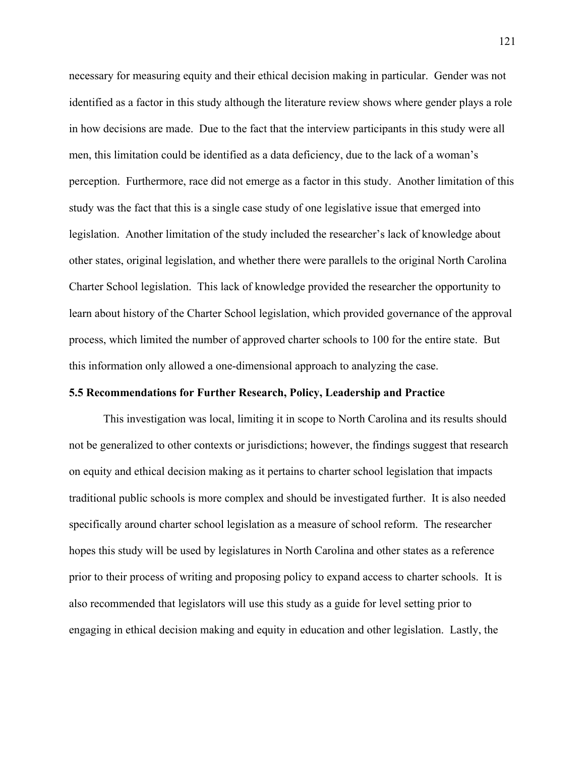necessary for measuring equity and their ethical decision making in particular. Gender was not identified as a factor in this study although the literature review shows where gender plays a role in how decisions are made. Due to the fact that the interview participants in this study were all men, this limitation could be identified as a data deficiency, due to the lack of a woman's perception. Furthermore, race did not emerge as a factor in this study. Another limitation of this study was the fact that this is a single case study of one legislative issue that emerged into legislation. Another limitation of the study included the researcher's lack of knowledge about other states, original legislation, and whether there were parallels to the original North Carolina Charter School legislation. This lack of knowledge provided the researcher the opportunity to learn about history of the Charter School legislation, which provided governance of the approval process, which limited the number of approved charter schools to 100 for the entire state. But this information only allowed a one-dimensional approach to analyzing the case.

### 5.5 Recommendations for Further Research, Policy, Leadership and Practice

This investigation was local, limiting it in scope to North Carolina and its results should not be generalized to other contexts or jurisdictions; however, the findings suggest that research on equity and ethical decision making as it pertains to charter school legislation that impacts traditional public schools is more complex and should be investigated further. It is also needed specifically around charter school legislation as a measure of school reform. The researcher hopes this study will be used by legislatures in North Carolina and other states as a reference prior to their process of writing and proposing policy to expand access to charter schools. It is also recommended that legislators will use this study as a guide for level setting prior to engaging in ethical decision making and equity in education and other legislation. Lastly, the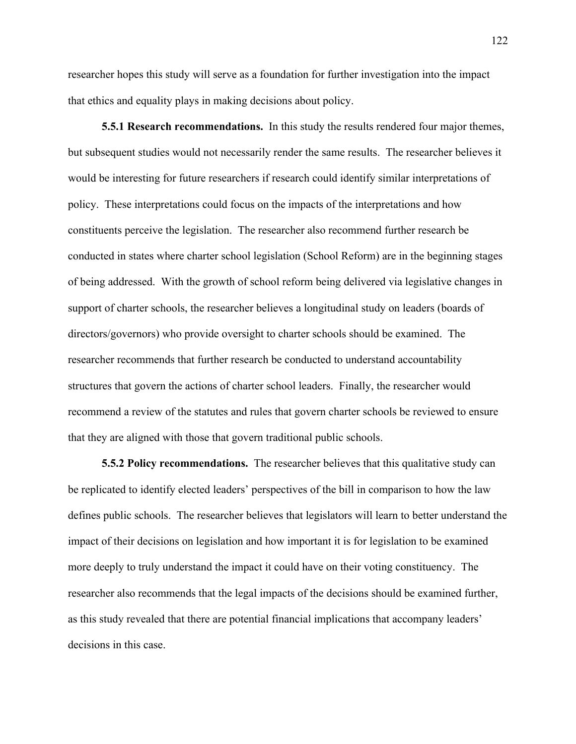researcher hopes this study will serve as a foundation for further investigation into the impact that ethics and equality plays in making decisions about policy.

**5.5.1 Research recommendations.** In this study the results rendered four major themes, but subsequent studies would not necessarily render the same results. The researcher believes it would be interesting for future researchers if research could identify similar interpretations of policy. These interpretations could focus on the impacts of the interpretations and how constituents perceive the legislation. The researcher also recommend further research be conducted in states where charter school legislation (School Reform) are in the beginning stages of being addressed. With the growth of school reform being delivered via legislative changes in support of charter schools, the researcher believes a longitudinal study on leaders (boards of directors/governors) who provide oversight to charter schools should be examined. The researcher recommends that further research be conducted to understand accountability structures that govern the actions of charter school leaders. Finally, the researcher would recommend a review of the statutes and rules that govern charter schools be reviewed to ensure that they are aligned with those that govern traditional public schools.

**5.5.2 Policy recommendations.** The researcher believes that this qualitative study can be replicated to identify elected leaders' perspectives of the bill in comparison to how the law defines public schools. The researcher believes that legislators will learn to better understand the impact of their decisions on legislation and how important it is for legislation to be examined more deeply to truly understand the impact it could have on their voting constituency. The researcher also recommends that the legal impacts of the decisions should be examined further, as this study revealed that there are potential financial implications that accompany leaders' decisions in this case.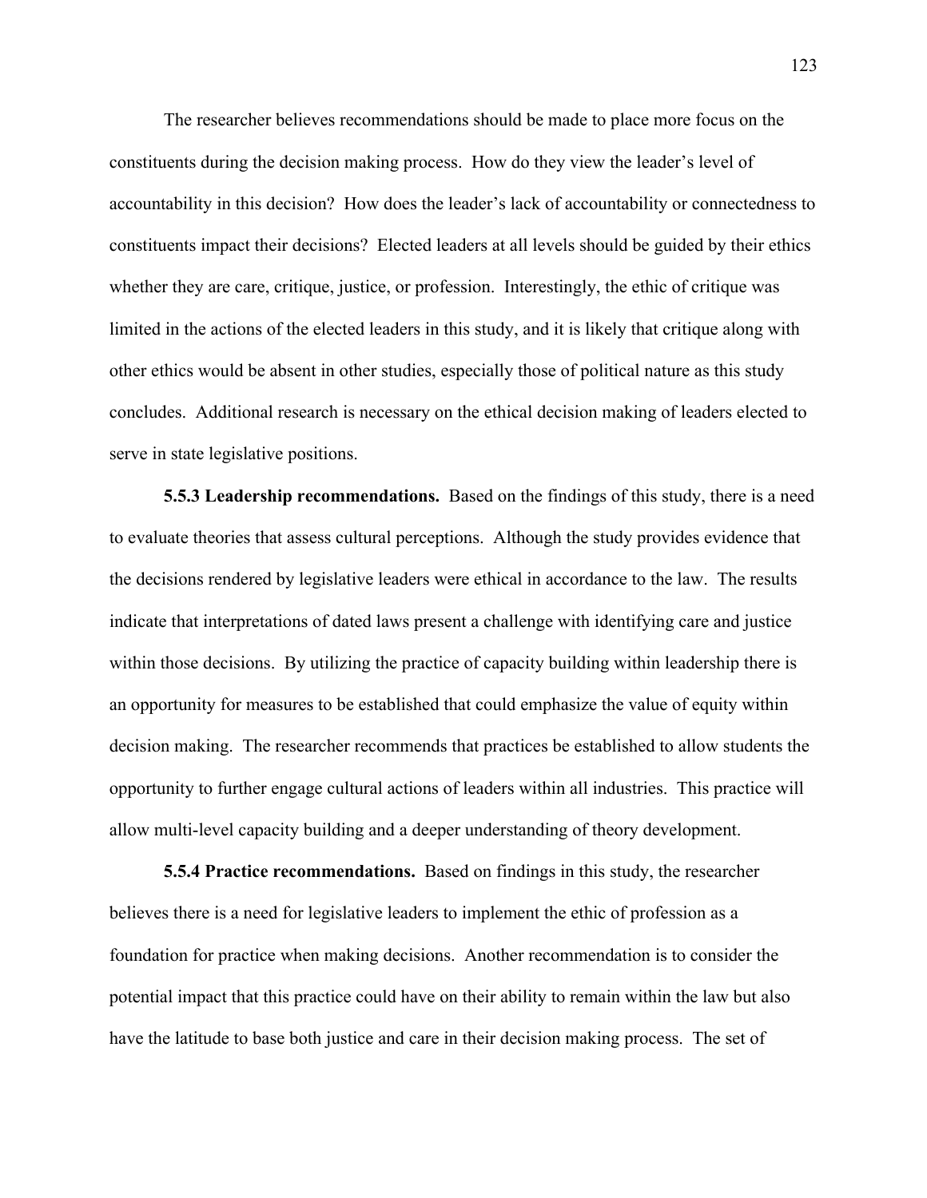The researcher believes recommendations should be made to place more focus on the constituents during the decision making process. How do they view the leader's level of accountability in this decision? How does the leader's lack of accountability or connectedness to constituents impact their decisions? Elected leaders at all levels should be guided by their ethics whether they are care, critique, justice, or profession. Interestingly, the ethic of critique was limited in the actions of the elected leaders in this study, and it is likely that critique along with other ethics would be absent in other studies, especially those of political nature as this study concludes. Additional research is necessary on the ethical decision making of leaders elected to serve in state legislative positions.

**5.5.3 Leadership recommendations.** Based on the findings of this study, there is a need to evaluate theories that assess cultural perceptions. Although the study provides evidence that the decisions rendered by legislative leaders were ethical in accordance to the law. The results indicate that interpretations of dated laws present a challenge with identifying care and justice within those decisions. By utilizing the practice of capacity building within leadership there is an opportunity for measures to be established that could emphasize the value of equity within decision making. The researcher recommends that practices be established to allow students the opportunity to further engage cultural actions of leaders within all industries. This practice will allow multi-level capacity building and a deeper understanding of theory development.

**5.5.4 Practice recommendations.** Based on findings in this study, the researcher believes there is a need for legislative leaders to implement the ethic of profession as a foundation for practice when making decisions. Another recommendation is to consider the potential impact that this practice could have on their ability to remain within the law but also have the latitude to base both justice and care in their decision making process. The set of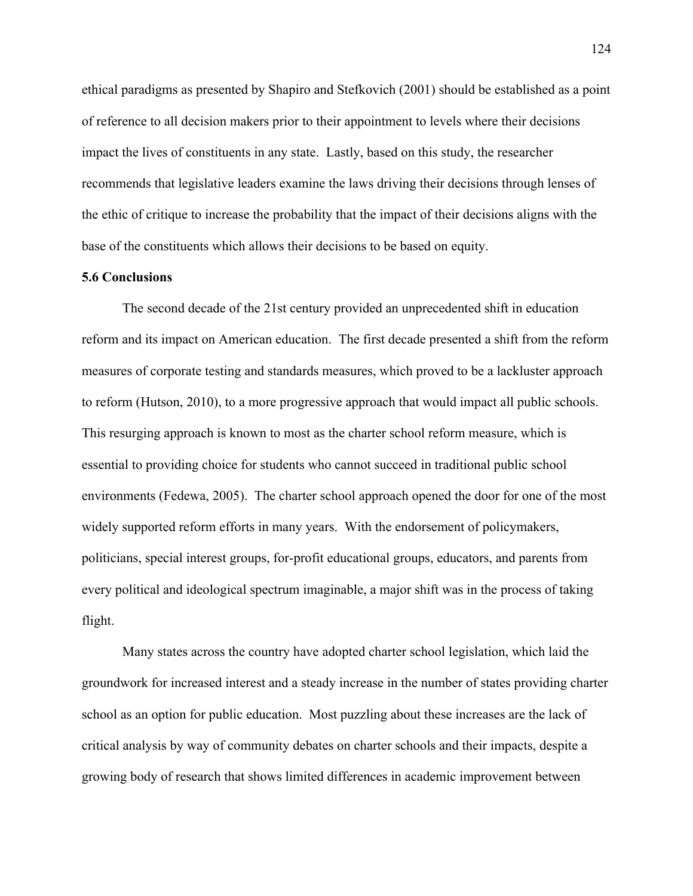ethical paradigms as presented by Shapiro and Stefkovich (2001) should be established as a point of reference to all decision makers prior to their appointment to levels where their decisions impact the lives of constituents in any state. Lastly, based on this study, the researcher recommends that legislative leaders examine the laws driving their decisions through lenses of the ethic of critique to increase the probability that the impact of their decisions aligns with the base of the constituents which allows their decisions to be based on equity.

**5.6 Conclusions**

The second decade of the 21st century provided an unprecedented shift in education reform and its impact on American education. The first decade presented a shift from the reform measures of corporate testing and standards measures, which proved to be a lackluster approach to reform (Hutson, 2010), to a more progressive approach that would impact all public schools. This resurging approach is known to most as the charter school reform measure, which is essential to providing choice for students who cannot succeed in traditional public school environments (Fedewa, 2005). The charter school approach opened the door for one of the most widely supported reform efforts in many years. With the endorsement of policymakers, politicians, special interest groups, for-profit educational groups, educators, and parents from every political and ideological spectrum imaginable, a major shift was in the process of taking flight.

Many states across the country have adopted charter school legislation, which laid the groundwork for increased interest and a steady increase in the number of states providing charter school as an option for public education. Most puzzling about these increases are the lack of critical analysis by way of community debates on charter schools and their impacts, despite a growing body of research that shows limited differences in academic improvement between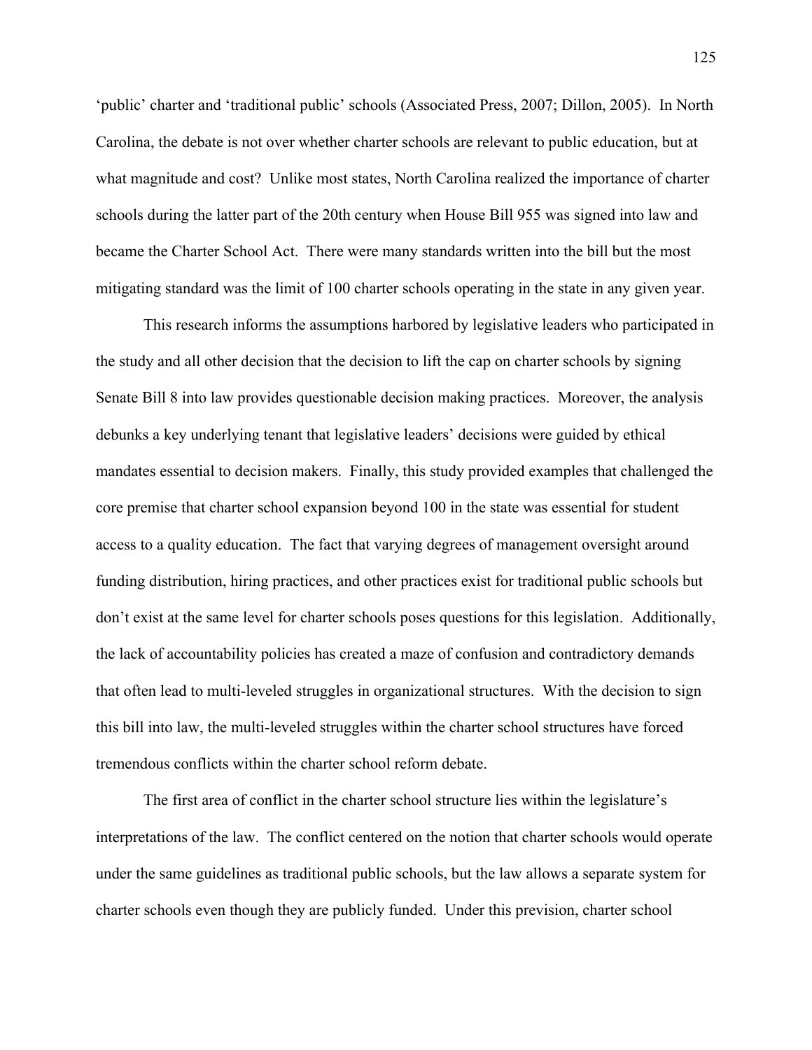‘public’ charter and ‘traditional public’ schools (Associated Press, 2007; Dillon, 2005). In North Carolina, the debate is not over whether charter schools are relevant to public education, but at what magnitude and cost? Unlike most states, North Carolina realized the importance of charter schools during the latter part of the 20th century when House Bill 955 was signed into law and became the Charter School Act. There were many standards written into the bill but the most mitigating standard was the limit of 100 charter schools operating in the state in any given year.

This research informs the assumptions harbored by legislative leaders who participated in the study and all other decision that the decision to lift the cap on charter schools by signing Senate Bill 8 into law provides questionable decision making practices. Moreover, the analysis debunks a key underlying tenant that legislative leaders’ decisions were guided by ethical mandates essential to decision makers. Finally, this study provided examples that challenged the core premise that charter school expansion beyond 100 in the state was essential for student access to a quality education. The fact that varying degrees of management oversight around funding distribution, hiring practices, and other practices exist for traditional public schools but don’t exist at the same level for charter schools poses questions for this legislation. Additionally, the lack of accountability policies has created a maze of confusion and contradictory demands that often lead to multi-leveled struggles in organizational structures. With the decision to sign this bill into law, the multi-leveled struggles within the charter school structures have forced tremendous conflicts within the charter school reform debate.

The first area of conflict in the charter school structure lies within the legislature’s interpretations of the law. The conflict centered on the notion that charter schools would operate under the same guidelines as traditional public schools, but the law allows a separate system for charter schools even though they are publicly funded. Under this prevision, charter school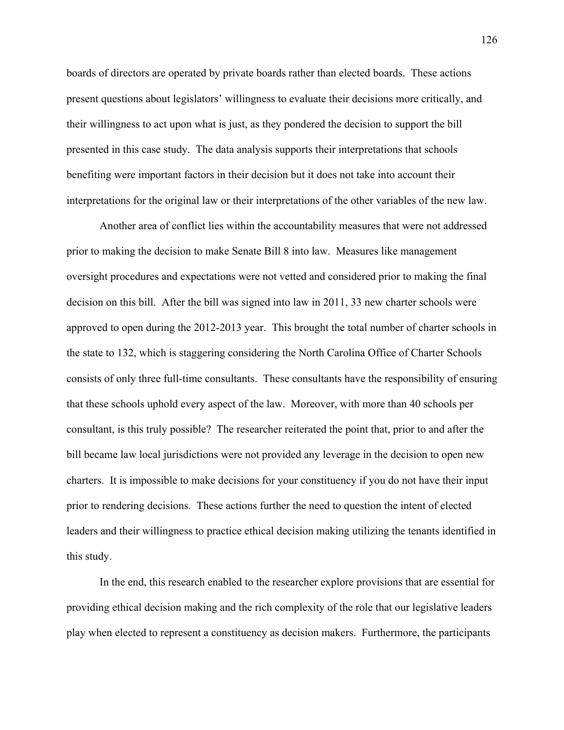boards of directors are operated by private boards rather than elected boards. These actions present questions about legislators' willingness to evaluate their decisions more critically, and their willingness to act upon what is just, as they pondered the decision to support the bill presented in this case study. The data analysis supports their interpretations that schools benefiting were important factors in their decision but it does not take into account their interpretations for the original law or their interpretations of the other variables of the new law.

Another area of conflict lies within the accountability measures that were not addressed prior to making the decision to make Senate Bill 8 into law. Measures like management oversight procedures and expectations were not vetted and considered prior to making the final decision on this bill. After the bill was signed into law in 2011, 33 new charter schools were approved to open during the 2012-2013 year. This brought the total number of charter schools in the state to 132, which is staggering considering the North Carolina Office of Charter Schools consists of only three full-time consultants. These consultants have the responsibility of ensuring that these schools uphold every aspect of the law. Moreover, with more than 40 schools per consultant, is this truly possible? The researcher reiterated the point that, prior to and after the bill became law local jurisdictions were not provided any leverage in the decision to open new charters. It is impossible to make decisions for your constituency if you do not have their input prior to rendering decisions. These actions further the need to question the intent of elected leaders and their willingness to practice ethical decision making utilizing the tenants identified in this study.

In the end, this research enabled to the researcher explore provisions that are essential for providing ethical decision making and the rich complexity of the role that our legislative leaders play when elected to represent a constituency as decision makers. Furthermore, the participants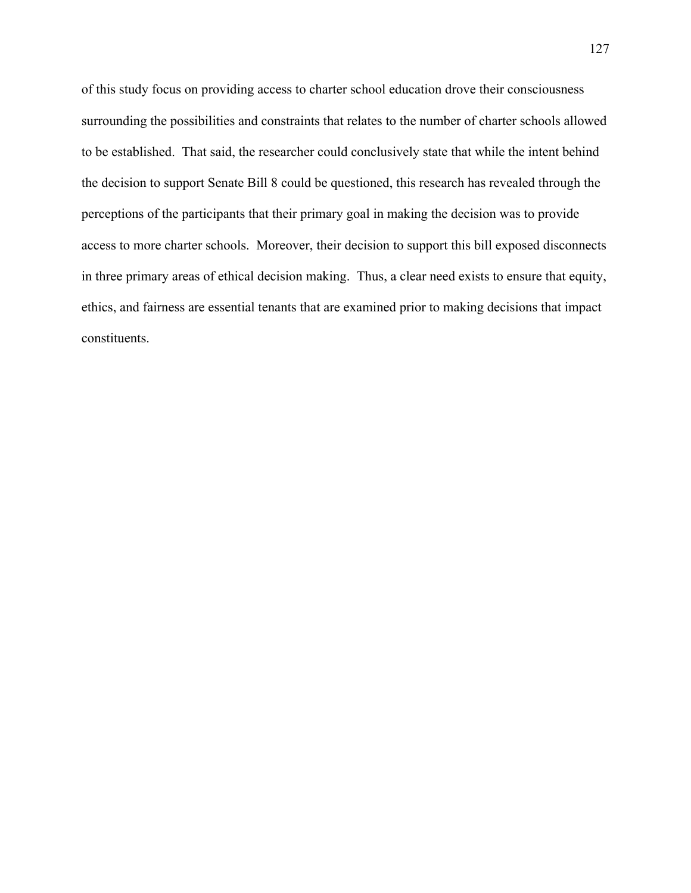of this study focus on providing access to charter school education drove their consciousness surrounding the possibilities and constraints that relates to the number of charter schools allowed to be established. That said, the researcher could conclusively state that while the intent behind the decision to support Senate Bill 8 could be questioned, this research has revealed through the perceptions of the participants that their primary goal in making the decision was to provide access to more charter schools. Moreover, their decision to support this bill exposed disconnects in three primary areas of ethical decision making. Thus, a clear need exists to ensure that equity, ethics, and fairness are essential tenants that are examined prior to making decisions that impact constituents.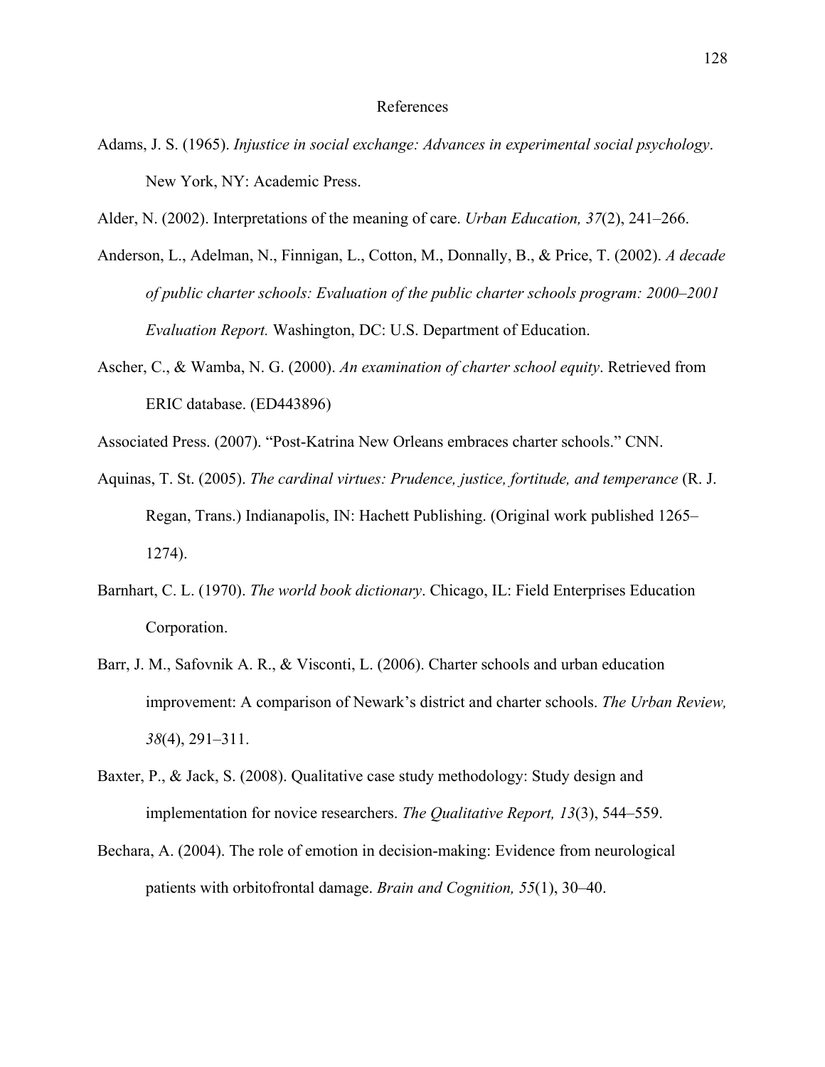# References

Adams, J. S. (1965). *Injustice in social exchange: Advances in experimental social psychology*. New York, NY: Academic Press.

Alder, N. (2002). Interpretations of the meaning of care. *Urban Education, 37*(2), 241–266.

Anderson, L., Adelman, N., Finnigan, L., Cotton, M., Donnally, B., & Price, T. (2002). *A decade of public charter schools: Evaluation of the public charter schools program: 2000–2001 Evaluation Report.* Washington, DC: U.S. Department of Education.

Ascher, C., & Wamba, N. G. (2000). *An examination of charter school equity*. Retrieved from ERIC database. (ED443896)

Associated Press. (2007). "Post-Katrina New Orleans embraces charter schools." CNN.

Aquinas, T. St. (2005). *The cardinal virtues: Prudence, justice, fortitude, and temperance* (R. J. Regan, Trans.) Indianapolis, IN: Hachett Publishing. (Original work published 1265–1274).

Barnhart, C. L. (1970). *The world book dictionary*. Chicago, IL: Field Enterprises Education Corporation.

Barr, J. M., Safovnik A. R., & Visconti, L. (2006). Charter schools and urban education improvement: A comparison of Newark's district and charter schools. *The Urban Review, 38*(4), 291–311.

Baxter, P., & Jack, S. (2008). Qualitative case study methodology: Study design and implementation for novice researchers. *The Qualitative Report, 13*(3), 544–559.

Bechara, A. (2004). The role of emotion in decision-making: Evidence from neurological patients with orbitofrontal damage. *Brain and Cognition, 55*(1), 30–40.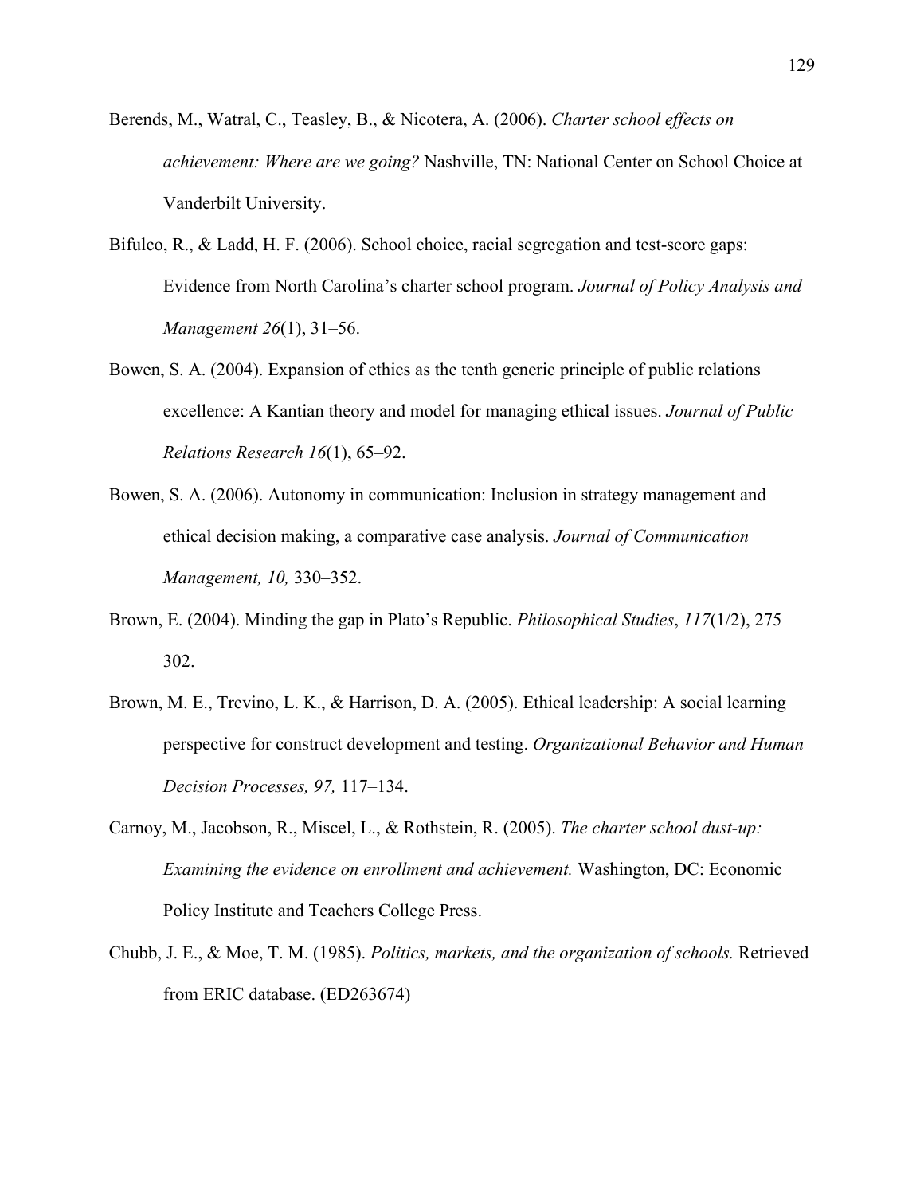Berends, M., Watral, C., Teasley, B., & Nicotera, A. (2006). *Charter school effects on achievement: Where are we going?* Nashville, TN: National Center on School Choice at Vanderbilt University.

Bifulco, R., & Ladd, H. F. (2006). School choice, racial segregation and test-score gaps: Evidence from North Carolina's charter school program. *Journal of Policy Analysis and Management 26*(1), 31–56.

Bowen, S. A. (2004). Expansion of ethics as the tenth generic principle of public relations excellence: A Kantian theory and model for managing ethical issues. *Journal of Public Relations Research 16*(1), 65–92.

Bowen, S. A. (2006). Autonomy in communication: Inclusion in strategy management and ethical decision making, a comparative case analysis. *Journal of Communication Management, 10,* 330–352.

Brown, E. (2004). Minding the gap in Plato's Republic. *Philosophical Studies*, *117*(1/2), 275–302.

Brown, M. E., Trevino, L. K., & Harrison, D. A. (2005). Ethical leadership: A social learning perspective for construct development and testing. *Organizational Behavior and Human Decision Processes, 97,* 117–134.

Carnoy, M., Jacobson, R., Miscel, L., & Rothstein, R. (2005). *The charter school dust-up: Examining the evidence on enrollment and achievement.* Washington, DC: Economic Policy Institute and Teachers College Press.

Chubb, J. E., & Moe, T. M. (1985). *Politics, markets, and the organization of schools.* Retrieved from ERIC database. (ED263674)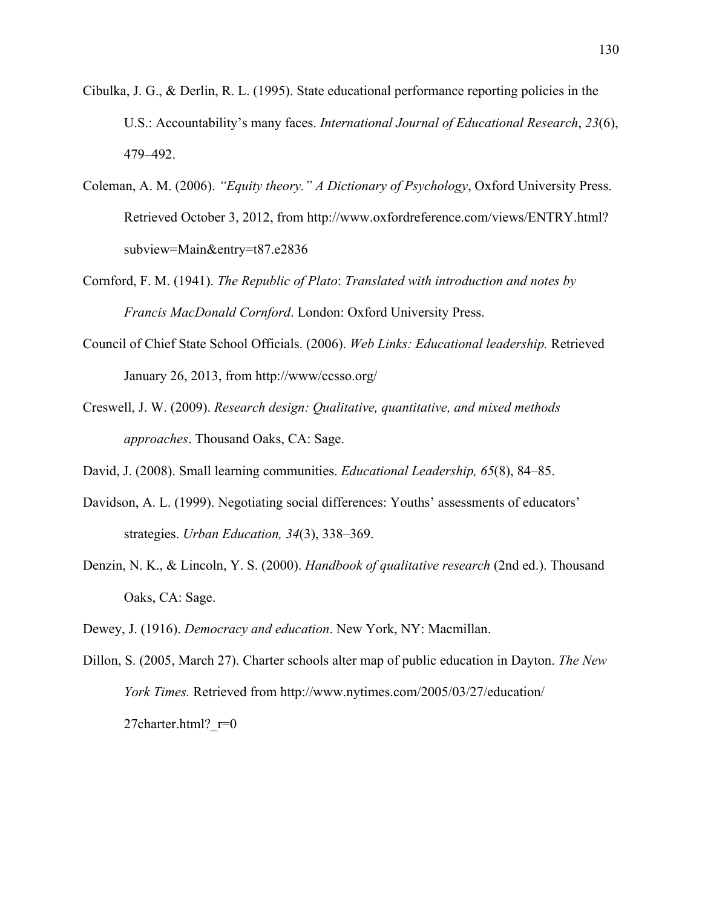Cibulka, J. G., & Derlin, R. L. (1995). State educational performance reporting policies in the U.S.: Accountability's many faces. *International Journal of Educational Research*, *23*(6), 479–492.

Coleman, A. M. (2006). *"Equity theory." A Dictionary of Psychology*, Oxford University Press. Retrieved October 3, 2012, from http://www.oxfordreference.com/views/ENTRY.html?subview=Main&entry=t87.e2836

Cornford, F. M. (1941). *The Republic of Plato*: *Translated with introduction and notes by Francis MacDonald Cornford*. London: Oxford University Press.

Council of Chief State School Officials. (2006). *Web Links: Educational leadership.* Retrieved January 26, 2013, from http://www/ccsso.org/

Creswell, J. W. (2009). *Research design: Qualitative, quantitative, and mixed methods approaches*. Thousand Oaks, CA: Sage.

David, J. (2008). Small learning communities. *Educational Leadership, 65*(8), 84–85.

Davidson, A. L. (1999). Negotiating social differences: Youths' assessments of educators' strategies. *Urban Education, 34*(3), 338–369.

Denzin, N. K., & Lincoln, Y. S. (2000). *Handbook of qualitative research* (2nd ed.). Thousand Oaks, CA: Sage.

Dewey, J. (1916). *Democracy and education*. New York, NY: Macmillan.

Dillon, S. (2005, March 27). Charter schools alter map of public education in Dayton. *The New York Times.* Retrieved from http://www.nytimes.com/2005/03/27/education/27charter.html?_r=0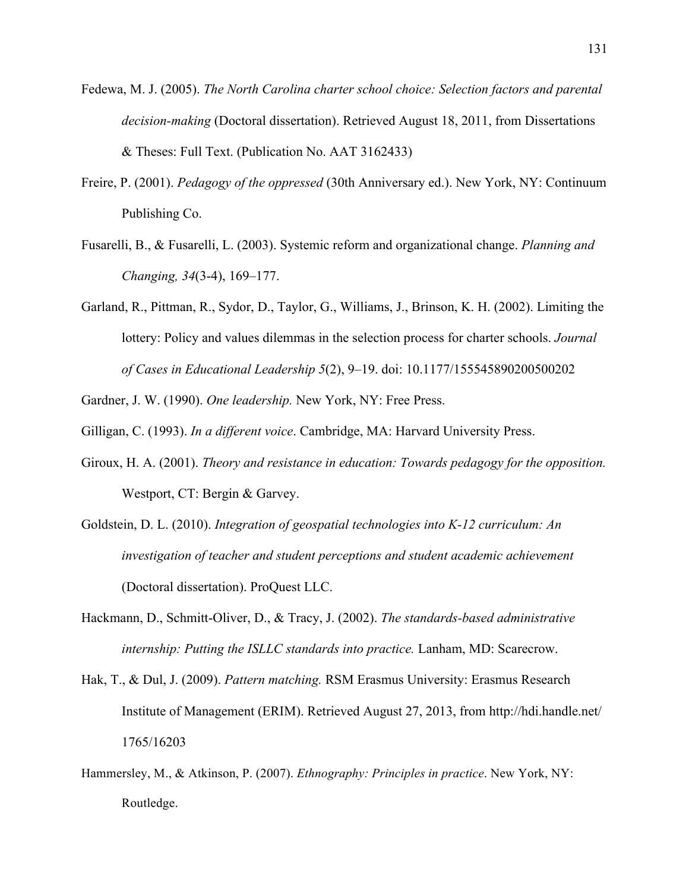Fedewa, M. J. (2005). *The North Carolina charter school choice: Selection factors and parental decision-making* (Doctoral dissertation). Retrieved August 18, 2011, from Dissertations & Theses: Full Text. (Publication No. AAT 3162433)

Freire, P. (2001). *Pedagogy of the oppressed* (30th Anniversary ed.). New York, NY: Continuum Publishing Co.

Fusarelli, B., & Fusarelli, L. (2003). Systemic reform and organizational change. *Planning and Changing, 34*(3-4), 169–177.

Garland, R., Pittman, R., Sydor, D., Taylor, G., Williams, J., Brinson, K. H. (2002). Limiting the lottery: Policy and values dilemmas in the selection process for charter schools. *Journal of Cases in Educational Leadership 5*(2), 9–19. doi: 10.1177/155545890200500202

Gardner, J. W. (1990). *One leadership.* New York, NY: Free Press.

Gilligan, C. (1993). *In a different voice*. Cambridge, MA: Harvard University Press.

Giroux, H. A. (2001). *Theory and resistance in education: Towards pedagogy for the opposition.* Westport, CT: Bergin & Garvey.

Goldstein, D. L. (2010). *Integration of geospatial technologies into K-12 curriculum: An investigation of teacher and student perceptions and student academic achievement* (Doctoral dissertation). ProQuest LLC.

Hackmann, D., Schmitt-Oliver, D., & Tracy, J. (2002). *The standards-based administrative internship: Putting the ISLLC standards into practice.* Lanham, MD: Scarecrow.

Hak, T., & Dul, J. (2009). *Pattern matching.* RSM Erasmus University: Erasmus Research Institute of Management (ERIM). Retrieved August 27, 2013, from http://hdi.handle.net/1765/16203

Hammersley, M., & Atkinson, P. (2007). *Ethnography: Principles in practice*. New York, NY: Routledge.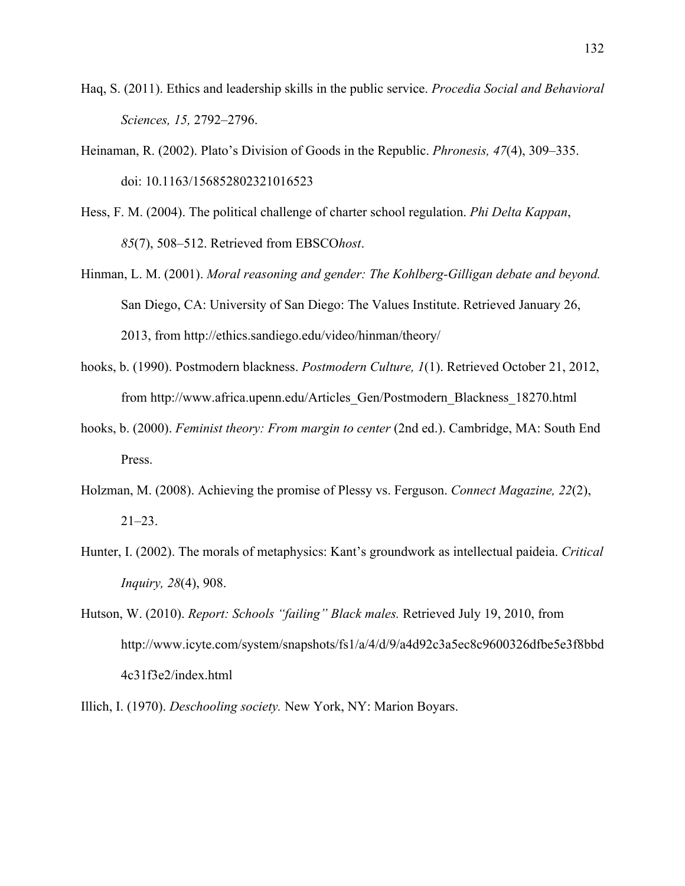Haq, S. (2011). Ethics and leadership skills in the public service. *Procedia Social and Behavioral Sciences, 15,* 2792–2796.

Heinaman, R. (2002). Plato's Division of Goods in the Republic. *Phronesis, 47*(4), 309–335. doi: 10.1163/156852802321016523

Hess, F. M. (2004). The political challenge of charter school regulation. *Phi Delta Kappan*, *85*(7), 508–512. Retrieved from EBSCO*host*.

Hinman, L. M. (2001). *Moral reasoning and gender: The Kohlberg-Gilligan debate and beyond.* San Diego, CA: University of San Diego: The Values Institute. Retrieved January 26, 2013, from http://ethics.sandiego.edu/video/hinman/theory/

hooks, b. (1990). Postmodern blackness. *Postmodern Culture, 1*(1). Retrieved October 21, 2012, from http://www.africa.upenn.edu/Articles_Gen/Postmodern_Blackness_18270.html

hooks, b. (2000). *Feminist theory: From margin to center* (2nd ed.). Cambridge, MA: South End Press.

Holzman, M. (2008). Achieving the promise of Plessy vs. Ferguson. *Connect Magazine, 22*(2), 21–23.

Hunter, I. (2002). The morals of metaphysics: Kant's groundwork as intellectual paideia. *Critical Inquiry, 28*(4), 908.

Hutson, W. (2010). *Report: Schools "failing" Black males.* Retrieved July 19, 2010, from http://www.icyte.com/system/snapshots/fs1/a/4/d/9/a4d92c3a5ec8c9600326dfbe5e3f8bbd4c31f3e2/index.html

Illich, I. (1970). *Deschooling society.* New York, NY: Marion Boyars.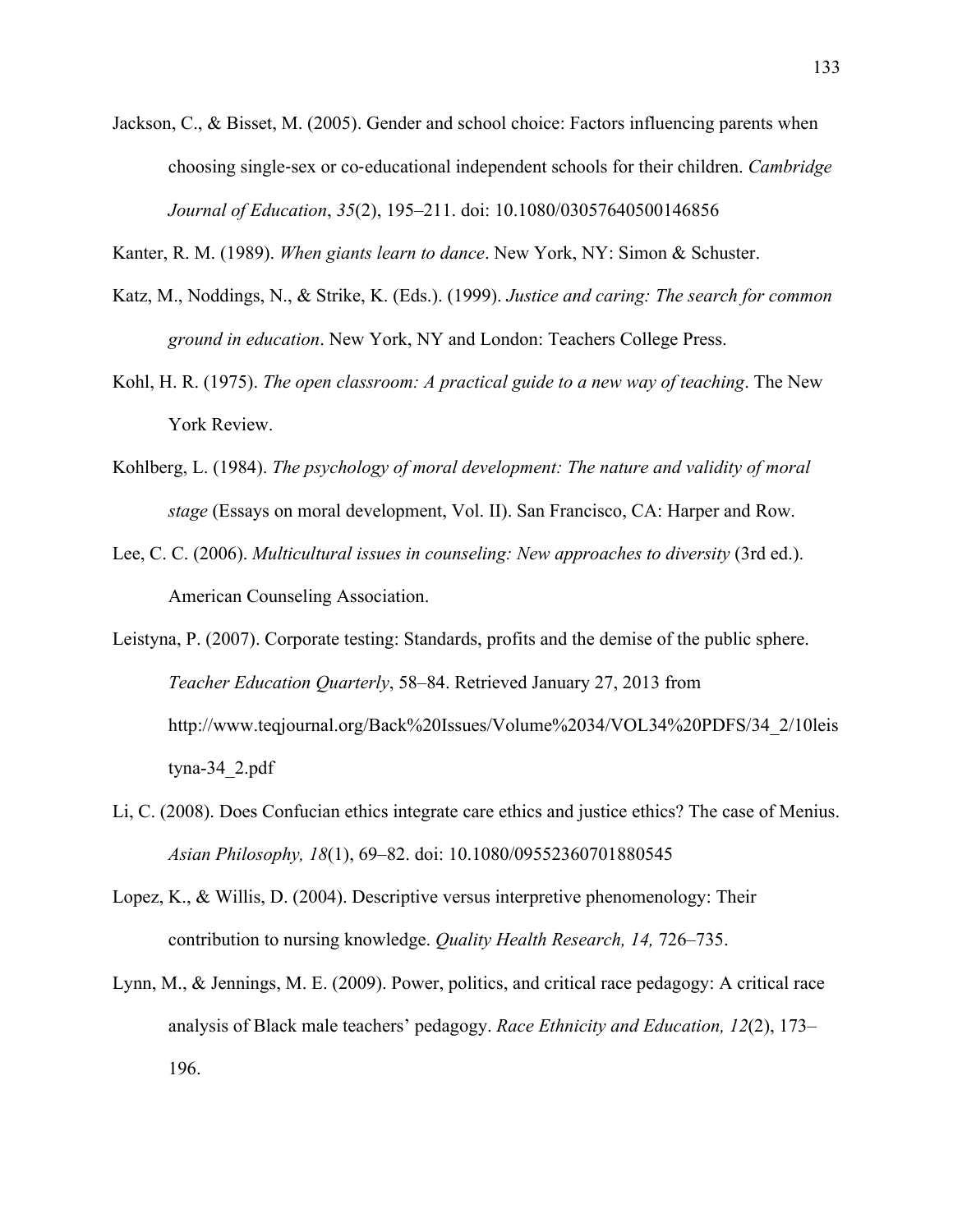Jackson, C., & Bisset, M. (2005). Gender and school choice: Factors influencing parents when choosing single-sex or co-educational independent schools for their children. *Cambridge Journal of Education*, *35*(2), 195–211. doi: 10.1080/03057640500146856

Kanter, R. M. (1989). *When giants learn to dance*. New York, NY: Simon & Schuster.

Katz, M., Noddings, N., & Strike, K. (Eds.). (1999). *Justice and caring: The search for common ground in education*. New York, NY and London: Teachers College Press.

Kohl, H. R. (1975). *The open classroom: A practical guide to a new way of teaching*. The New York Review.

Kohlberg, L. (1984). *The psychology of moral development: The nature and validity of moral stage* (Essays on moral development, Vol. II). San Francisco, CA: Harper and Row.

Lee, C. C. (2006). *Multicultural issues in counseling: New approaches to diversity* (3rd ed.). American Counseling Association.

Leistyna, P. (2007). Corporate testing: Standards, profits and the demise of the public sphere. *Teacher Education Quarterly*, 58–84. Retrieved January 27, 2013 from http://www.teqjournal.org/Back%20Issues/Volume%2034/VOL34%20PDFS/34_2/10leistyna-34_2.pdf

Li, C. (2008). Does Confucian ethics integrate care ethics and justice ethics? The case of Menius. *Asian Philosophy, 18*(1), 69–82. doi: 10.1080/09552360701880545

Lopez, K., & Willis, D. (2004). Descriptive versus interpretive phenomenology: Their contribution to nursing knowledge. *Quality Health Research, 14,* 726–735.

Lynn, M., & Jennings, M. E. (2009). Power, politics, and critical race pedagogy: A critical race analysis of Black male teachers' pedagogy. *Race Ethnicity and Education, 12*(2), 173–196.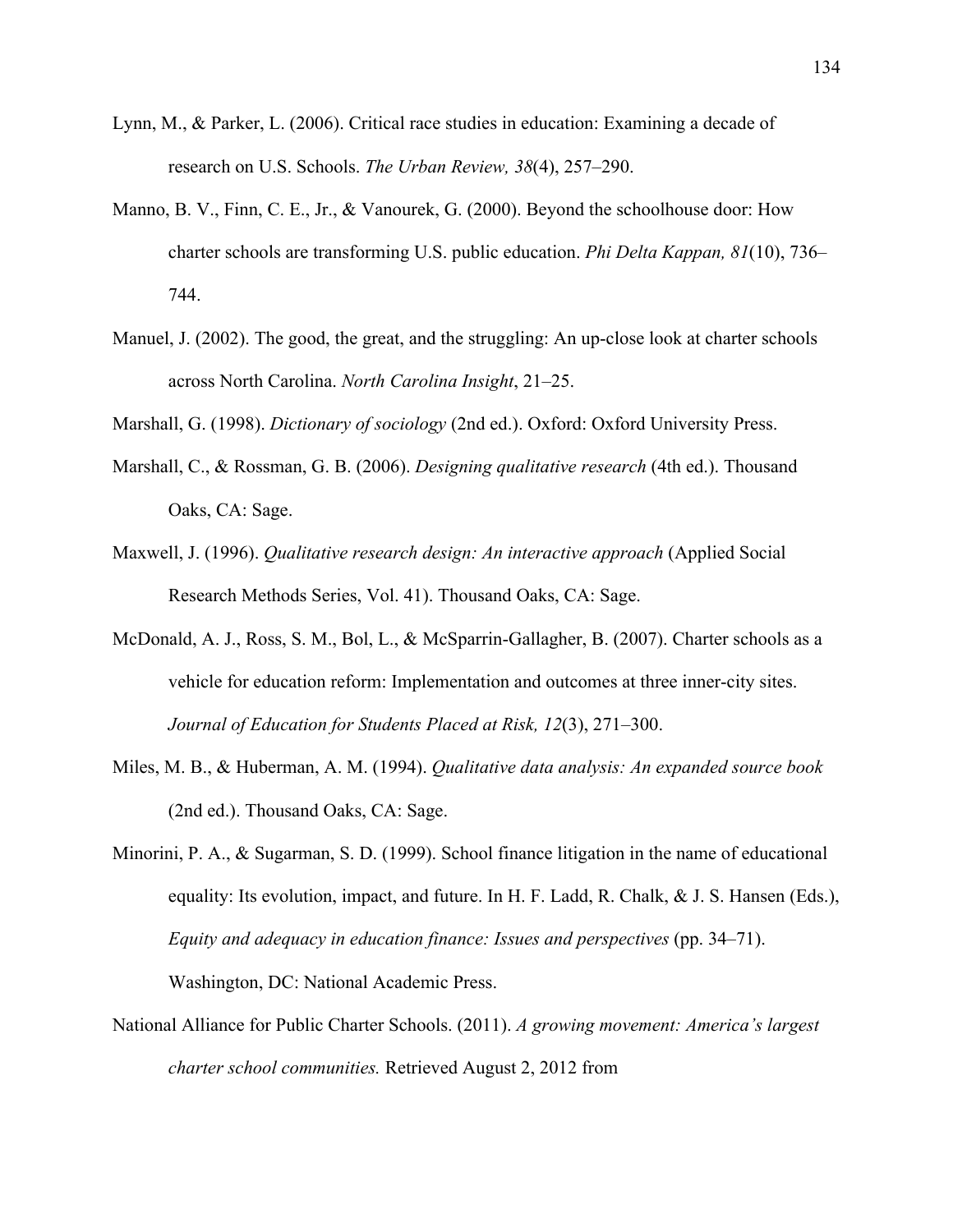Lynn, M., & Parker, L. (2006). Critical race studies in education: Examining a decade of research on U.S. Schools. *The Urban Review, 38*(4), 257–290.

Manno, B. V., Finn, C. E., Jr., & Vanourek, G. (2000). Beyond the schoolhouse door: How charter schools are transforming U.S. public education. *Phi Delta Kappan, 81*(10), 736–744.

Manuel, J. (2002). The good, the great, and the struggling: An up-close look at charter schools across North Carolina. *North Carolina Insight*, 21–25.

Marshall, G. (1998). *Dictionary of sociology* (2nd ed.). Oxford: Oxford University Press.

Marshall, C., & Rossman, G. B. (2006). *Designing qualitative research* (4th ed.). Thousand Oaks, CA: Sage.

Maxwell, J. (1996). *Qualitative research design: An interactive approach* (Applied Social Research Methods Series, Vol. 41). Thousand Oaks, CA: Sage.

McDonald, A. J., Ross, S. M., Bol, L., & McSparrin-Gallagher, B. (2007). Charter schools as a vehicle for education reform: Implementation and outcomes at three inner-city sites. *Journal of Education for Students Placed at Risk, 12*(3), 271–300.

Miles, M. B., & Huberman, A. M. (1994). *Qualitative data analysis: An expanded source book* (2nd ed.). Thousand Oaks, CA: Sage.

Minorini, P. A., & Sugarman, S. D. (1999). School finance litigation in the name of educational equality: Its evolution, impact, and future. In H. F. Ladd, R. Chalk, & J. S. Hansen (Eds.), *Equity and adequacy in education finance: Issues and perspectives* (pp. 34–71). Washington, DC: National Academic Press.

National Alliance for Public Charter Schools. (2011). *A growing movement: America's largest charter school communities.* Retrieved August 2, 2012 from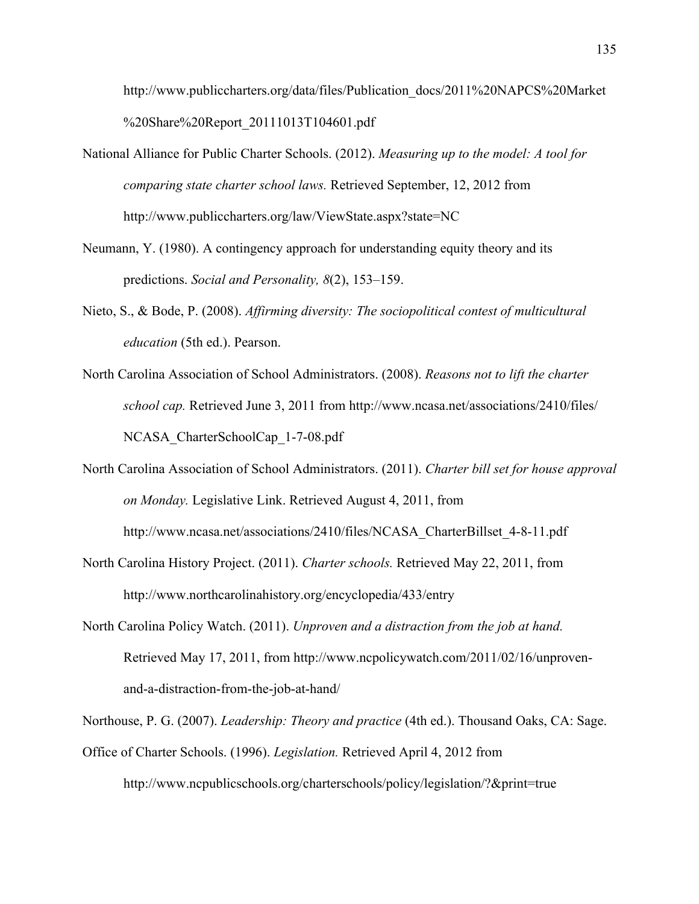http://www.publiccharters.org/data/files/Publication_docs/2011%20NAPCS%20Market%20Share%20Report_20111013T104601.pdf

National Alliance for Public Charter Schools. (2012). *Measuring up to the model: A tool for comparing state charter school laws.* Retrieved September, 12, 2012 from http://www.publiccharters.org/law/ViewState.aspx?state=NC

Neumann, Y. (1980). A contingency approach for understanding equity theory and its predictions. *Social and Personality, 8*(2), 153–159.

Nieto, S., & Bode, P. (2008). *Affirming diversity: The sociopolitical contest of multicultural education* (5th ed.). Pearson.

North Carolina Association of School Administrators. (2008). *Reasons not to lift the charter school cap.* Retrieved June 3, 2011 from http://www.ncasa.net/associations/2410/files/NCASA_CharterSchoolCap_1-7-08.pdf

North Carolina Association of School Administrators. (2011). *Charter bill set for house approval on Monday.* Legislative Link. Retrieved August 4, 2011, from http://www.ncasa.net/associations/2410/files/NCASA_CharterBillset_4-8-11.pdf

North Carolina History Project. (2011). *Charter schools.* Retrieved May 22, 2011, from http://www.northcarolinahistory.org/encyclopedia/433/entry

North Carolina Policy Watch. (2011). *Unproven and a distraction from the job at hand.* Retrieved May 17, 2011, from http://www.ncpolicywatch.com/2011/02/16/unproven-and-a-distraction-from-the-job-at-hand/

Northouse, P. G. (2007). *Leadership: Theory and practice* (4th ed.). Thousand Oaks, CA: Sage.

Office of Charter Schools. (1996). *Legislation.* Retrieved April 4, 2012 from http://www.ncpublicschools.org/charterschools/policy/legislation/?&print=true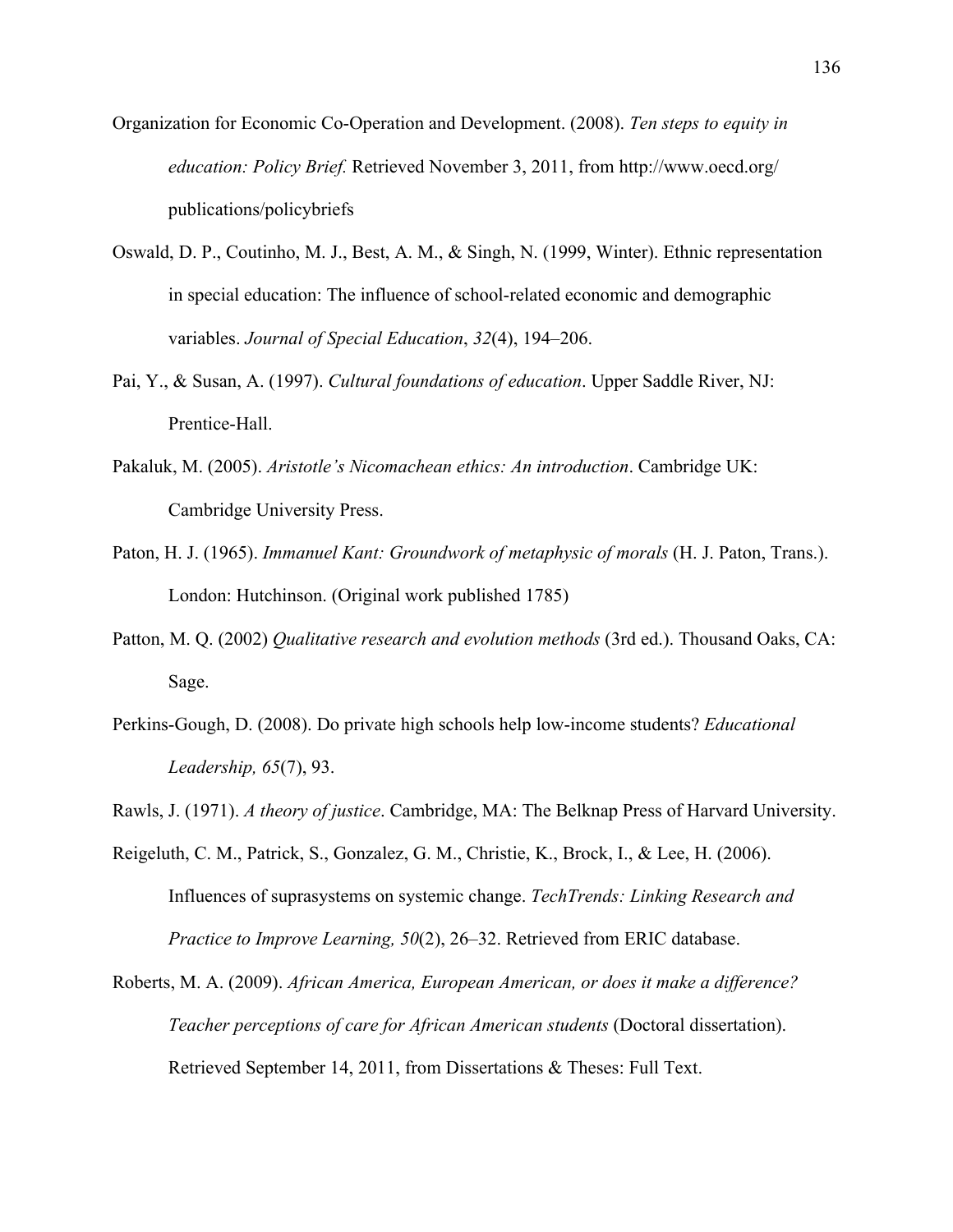Organization for Economic Co-Operation and Development. (2008). *Ten steps to equity in education: Policy Brief.* Retrieved November 3, 2011, from http://www.oecd.org/ publications/policybriefs

Oswald, D. P., Coutinho, M. J., Best, A. M., & Singh, N. (1999, Winter). Ethnic representation in special education: The influence of school-related economic and demographic variables. *Journal of Special Education*, *32*(4), 194–206.

Pai, Y., & Susan, A. (1997). *Cultural foundations of education*. Upper Saddle River, NJ: Prentice-Hall.

Pakaluk, M. (2005). *Aristotle's Nicomachean ethics: An introduction*. Cambridge UK: Cambridge University Press.

Paton, H. J. (1965). *Immanuel Kant: Groundwork of metaphysic of morals* (H. J. Paton, Trans.). London: Hutchinson. (Original work published 1785)

Patton, M. Q. (2002) *Qualitative research and evolution methods* (3rd ed.). Thousand Oaks, CA: Sage.

Perkins-Gough, D. (2008). Do private high schools help low-income students? *Educational Leadership, 65*(7), 93.

Rawls, J. (1971). *A theory of justice*. Cambridge, MA: The Belknap Press of Harvard University.

Reigeluth, C. M., Patrick, S., Gonzalez, G. M., Christie, K., Brock, I., & Lee, H. (2006). Influences of suprasystems on systemic change. *TechTrends: Linking Research and Practice to Improve Learning, 50*(2), 26–32. Retrieved from ERIC database.

Roberts, M. A. (2009). *African America, European American, or does it make a difference? Teacher perceptions of care for African American students* (Doctoral dissertation). Retrieved September 14, 2011, from Dissertations & Theses: Full Text.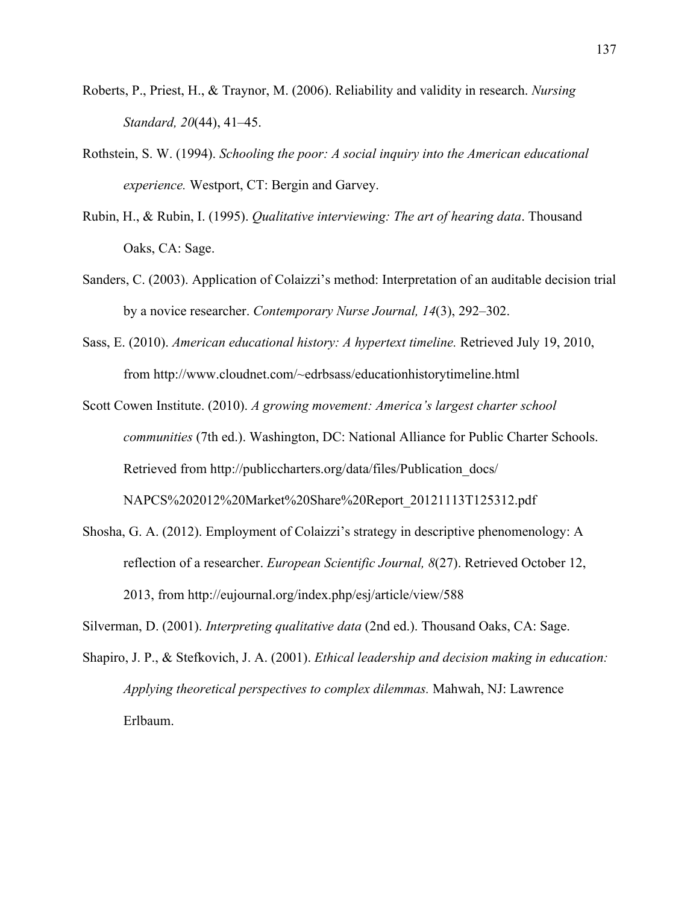Roberts, P., Priest, H., & Traynor, M. (2006). Reliability and validity in research. *Nursing Standard, 20*(44), 41–45.

Rothstein, S. W. (1994). *Schooling the poor: A social inquiry into the American educational experience.* Westport, CT: Bergin and Garvey.

Rubin, H., & Rubin, I. (1995). *Qualitative interviewing: The art of hearing data*. Thousand Oaks, CA: Sage.

Sanders, C. (2003). Application of Colaizzi's method: Interpretation of an auditable decision trial by a novice researcher. *Contemporary Nurse Journal, 14*(3), 292–302.

Sass, E. (2010). *American educational history: A hypertext timeline.* Retrieved July 19, 2010, from http://www.cloudnet.com/~edrbsass/educationhistorytimeline.html

Scott Cowen Institute. (2010). *A growing movement: America's largest charter school communities* (7th ed.). Washington, DC: National Alliance for Public Charter Schools. Retrieved from http://publiccharters.org/data/files/Publication_docs/NAPCS%202012%20Market%20Share%20Report_20121113T125312.pdf

Shosha, G. A. (2012). Employment of Colaizzi's strategy in descriptive phenomenology: A reflection of a researcher. *European Scientific Journal, 8*(27). Retrieved October 12, 2013, from http://eujournal.org/index.php/esj/article/view/588

Silverman, D. (2001). *Interpreting qualitative data* (2nd ed.). Thousand Oaks, CA: Sage.

Shapiro, J. P., & Stefkovich, J. A. (2001). *Ethical leadership and decision making in education: Applying theoretical perspectives to complex dilemmas.* Mahwah, NJ: Lawrence Erlbaum.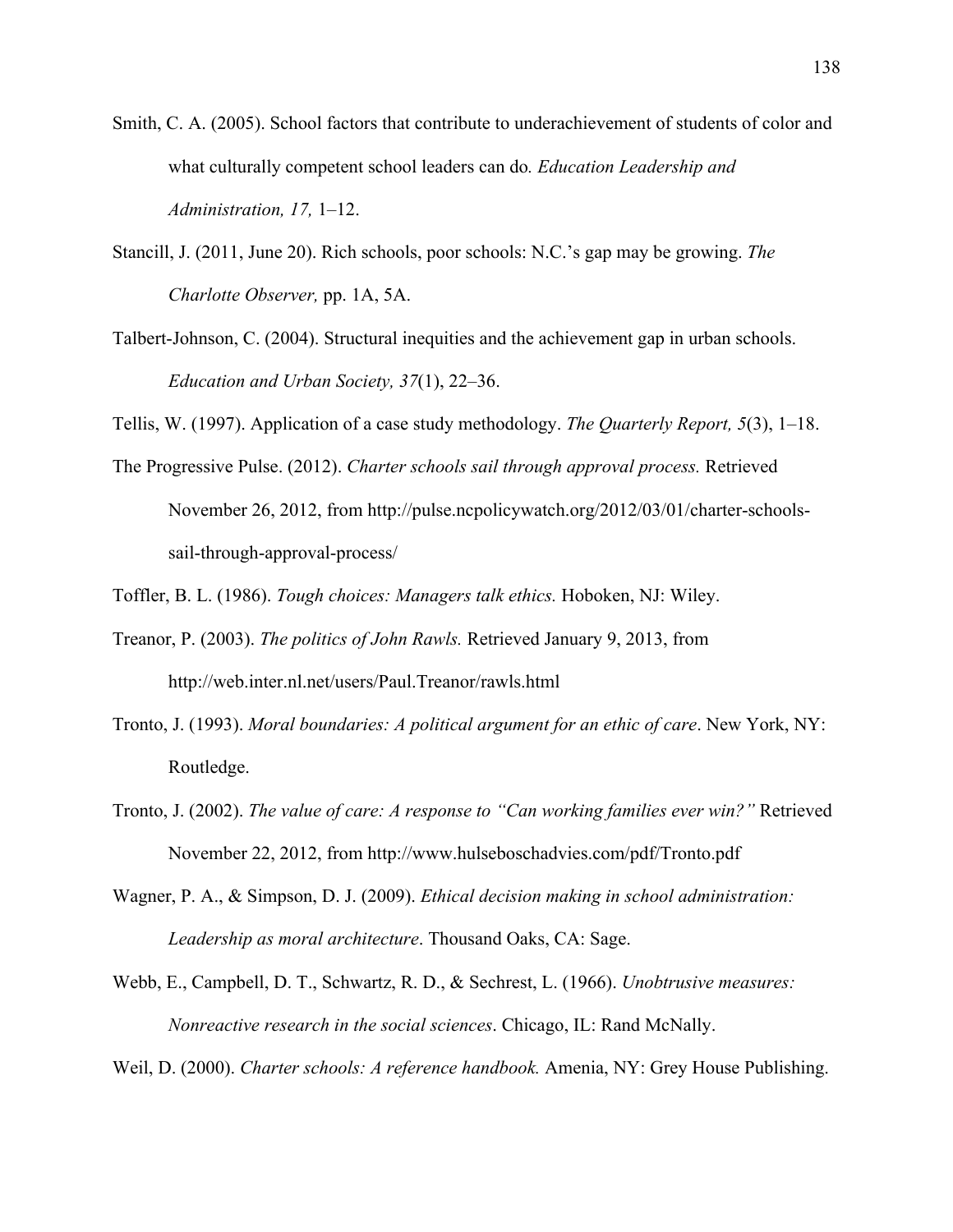Smith, C. A. (2005). School factors that contribute to underachievement of students of color and what culturally competent school leaders can do*. Education Leadership and Administration, 17,* 1–12.

Stancill, J. (2011, June 20). Rich schools, poor schools: N.C.'s gap may be growing. *The Charlotte Observer,* pp. 1A, 5A.

Talbert-Johnson, C. (2004). Structural inequities and the achievement gap in urban schools. *Education and Urban Society, 37*(1), 22–36.

Tellis, W. (1997). Application of a case study methodology. *The Quarterly Report, 5*(3), 1–18.

The Progressive Pulse. (2012). *Charter schools sail through approval process.* Retrieved November 26, 2012, from http://pulse.ncpolicywatch.org/2012/03/01/charter-schools-sail-through-approval-process/

Toffler, B. L. (1986). *Tough choices: Managers talk ethics.* Hoboken, NJ: Wiley.

Treanor, P. (2003). *The politics of John Rawls.* Retrieved January 9, 2013, from http://web.inter.nl.net/users/Paul.Treanor/rawls.html

Tronto, J. (1993). *Moral boundaries: A political argument for an ethic of care*. New York, NY: Routledge.

Tronto, J. (2002). *The value of care: A response to "Can working families ever win?"* Retrieved November 22, 2012, from http://www.hulseboschadvies.com/pdf/Tronto.pdf

Wagner, P. A., & Simpson, D. J. (2009). *Ethical decision making in school administration: Leadership as moral architecture*. Thousand Oaks, CA: Sage.

Webb, E., Campbell, D. T., Schwartz, R. D., & Sechrest, L. (1966). *Unobtrusive measures: Nonreactive research in the social sciences*. Chicago, IL: Rand McNally.

Weil, D. (2000). *Charter schools: A reference handbook.* Amenia, NY: Grey House Publishing.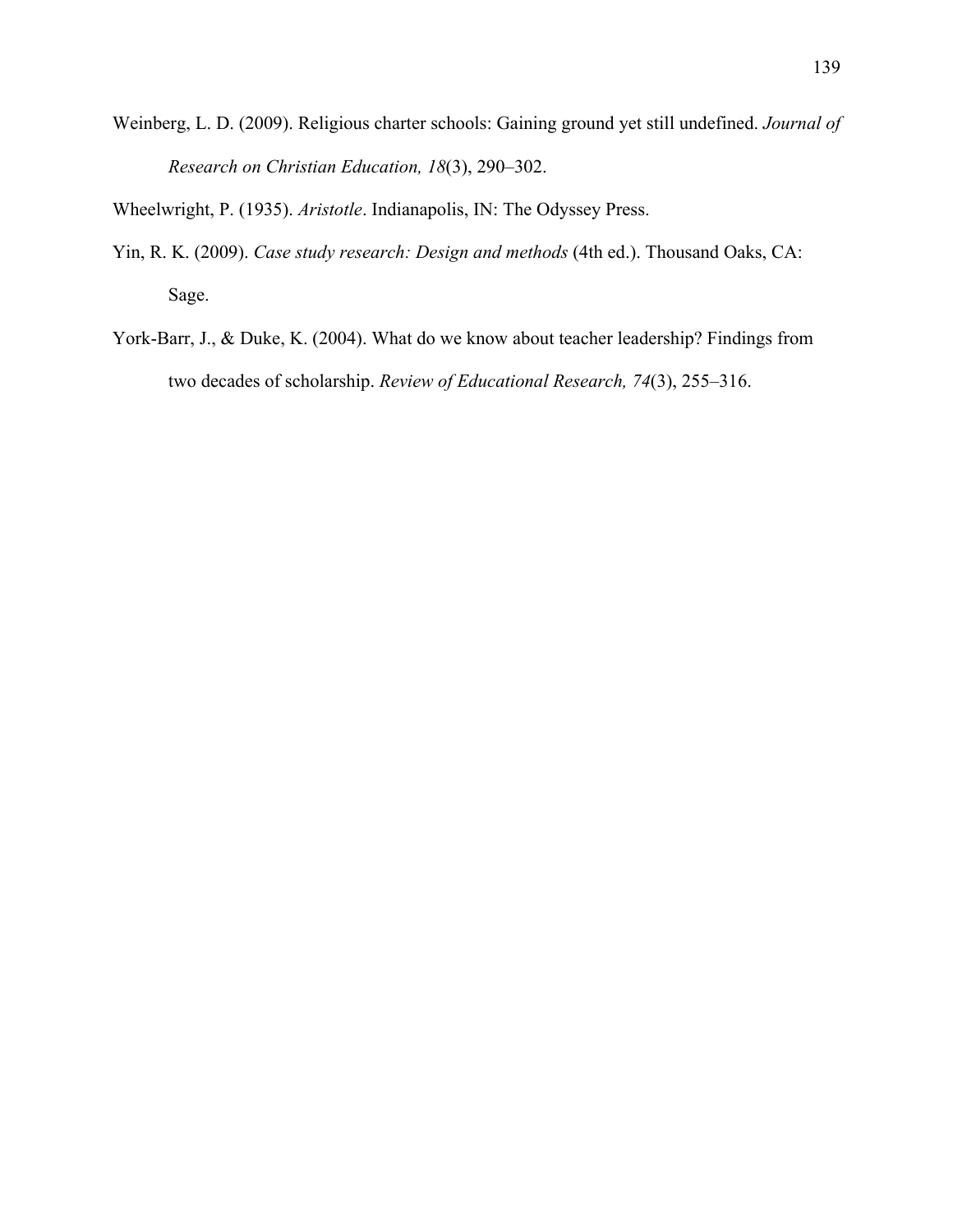Weinberg, L. D. (2009). Religious charter schools: Gaining ground yet still undefined. *Journal of Research on Christian Education, 18*(3), 290–302.

Wheelwright, P. (1935). *Aristotle*. Indianapolis, IN: The Odyssey Press.

Yin, R. K. (2009). *Case study research: Design and methods* (4th ed.). Thousand Oaks, CA: Sage.

York-Barr, J., & Duke, K. (2004). What do we know about teacher leadership? Findings from two decades of scholarship. *Review of Educational Research, 74*(3), 255–316.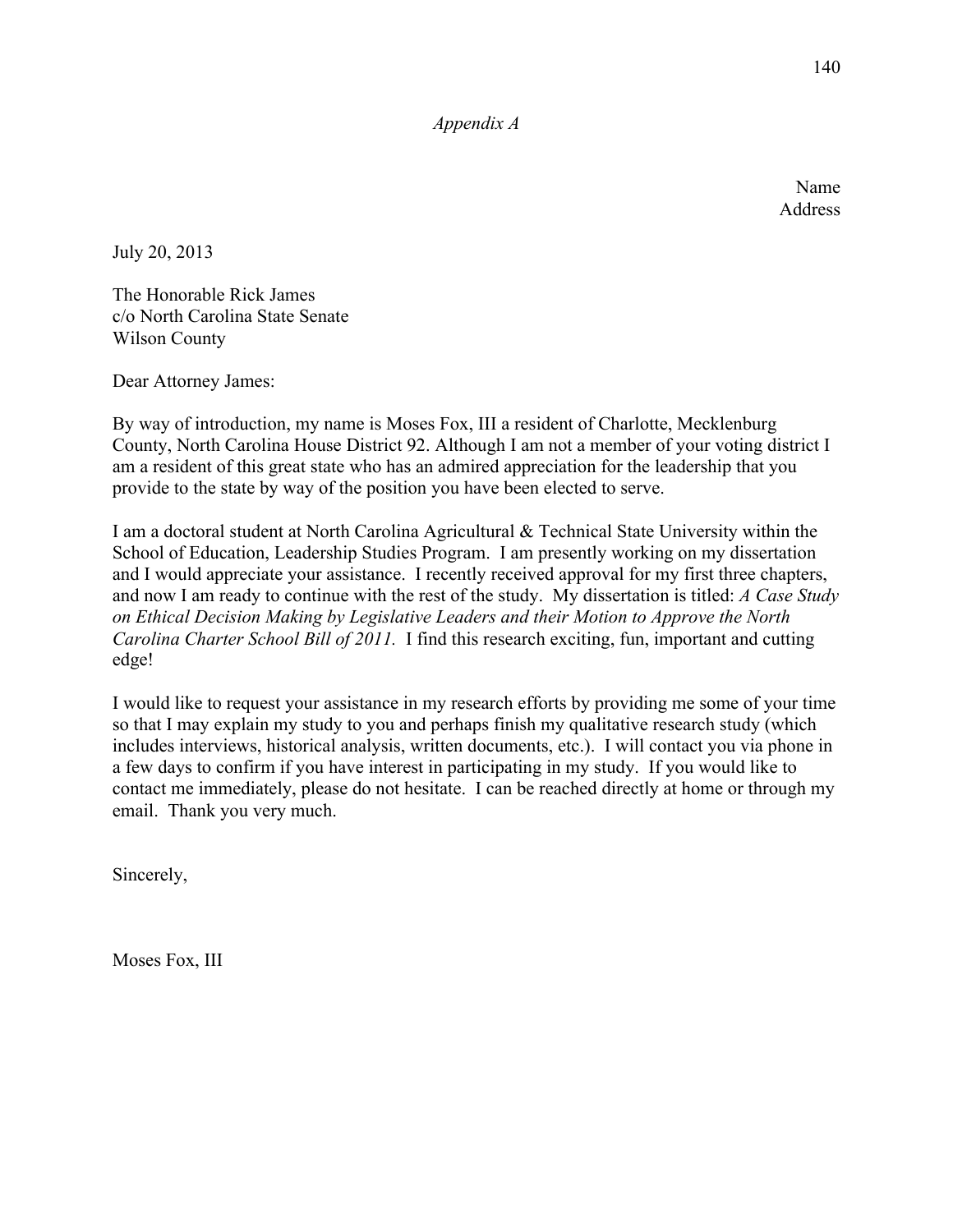*Appendix A*

Name
Address

July 20, 2013

The Honorable Rick James
c/o North Carolina State Senate
Wilson County

Dear Attorney James:

By way of introduction, my name is Moses Fox, III a resident of Charlotte, Mecklenburg County, North Carolina House District 92. Although I am not a member of your voting district I am a resident of this great state who has an admired appreciation for the leadership that you provide to the state by way of the position you have been elected to serve.

I am a doctoral student at North Carolina Agricultural & Technical State University within the School of Education, Leadership Studies Program. I am presently working on my dissertation and I would appreciate your assistance. I recently received approval for my first three chapters, and now I am ready to continue with the rest of the study. My dissertation is titled: *A Case Study on Ethical Decision Making by Legislative Leaders and their Motion to Approve the North Carolina Charter School Bill of 2011.* I find this research exciting, fun, important and cutting edge!

I would like to request your assistance in my research efforts by providing me some of your time so that I may explain my study to you and perhaps finish my qualitative research study (which includes interviews, historical analysis, written documents, etc.). I will contact you via phone in a few days to confirm if you have interest in participating in my study. If you would like to contact me immediately, please do not hesitate. I can be reached directly at home or through my email. Thank you very much.

Sincerely,

Moses Fox, III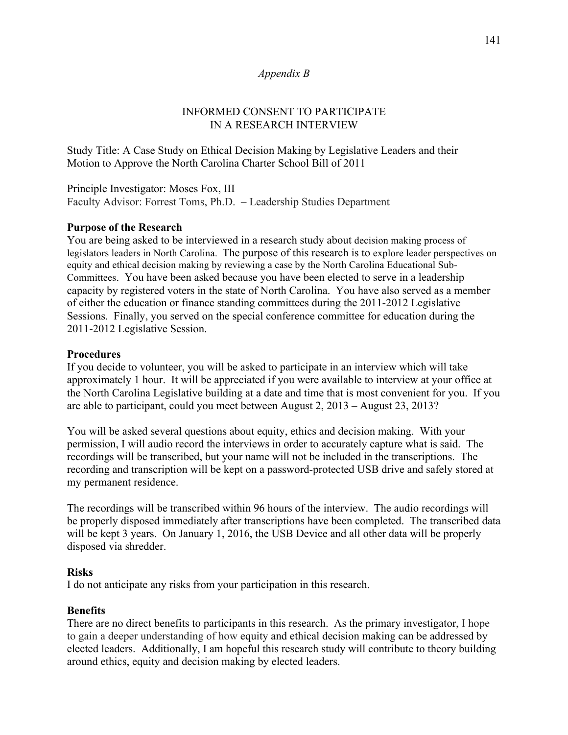*Appendix B*

# INFORMED CONSENT TO PARTICIPATE IN A RESEARCH INTERVIEW

Study Title: A Case Study on Ethical Decision Making by Legislative Leaders and their Motion to Approve the North Carolina Charter School Bill of 2011

Principle Investigator: Moses Fox, III
Faculty Advisor: Forrest Toms, Ph.D. – Leadership Studies Department

**Purpose of the Research**
You are being asked to be interviewed in a research study about decision making process of legislators leaders in North Carolina. The purpose of this research is to explore leader perspectives on equity and ethical decision making by reviewing a case by the North Carolina Educational Sub-Committees. You have been asked because you have been elected to serve in a leadership capacity by registered voters in the state of North Carolina. You have also served as a member of either the education or finance standing committees during the 2011-2012 Legislative Sessions. Finally, you served on the special conference committee for education during the 2011-2012 Legislative Session.

**Procedures**
If you decide to volunteer, you will be asked to participate in an interview which will take approximately 1 hour. It will be appreciated if you were available to interview at your office at the North Carolina Legislative building at a date and time that is most convenient for you. If you are able to participant, could you meet between August 2, 2013 – August 23, 2013?

You will be asked several questions about equity, ethics and decision making. With your permission, I will audio record the interviews in order to accurately capture what is said. The recordings will be transcribed, but your name will not be included in the transcriptions. The recording and transcription will be kept on a password-protected USB drive and safely stored at my permanent residence.

The recordings will be transcribed within 96 hours of the interview. The audio recordings will be properly disposed immediately after transcriptions have been completed. The transcribed data will be kept 3 years. On January 1, 2016, the USB Device and all other data will be properly disposed via shredder.

**Risks**
I do not anticipate any risks from your participation in this research.

**Benefits**
There are no direct benefits to participants in this research. As the primary investigator, I hope to gain a deeper understanding of how equity and ethical decision making can be addressed by elected leaders. Additionally, I am hopeful this research study will contribute to theory building around ethics, equity and decision making by elected leaders.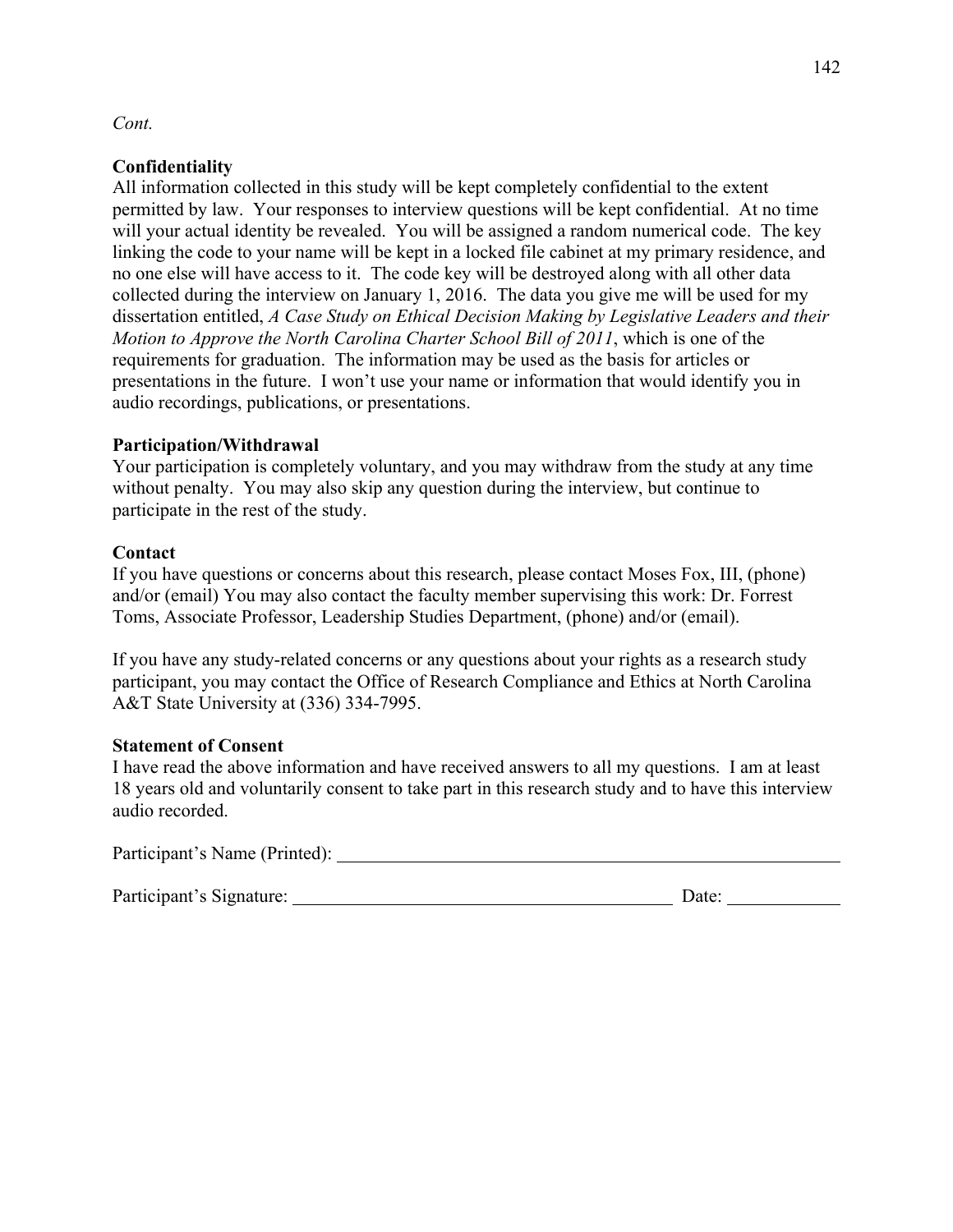*Cont.*

**Confidentiality**

All information collected in this study will be kept completely confidential to the extent permitted by law. Your responses to interview questions will be kept confidential. At no time will your actual identity be revealed. You will be assigned a random numerical code. The key linking the code to your name will be kept in a locked file cabinet at my primary residence, and no one else will have access to it. The code key will be destroyed along with all other data collected during the interview on January 1, 2016. The data you give me will be used for my dissertation entitled, *A Case Study on Ethical Decision Making by Legislative Leaders and their Motion to Approve the North Carolina Charter School Bill of 2011*, which is one of the requirements for graduation. The information may be used as the basis for articles or presentations in the future. I won't use your name or information that would identify you in audio recordings, publications, or presentations.

**Participation/Withdrawal**

Your participation is completely voluntary, and you may withdraw from the study at any time without penalty. You may also skip any question during the interview, but continue to participate in the rest of the study.

**Contact**

If you have questions or concerns about this research, please contact Moses Fox, III, (phone) and/or (email) You may also contact the faculty member supervising this work: Dr. Forrest Toms, Associate Professor, Leadership Studies Department, (phone) and/or (email).

If you have any study-related concerns or any questions about your rights as a research study participant, you may contact the Office of Research Compliance and Ethics at North Carolina A&T State University at (336) 334-7995.

**Statement of Consent**

I have read the above information and have received answers to all my questions. I am at least 18 years old and voluntarily consent to take part in this research study and to have this interview audio recorded.

Participant's Name (Printed): ______________________________________________

Participant's Signature: ___________________________________ Date: __________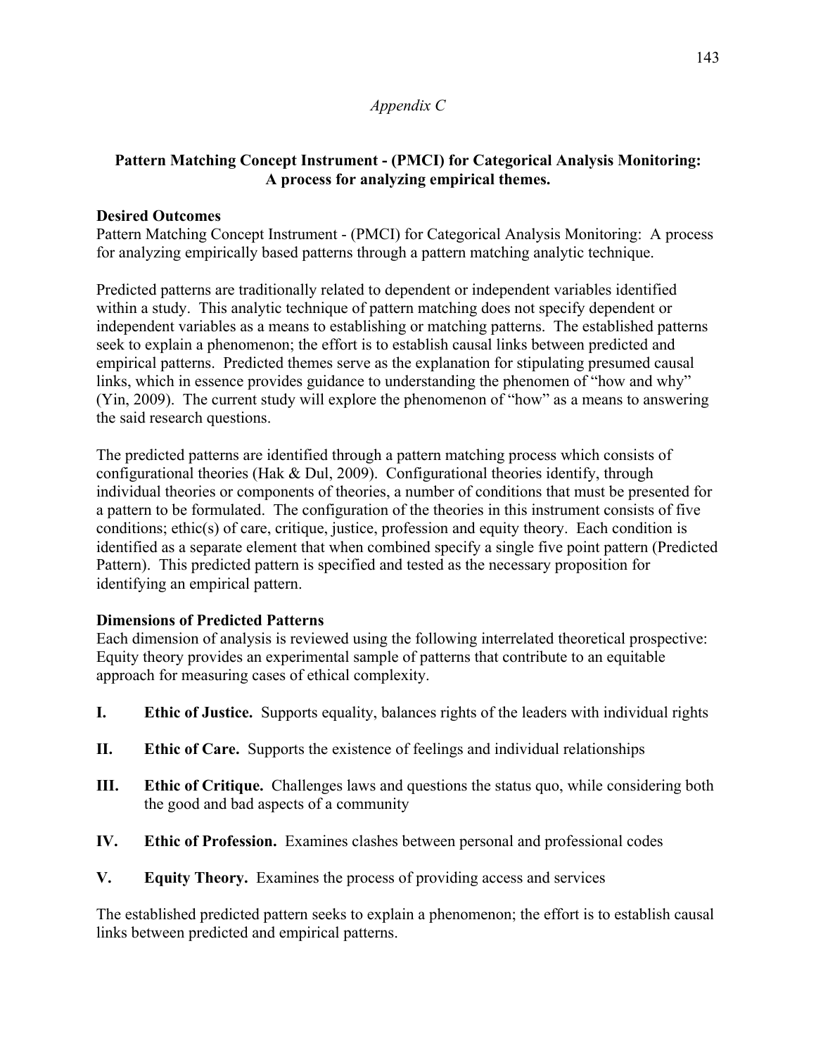*Appendix C*

## Pattern Matching Concept Instrument - (PMCI) for Categorical Analysis Monitoring: A process for analyzing empirical themes.

**Desired Outcomes**

Pattern Matching Concept Instrument - (PMCI) for Categorical Analysis Monitoring: A process for analyzing empirically based patterns through a pattern matching analytic technique.

Predicted patterns are traditionally related to dependent or independent variables identified within a study. This analytic technique of pattern matching does not specify dependent or independent variables as a means to establishing or matching patterns. The established patterns seek to explain a phenomenon; the effort is to establish causal links between predicted and empirical patterns. Predicted themes serve as the explanation for stipulating presumed causal links, which in essence provides guidance to understanding the phenomen of "how and why" (Yin, 2009). The current study will explore the phenomenon of "how" as a means to answering the said research questions.

The predicted patterns are identified through a pattern matching process which consists of configurational theories (Hak & Dul, 2009). Configurational theories identify, through individual theories or components of theories, a number of conditions that must be presented for a pattern to be formulated. The configuration of the theories in this instrument consists of five conditions; ethic(s) of care, critique, justice, profession and equity theory. Each condition is identified as a separate element that when combined specify a single five point pattern (Predicted Pattern). This predicted pattern is specified and tested as the necessary proposition for identifying an empirical pattern.

**Dimensions of Predicted Patterns**

Each dimension of analysis is reviewed using the following interrelated theoretical prospective: Equity theory provides an experimental sample of patterns that contribute to an equitable approach for measuring cases of ethical complexity.

**I.** **Ethic of Justice.** Supports equality, balances rights of the leaders with individual rights

**II.** **Ethic of Care.** Supports the existence of feelings and individual relationships

**III.** **Ethic of Critique.** Challenges laws and questions the status quo, while considering both the good and bad aspects of a community

**IV.** **Ethic of Profession.** Examines clashes between personal and professional codes

**V.** **Equity Theory.** Examines the process of providing access and services

The established predicted pattern seeks to explain a phenomenon; the effort is to establish causal links between predicted and empirical patterns.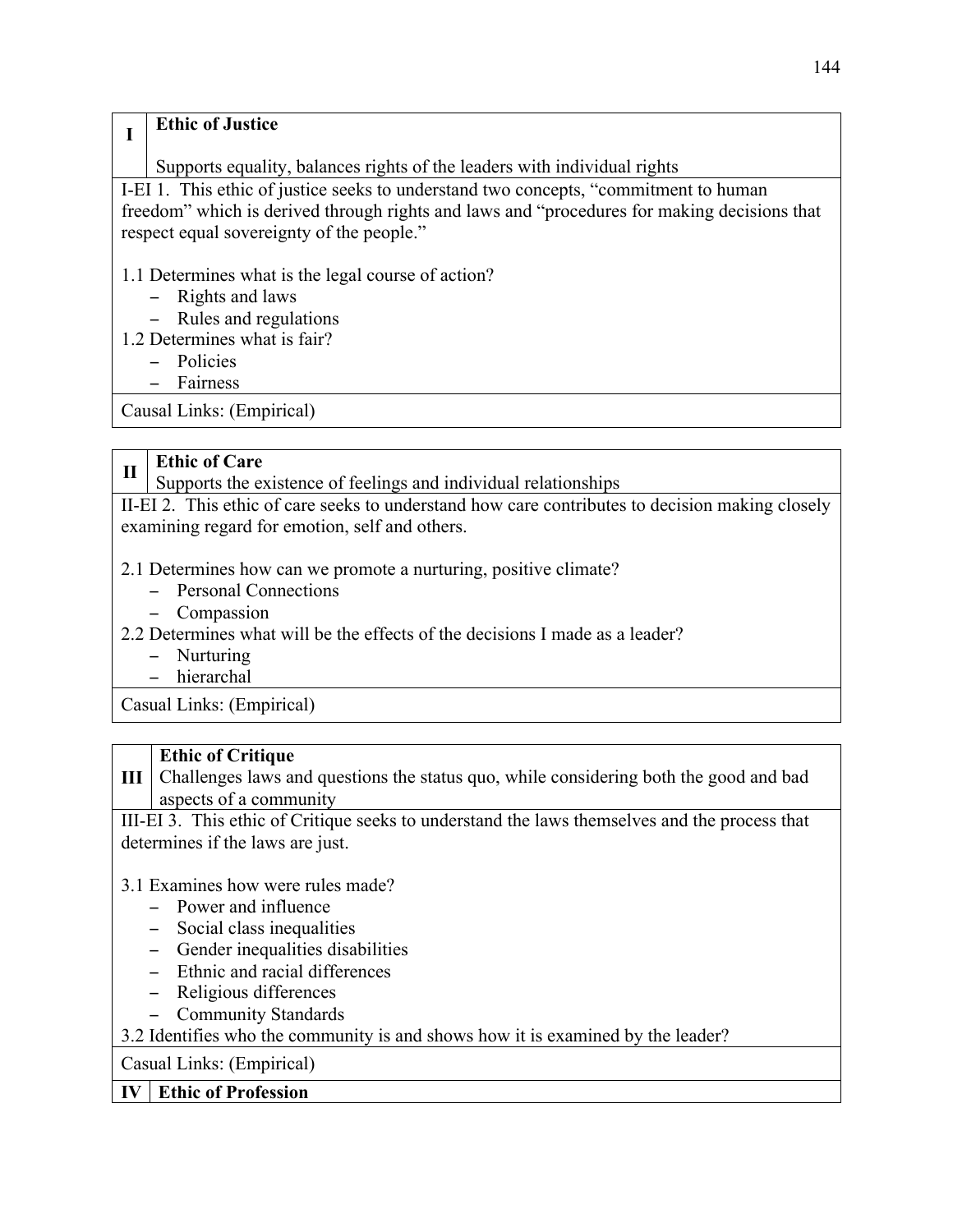| I | **Ethic of Justice**<br><br>Supports equality, balances rights of the leaders with individual rights |
|---|---|
| I-EI 1. This ethic of justice seeks to understand two concepts, "commitment to human freedom" which is derived through rights and laws and "procedures for making decisions that respect equal sovereignty of the people."<br><br>1.1 Determines what is the legal course of action?<br>– Rights and laws<br>– Rules and regulations<br>1.2 Determines what is fair?<br>– Policies<br>– Fairness | |
| Causal Links: (Empirical) | |

| II | **Ethic of Care**<br>Supports the existence of feelings and individual relationships |
|---|---|
| II-EI 2. This ethic of care seeks to understand how care contributes to decision making closely examining regard for emotion, self and others.<br><br>2.1 Determines how can we promote a nurturing, positive climate?<br>– Personal Connections<br>– Compassion<br>2.2 Determines what will be the effects of the decisions I made as a leader?<br>– Nurturing<br>– hierarchal | |
| Casual Links: (Empirical) | |

| III | **Ethic of Critique**<br>Challenges laws and questions the status quo, while considering both the good and bad aspects of a community |
|---|---|
| III-EI 3. This ethic of Critique seeks to understand the laws themselves and the process that determines if the laws are just.<br><br>3.1 Examines how were rules made?<br>– Power and influence<br>– Social class inequalities<br>– Gender inequalities disabilities<br>– Ethnic and racial differences<br>– Religious differences<br>– Community Standards<br>3.2 Identifies who the community is and shows how it is examined by the leader? | |
| Casual Links: (Empirical) | |
| **IV** | **Ethic of Profession** |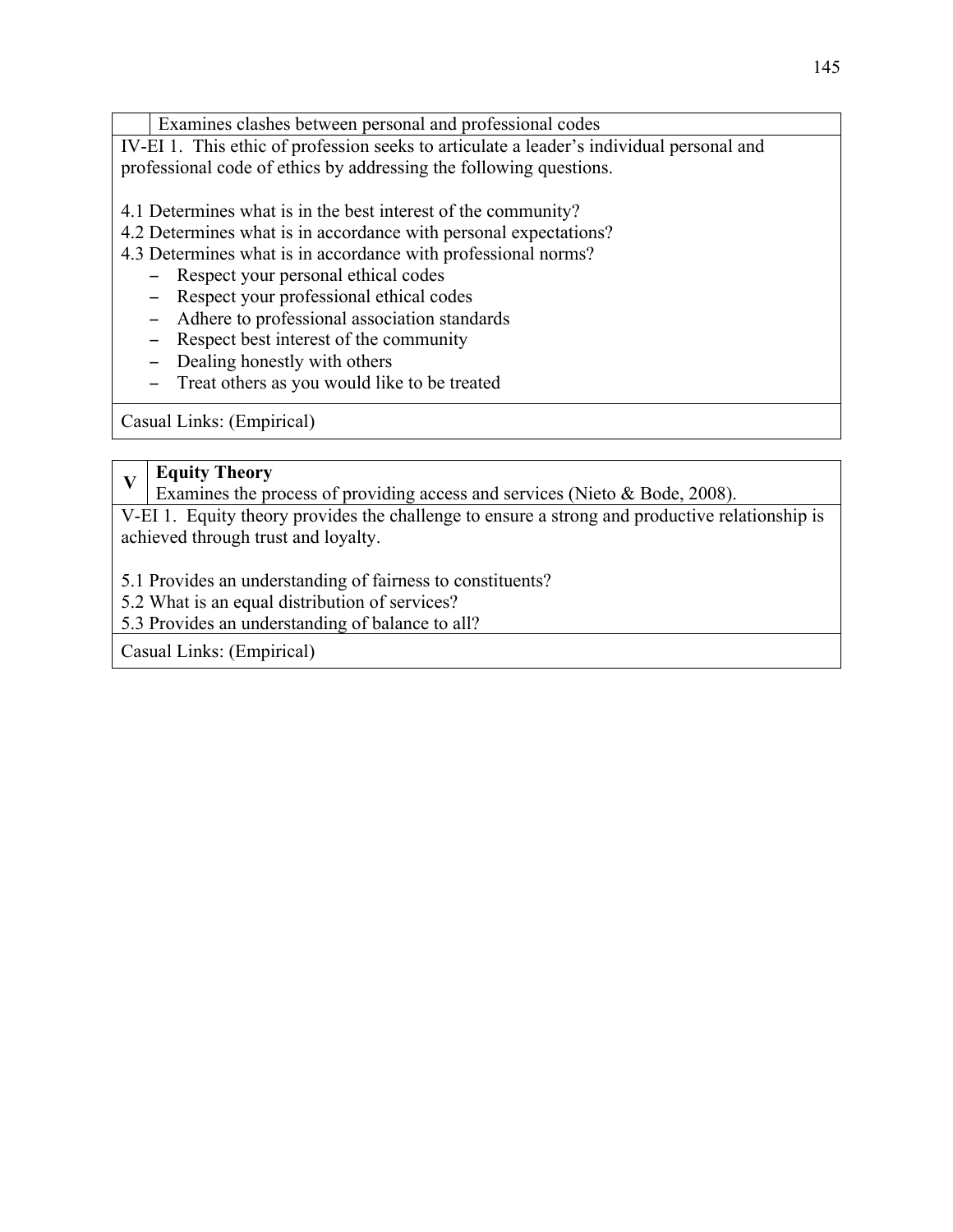| | Examines clashes between personal and professional codes |
|---|---|

IV-EI 1. This ethic of profession seeks to articulate a leader's individual personal and professional code of ethics by addressing the following questions.

4.1 Determines what is in the best interest of the community?
4.2 Determines what is in accordance with personal expectations?
4.3 Determines what is in accordance with professional norms?

- Respect your personal ethical codes
- Respect your professional ethical codes
- Adhere to professional association standards
- Respect best interest of the community
- Dealing honestly with others
- Treat others as you would like to be treated

Casual Links: (Empirical)

| V | **Equity Theory**<br>Examines the process of providing access and services (Nieto & Bode, 2008). |
|---|---|

V-EI 1. Equity theory provides the challenge to ensure a strong and productive relationship is achieved through trust and loyalty.

5.1 Provides an understanding of fairness to constituents?
5.2 What is an equal distribution of services?
5.3 Provides an understanding of balance to all?

Casual Links: (Empirical)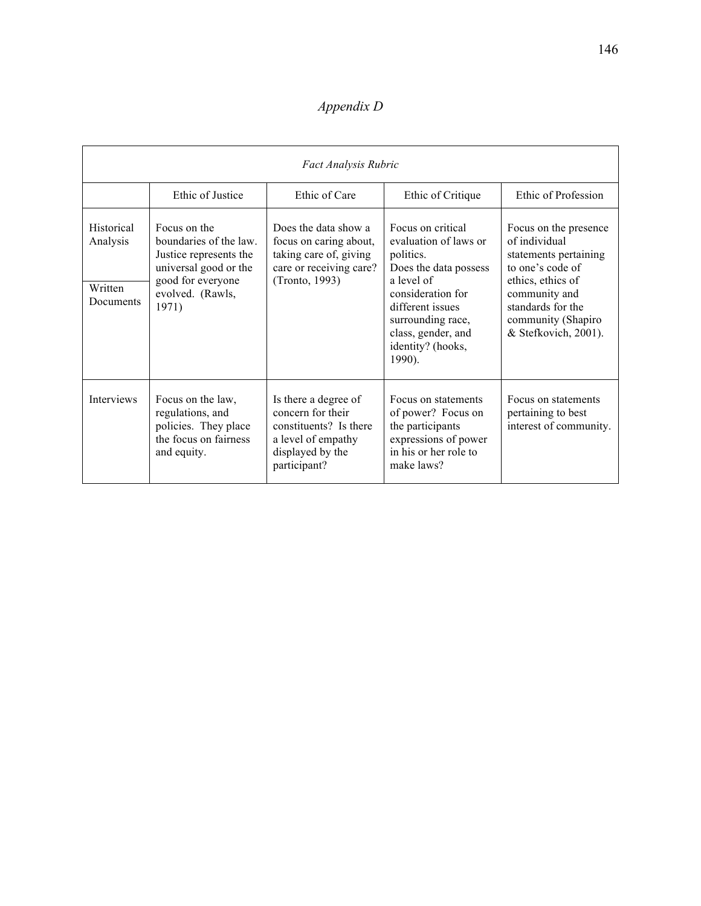*Appendix D*

| *Fact Analysis Rubric* | | | | |
|---|---|---|---|---|
| | Ethic of Justice | Ethic of Care | Ethic of Critique | Ethic of Profession |
| Historical Analysis<br><br>Written Documents | Focus on the boundaries of the law. Justice represents the universal good or the good for everyone evolved. (Rawls, 1971) | Does the data show a focus on caring about, taking care of, giving care or receiving care? (Tronto, 1993) | Focus on critical evaluation of laws or politics. Does the data possess a level of consideration for different issues surrounding race, class, gender, and identity? (hooks, 1990). | Focus on the presence of individual statements pertaining to one's code of ethics, ethics of community and standards for the community (Shapiro & Stefkovich, 2001). |
| Interviews | Focus on the law, regulations, and policies. They place the focus on fairness and equity. | Is there a degree of concern for their constituents? Is there a level of empathy displayed by the participant? | Focus on statements of power? Focus on the participants expressions of power in his or her role to make laws? | Focus on statements pertaining to best interest of community. |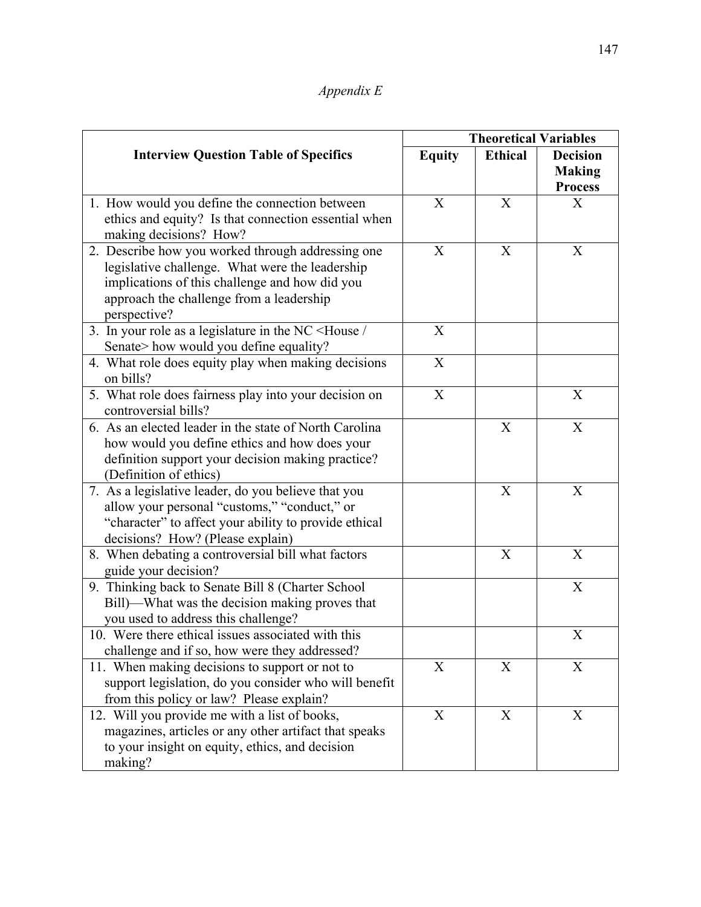*Appendix E*

| Interview Question Table of Specifics | Theoretical Variables | | |
|---|---|---|---|
| | Equity | Ethical | Decision Making Process |
| 1. How would you define the connection between ethics and equity? Is that connection essential when making decisions? How? | X | X | X |
| 2. Describe how you worked through addressing one legislative challenge. What were the leadership implications of this challenge and how did you approach the challenge from a leadership perspective? | X | X | X |
| 3. In your role as a legislature in the NC <House / Senate> how would you define equality? | X | | |
| 4. What role does equity play when making decisions on bills? | X | | |
| 5. What role does fairness play into your decision on controversial bills? | X | | X |
| 6. As an elected leader in the state of North Carolina how would you define ethics and how does your definition support your decision making practice? (Definition of ethics) | | X | X |
| 7. As a legislative leader, do you believe that you allow your personal "customs," "conduct," or "character" to affect your ability to provide ethical decisions? How? (Please explain) | | X | X |
| 8. When debating a controversial bill what factors guide your decision? | | X | X |
| 9. Thinking back to Senate Bill 8 (Charter School Bill)—What was the decision making proves that you used to address this challenge? | | | X |
| 10. Were there ethical issues associated with this challenge and if so, how were they addressed? | | | X |
| 11. When making decisions to support or not to support legislation, do you consider who will benefit from this policy or law? Please explain? | X | X | X |
| 12. Will you provide me with a list of books, magazines, articles or any other artifact that speaks to your insight on equity, ethics, and decision making? | X | X | X |